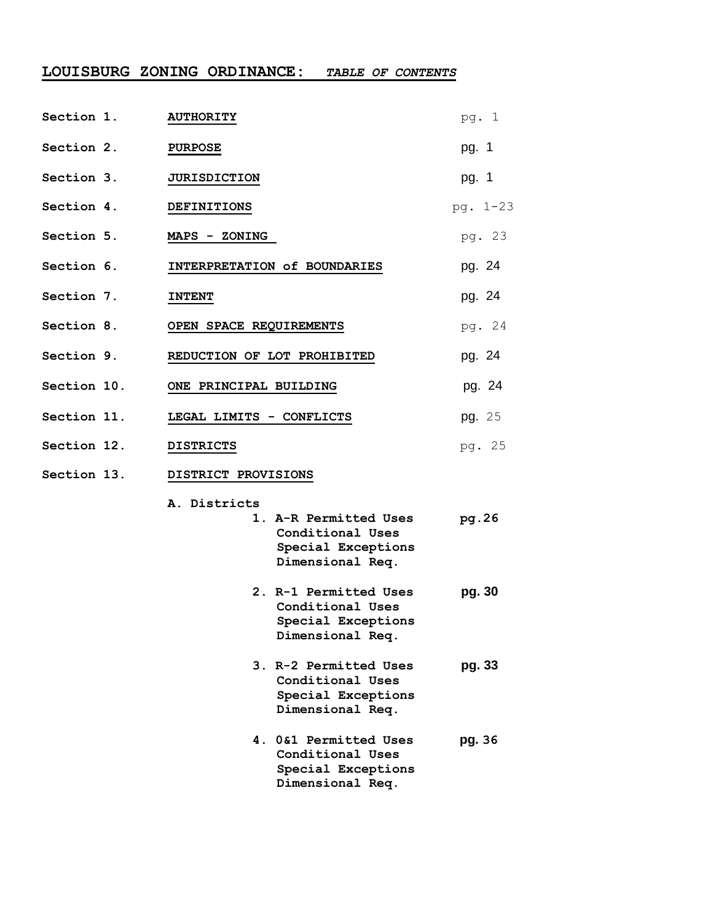# LOUISBURG ZONING ORDINANCE: *TABLE OF CONTENTS*

| | | |
|---|---|---|
| Section 1. | AUTHORITY | pg. 1 |
| Section 2. | PURPOSE | pg. 1 |
| Section 3. | JURISDICTION | pg. 1 |
| Section 4. | DEFINITIONS | pg. 1-23 |
| Section 5. | MAPS - ZONING | pg. 23 |
| Section 6. | INTERPRETATION of BOUNDARIES | pg. 24 |
| Section 7. | INTENT | pg. 24 |
| Section 8. | OPEN SPACE REQUIREMENTS | pg. 24 |
| Section 9. | REDUCTION OF LOT PROHIBITED | pg. 24 |
| Section 10. | ONE PRINCIPAL BUILDING | pg. 24 |
| Section 11. | LEGAL LIMITS - CONFLICTS | pg. 25 |
| Section 12. | DISTRICTS | pg. 25 |
| Section 13. | DISTRICT PROVISIONS | |

A. Districts

1. A-R Permitted Uses — **pg.26**
   Conditional Uses
   Special Exceptions
   Dimensional Req.

2. R-1 Permitted Uses — **pg. 30**
   Conditional Uses
   Special Exceptions
   Dimensional Req.

3. R-2 Permitted Uses — **pg. 33**
   Conditional Uses
   Special Exceptions
   Dimensional Req.

4. O&I Permitted Uses — **pg. 36**
   Conditional Uses
   Special Exceptions
   Dimensional Req.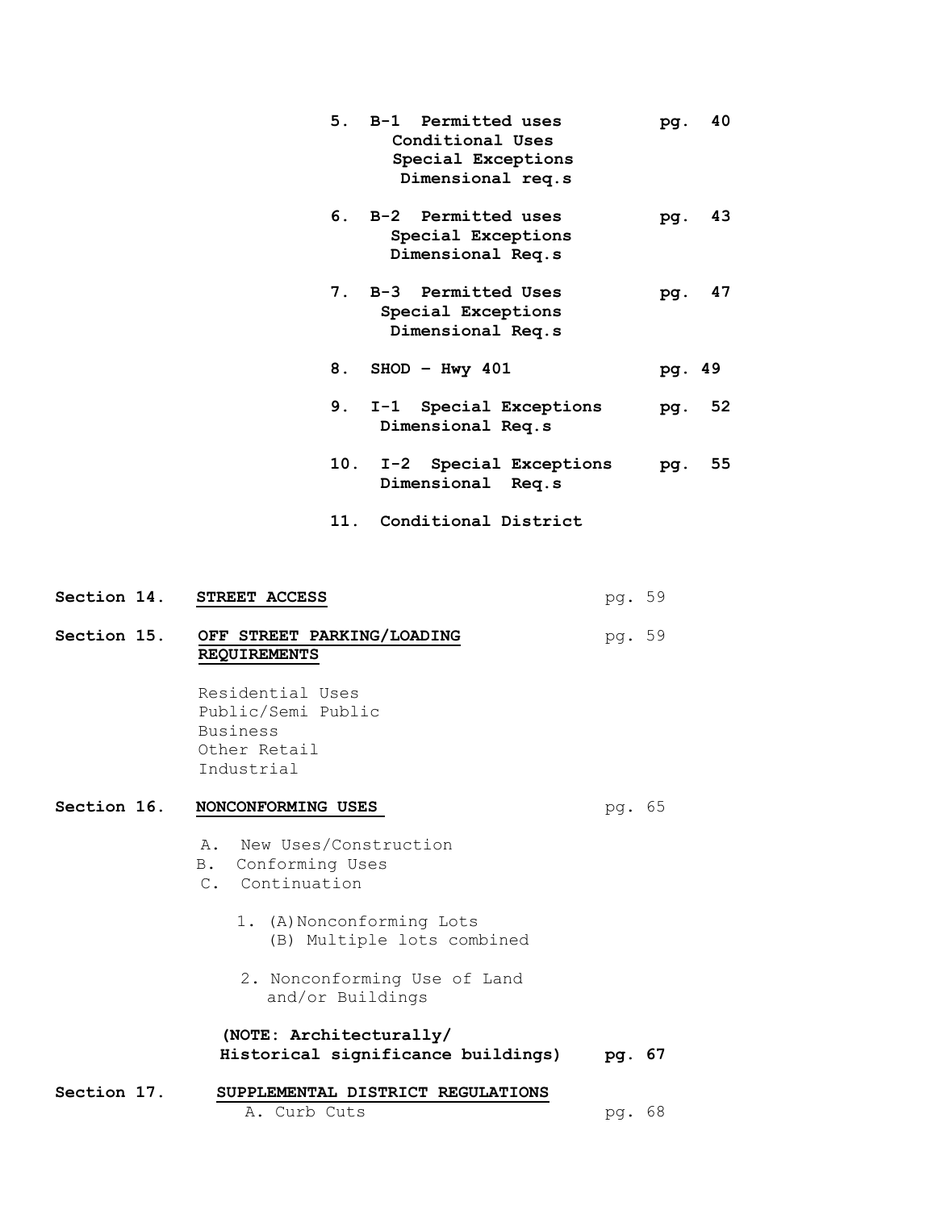**5. B-1 Permitted uses** **pg. 40**
**Conditional Uses**
**Special Exceptions**
**Dimensional req.s**

**6. B-2 Permitted uses** **pg. 43**
**Special Exceptions**
**Dimensional Req.s**

**7. B-3 Permitted Uses** **pg. 47**
**Special Exceptions**
**Dimensional Req.s**

**8. SHOD – Hwy 401** **pg. 49**

**9. I-1 Special Exceptions** **pg. 52**
**Dimensional Req.s**

**10. I-2 Special Exceptions** **pg. 55**
**Dimensional Req.s**

**11. Conditional District**

**Section 14. STREET ACCESS** pg. 59

**Section 15. OFF STREET PARKING/LOADING REQUIREMENTS** pg. 59

Residential Uses
Public/Semi Public
Business
Other Retail
Industrial

**Section 16. NONCONFORMING USES** pg. 65

A. New Uses/Construction
B. Conforming Uses
C. Continuation

1. (A) Nonconforming Lots
   (B) Multiple lots combined

2. Nonconforming Use of Land and/or Buildings

**(NOTE: Architecturally/ Historical significance buildings)** **pg. 67**

**Section 17. SUPPLEMENTAL DISTRICT REGULATIONS**

A. Curb Cuts pg. 68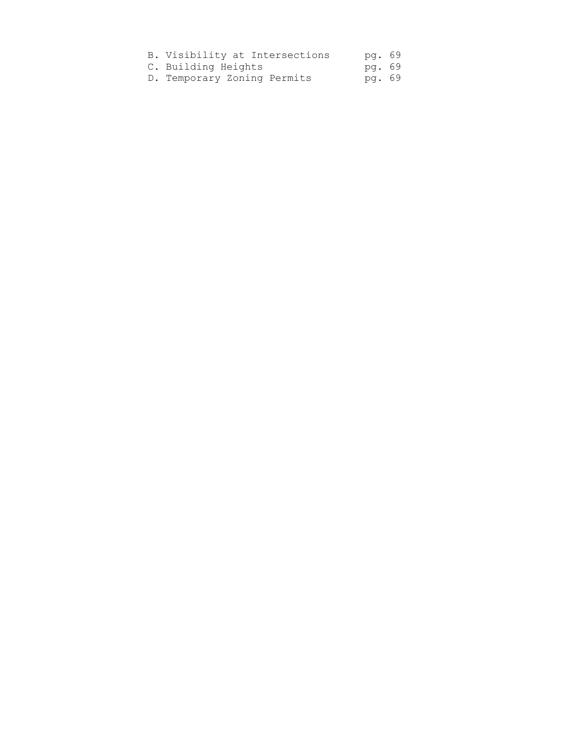B. Visibility at Intersections pg. 69
C. Building Heights pg. 69
D. Temporary Zoning Permits pg. 69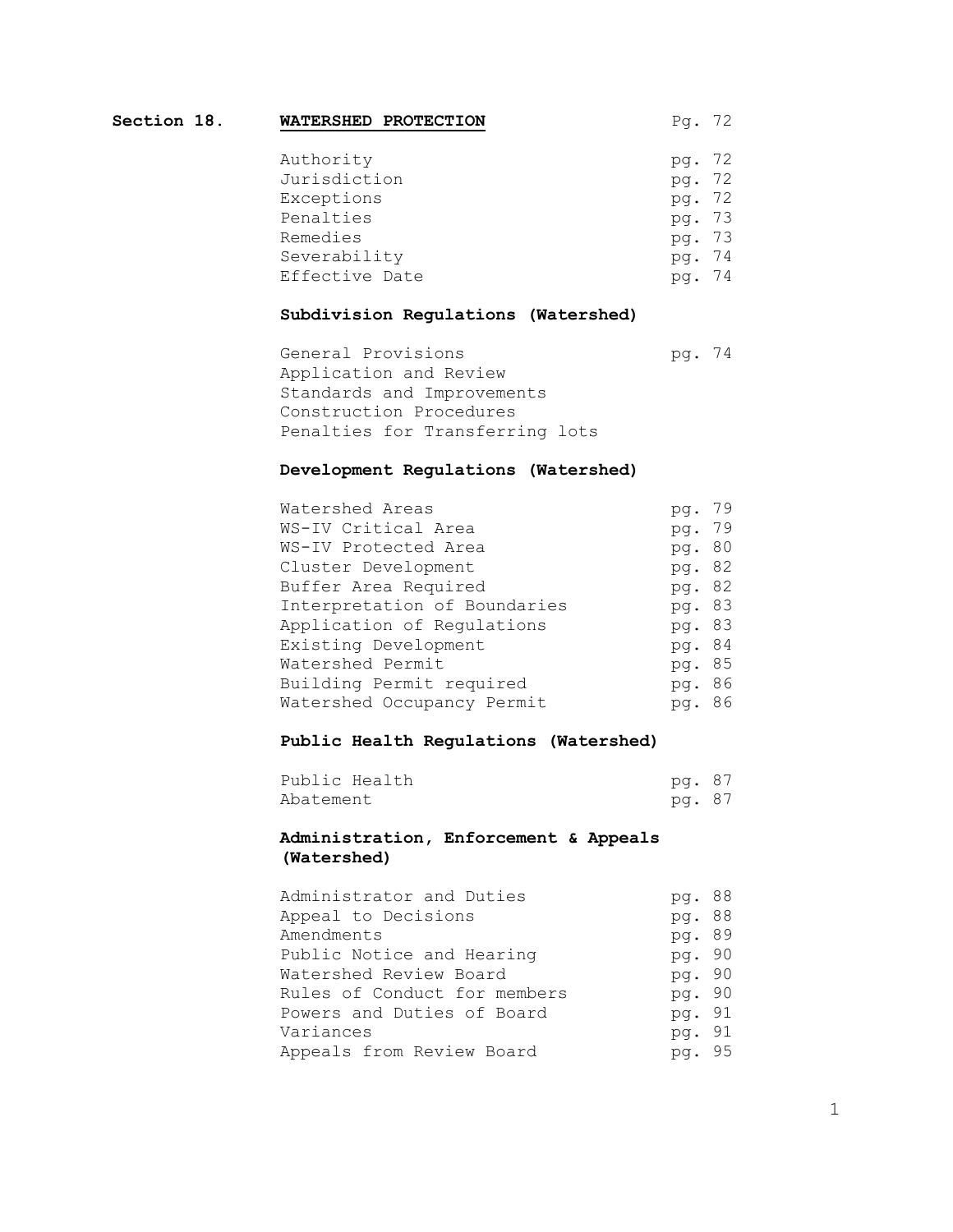**Section 18.** **WATERSHED PROTECTION** Pg. 72

| | |
|---|---|
| Authority | pg. 72 |
| Jurisdiction | pg. 72 |
| Exceptions | pg. 72 |
| Penalties | pg. 73 |
| Remedies | pg. 73 |
| Severability | pg. 74 |
| Effective Date | pg. 74 |

**Subdivision Regulations (Watershed)**

| | |
|---|---|
| General Provisions | pg. 74 |
| Application and Review | |
| Standards and Improvements | |
| Construction Procedures | |
| Penalties for Transferring lots | |

**Development Regulations (Watershed)**

| | |
|---|---|
| Watershed Areas | pg. 79 |
| WS-IV Critical Area | pg. 79 |
| WS-IV Protected Area | pg. 80 |
| Cluster Development | pg. 82 |
| Buffer Area Required | pg. 82 |
| Interpretation of Boundaries | pg. 83 |
| Application of Regulations | pg. 83 |
| Existing Development | pg. 84 |
| Watershed Permit | pg. 85 |
| Building Permit required | pg. 86 |
| Watershed Occupancy Permit | pg. 86 |

**Public Health Regulations (Watershed)**

| | |
|---|---|
| Public Health | pg. 87 |
| Abatement | pg. 87 |

**Administration, Enforcement & Appeals (Watershed)**

| | |
|---|---|
| Administrator and Duties | pg. 88 |
| Appeal to Decisions | pg. 88 |
| Amendments | pg. 89 |
| Public Notice and Hearing | pg. 90 |
| Watershed Review Board | pg. 90 |
| Rules of Conduct for members | pg. 90 |
| Powers and Duties of Board | pg. 91 |
| Variances | pg. 91 |
| Appeals from Review Board | pg. 95 |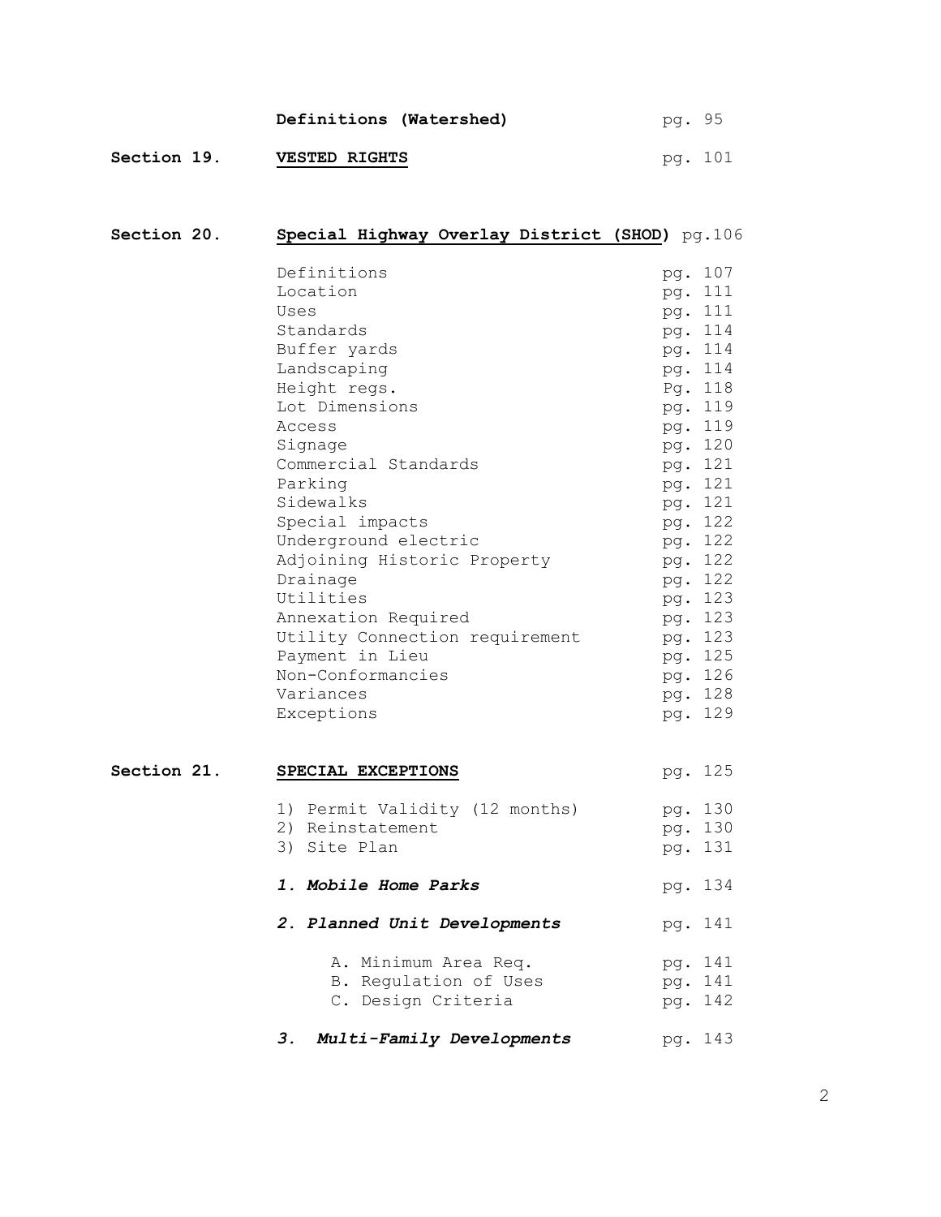| | | |
|---|---|---|
| | **Definitions (Watershed)** | pg. 95 |
| **Section 19.** | **VESTED RIGHTS** | pg. 101 |
| **Section 20.** | **Special Highway Overlay District (SHOD)** | pg.106 |
| | Definitions | pg. 107 |
| | Location | pg. 111 |
| | Uses | pg. 111 |
| | Standards | pg. 114 |
| | Buffer yards | pg. 114 |
| | Landscaping | pg. 114 |
| | Height regs. | Pg. 118 |
| | Lot Dimensions | pg. 119 |
| | Access | pg. 119 |
| | Signage | pg. 120 |
| | Commercial Standards | pg. 121 |
| | Parking | pg. 121 |
| | Sidewalks | pg. 121 |
| | Special impacts | pg. 122 |
| | Underground electric | pg. 122 |
| | Adjoining Historic Property | pg. 122 |
| | Drainage | pg. 122 |
| | Utilities | pg. 123 |
| | Annexation Required | pg. 123 |
| | Utility Connection requirement | pg. 123 |
| | Payment in Lieu | pg. 125 |
| | Non-Conformancies | pg. 126 |
| | Variances | pg. 128 |
| | Exceptions | pg. 129 |
| **Section 21.** | **SPECIAL EXCEPTIONS** | pg. 125 |
| | 1) Permit Validity (12 months) | pg. 130 |
| | 2) Reinstatement | pg. 130 |
| | 3) Site Plan | pg. 131 |
| | ***1. Mobile Home Parks*** | pg. 134 |
| | ***2. Planned Unit Developments*** | pg. 141 |
| | A. Minimum Area Req. | pg. 141 |
| | B. Regulation of Uses | pg. 141 |
| | C. Design Criteria | pg. 142 |
| | ***3. Multi-Family Developments*** | pg. 143 |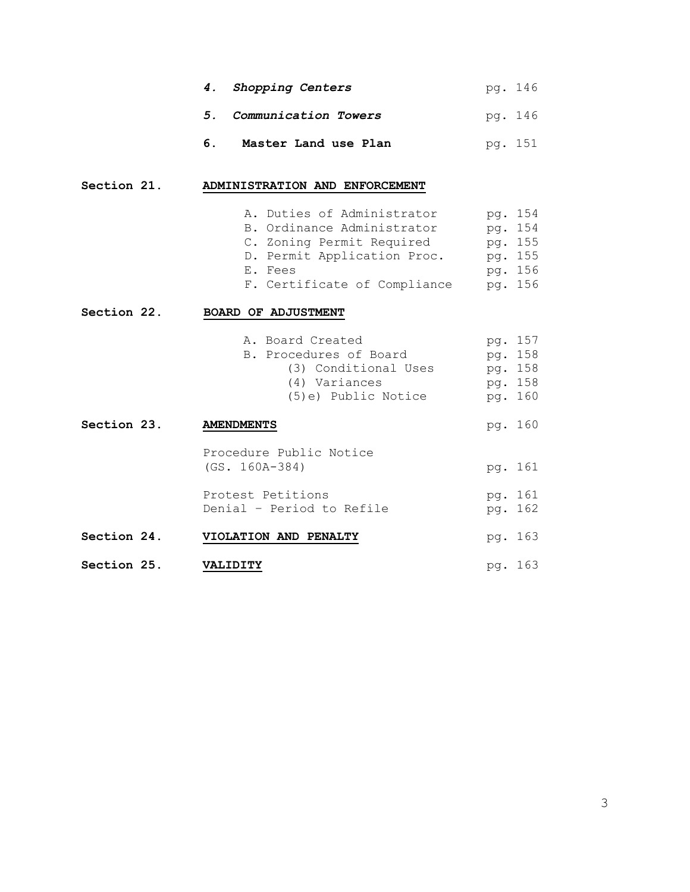| | | |
|---|---|---|
| | ***4. Shopping Centers*** | pg. 146 |
| | ***5. Communication Towers*** | pg. 146 |
| | **6. Master Land use Plan** | pg. 151 |
| **Section 21.** | **ADMINISTRATION AND ENFORCEMENT** | |
| | A. Duties of Administrator | pg. 154 |
| | B. Ordinance Administrator | pg. 154 |
| | C. Zoning Permit Required | pg. 155 |
| | D. Permit Application Proc. | pg. 155 |
| | E. Fees | pg. 156 |
| | F. Certificate of Compliance | pg. 156 |
| **Section 22.** | **BOARD OF ADJUSTMENT** | |
| | A. Board Created | pg. 157 |
| | B. Procedures of Board | pg. 158 |
| | (3) Conditional Uses | pg. 158 |
| | (4) Variances | pg. 158 |
| | (5)e) Public Notice | pg. 160 |
| **Section 23.** | **AMENDMENTS** | pg. 160 |
| | Procedure Public Notice (GS. 160A-384) | pg. 161 |
| | Protest Petitions | pg. 161 |
| | Denial – Period to Refile | pg. 162 |
| **Section 24.** | **VIOLATION AND PENALTY** | pg. 163 |
| **Section 25.** | **VALIDITY** | pg. 163 |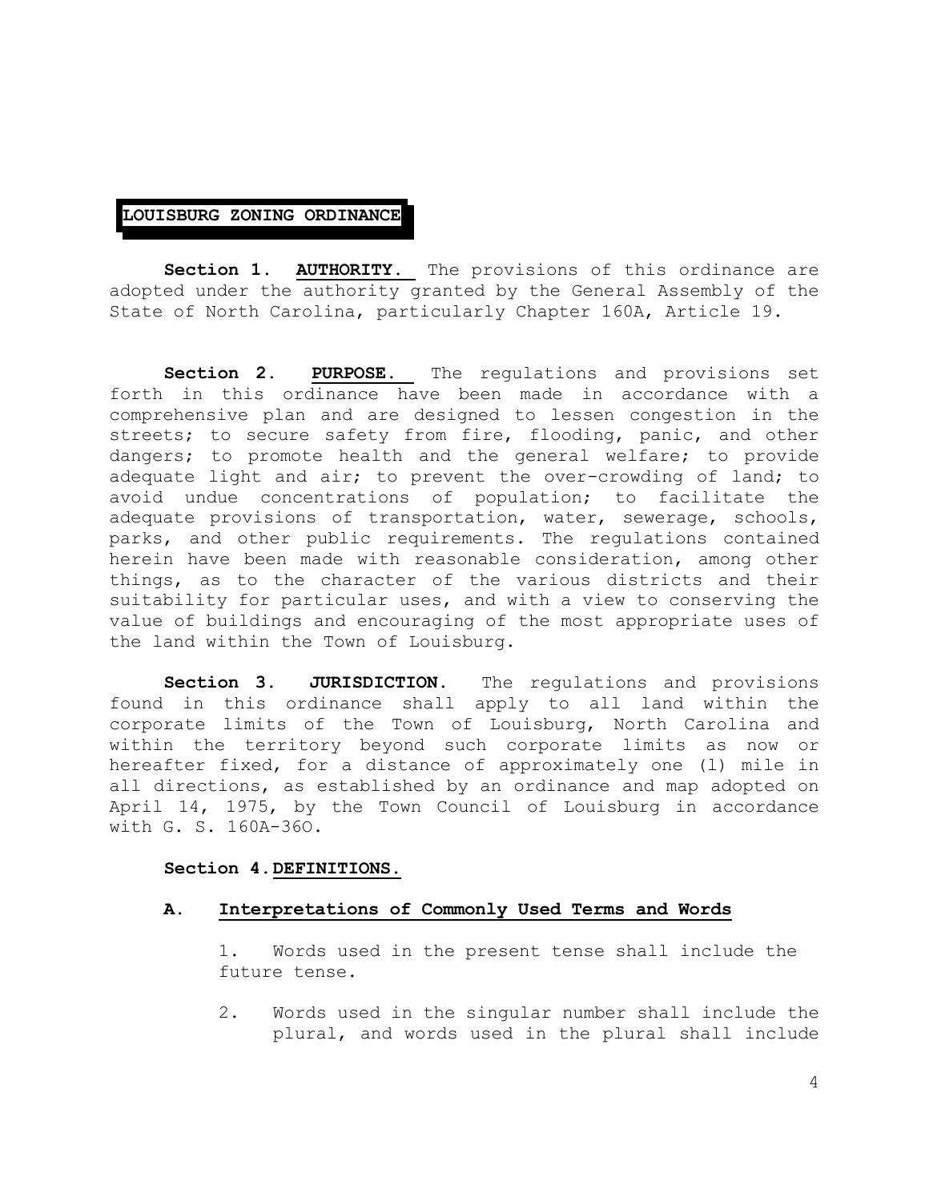# LOUISBURG ZONING ORDINANCE

**Section 1. AUTHORITY.** The provisions of this ordinance are adopted under the authority granted by the General Assembly of the State of North Carolina, particularly Chapter 160A, Article 19.

**Section 2. PURPOSE.** The regulations and provisions set forth in this ordinance have been made in accordance with a comprehensive plan and are designed to lessen congestion in the streets; to secure safety from fire, flooding, panic, and other dangers; to promote health and the general welfare; to provide adequate light and air; to prevent the over-crowding of land; to avoid undue concentrations of population; to facilitate the adequate provisions of transportation, water, sewerage, schools, parks, and other public requirements. The regulations contained herein have been made with reasonable consideration, among other things, as to the character of the various districts and their suitability for particular uses, and with a view to conserving the value of buildings and encouraging of the most appropriate uses of the land within the Town of Louisburg.

**Section 3. JURISDICTION.** The regulations and provisions found in this ordinance shall apply to all land within the corporate limits of the Town of Louisburg, North Carolina and within the territory beyond such corporate limits as now or hereafter fixed, for a distance of approximately one (l) mile in all directions, as established by an ordinance and map adopted on April 14, 1975, by the Town Council of Louisburg in accordance with G. S. 160A-36O.

**Section 4. DEFINITIONS.**

**A. Interpretations of Commonly Used Terms and Words**

1. Words used in the present tense shall include the future tense.

2. Words used in the singular number shall include the plural, and words used in the plural shall include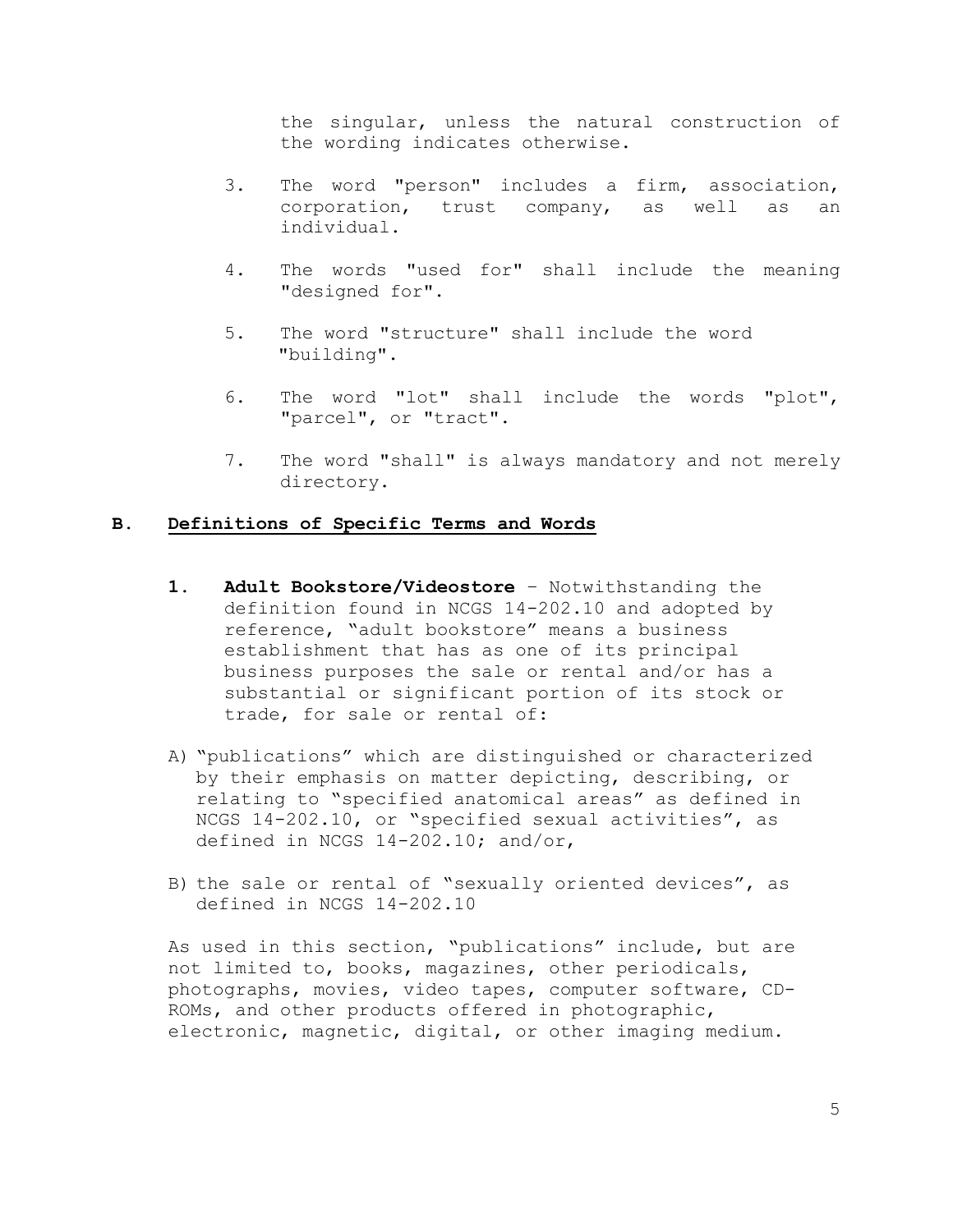the singular, unless the natural construction of the wording indicates otherwise.

3. The word "person" includes a firm, association, corporation, trust company, as well as an individual.

4. The words "used for" shall include the meaning "designed for".

5. The word "structure" shall include the word "building".

6. The word "lot" shall include the words "plot", "parcel", or "tract".

7. The word "shall" is always mandatory and not merely directory.

## B. Definitions of Specific Terms and Words

**1. Adult Bookstore/Videostore** – Notwithstanding the definition found in NCGS 14-202.10 and adopted by reference, "adult bookstore" means a business establishment that has as one of its principal business purposes the sale or rental and/or has a substantial or significant portion of its stock or trade, for sale or rental of:

A) "publications" which are distinguished or characterized by their emphasis on matter depicting, describing, or relating to "specified anatomical areas" as defined in NCGS 14-202.10, or "specified sexual activities", as defined in NCGS 14-202.10; and/or,

B) the sale or rental of "sexually oriented devices", as defined in NCGS 14-202.10

As used in this section, "publications" include, but are not limited to, books, magazines, other periodicals, photographs, movies, video tapes, computer software, CD-ROMs, and other products offered in photographic, electronic, magnetic, digital, or other imaging medium.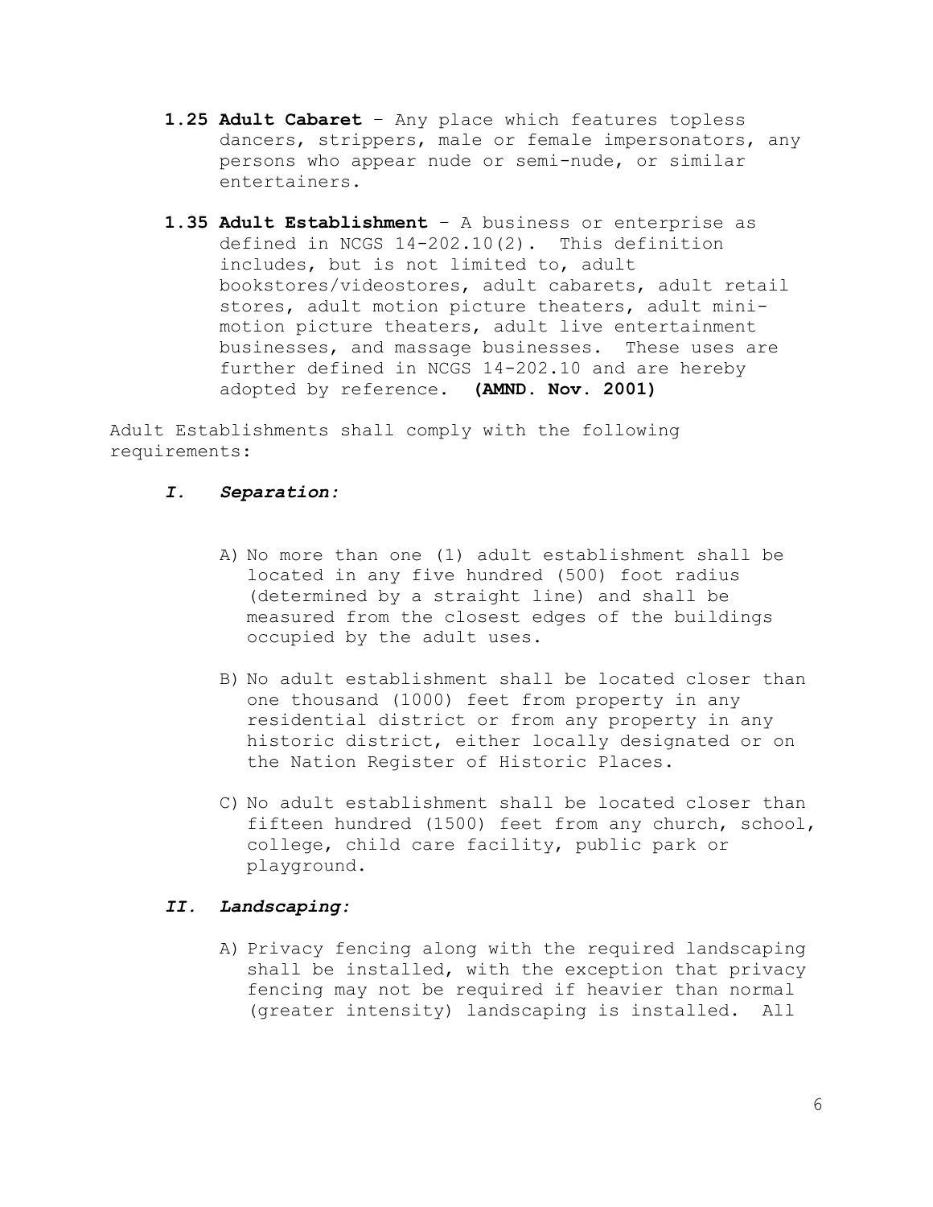**1.25 Adult Cabaret** – Any place which features topless dancers, strippers, male or female impersonators, any persons who appear nude or semi-nude, or similar entertainers.

**1.35 Adult Establishment** – A business or enterprise as defined in NCGS 14-202.10(2). This definition includes, but is not limited to, adult bookstores/videostores, adult cabarets, adult retail stores, adult motion picture theaters, adult mini-motion picture theaters, adult live entertainment businesses, and massage businesses. These uses are further defined in NCGS 14-202.10 and are hereby adopted by reference. **(AMND. Nov. 2001)**

Adult Establishments shall comply with the following requirements:

***I. Separation:***

A) No more than one (1) adult establishment shall be located in any five hundred (500) foot radius (determined by a straight line) and shall be measured from the closest edges of the buildings occupied by the adult uses.

B) No adult establishment shall be located closer than one thousand (1000) feet from property in any residential district or from any property in any historic district, either locally designated or on the Nation Register of Historic Places.

C) No adult establishment shall be located closer than fifteen hundred (1500) feet from any church, school, college, child care facility, public park or playground.

***II. Landscaping:***

A) Privacy fencing along with the required landscaping shall be installed, with the exception that privacy fencing may not be required if heavier than normal (greater intensity) landscaping is installed. All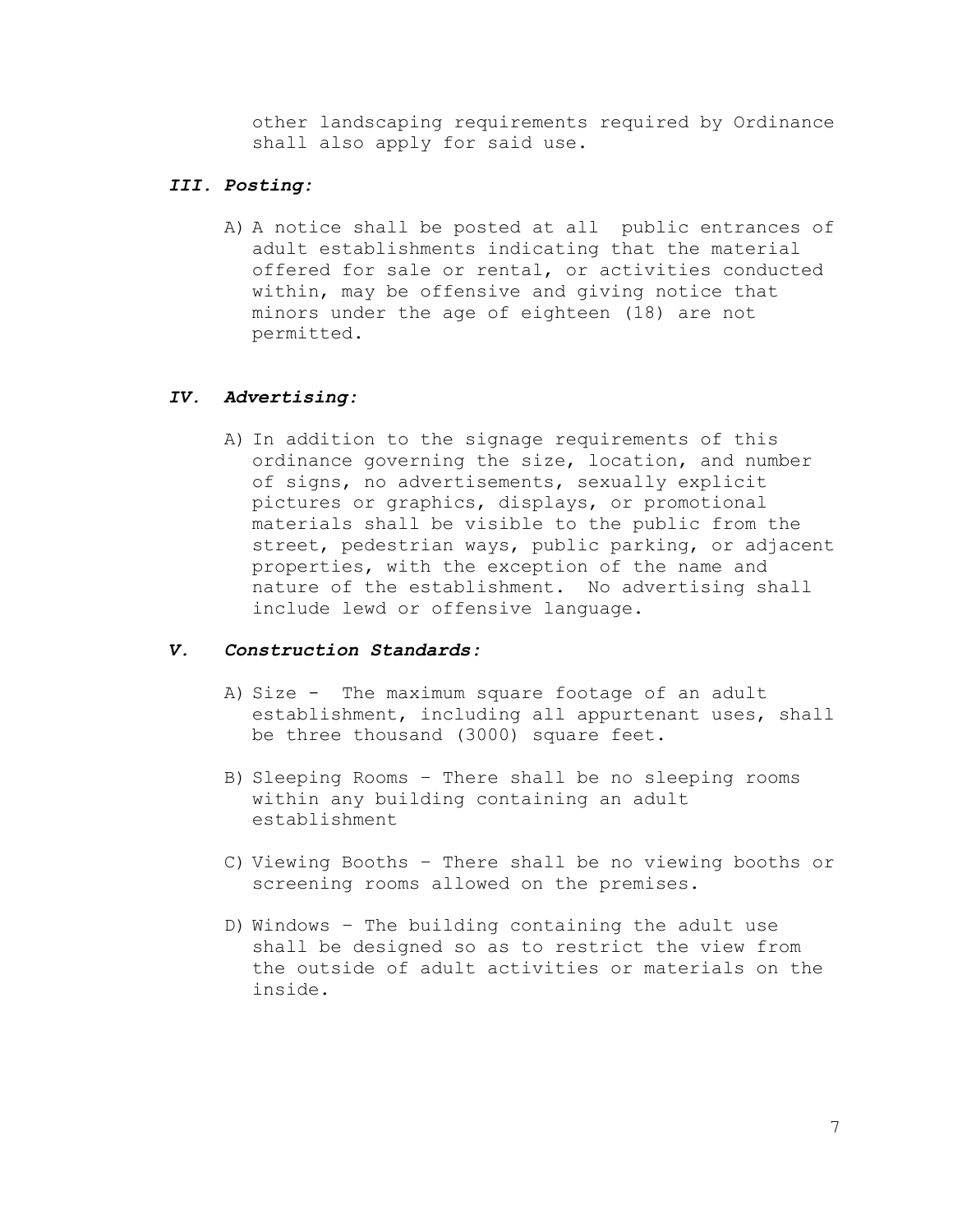other landscaping requirements required by Ordinance shall also apply for said use.

### ***III. Posting:***

A) A notice shall be posted at all public entrances of adult establishments indicating that the material offered for sale or rental, or activities conducted within, may be offensive and giving notice that minors under the age of eighteen (18) are not permitted.

### ***IV. Advertising:***

A) In addition to the signage requirements of this ordinance governing the size, location, and number of signs, no advertisements, sexually explicit pictures or graphics, displays, or promotional materials shall be visible to the public from the street, pedestrian ways, public parking, or adjacent properties, with the exception of the name and nature of the establishment. No advertising shall include lewd or offensive language.

### ***V. Construction Standards:***

A) Size - The maximum square footage of an adult establishment, including all appurtenant uses, shall be three thousand (3000) square feet.

B) Sleeping Rooms – There shall be no sleeping rooms within any building containing an adult establishment

C) Viewing Booths – There shall be no viewing booths or screening rooms allowed on the premises.

D) Windows – The building containing the adult use shall be designed so as to restrict the view from the outside of adult activities or materials on the inside.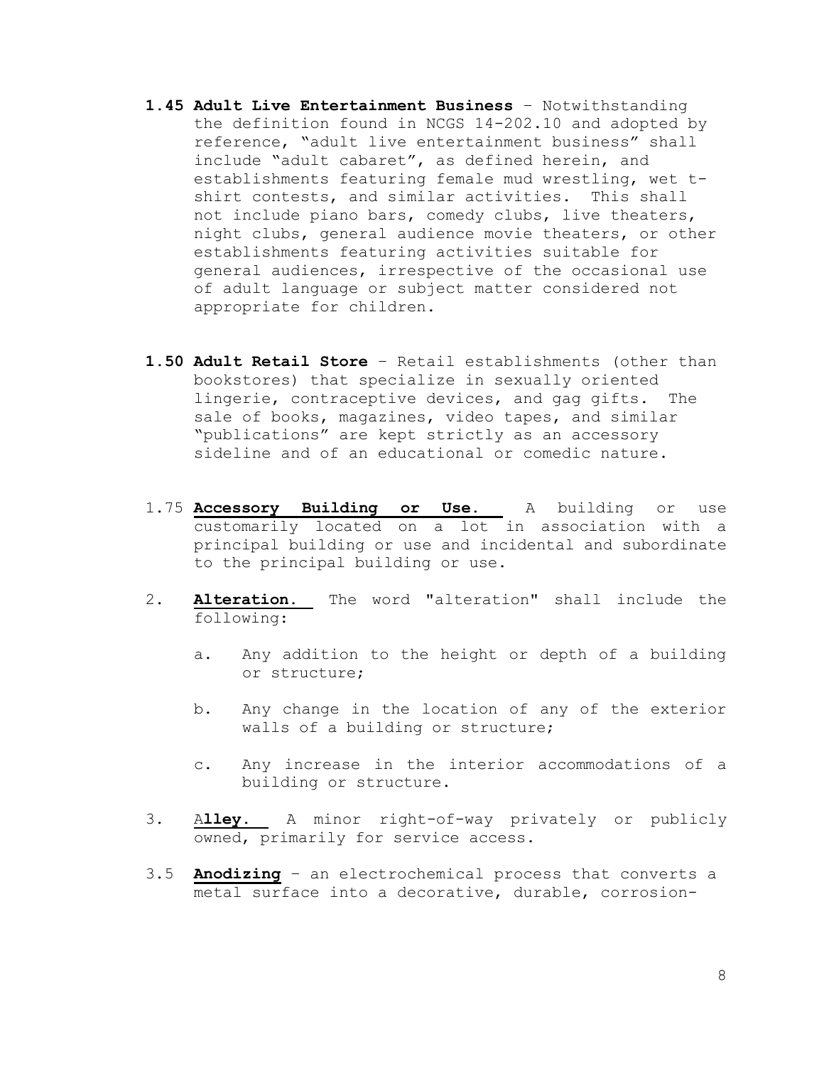**1.45 Adult Live Entertainment Business** – Notwithstanding the definition found in NCGS 14-202.10 and adopted by reference, "adult live entertainment business" shall include "adult cabaret", as defined herein, and establishments featuring female mud wrestling, wet t-shirt contests, and similar activities. This shall not include piano bars, comedy clubs, live theaters, night clubs, general audience movie theaters, or other establishments featuring activities suitable for general audiences, irrespective of the occasional use of adult language or subject matter considered not appropriate for children.

**1.50 Adult Retail Store** – Retail establishments (other than bookstores) that specialize in sexually oriented lingerie, contraceptive devices, and gag gifts. The sale of books, magazines, video tapes, and similar "publications" are kept strictly as an accessory sideline and of an educational or comedic nature.

1.75 **Accessory Building or Use.** A building or use customarily located on a lot in association with a principal building or use and incidental and subordinate to the principal building or use.

2. **Alteration.** The word "alteration" shall include the following:

   a. Any addition to the height or depth of a building or structure;

   b. Any change in the location of any of the exterior walls of a building or structure;

   c. Any increase in the interior accommodations of a building or structure.

3. **Alley.** A minor right-of-way privately or publicly owned, primarily for service access.

3.5 **Anodizing** – an electrochemical process that converts a metal surface into a decorative, durable, corrosion-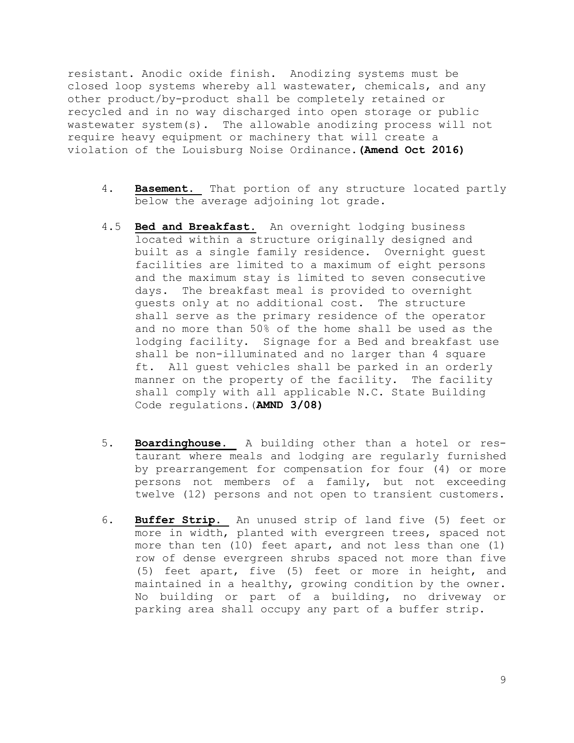resistant. Anodic oxide finish. Anodizing systems must be closed loop systems whereby all wastewater, chemicals, and any other product/by-product shall be completely retained or recycled and in no way discharged into open storage or public wastewater system(s). The allowable anodizing process will not require heavy equipment or machinery that will create a violation of the Louisburg Noise Ordinance. **(Amend Oct 2016)**

4. **Basement.** That portion of any structure located partly below the average adjoining lot grade.

4.5 **Bed and Breakfast.** An overnight lodging business located within a structure originally designed and built as a single family residence. Overnight guest facilities are limited to a maximum of eight persons and the maximum stay is limited to seven consecutive days. The breakfast meal is provided to overnight guests only at no additional cost. The structure shall serve as the primary residence of the operator and no more than 50% of the home shall be used as the lodging facility. Signage for a Bed and breakfast use shall be non-illuminated and no larger than 4 square ft. All guest vehicles shall be parked in an orderly manner on the property of the facility. The facility shall comply with all applicable N.C. State Building Code regulations. (**AMND 3/08)**

5. **Boardinghouse.** A building other than a hotel or restaurant where meals and lodging are regularly furnished by prearrangement for compensation for four (4) or more persons not members of a family, but not exceeding twelve (12) persons and not open to transient customers.

6. **Buffer Strip.** An unused strip of land five (5) feet or more in width, planted with evergreen trees, spaced not more than ten (10) feet apart, and not less than one (1) row of dense evergreen shrubs spaced not more than five (5) feet apart, five (5) feet or more in height, and maintained in a healthy, growing condition by the owner. No building or part of a building, no driveway or parking area shall occupy any part of a buffer strip.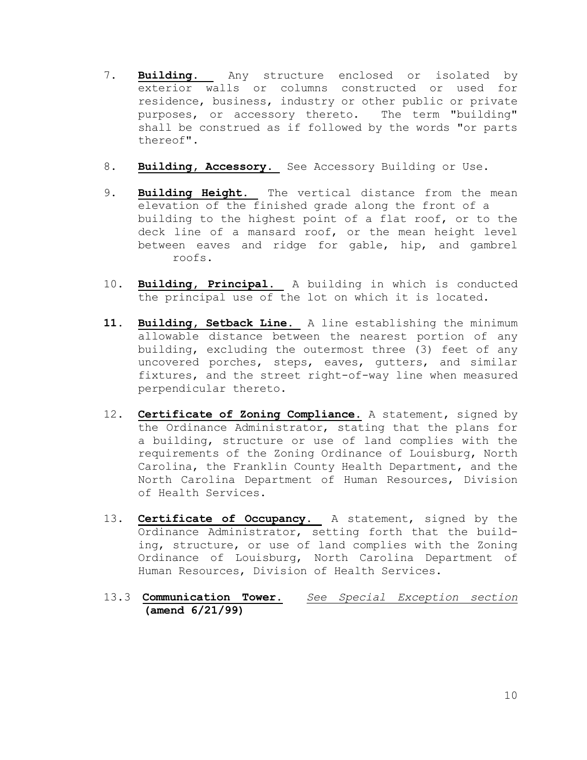7. **Building.** Any structure enclosed or isolated by exterior walls or columns constructed or used for residence, business, industry or other public or private purposes, or accessory thereto. The term "building" shall be construed as if followed by the words "or parts thereof".

8. **Building, Accessory.** See Accessory Building or Use.

9. **Building Height.** The vertical distance from the mean elevation of the finished grade along the front of a building to the highest point of a flat roof, or to the deck line of a mansard roof, or the mean height level between eaves and ridge for gable, hip, and gambrel roofs.

10. **Building, Principal.** A building in which is conducted the principal use of the lot on which it is located.

11. **Building, Setback Line.** A line establishing the minimum allowable distance between the nearest portion of any building, excluding the outermost three (3) feet of any uncovered porches, steps, eaves, gutters, and similar fixtures, and the street right-of-way line when measured perpendicular thereto.

12. **Certificate of Zoning Compliance.** A statement, signed by the Ordinance Administrator, stating that the plans for a building, structure or use of land complies with the requirements of the Zoning Ordinance of Louisburg, North Carolina, the Franklin County Health Department, and the North Carolina Department of Human Resources, Division of Health Services.

13. **Certificate of Occupancy.** A statement, signed by the Ordinance Administrator, setting forth that the building, structure, or use of land complies with the Zoning Ordinance of Louisburg, North Carolina Department of Human Resources, Division of Health Services.

13.3 **Communication Tower.** *See Special Exception section* **(amend 6/21/99)**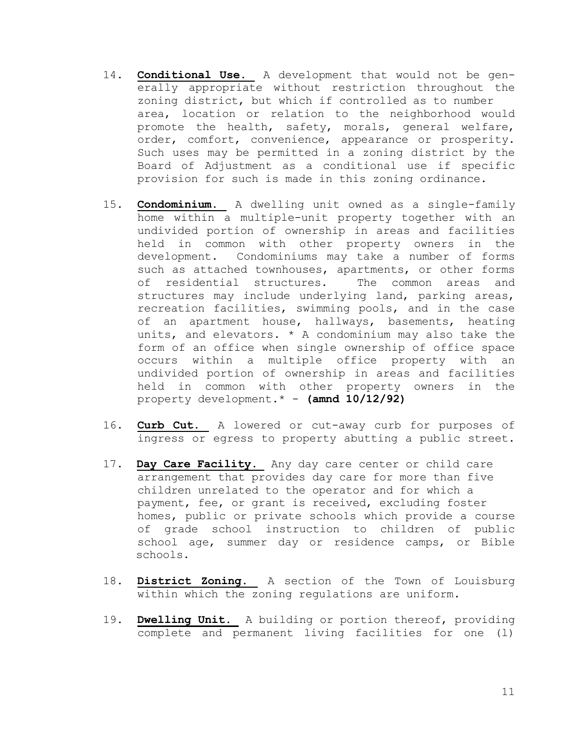14. **Conditional Use.** A development that would not be generally appropriate without restriction throughout the zoning district, but which if controlled as to number area, location or relation to the neighborhood would promote the health, safety, morals, general welfare, order, comfort, convenience, appearance or prosperity. Such uses may be permitted in a zoning district by the Board of Adjustment as a conditional use if specific provision for such is made in this zoning ordinance.

15. **Condominium.** A dwelling unit owned as a single-family home within a multiple-unit property together with an undivided portion of ownership in areas and facilities held in common with other property owners in the development. Condominiums may take a number of forms such as attached townhouses, apartments, or other forms of residential structures. The common areas and structures may include underlying land, parking areas, recreation facilities, swimming pools, and in the case of an apartment house, hallways, basements, heating units, and elevators. * A condominium may also take the form of an office when single ownership of office space occurs within a multiple office property with an undivided portion of ownership in areas and facilities held in common with other property owners in the property development.* - **(amnd 10/12/92)**

16. **Curb Cut.** A lowered or cut-away curb for purposes of ingress or egress to property abutting a public street.

17. **Day Care Facility.** Any day care center or child care arrangement that provides day care for more than five children unrelated to the operator and for which a payment, fee, or grant is received, excluding foster homes, public or private schools which provide a course of grade school instruction to children of public school age, summer day or residence camps, or Bible schools.

18. **District Zoning.** A section of the Town of Louisburg within which the zoning regulations are uniform.

19. **Dwelling Unit.** A building or portion thereof, providing complete and permanent living facilities for one (1)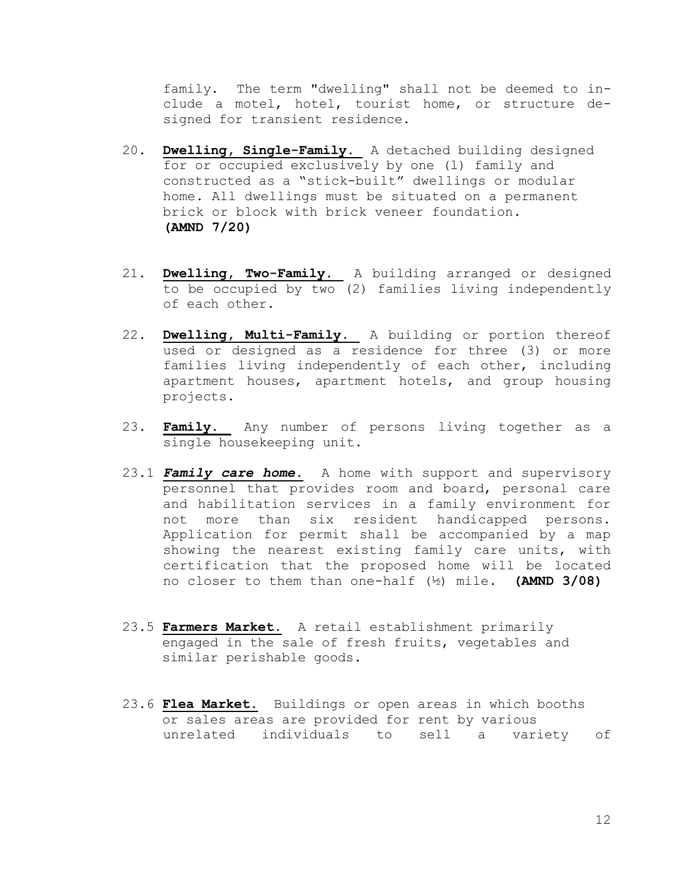family. The term "dwelling" shall not be deemed to include a motel, hotel, tourist home, or structure designed for transient residence.

20. **Dwelling, Single-Family.** A detached building designed for or occupied exclusively by one (1) family and constructed as a "stick-built" dwellings or modular home. All dwellings must be situated on a permanent brick or block with brick veneer foundation. **(AMND 7/20)**

21. **Dwelling, Two-Family.** A building arranged or designed to be occupied by two (2) families living independently of each other.

22. **Dwelling, Multi-Family.** A building or portion thereof used or designed as a residence for three (3) or more families living independently of each other, including apartment houses, apartment hotels, and group housing projects.

23. **Family.** Any number of persons living together as a single housekeeping unit.

23.1 ***Family care home.*** A home with support and supervisory personnel that provides room and board, personal care and habilitation services in a family environment for not more than six resident handicapped persons. Application for permit shall be accompanied by a map showing the nearest existing family care units, with certification that the proposed home will be located no closer to them than one-half (½) mile. **(AMND 3/08)**

23.5 **Farmers Market.** A retail establishment primarily engaged in the sale of fresh fruits, vegetables and similar perishable goods.

23.6 **Flea Market.** Buildings or open areas in which booths or sales areas are provided for rent by various unrelated individuals to sell a variety of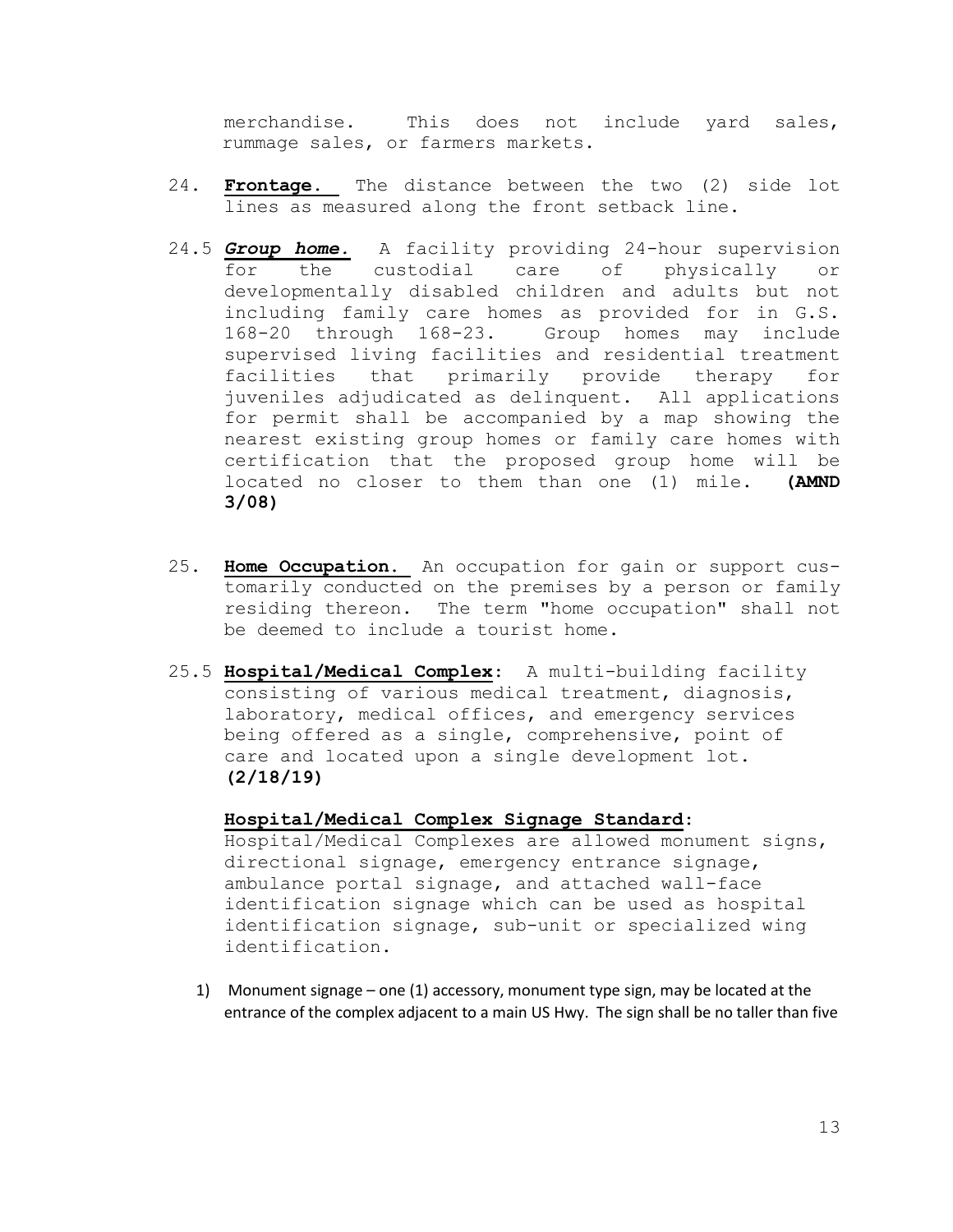merchandise. This does not include yard sales, rummage sales, or farmers markets.

24. **Frontage.** The distance between the two (2) side lot lines as measured along the front setback line.

24.5 ***Group home.*** A facility providing 24-hour supervision for the custodial care of physically or developmentally disabled children and adults but not including family care homes as provided for in G.S. 168-20 through 168-23. Group homes may include supervised living facilities and residential treatment facilities that primarily provide therapy for juveniles adjudicated as delinquent. All applications for permit shall be accompanied by a map showing the nearest existing group homes or family care homes with certification that the proposed group home will be located no closer to them than one (1) mile. **(AMND 3/08)**

25. **Home Occupation.** An occupation for gain or support customarily conducted on the premises by a person or family residing thereon. The term "home occupation" shall not be deemed to include a tourist home.

25.5 **Hospital/Medical Complex:** A multi-building facility consisting of various medical treatment, diagnosis, laboratory, medical offices, and emergency services being offered as a single, comprehensive, point of care and located upon a single development lot. **(2/18/19)**

**Hospital/Medical Complex Signage Standard:** Hospital/Medical Complexes are allowed monument signs, directional signage, emergency entrance signage, ambulance portal signage, and attached wall-face identification signage which can be used as hospital identification signage, sub-unit or specialized wing identification.

1) Monument signage – one (1) accessory, monument type sign, may be located at the entrance of the complex adjacent to a main US Hwy. The sign shall be no taller than five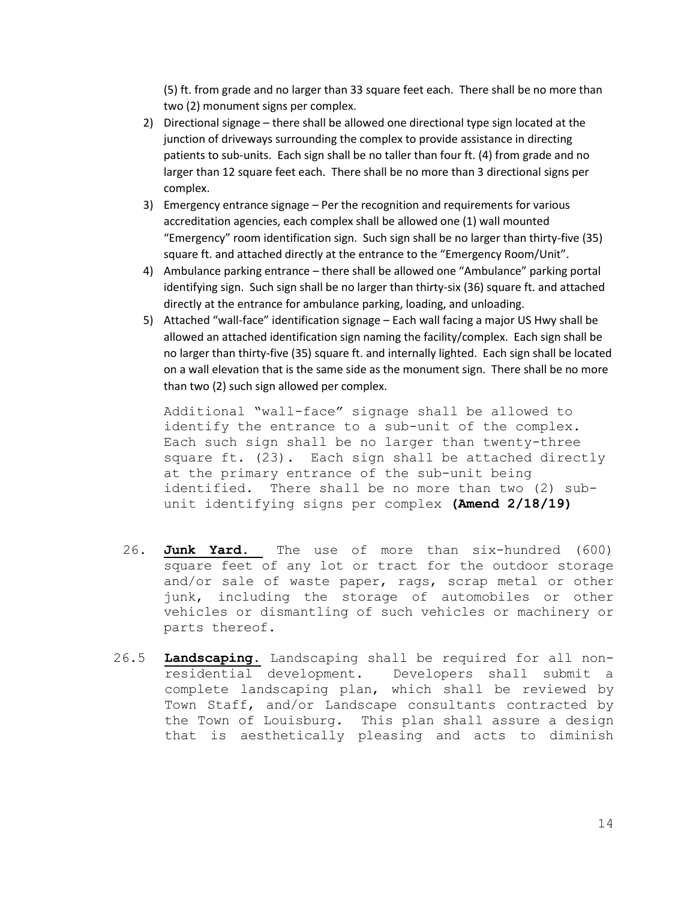(5) ft. from grade and no larger than 33 square feet each. There shall be no more than two (2) monument signs per complex.

2) Directional signage – there shall be allowed one directional type sign located at the junction of driveways surrounding the complex to provide assistance in directing patients to sub-units. Each sign shall be no taller than four ft. (4) from grade and no larger than 12 square feet each. There shall be no more than 3 directional signs per complex.
3) Emergency entrance signage – Per the recognition and requirements for various accreditation agencies, each complex shall be allowed one (1) wall mounted "Emergency" room identification sign. Such sign shall be no larger than thirty-five (35) square ft. and attached directly at the entrance to the "Emergency Room/Unit".
4) Ambulance parking entrance – there shall be allowed one "Ambulance" parking portal identifying sign. Such sign shall be no larger than thirty-six (36) square ft. and attached directly at the entrance for ambulance parking, loading, and unloading.
5) Attached "wall-face" identification signage – Each wall facing a major US Hwy shall be allowed an attached identification sign naming the facility/complex. Each sign shall be no larger than thirty-five (35) square ft. and internally lighted. Each sign shall be located on a wall elevation that is the same side as the monument sign. There shall be no more than two (2) such sign allowed per complex.

   Additional "wall-face" signage shall be allowed to identify the entrance to a sub-unit of the complex. Each such sign shall be no larger than twenty-three square ft. (23). Each sign shall be attached directly at the primary entrance of the sub-unit being identified. There shall be no more than two (2) sub-unit identifying signs per complex **(Amend 2/18/19)**

26. **Junk Yard.** The use of more than six-hundred (600) square feet of any lot or tract for the outdoor storage and/or sale of waste paper, rags, scrap metal or other junk, including the storage of automobiles or other vehicles or dismantling of such vehicles or machinery or parts thereof.

26.5 **Landscaping.** Landscaping shall be required for all non-residential development. Developers shall submit a complete landscaping plan, which shall be reviewed by Town Staff, and/or Landscape consultants contracted by the Town of Louisburg. This plan shall assure a design that is aesthetically pleasing and acts to diminish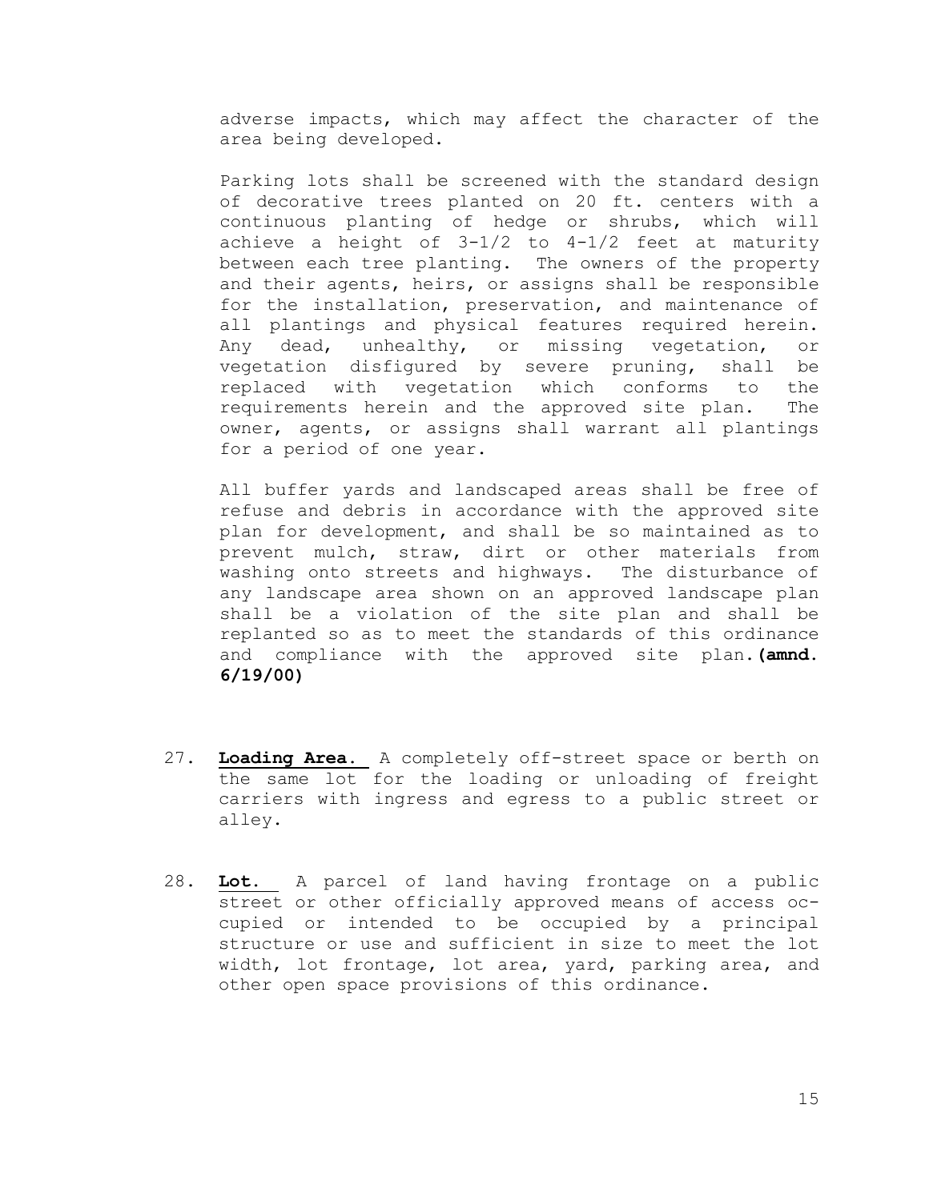adverse impacts, which may affect the character of the area being developed.

Parking lots shall be screened with the standard design of decorative trees planted on 20 ft. centers with a continuous planting of hedge or shrubs, which will achieve a height of 3-1/2 to 4-1/2 feet at maturity between each tree planting. The owners of the property and their agents, heirs, or assigns shall be responsible for the installation, preservation, and maintenance of all plantings and physical features required herein. Any dead, unhealthy, or missing vegetation, or vegetation disfigured by severe pruning, shall be replaced with vegetation which conforms to the requirements herein and the approved site plan. The owner, agents, or assigns shall warrant all plantings for a period of one year.

All buffer yards and landscaped areas shall be free of refuse and debris in accordance with the approved site plan for development, and shall be so maintained as to prevent mulch, straw, dirt or other materials from washing onto streets and highways. The disturbance of any landscape area shown on an approved landscape plan shall be a violation of the site plan and shall be replanted so as to meet the standards of this ordinance and compliance with the approved site plan. **(amnd. 6/19/00)**

27. **Loading Area.** A completely off-street space or berth on the same lot for the loading or unloading of freight carriers with ingress and egress to a public street or alley.

28. **Lot.** A parcel of land having frontage on a public street or other officially approved means of access occupied or intended to be occupied by a principal structure or use and sufficient in size to meet the lot width, lot frontage, lot area, yard, parking area, and other open space provisions of this ordinance.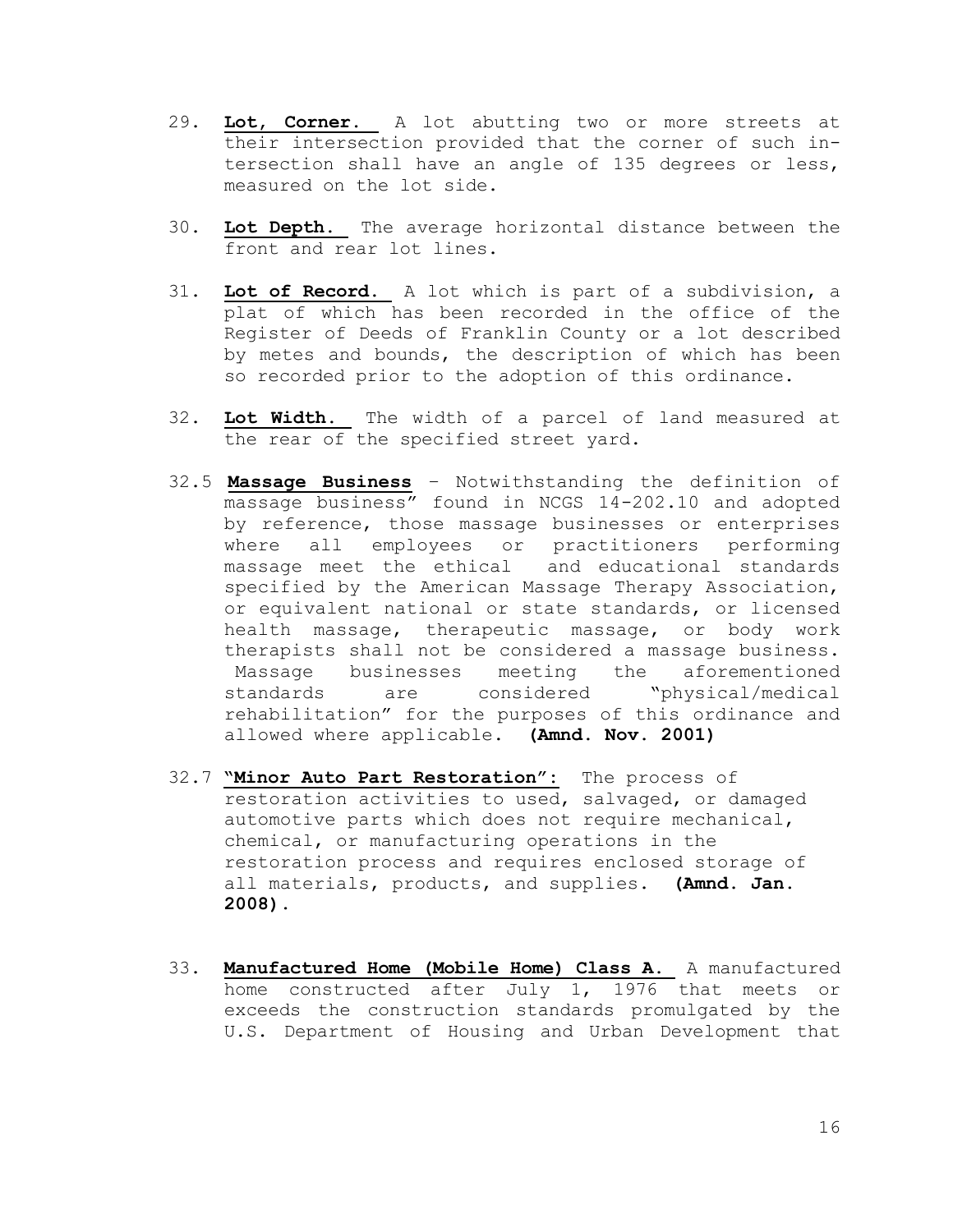29. **Lot, Corner.** A lot abutting two or more streets at their intersection provided that the corner of such intersection shall have an angle of 135 degrees or less, measured on the lot side.

30. **Lot Depth.** The average horizontal distance between the front and rear lot lines.

31. **Lot of Record.** A lot which is part of a subdivision, a plat of which has been recorded in the office of the Register of Deeds of Franklin County or a lot described by metes and bounds, the description of which has been so recorded prior to the adoption of this ordinance.

32. **Lot Width.** The width of a parcel of land measured at the rear of the specified street yard.

32.5 **Massage Business** – Notwithstanding the definition of massage business" found in NCGS 14-202.10 and adopted by reference, those massage businesses or enterprises where all employees or practitioners performing massage meet the ethical and educational standards specified by the American Massage Therapy Association, or equivalent national or state standards, or licensed health massage, therapeutic massage, or body work therapists shall not be considered a massage business. Massage businesses meeting the aforementioned standards are considered "physical/medical rehabilitation" for the purposes of this ordinance and allowed where applicable. **(Amnd. Nov. 2001)**

32.7 **"Minor Auto Part Restoration":** The process of restoration activities to used, salvaged, or damaged automotive parts which does not require mechanical, chemical, or manufacturing operations in the restoration process and requires enclosed storage of all materials, products, and supplies. **(Amnd. Jan. 2008).**

33. **Manufactured Home (Mobile Home) Class A.** A manufactured home constructed after July 1, 1976 that meets or exceeds the construction standards promulgated by the U.S. Department of Housing and Urban Development that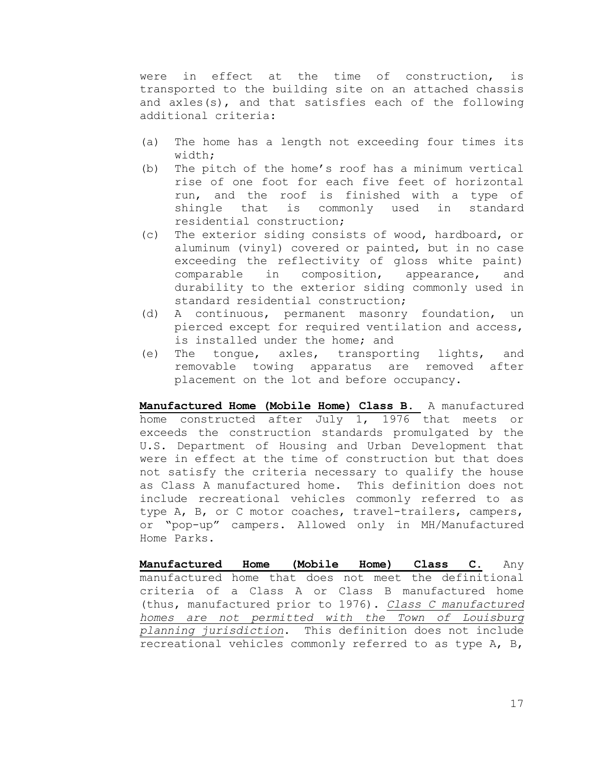were in effect at the time of construction, is transported to the building site on an attached chassis and axles(s), and that satisfies each of the following additional criteria:

(a) The home has a length not exceeding four times its width;
(b) The pitch of the home's roof has a minimum vertical rise of one foot for each five feet of horizontal run, and the roof is finished with a type of shingle that is commonly used in standard residential construction;
(c) The exterior siding consists of wood, hardboard, or aluminum (vinyl) covered or painted, but in no case exceeding the reflectivity of gloss white paint) comparable in composition, appearance, and durability to the exterior siding commonly used in standard residential construction;
(d) A continuous, permanent masonry foundation, un pierced except for required ventilation and access, is installed under the home; and
(e) The tongue, axles, transporting lights, and removable towing apparatus are removed after placement on the lot and before occupancy.

**Manufactured Home (Mobile Home) Class B.** A manufactured home constructed after July 1, 1976 that meets or exceeds the construction standards promulgated by the U.S. Department of Housing and Urban Development that were in effect at the time of construction but that does not satisfy the criteria necessary to qualify the house as Class A manufactured home. This definition does not include recreational vehicles commonly referred to as type A, B, or C motor coaches, travel-trailers, campers, or "pop-up" campers. Allowed only in MH/Manufactured Home Parks.

**Manufactured Home (Mobile Home) Class C.** Any manufactured home that does not meet the definitional criteria of a Class A or Class B manufactured home (thus, manufactured prior to 1976). *Class C manufactured homes are not permitted with the Town of Louisburg planning jurisdiction*. This definition does not include recreational vehicles commonly referred to as type A, B,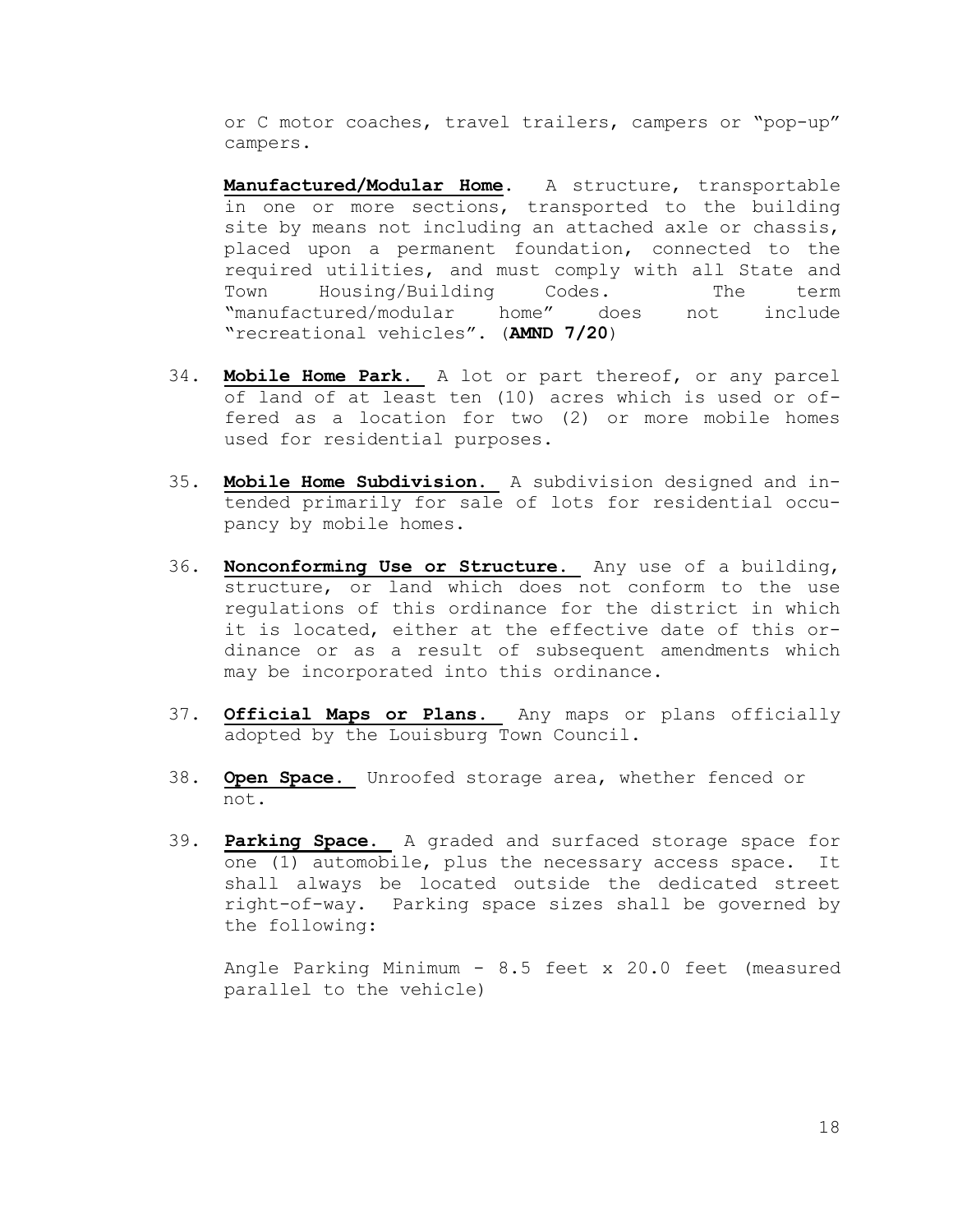or C motor coaches, travel trailers, campers or "pop-up" campers.

**Manufactured/Modular Home**. A structure, transportable in one or more sections, transported to the building site by means not including an attached axle or chassis, placed upon a permanent foundation, connected to the required utilities, and must comply with all State and Town Housing/Building Codes. The term "manufactured/modular home" does not include "recreational vehicles". (**AMND 7/20**)

34. **Mobile Home Park.** A lot or part thereof, or any parcel of land of at least ten (10) acres which is used or offered as a location for two (2) or more mobile homes used for residential purposes.

35. **Mobile Home Subdivision.** A subdivision designed and intended primarily for sale of lots for residential occupancy by mobile homes.

36. **Nonconforming Use or Structure.** Any use of a building, structure, or land which does not conform to the use regulations of this ordinance for the district in which it is located, either at the effective date of this ordinance or as a result of subsequent amendments which may be incorporated into this ordinance.

37. **Official Maps or Plans.** Any maps or plans officially adopted by the Louisburg Town Council.

38. **Open Space.** Unroofed storage area, whether fenced or not.

39. **Parking Space.** A graded and surfaced storage space for one (1) automobile, plus the necessary access space. It shall always be located outside the dedicated street right-of-way. Parking space sizes shall be governed by the following:

    Angle Parking Minimum - 8.5 feet x 20.0 feet (measured parallel to the vehicle)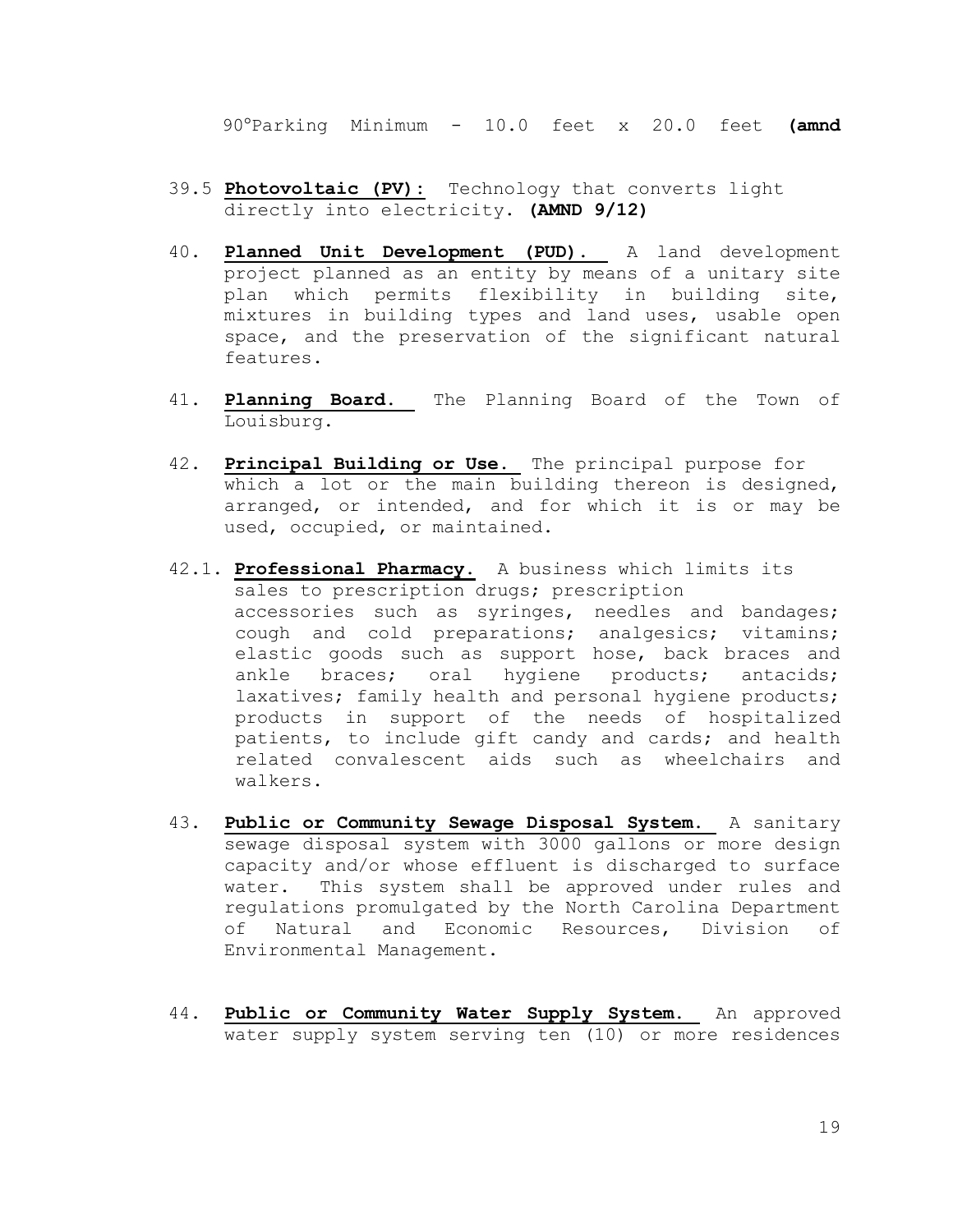90°Parking Minimum - 10.0 feet x 20.0 feet **(amnd**

39.5 **Photovoltaic (PV):** Technology that converts light directly into electricity. **(AMND 9/12)**

40. **Planned Unit Development (PUD).** A land development project planned as an entity by means of a unitary site plan which permits flexibility in building site, mixtures in building types and land uses, usable open space, and the preservation of the significant natural features.

41. **Planning Board.** The Planning Board of the Town of Louisburg.

42. **Principal Building or Use.** The principal purpose for which a lot or the main building thereon is designed, arranged, or intended, and for which it is or may be used, occupied, or maintained.

42.1. **Professional Pharmacy.** A business which limits its sales to prescription drugs; prescription accessories such as syringes, needles and bandages; cough and cold preparations; analgesics; vitamins; elastic goods such as support hose, back braces and ankle braces; oral hygiene products; antacids; laxatives; family health and personal hygiene products; products in support of the needs of hospitalized patients, to include gift candy and cards; and health related convalescent aids such as wheelchairs and walkers.

43. **Public or Community Sewage Disposal System.** A sanitary sewage disposal system with 3000 gallons or more design capacity and/or whose effluent is discharged to surface water. This system shall be approved under rules and regulations promulgated by the North Carolina Department of Natural and Economic Resources, Division of Environmental Management.

44. **Public or Community Water Supply System.** An approved water supply system serving ten (10) or more residences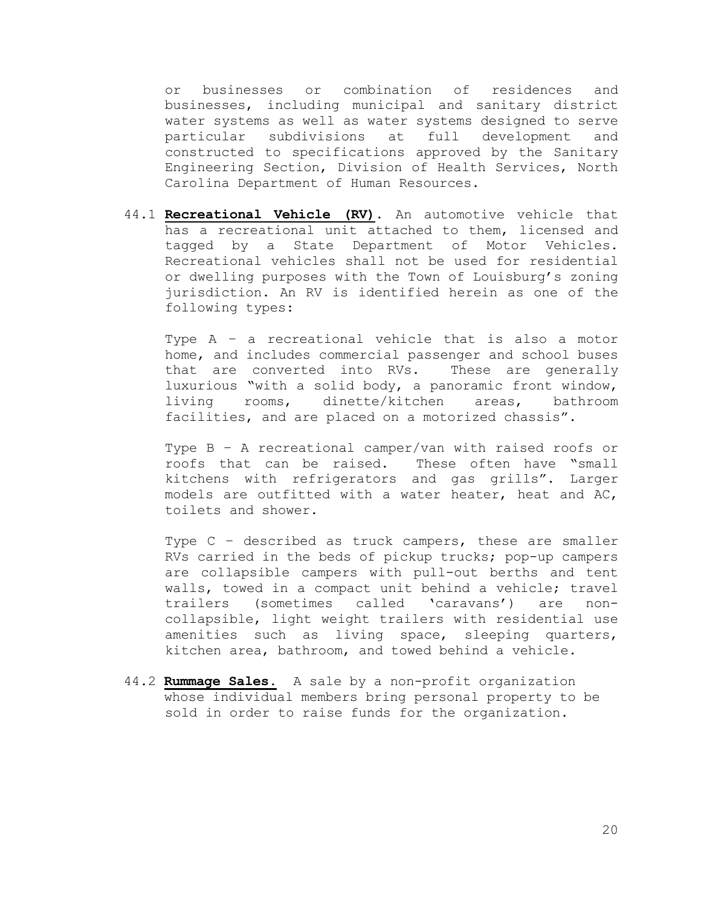or businesses or combination of residences and businesses, including municipal and sanitary district water systems as well as water systems designed to serve particular subdivisions at full development and constructed to specifications approved by the Sanitary Engineering Section, Division of Health Services, North Carolina Department of Human Resources.

44.1 **Recreational Vehicle (RV)**. An automotive vehicle that has a recreational unit attached to them, licensed and tagged by a State Department of Motor Vehicles. Recreational vehicles shall not be used for residential or dwelling purposes with the Town of Louisburg's zoning jurisdiction. An RV is identified herein as one of the following types:

Type A – a recreational vehicle that is also a motor home, and includes commercial passenger and school buses that are converted into RVs. These are generally luxurious "with a solid body, a panoramic front window, living rooms, dinette/kitchen areas, bathroom facilities, and are placed on a motorized chassis".

Type B – A recreational camper/van with raised roofs or roofs that can be raised. These often have "small kitchens with refrigerators and gas grills". Larger models are outfitted with a water heater, heat and AC, toilets and shower.

Type C – described as truck campers, these are smaller RVs carried in the beds of pickup trucks; pop-up campers are collapsible campers with pull-out berths and tent walls, towed in a compact unit behind a vehicle; travel trailers (sometimes called 'caravans') are non-collapsible, light weight trailers with residential use amenities such as living space, sleeping quarters, kitchen area, bathroom, and towed behind a vehicle.

44.2 **Rummage Sales.** A sale by a non-profit organization whose individual members bring personal property to be sold in order to raise funds for the organization.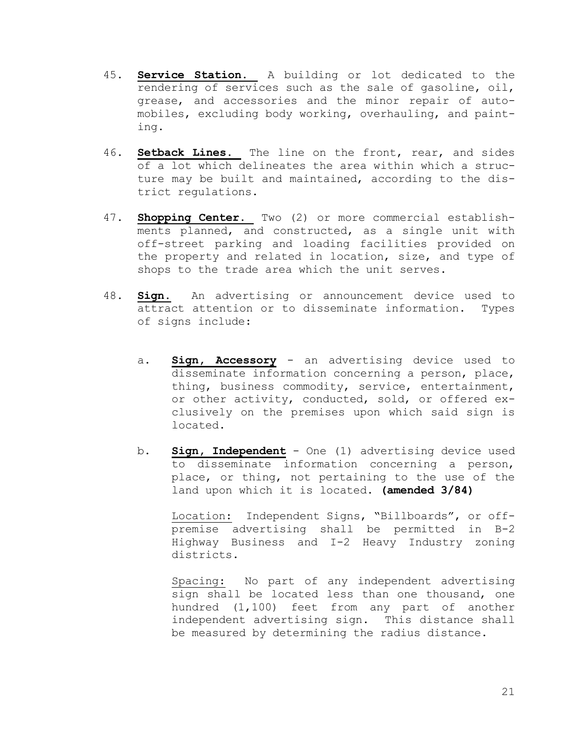45. **Service Station.** A building or lot dedicated to the rendering of services such as the sale of gasoline, oil, grease, and accessories and the minor repair of automobiles, excluding body working, overhauling, and painting.

46. **Setback Lines.** The line on the front, rear, and sides of a lot which delineates the area within which a structure may be built and maintained, according to the district regulations.

47. **Shopping Center.** Two (2) or more commercial establishments planned, and constructed, as a single unit with off-street parking and loading facilities provided on the property and related in location, size, and type of shops to the trade area which the unit serves.

48. **Sign.** An advertising or announcement device used to attract attention or to disseminate information. Types of signs include:

    a. **Sign, Accessory** - an advertising device used to disseminate information concerning a person, place, thing, business commodity, service, entertainment, or other activity, conducted, sold, or offered exclusively on the premises upon which said sign is located.

    b. **Sign, Independent** - One (1) advertising device used to disseminate information concerning a person, place, or thing, not pertaining to the use of the land upon which it is located. **(amended 3/84)**

       Location: Independent Signs, "Billboards", or off-premise advertising shall be permitted in B-2 Highway Business and I-2 Heavy Industry zoning districts.

       Spacing: No part of any independent advertising sign shall be located less than one thousand, one hundred (1,100) feet from any part of another independent advertising sign. This distance shall be measured by determining the radius distance.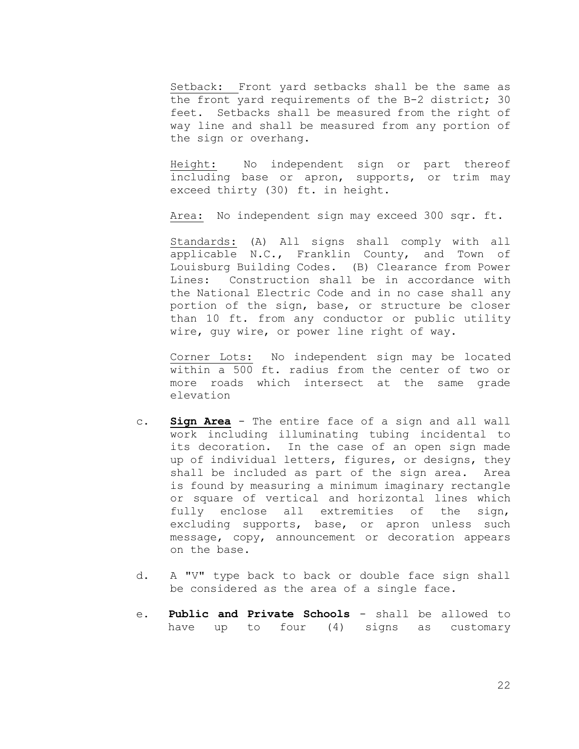Setback: Front yard setbacks shall be the same as the front yard requirements of the B-2 district; 30 feet. Setbacks shall be measured from the right of way line and shall be measured from any portion of the sign or overhang.

Height: No independent sign or part thereof including base or apron, supports, or trim may exceed thirty (30) ft. in height.

Area: No independent sign may exceed 300 sqr. ft.

Standards: (A) All signs shall comply with all applicable N.C., Franklin County, and Town of Louisburg Building Codes. (B) Clearance from Power Lines: Construction shall be in accordance with the National Electric Code and in no case shall any portion of the sign, base, or structure be closer than 10 ft. from any conductor or public utility wire, guy wire, or power line right of way.

Corner Lots: No independent sign may be located within a 500 ft. radius from the center of two or more roads which intersect at the same grade elevation

c. **Sign Area** - The entire face of a sign and all wall work including illuminating tubing incidental to its decoration. In the case of an open sign made up of individual letters, figures, or designs, they shall be included as part of the sign area. Area is found by measuring a minimum imaginary rectangle or square of vertical and horizontal lines which fully enclose all extremities of the sign, excluding supports, base, or apron unless such message, copy, announcement or decoration appears on the base.

d. A "V" type back to back or double face sign shall be considered as the area of a single face.

e. **Public and Private Schools** - shall be allowed to have up to four (4) signs as customary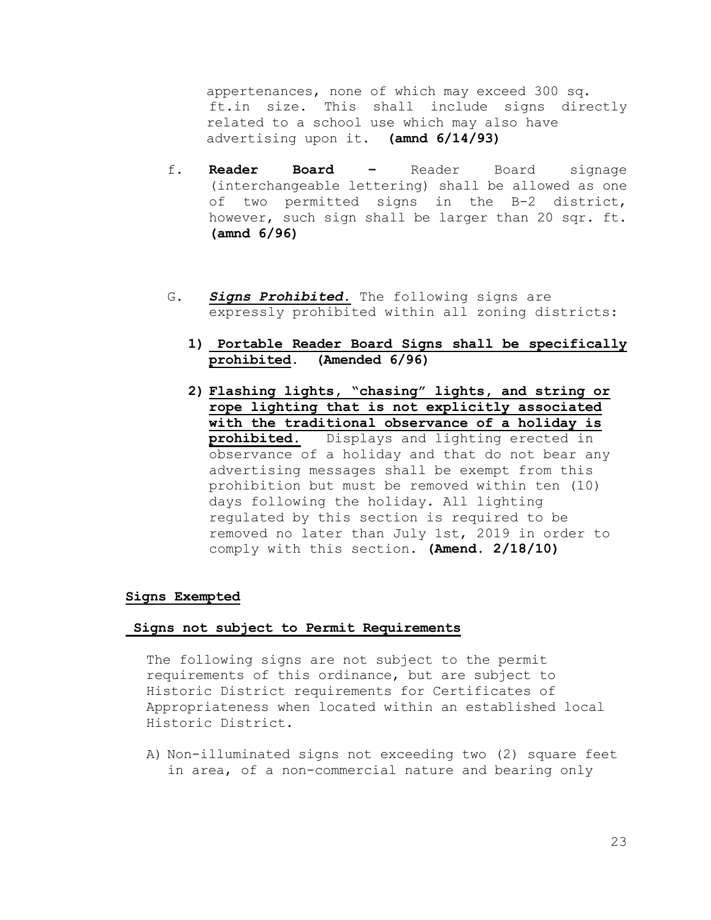appertenances, none of which may exceed 300 sq. ft.in size. This shall include signs directly related to a school use which may also have advertising upon it. **(amnd 6/14/93)**

f. **Reader Board –** Reader Board signage (interchangeable lettering) shall be allowed as one of two permitted signs in the B-2 district, however, such sign shall be larger than 20 sqr. ft. **(amnd 6/96)**

G. ***Signs Prohibited.*** The following signs are expressly prohibited within all zoning districts:

1) **Portable Reader Board Signs shall be specifically prohibited. (Amended 6/96)**

2) **Flashing lights, "chasing" lights, and string or rope lighting that is not explicitly associated with the traditional observance of a holiday is prohibited.** Displays and lighting erected in observance of a holiday and that do not bear any advertising messages shall be exempt from this prohibition but must be removed within ten (10) days following the holiday. All lighting regulated by this section is required to be removed no later than July 1st, 2019 in order to comply with this section. **(Amend. 2/18/10)**

**Signs Exempted**

**Signs not subject to Permit Requirements**

The following signs are not subject to the permit requirements of this ordinance, but are subject to Historic District requirements for Certificates of Appropriateness when located within an established local Historic District.

A) Non-illuminated signs not exceeding two (2) square feet in area, of a non-commercial nature and bearing only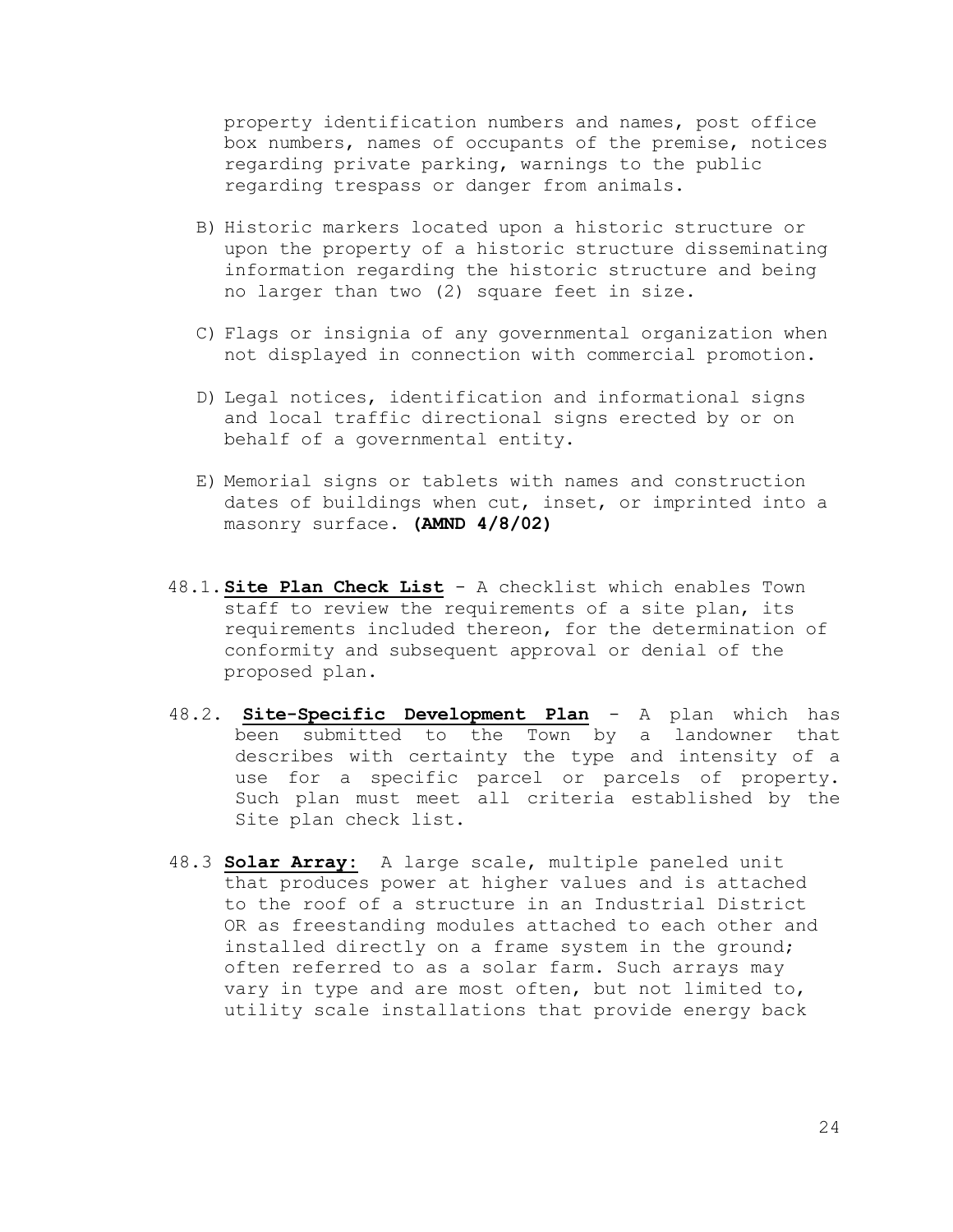property identification numbers and names, post office box numbers, names of occupants of the premise, notices regarding private parking, warnings to the public regarding trespass or danger from animals.

B) Historic markers located upon a historic structure or upon the property of a historic structure disseminating information regarding the historic structure and being no larger than two (2) square feet in size.

C) Flags or insignia of any governmental organization when not displayed in connection with commercial promotion.

D) Legal notices, identification and informational signs and local traffic directional signs erected by or on behalf of a governmental entity.

E) Memorial signs or tablets with names and construction dates of buildings when cut, inset, or imprinted into a masonry surface. **(AMND 4/8/02)**

48.1. **Site Plan Check List** - A checklist which enables Town staff to review the requirements of a site plan, its requirements included thereon, for the determination of conformity and subsequent approval or denial of the proposed plan.

48.2. **Site-Specific Development Plan** - A plan which has been submitted to the Town by a landowner that describes with certainty the type and intensity of a use for a specific parcel or parcels of property. Such plan must meet all criteria established by the Site plan check list.

48.3 **Solar Array:** A large scale, multiple paneled unit that produces power at higher values and is attached to the roof of a structure in an Industrial District OR as freestanding modules attached to each other and installed directly on a frame system in the ground; often referred to as a solar farm. Such arrays may vary in type and are most often, but not limited to, utility scale installations that provide energy back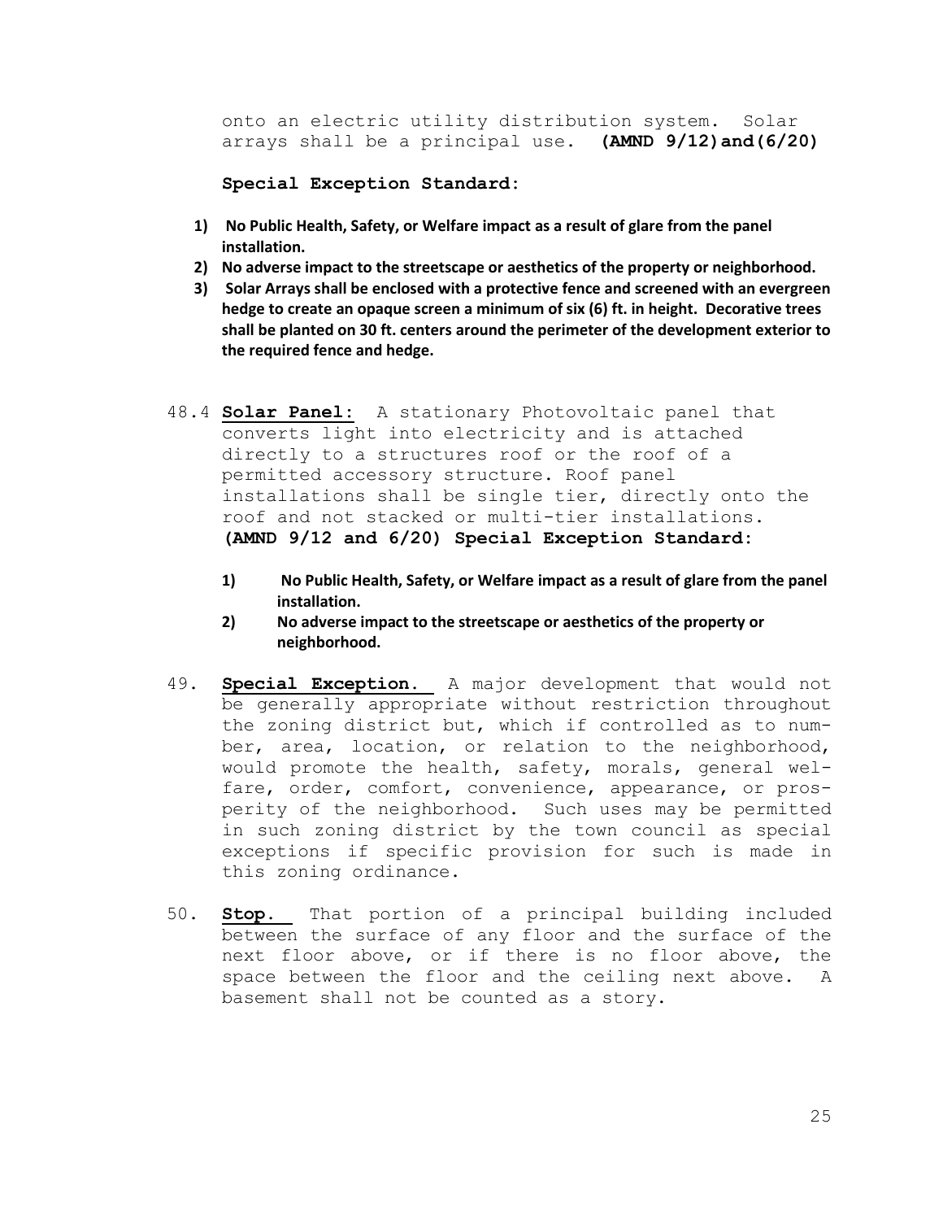onto an electric utility distribution system. Solar arrays shall be a principal use. **(AMND 9/12)and(6/20)**

**Special Exception Standard:**

1) **No Public Health, Safety, or Welfare impact as a result of glare from the panel installation.**
2) **No adverse impact to the streetscape or aesthetics of the property or neighborhood.**
3) **Solar Arrays shall be enclosed with a protective fence and screened with an evergreen hedge to create an opaque screen a minimum of six (6) ft. in height. Decorative trees shall be planted on 30 ft. centers around the perimeter of the development exterior to the required fence and hedge.**

48.4 **Solar Panel:** A stationary Photovoltaic panel that converts light into electricity and is attached directly to a structures roof or the roof of a permitted accessory structure. Roof panel installations shall be single tier, directly onto the roof and not stacked or multi-tier installations. **(AMND 9/12 and 6/20) Special Exception Standard:**

1) **No Public Health, Safety, or Welfare impact as a result of glare from the panel installation.**
2) **No adverse impact to the streetscape or aesthetics of the property or neighborhood.**

49. **Special Exception.** A major development that would not be generally appropriate without restriction throughout the zoning district but, which if controlled as to number, area, location, or relation to the neighborhood, would promote the health, safety, morals, general welfare, order, comfort, convenience, appearance, or prosperity of the neighborhood. Such uses may be permitted in such zoning district by the town council as special exceptions if specific provision for such is made in this zoning ordinance.

50. **Stop.** That portion of a principal building included between the surface of any floor and the surface of the next floor above, or if there is no floor above, the space between the floor and the ceiling next above. A basement shall not be counted as a story.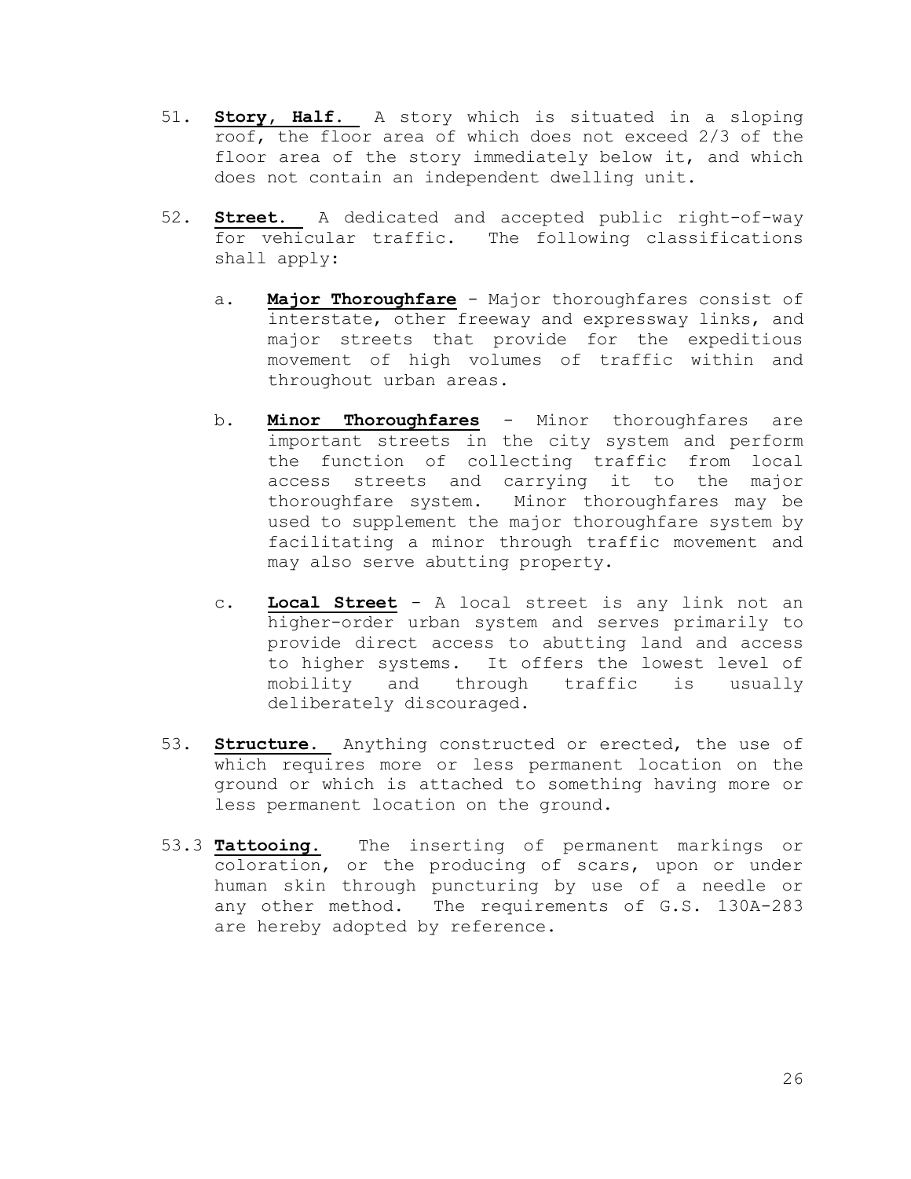51. **Story, Half.** A story which is situated in a sloping roof, the floor area of which does not exceed 2/3 of the floor area of the story immediately below it, and which does not contain an independent dwelling unit.

52. **Street.** A dedicated and accepted public right-of-way for vehicular traffic. The following classifications shall apply:

    a. **Major Thoroughfare** - Major thoroughfares consist of interstate, other freeway and expressway links, and major streets that provide for the expeditious movement of high volumes of traffic within and throughout urban areas.

    b. **Minor Thoroughfares** - Minor thoroughfares are important streets in the city system and perform the function of collecting traffic from local access streets and carrying it to the major thoroughfare system. Minor thoroughfares may be used to supplement the major thoroughfare system by facilitating a minor through traffic movement and may also serve abutting property.

    c. **Local Street** - A local street is any link not an higher-order urban system and serves primarily to provide direct access to abutting land and access to higher systems. It offers the lowest level of mobility and through traffic is usually deliberately discouraged.

53. **Structure.** Anything constructed or erected, the use of which requires more or less permanent location on the ground or which is attached to something having more or less permanent location on the ground.

53.3 **Tattooing.** The inserting of permanent markings or coloration, or the producing of scars, upon or under human skin through puncturing by use of a needle or any other method. The requirements of G.S. 130A-283 are hereby adopted by reference.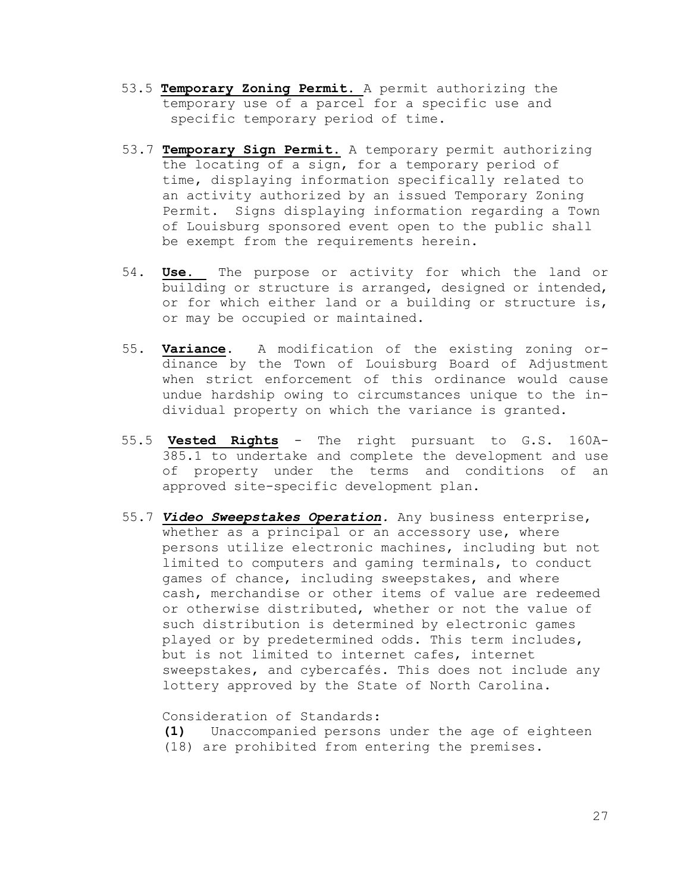53.5 **Temporary Zoning Permit.** A permit authorizing the temporary use of a parcel for a specific use and specific temporary period of time.

53.7 **Temporary Sign Permit.** A temporary permit authorizing the locating of a sign, for a temporary period of time, displaying information specifically related to an activity authorized by an issued Temporary Zoning Permit. Signs displaying information regarding a Town of Louisburg sponsored event open to the public shall be exempt from the requirements herein.

54. **Use.** The purpose or activity for which the land or building or structure is arranged, designed or intended, or for which either land or a building or structure is, or may be occupied or maintained.

55. **Variance.** A modification of the existing zoning ordinance by the Town of Louisburg Board of Adjustment when strict enforcement of this ordinance would cause undue hardship owing to circumstances unique to the individual property on which the variance is granted.

55.5 **Vested Rights** - The right pursuant to G.S. 160A-385.1 to undertake and complete the development and use of property under the terms and conditions of an approved site-specific development plan.

55.7 ***Video Sweepstakes Operation.*** Any business enterprise, whether as a principal or an accessory use, where persons utilize electronic machines, including but not limited to computers and gaming terminals, to conduct games of chance, including sweepstakes, and where cash, merchandise or other items of value are redeemed or otherwise distributed, whether or not the value of such distribution is determined by electronic games played or by predetermined odds. This term includes, but is not limited to internet cafes, internet sweepstakes, and cybercafés. This does not include any lottery approved by the State of North Carolina.

Consideration of Standards:

**(1)** Unaccompanied persons under the age of eighteen (18) are prohibited from entering the premises.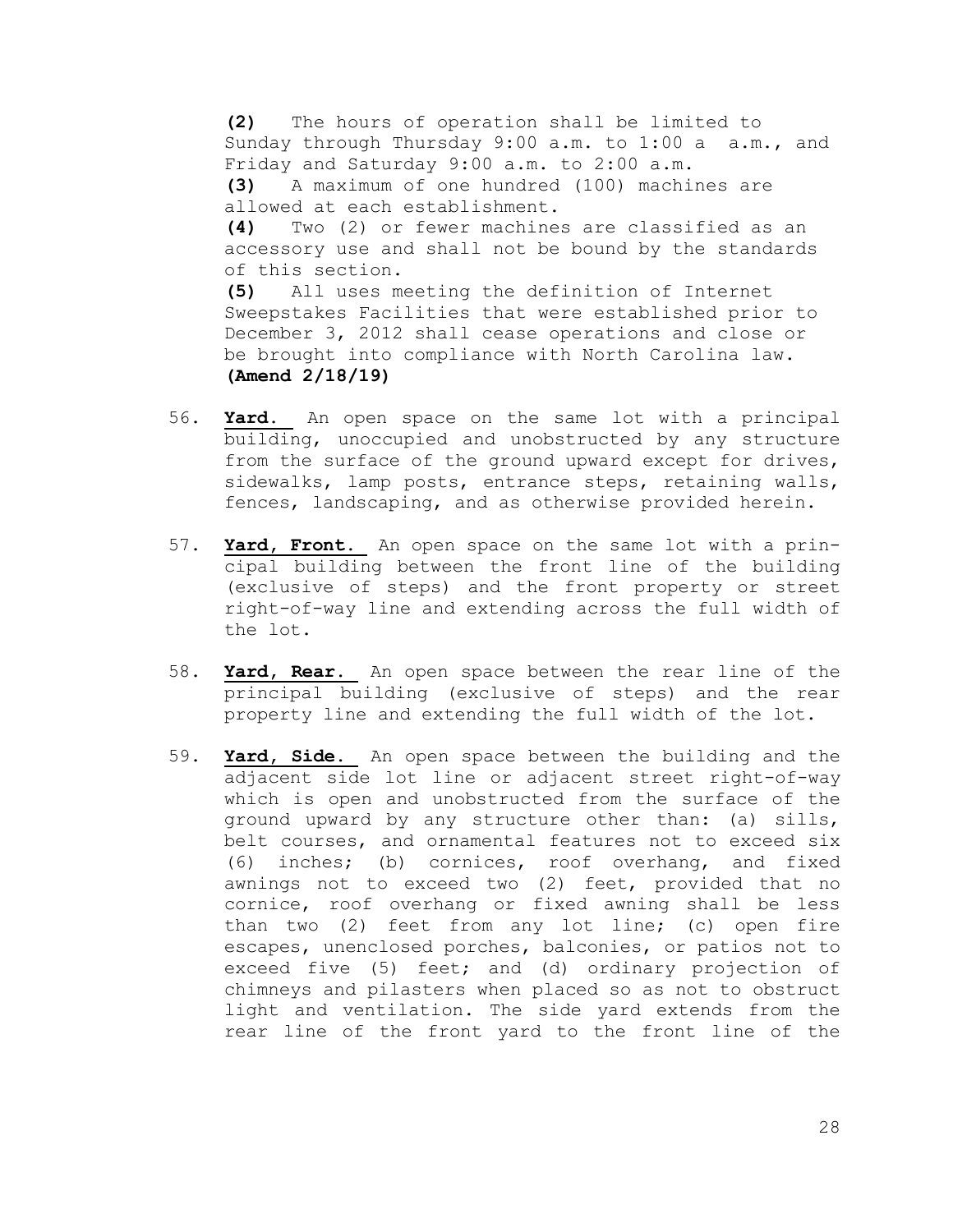**(2)** The hours of operation shall be limited to Sunday through Thursday 9:00 a.m. to 1:00 a a.m., and Friday and Saturday 9:00 a.m. to 2:00 a.m.
**(3)** A maximum of one hundred (100) machines are allowed at each establishment.
**(4)** Two (2) or fewer machines are classified as an accessory use and shall not be bound by the standards of this section.
**(5)** All uses meeting the definition of Internet Sweepstakes Facilities that were established prior to December 3, 2012 shall cease operations and close or be brought into compliance with North Carolina law.
**(Amend 2/18/19)**

56. **Yard.** An open space on the same lot with a principal building, unoccupied and unobstructed by any structure from the surface of the ground upward except for drives, sidewalks, lamp posts, entrance steps, retaining walls, fences, landscaping, and as otherwise provided herein.

57. **Yard, Front.** An open space on the same lot with a principal building between the front line of the building (exclusive of steps) and the front property or street right-of-way line and extending across the full width of the lot.

58. **Yard, Rear.** An open space between the rear line of the principal building (exclusive of steps) and the rear property line and extending the full width of the lot.

59. **Yard, Side.** An open space between the building and the adjacent side lot line or adjacent street right-of-way which is open and unobstructed from the surface of the ground upward by any structure other than: (a) sills, belt courses, and ornamental features not to exceed six (6) inches; (b) cornices, roof overhang, and fixed awnings not to exceed two (2) feet, provided that no cornice, roof overhang or fixed awning shall be less than two (2) feet from any lot line; (c) open fire escapes, unenclosed porches, balconies, or patios not to exceed five (5) feet; and (d) ordinary projection of chimneys and pilasters when placed so as not to obstruct light and ventilation. The side yard extends from the rear line of the front yard to the front line of the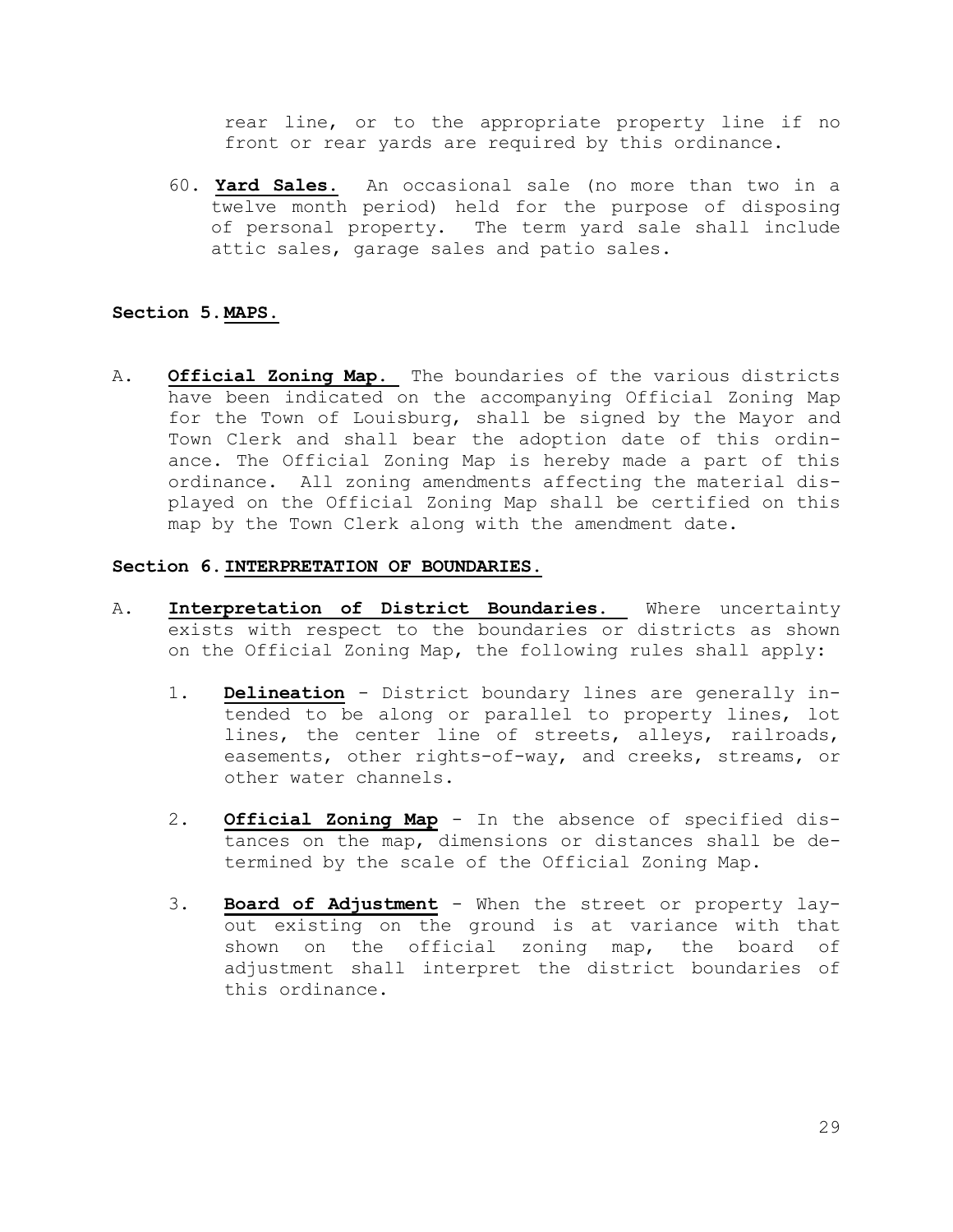rear line, or to the appropriate property line if no front or rear yards are required by this ordinance.

60. **Yard Sales.** An occasional sale (no more than two in a twelve month period) held for the purpose of disposing of personal property. The term yard sale shall include attic sales, garage sales and patio sales.

## Section 5. MAPS.

A. **Official Zoning Map.** The boundaries of the various districts have been indicated on the accompanying Official Zoning Map for the Town of Louisburg, shall be signed by the Mayor and Town Clerk and shall bear the adoption date of this ordinance. The Official Zoning Map is hereby made a part of this ordinance. All zoning amendments affecting the material displayed on the Official Zoning Map shall be certified on this map by the Town Clerk along with the amendment date.

## Section 6. INTERPRETATION OF BOUNDARIES.

A. **Interpretation of District Boundaries.** Where uncertainty exists with respect to the boundaries or districts as shown on the Official Zoning Map, the following rules shall apply:

1. **Delineation** - District boundary lines are generally intended to be along or parallel to property lines, lot lines, the center line of streets, alleys, railroads, easements, other rights-of-way, and creeks, streams, or other water channels.

2. **Official Zoning Map** - In the absence of specified distances on the map, dimensions or distances shall be determined by the scale of the Official Zoning Map.

3. **Board of Adjustment** - When the street or property layout existing on the ground is at variance with that shown on the official zoning map, the board of adjustment shall interpret the district boundaries of this ordinance.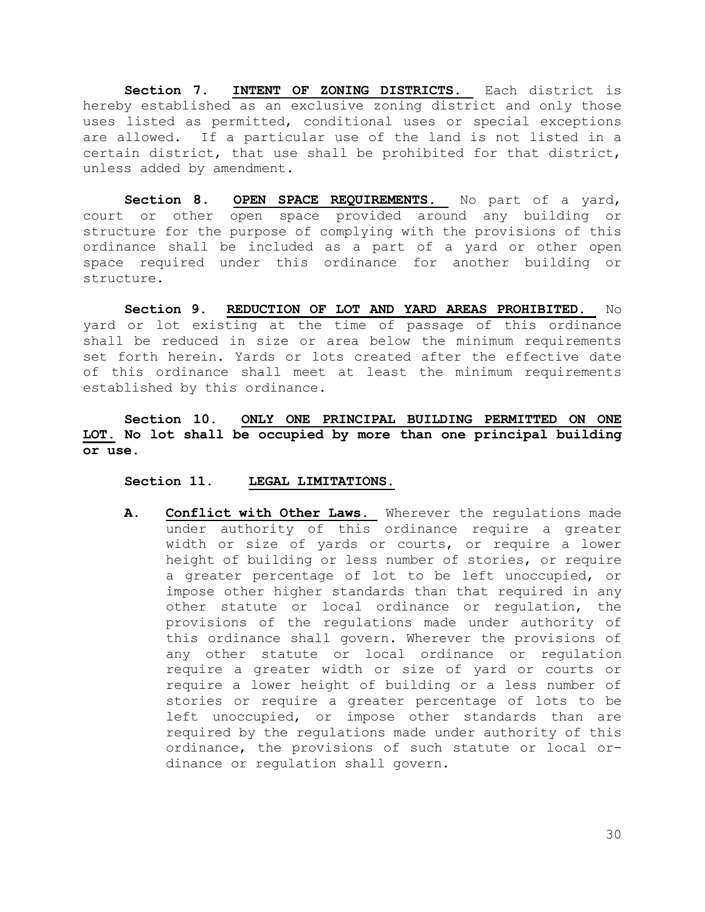**Section 7. INTENT OF ZONING DISTRICTS.** Each district is hereby established as an exclusive zoning district and only those uses listed as permitted, conditional uses or special exceptions are allowed. If a particular use of the land is not listed in a certain district, that use shall be prohibited for that district, unless added by amendment.

**Section 8. OPEN SPACE REQUIREMENTS.** No part of a yard, court or other open space provided around any building or structure for the purpose of complying with the provisions of this ordinance shall be included as a part of a yard or other open space required under this ordinance for another building or structure.

**Section 9. REDUCTION OF LOT AND YARD AREAS PROHIBITED.** No yard or lot existing at the time of passage of this ordinance shall be reduced in size or area below the minimum requirements set forth herein. Yards or lots created after the effective date of this ordinance shall meet at least the minimum requirements established by this ordinance.

**Section 10. ONLY ONE PRINCIPAL BUILDING PERMITTED ON ONE LOT. No lot shall be occupied by more than one principal building or use.**

**Section 11. LEGAL LIMITATIONS.**

**A. Conflict with Other Laws.** Wherever the regulations made under authority of this ordinance require a greater width or size of yards or courts, or require a lower height of building or less number of stories, or require a greater percentage of lot to be left unoccupied, or impose other higher standards than that required in any other statute or local ordinance or regulation, the provisions of the regulations made under authority of this ordinance shall govern. Wherever the provisions of any other statute or local ordinance or regulation require a greater width or size of yard or courts or require a lower height of building or a less number of stories or require a greater percentage of lots to be left unoccupied, or impose other standards than are required by the regulations made under authority of this ordinance, the provisions of such statute or local ordinance or regulation shall govern.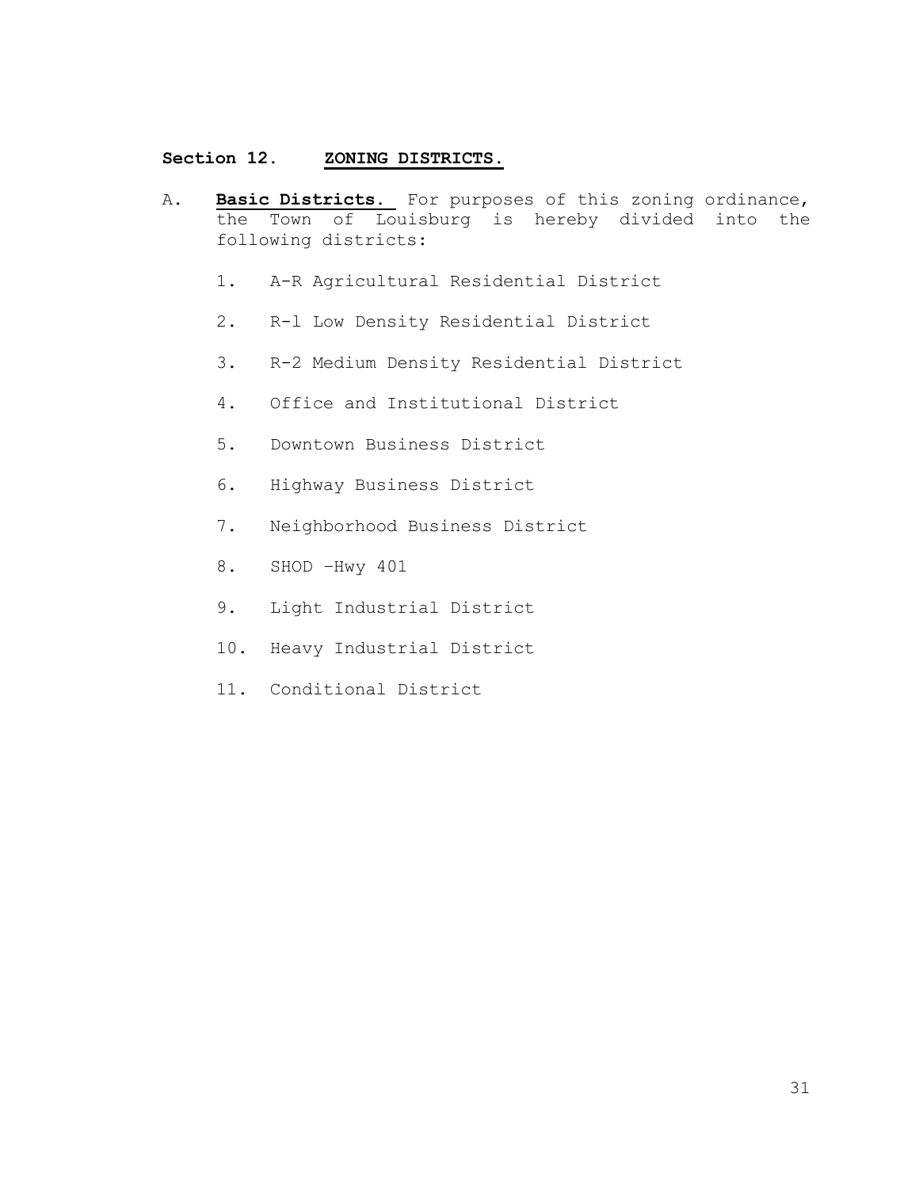## Section 12. ZONING DISTRICTS.

A. **Basic Districts.** For purposes of this zoning ordinance, the Town of Louisburg is hereby divided into the following districts:

1. A-R Agricultural Residential District
2. R-l Low Density Residential District
3. R-2 Medium Density Residential District
4. Office and Institutional District
5. Downtown Business District
6. Highway Business District
7. Neighborhood Business District
8. SHOD –Hwy 401
9. Light Industrial District
10. Heavy Industrial District
11. Conditional District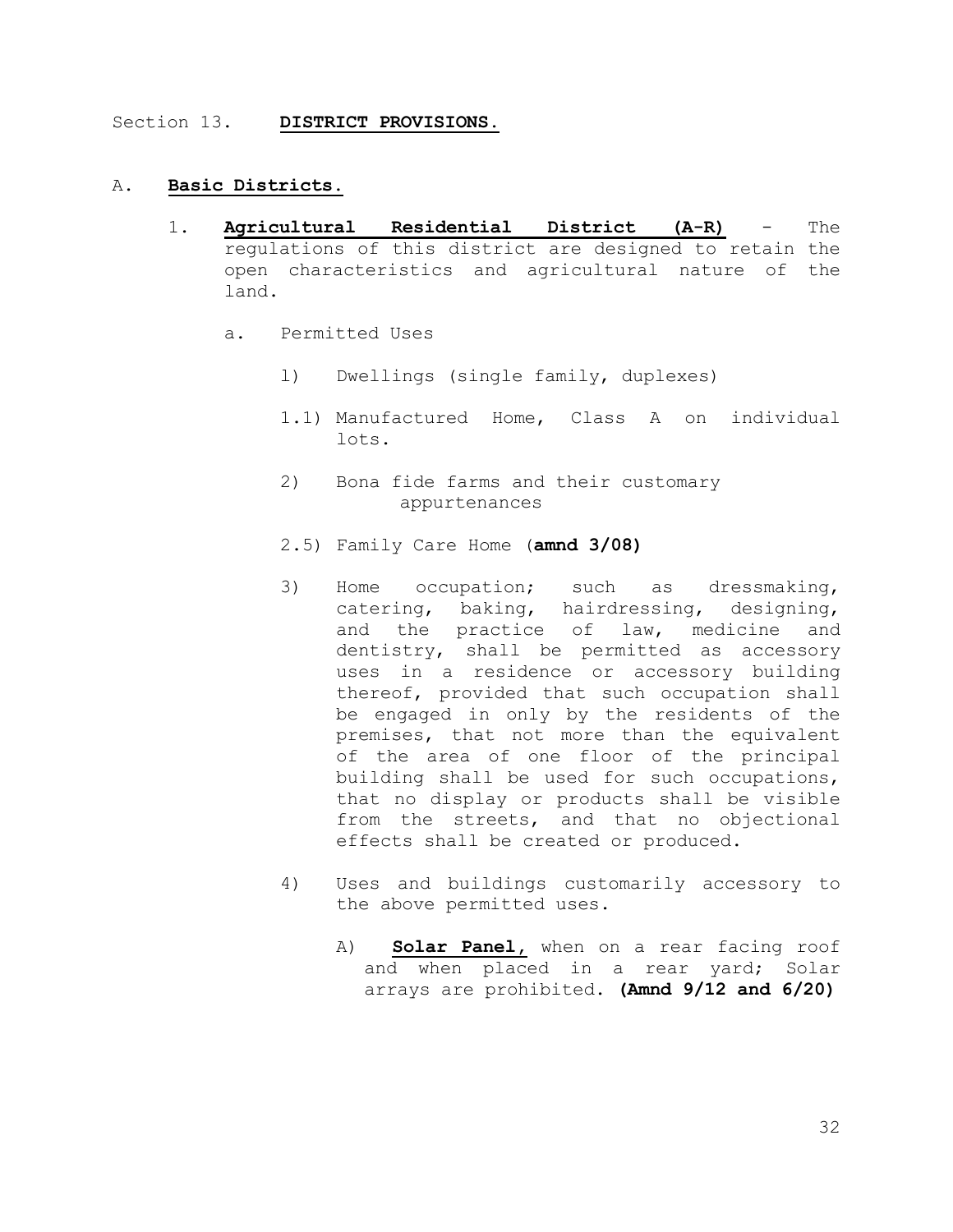Section 13. **DISTRICT PROVISIONS.**

A. **Basic Districts.**

1. **Agricultural Residential District (A-R)** - The regulations of this district are designed to retain the open characteristics and agricultural nature of the land.

   a. Permitted Uses

      1) Dwellings (single family, duplexes)

      1.1) Manufactured Home, Class A on individual lots.

      2) Bona fide farms and their customary appurtenances

      2.5) Family Care Home (**amnd 3/08)**

      3) Home occupation; such as dressmaking, catering, baking, hairdressing, designing, and the practice of law, medicine and dentistry, shall be permitted as accessory uses in a residence or accessory building thereof, provided that such occupation shall be engaged in only by the residents of the premises, that not more than the equivalent of the area of one floor of the principal building shall be used for such occupations, that no display or products shall be visible from the streets, and that no objectional effects shall be created or produced.

      4) Uses and buildings customarily accessory to the above permitted uses.

         A) **Solar Panel,** when on a rear facing roof and when placed in a rear yard; Solar arrays are prohibited. **(Amnd 9/12 and 6/20)**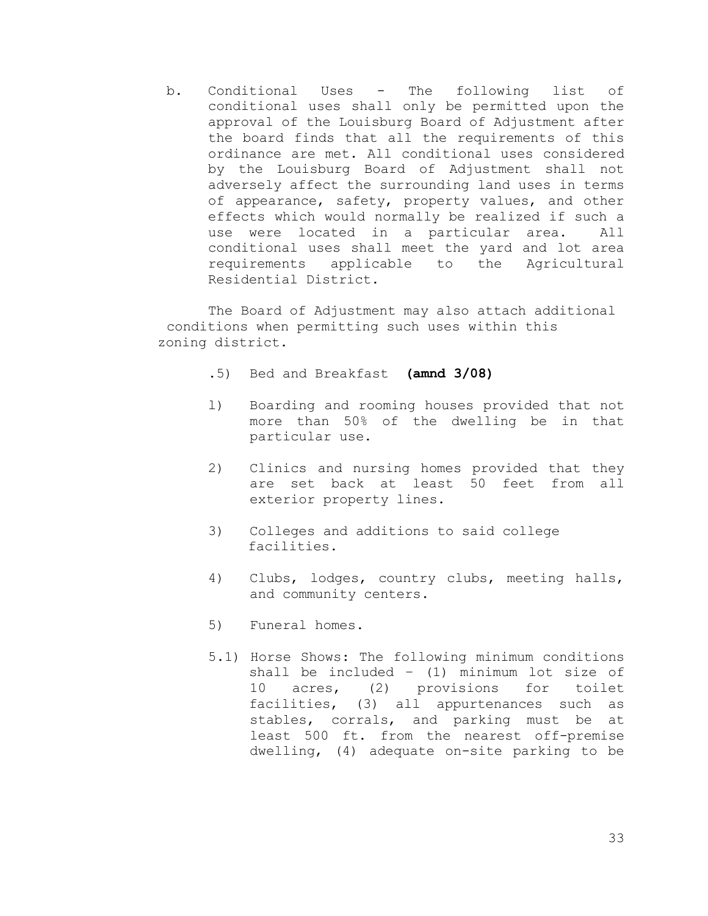b. Conditional Uses - The following list of conditional uses shall only be permitted upon the approval of the Louisburg Board of Adjustment after the board finds that all the requirements of this ordinance are met. All conditional uses considered by the Louisburg Board of Adjustment shall not adversely affect the surrounding land uses in terms of appearance, safety, property values, and other effects which would normally be realized if such a use were located in a particular area. All conditional uses shall meet the yard and lot area requirements applicable to the Agricultural Residential District.

The Board of Adjustment may also attach additional conditions when permitting such uses within this zoning district.

.5) Bed and Breakfast **(amnd 3/08)**

1) Boarding and rooming houses provided that not more than 50% of the dwelling be in that particular use.

2) Clinics and nursing homes provided that they are set back at least 50 feet from all exterior property lines.

3) Colleges and additions to said college facilities.

4) Clubs, lodges, country clubs, meeting halls, and community centers.

5) Funeral homes.

5.1) Horse Shows: The following minimum conditions shall be included – (1) minimum lot size of 10 acres, (2) provisions for toilet facilities, (3) all appurtenances such as stables, corrals, and parking must be at least 500 ft. from the nearest off-premise dwelling, (4) adequate on-site parking to be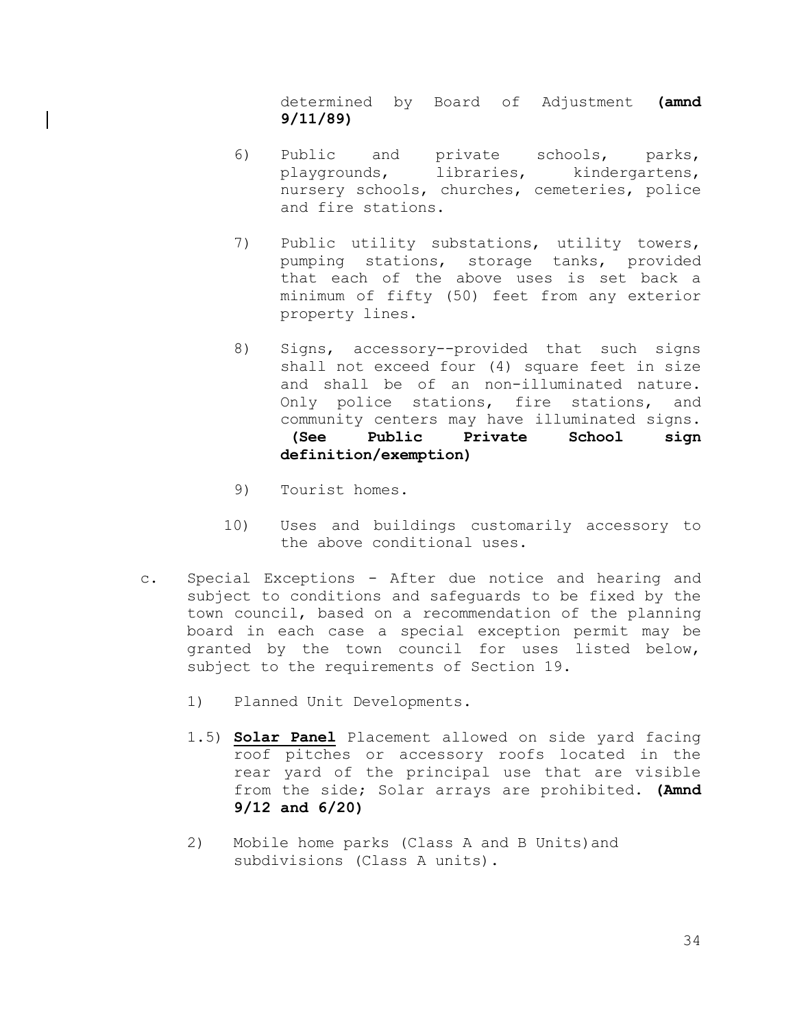determined by Board of Adjustment **(amnd 9/11/89)**

6) Public and private schools, parks, playgrounds, libraries, kindergartens, nursery schools, churches, cemeteries, police and fire stations.

7) Public utility substations, utility towers, pumping stations, storage tanks, provided that each of the above uses is set back a minimum of fifty (50) feet from any exterior property lines.

8) Signs, accessory--provided that such signs shall not exceed four (4) square feet in size and shall be of an non-illuminated nature. Only police stations, fire stations, and community centers may have illuminated signs. **(See Public Private School sign definition/exemption)**

9) Tourist homes.

10) Uses and buildings customarily accessory to the above conditional uses.

c. Special Exceptions - After due notice and hearing and subject to conditions and safeguards to be fixed by the town council, based on a recommendation of the planning board in each case a special exception permit may be granted by the town council for uses listed below, subject to the requirements of Section 19.

1) Planned Unit Developments.

1.5) **Solar Panel** Placement allowed on side yard facing roof pitches or accessory roofs located in the rear yard of the principal use that are visible from the side; Solar arrays are prohibited. **(Amnd 9/12 and 6/20)**

2) Mobile home parks (Class A and B Units)and subdivisions (Class A units).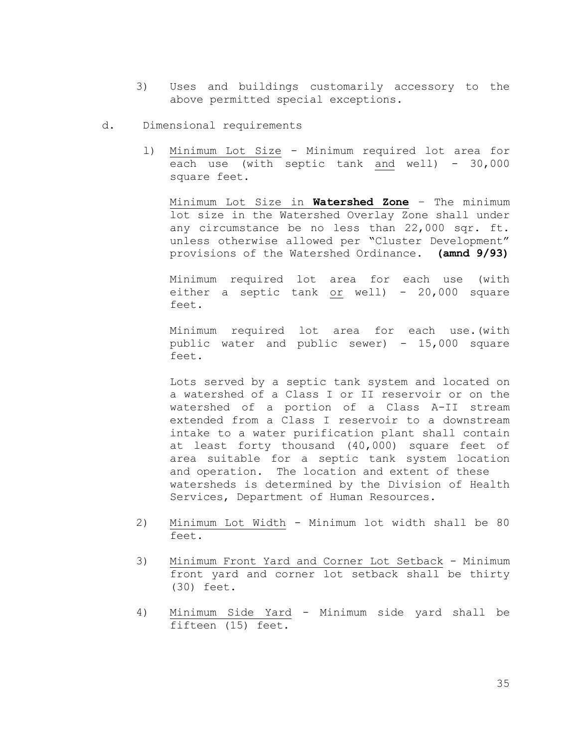3) Uses and buildings customarily accessory to the above permitted special exceptions.

d. Dimensional requirements

1) Minimum Lot Size - Minimum required lot area for each use (with septic tank and well) - 30,000 square feet.

   Minimum Lot Size in **Watershed Zone** – The minimum lot size in the Watershed Overlay Zone shall under any circumstance be no less than 22,000 sqr. ft. unless otherwise allowed per "Cluster Development" provisions of the Watershed Ordinance. **(amnd 9/93)**

   Minimum required lot area for each use (with either a septic tank or well) - 20,000 square feet.

   Minimum required lot area for each use.(with public water and public sewer) - 15,000 square feet.

   Lots served by a septic tank system and located on a watershed of a Class I or II reservoir or on the watershed of a portion of a Class A-II stream extended from a Class I reservoir to a downstream intake to a water purification plant shall contain at least forty thousand (40,000) square feet of area suitable for a septic tank system location and operation. The location and extent of these watersheds is determined by the Division of Health Services, Department of Human Resources.

2) Minimum Lot Width - Minimum lot width shall be 80 feet.

3) Minimum Front Yard and Corner Lot Setback - Minimum front yard and corner lot setback shall be thirty (30) feet.

4) Minimum Side Yard - Minimum side yard shall be fifteen (15) feet.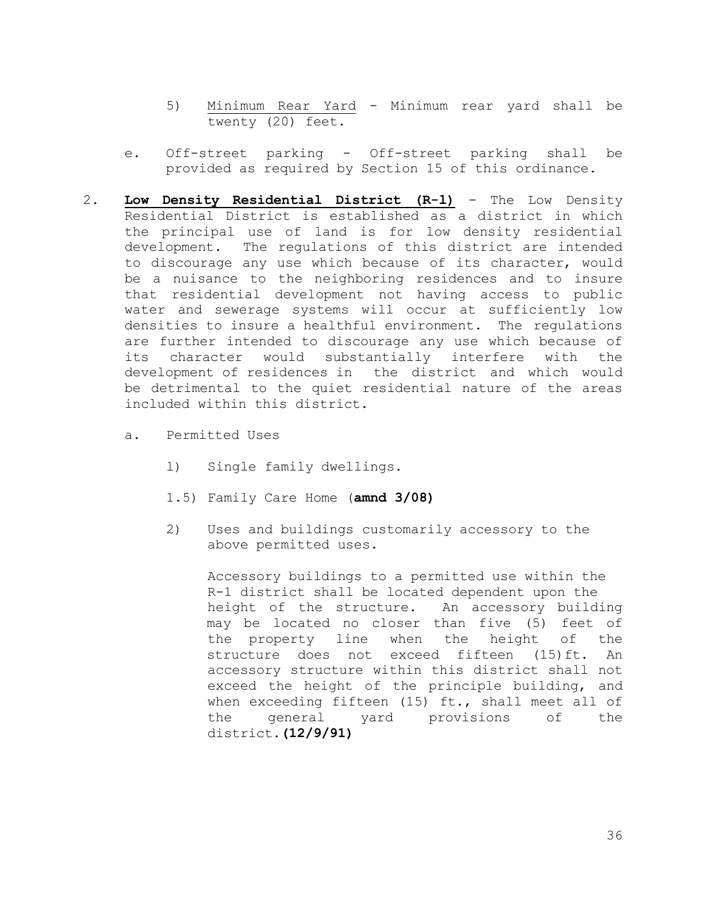5) Minimum Rear Yard - Minimum rear yard shall be twenty (20) feet.

e. Off-street parking - Off-street parking shall be provided as required by Section 15 of this ordinance.

2. **Low Density Residential District (R-l)** - The Low Density Residential District is established as a district in which the principal use of land is for low density residential development. The regulations of this district are intended to discourage any use which because of its character, would be a nuisance to the neighboring residences and to insure that residential development not having access to public water and sewerage systems will occur at sufficiently low densities to insure a healthful environment. The regulations are further intended to discourage any use which because of its character would substantially interfere with the development of residences in the district and which would be detrimental to the quiet residential nature of the areas included within this district.

a. Permitted Uses

l) Single family dwellings.

1.5) Family Care Home (**amnd 3/08)**

2) Uses and buildings customarily accessory to the above permitted uses.

Accessory buildings to a permitted use within the R-1 district shall be located dependent upon the height of the structure. An accessory building may be located no closer than five (5) feet of the property line when the height of the structure does not exceed fifteen (15)ft. An accessory structure within this district shall not exceed the height of the principle building, and when exceeding fifteen (15) ft., shall meet all of the general yard provisions of the district.**(12/9/91)**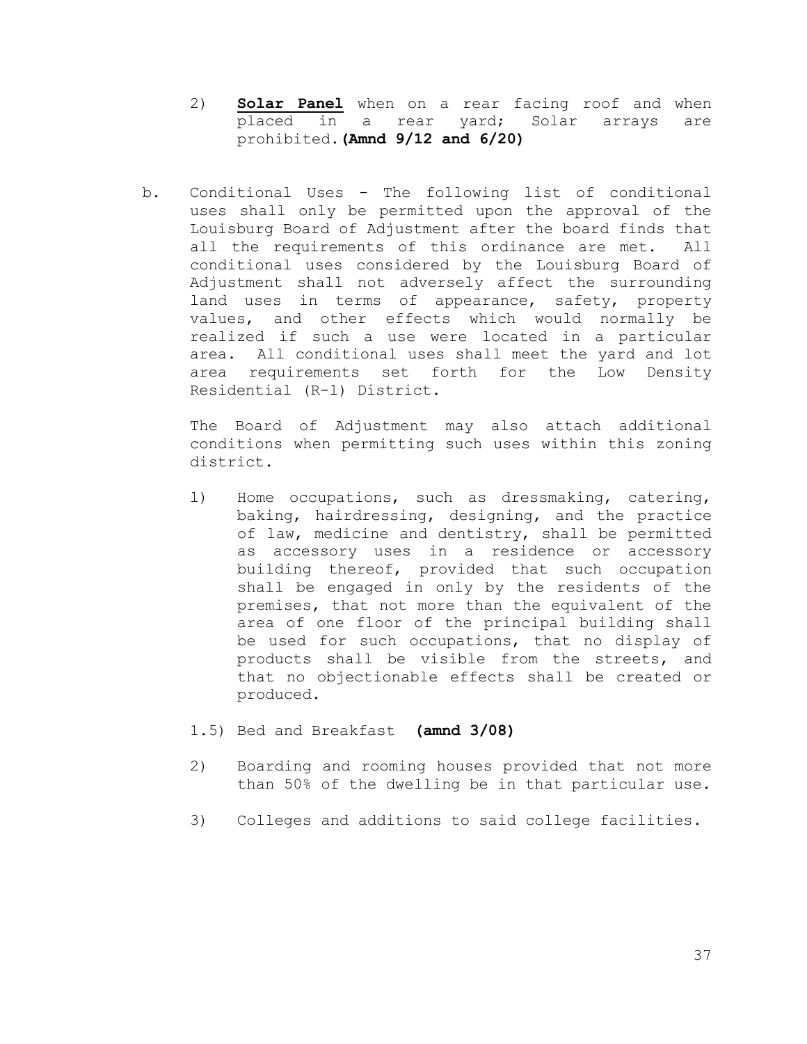2) **Solar Panel** when on a rear facing roof and when placed in a rear yard; Solar arrays are prohibited. **(Amnd 9/12 and 6/20)**

b. Conditional Uses - The following list of conditional uses shall only be permitted upon the approval of the Louisburg Board of Adjustment after the board finds that all the requirements of this ordinance are met. All conditional uses considered by the Louisburg Board of Adjustment shall not adversely affect the surrounding land uses in terms of appearance, safety, property values, and other effects which would normally be realized if such a use were located in a particular area. All conditional uses shall meet the yard and lot area requirements set forth for the Low Density Residential (R-l) District.

The Board of Adjustment may also attach additional conditions when permitting such uses within this zoning district.

l) Home occupations, such as dressmaking, catering, baking, hairdressing, designing, and the practice of law, medicine and dentistry, shall be permitted as accessory uses in a residence or accessory building thereof, provided that such occupation shall be engaged in only by the residents of the premises, that not more than the equivalent of the area of one floor of the principal building shall be used for such occupations, that no display of products shall be visible from the streets, and that no objectionable effects shall be created or produced.

1.5) Bed and Breakfast **(amnd 3/08)**

2) Boarding and rooming houses provided that not more than 50% of the dwelling be in that particular use.

3) Colleges and additions to said college facilities.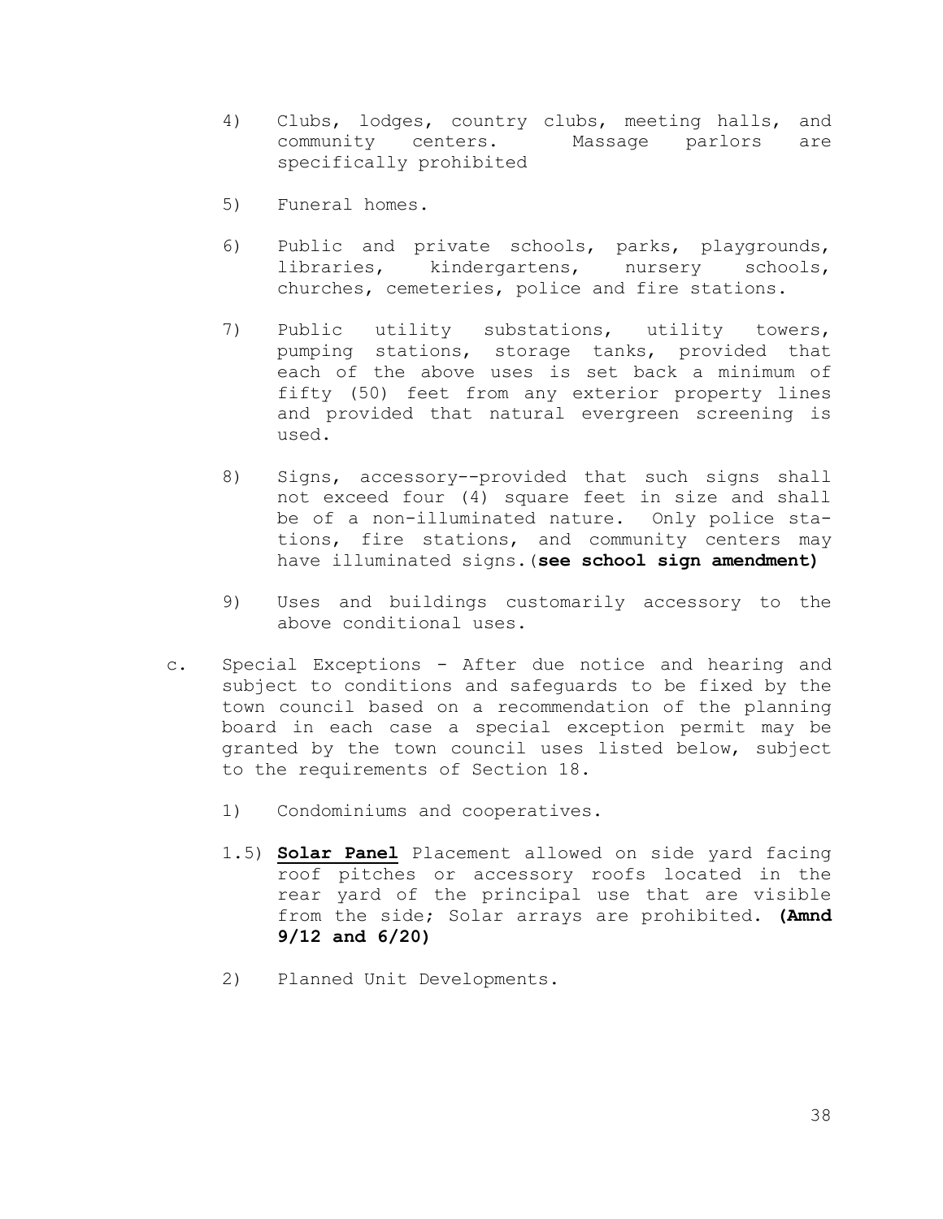4) Clubs, lodges, country clubs, meeting halls, and community centers. Massage parlors are specifically prohibited

5) Funeral homes.

6) Public and private schools, parks, playgrounds, libraries, kindergartens, nursery schools, churches, cemeteries, police and fire stations.

7) Public utility substations, utility towers, pumping stations, storage tanks, provided that each of the above uses is set back a minimum of fifty (50) feet from any exterior property lines and provided that natural evergreen screening is used.

8) Signs, accessory--provided that such signs shall not exceed four (4) square feet in size and shall be of a non-illuminated nature. Only police stations, fire stations, and community centers may have illuminated signs.(**see school sign amendment)**

9) Uses and buildings customarily accessory to the above conditional uses.

c. Special Exceptions - After due notice and hearing and subject to conditions and safeguards to be fixed by the town council based on a recommendation of the planning board in each case a special exception permit may be granted by the town council uses listed below, subject to the requirements of Section 18.

1) Condominiums and cooperatives.

1.5) **Solar Panel** Placement allowed on side yard facing roof pitches or accessory roofs located in the rear yard of the principal use that are visible from the side; Solar arrays are prohibited. **(Amnd 9/12 and 6/20)**

2) Planned Unit Developments.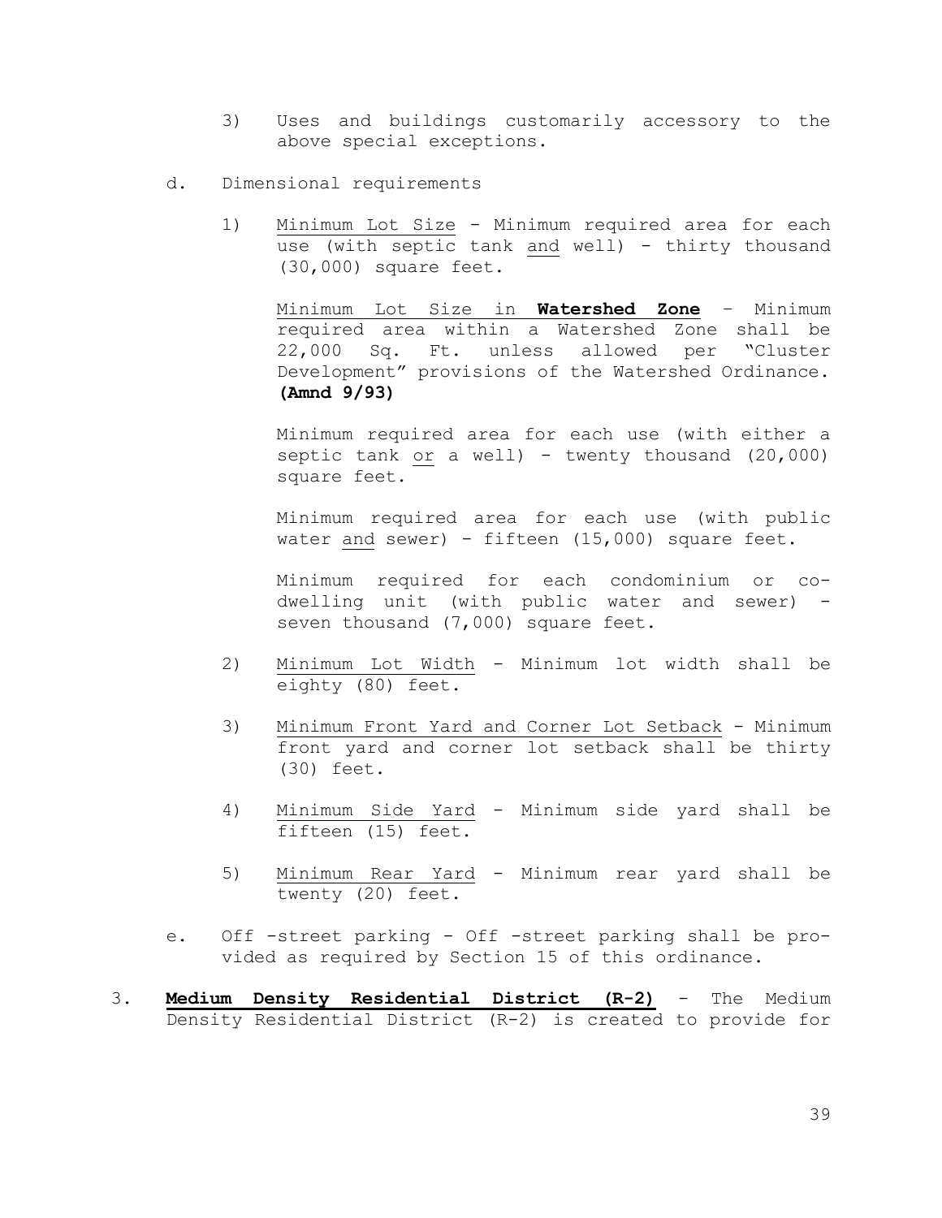3) Uses and buildings customarily accessory to the above special exceptions.

d. Dimensional requirements

1) Minimum Lot Size - Minimum required area for each use (with septic tank and well) - thirty thousand (30,000) square feet.

   Minimum Lot Size in **Watershed Zone** – Minimum required area within a Watershed Zone shall be 22,000 Sq. Ft. unless allowed per "Cluster Development" provisions of the Watershed Ordinance. **(Amnd 9/93)**

   Minimum required area for each use (with either a septic tank or a well) - twenty thousand (20,000) square feet.

   Minimum required area for each use (with public water and sewer) - fifteen (15,000) square feet.

   Minimum required for each condominium or co-dwelling unit (with public water and sewer) - seven thousand (7,000) square feet.

2) Minimum Lot Width - Minimum lot width shall be eighty (80) feet.

3) Minimum Front Yard and Corner Lot Setback - Minimum front yard and corner lot setback shall be thirty (30) feet.

4) Minimum Side Yard - Minimum side yard shall be fifteen (15) feet.

5) Minimum Rear Yard - Minimum rear yard shall be twenty (20) feet.

e. Off -street parking - Off -street parking shall be provided as required by Section 15 of this ordinance.

3. **Medium Density Residential District (R-2)** - The Medium Density Residential District (R-2) is created to provide for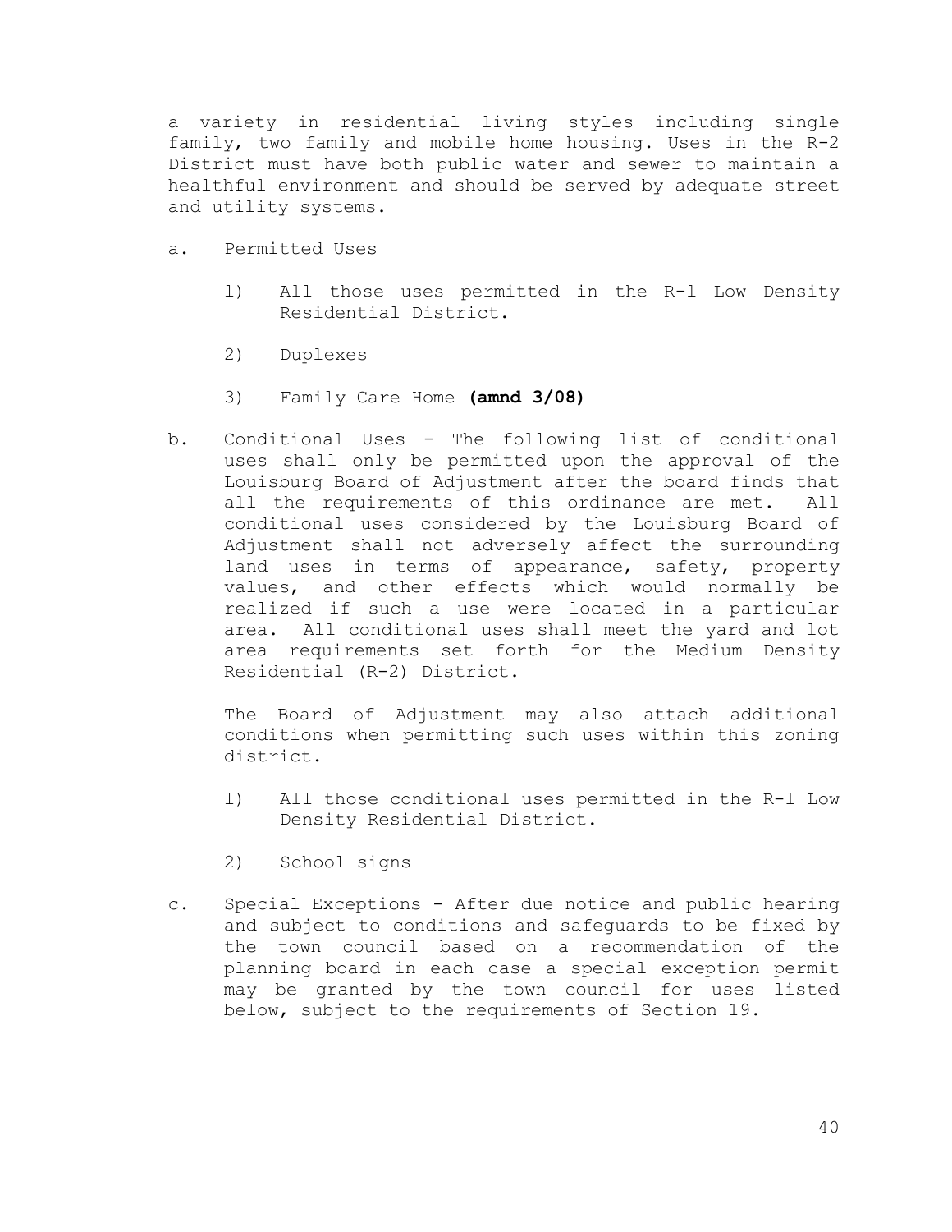a variety in residential living styles including single family, two family and mobile home housing. Uses in the R-2 District must have both public water and sewer to maintain a healthful environment and should be served by adequate street and utility systems.

a. Permitted Uses

   1) All those uses permitted in the R-l Low Density Residential District.

   2) Duplexes

   3) Family Care Home **(amnd 3/08)**

b. Conditional Uses - The following list of conditional uses shall only be permitted upon the approval of the Louisburg Board of Adjustment after the board finds that all the requirements of this ordinance are met. All conditional uses considered by the Louisburg Board of Adjustment shall not adversely affect the surrounding land uses in terms of appearance, safety, property values, and other effects which would normally be realized if such a use were located in a particular area. All conditional uses shall meet the yard and lot area requirements set forth for the Medium Density Residential (R-2) District.

   The Board of Adjustment may also attach additional conditions when permitting such uses within this zoning district.

   1) All those conditional uses permitted in the R-l Low Density Residential District.

   2) School signs

c. Special Exceptions - After due notice and public hearing and subject to conditions and safeguards to be fixed by the town council based on a recommendation of the planning board in each case a special exception permit may be granted by the town council for uses listed below, subject to the requirements of Section 19.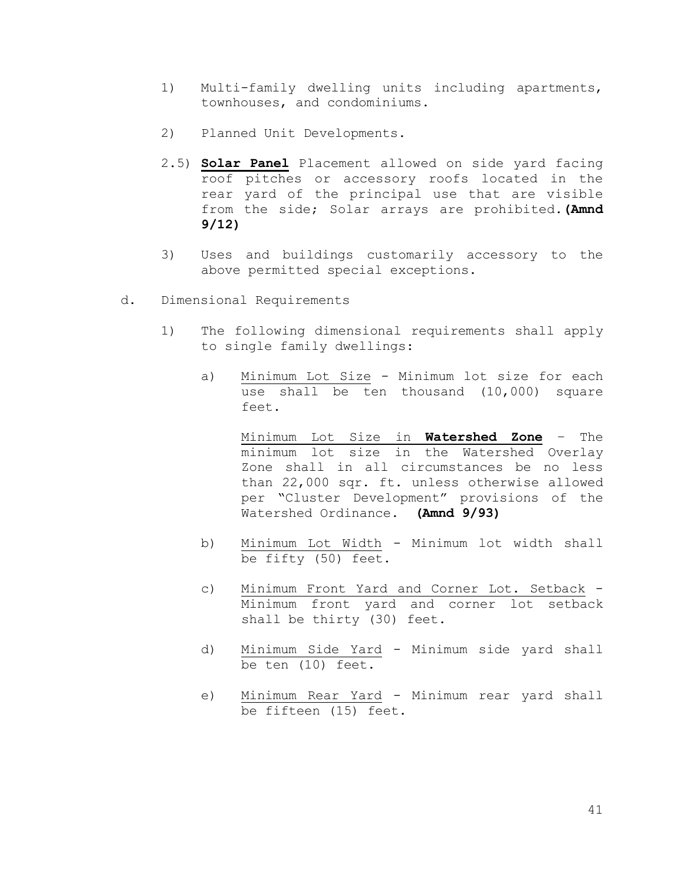1) Multi-family dwelling units including apartments, townhouses, and condominiums.

2) Planned Unit Developments.

2.5) **Solar Panel** Placement allowed on side yard facing roof pitches or accessory roofs located in the rear yard of the principal use that are visible from the side; Solar arrays are prohibited. **(Amnd 9/12)**

3) Uses and buildings customarily accessory to the above permitted special exceptions.

d. Dimensional Requirements

1) The following dimensional requirements shall apply to single family dwellings:

a) Minimum Lot Size - Minimum lot size for each use shall be ten thousand (10,000) square feet.

Minimum Lot Size in **Watershed Zone** – The minimum lot size in the Watershed Overlay Zone shall in all circumstances be no less than 22,000 sqr. ft. unless otherwise allowed per "Cluster Development" provisions of the Watershed Ordinance. **(Amnd 9/93)**

b) Minimum Lot Width - Minimum lot width shall be fifty (50) feet.

c) Minimum Front Yard and Corner Lot. Setback - Minimum front yard and corner lot setback shall be thirty (30) feet.

d) Minimum Side Yard - Minimum side yard shall be ten (10) feet.

e) Minimum Rear Yard - Minimum rear yard shall be fifteen (15) feet.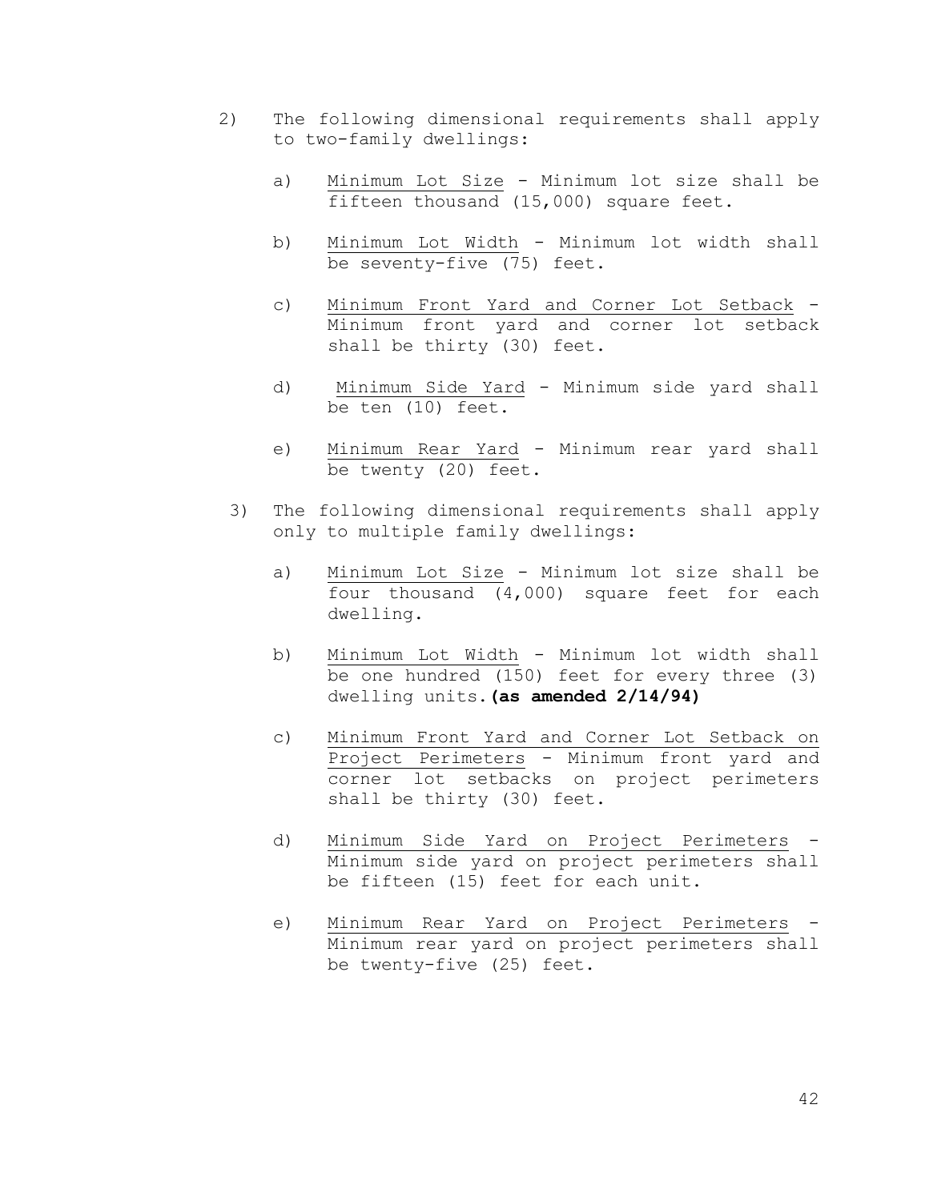2) The following dimensional requirements shall apply to two-family dwellings:

   a) Minimum Lot Size - Minimum lot size shall be fifteen thousand (15,000) square feet.

   b) Minimum Lot Width - Minimum lot width shall be seventy-five (75) feet.

   c) Minimum Front Yard and Corner Lot Setback - Minimum front yard and corner lot setback shall be thirty (30) feet.

   d) Minimum Side Yard - Minimum side yard shall be ten (10) feet.

   e) Minimum Rear Yard - Minimum rear yard shall be twenty (20) feet.

3) The following dimensional requirements shall apply only to multiple family dwellings:

   a) Minimum Lot Size - Minimum lot size shall be four thousand (4,000) square feet for each dwelling.

   b) Minimum Lot Width - Minimum lot width shall be one hundred (150) feet for every three (3) dwelling units. **(as amended 2/14/94)**

   c) Minimum Front Yard and Corner Lot Setback on Project Perimeters - Minimum front yard and corner lot setbacks on project perimeters shall be thirty (30) feet.

   d) Minimum Side Yard on Project Perimeters - Minimum side yard on project perimeters shall be fifteen (15) feet for each unit.

   e) Minimum Rear Yard on Project Perimeters - Minimum rear yard on project perimeters shall be twenty-five (25) feet.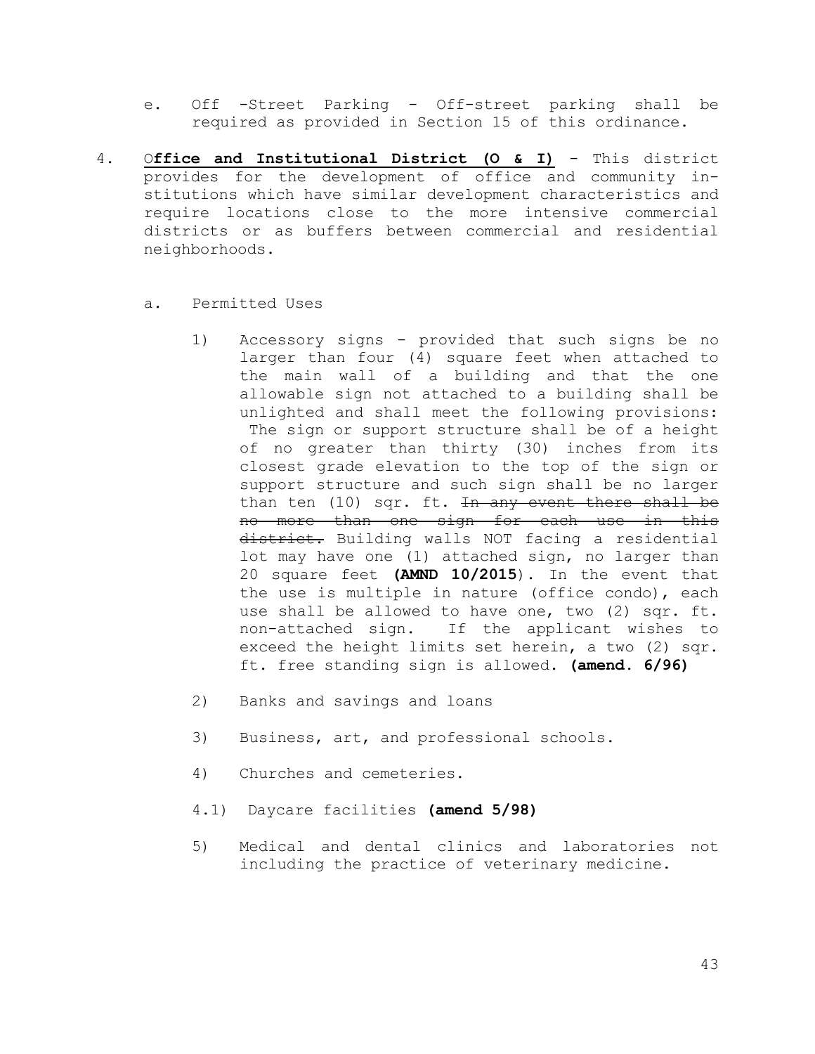e. Off -Street Parking - Off-street parking shall be required as provided in Section 15 of this ordinance.

4. **Office and Institutional District (O & I)** - This district provides for the development of office and community institutions which have similar development characteristics and require locations close to the more intensive commercial districts or as buffers between commercial and residential neighborhoods.

   a. Permitted Uses

      1) Accessory signs - provided that such signs be no larger than four (4) square feet when attached to the main wall of a building and that the one allowable sign not attached to a building shall be unlighted and shall meet the following provisions: The sign or support structure shall be of a height of no greater than thirty (30) inches from its closest grade elevation to the top of the sign or support structure and such sign shall be no larger than ten (10) sqr. ft. ~~In any event there shall be no more than one sign for each use in this district.~~ Building walls NOT facing a residential lot may have one (1) attached sign, no larger than 20 square feet **(AMND 10/2015)**. In the event that the use is multiple in nature (office condo), each use shall be allowed to have one, two (2) sqr. ft. non-attached sign. If the applicant wishes to exceed the height limits set herein, a two (2) sqr. ft. free standing sign is allowed. **(amend. 6/96)**

      2) Banks and savings and loans

      3) Business, art, and professional schools.

      4) Churches and cemeteries.

      4.1) Daycare facilities **(amend 5/98)**

      5) Medical and dental clinics and laboratories not including the practice of veterinary medicine.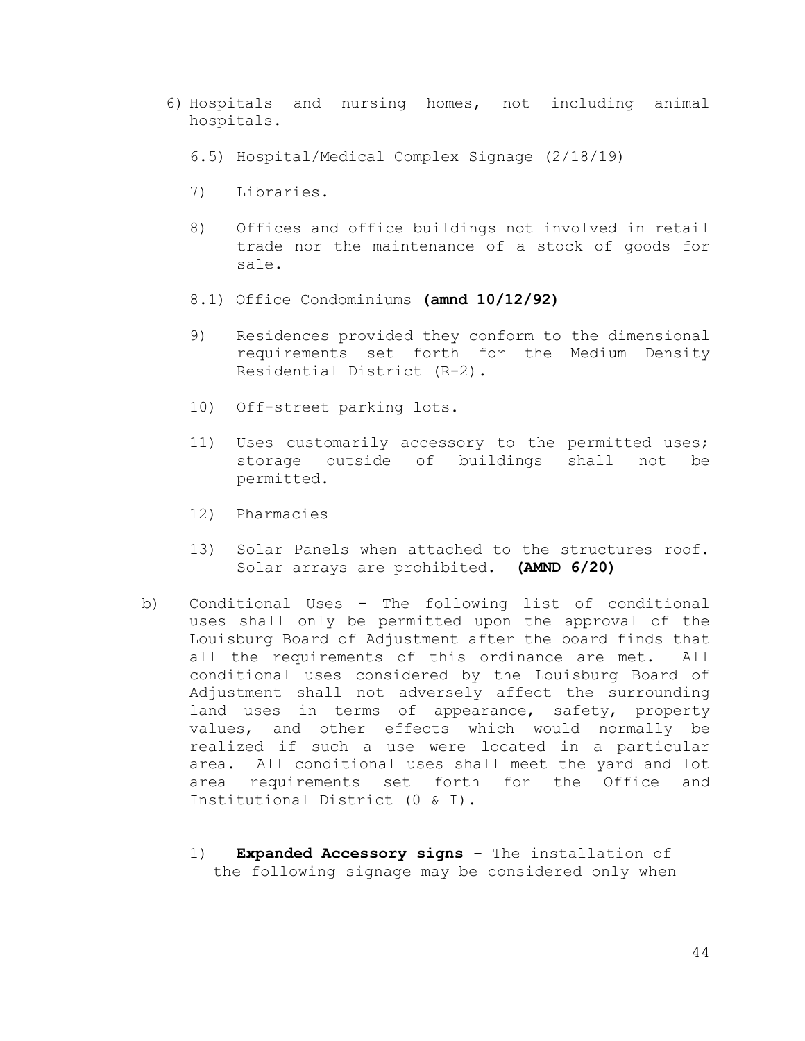6) Hospitals and nursing homes, not including animal hospitals.

   6.5) Hospital/Medical Complex Signage (2/18/19)

   7) Libraries.

   8) Offices and office buildings not involved in retail trade nor the maintenance of a stock of goods for sale.

   8.1) Office Condominiums **(amnd 10/12/92)**

   9) Residences provided they conform to the dimensional requirements set forth for the Medium Density Residential District (R-2).

   10) Off-street parking lots.

   11) Uses customarily accessory to the permitted uses; storage outside of buildings shall not be permitted.

   12) Pharmacies

   13) Solar Panels when attached to the structures roof. Solar arrays are prohibited. **(AMND 6/20)**

b) Conditional Uses - The following list of conditional uses shall only be permitted upon the approval of the Louisburg Board of Adjustment after the board finds that all the requirements of this ordinance are met. All conditional uses considered by the Louisburg Board of Adjustment shall not adversely affect the surrounding land uses in terms of appearance, safety, property values, and other effects which would normally be realized if such a use were located in a particular area. All conditional uses shall meet the yard and lot area requirements set forth for the Office and Institutional District (0 & I).

   1) **Expanded Accessory signs** – The installation of the following signage may be considered only when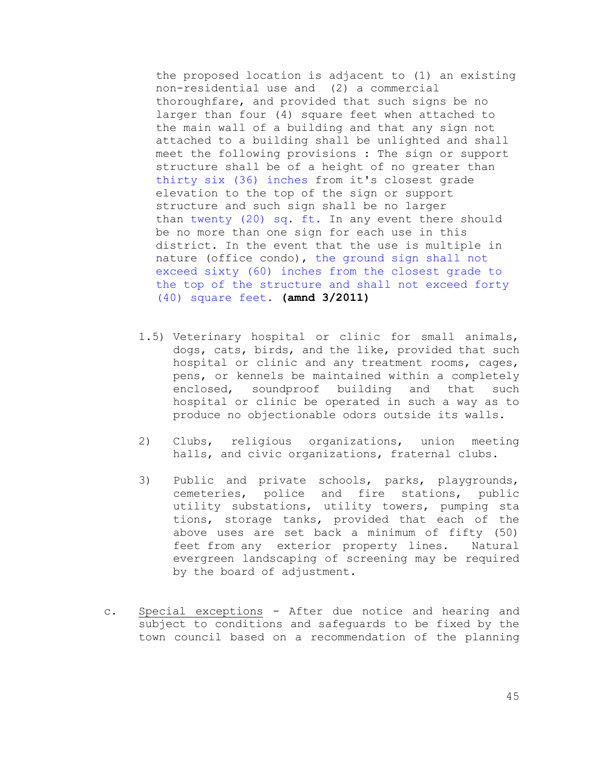the proposed location is adjacent to (1) an existing non-residential use and (2) a commercial thoroughfare, and provided that such signs be no larger than four (4) square feet when attached to the main wall of a building and that any sign not attached to a building shall be unlighted and shall meet the following provisions : The sign or support structure shall be of a height of no greater than thirty six (36) inches from it's closest grade elevation to the top of the sign or support structure and such sign shall be no larger than twenty (20) sq. ft. In any event there should be no more than one sign for each use in this district. In the event that the use is multiple in nature (office condo), the ground sign shall not exceed sixty (60) inches from the closest grade to the top of the structure and shall not exceed forty (40) square feet. **(amnd 3/2011)**

1.5) Veterinary hospital or clinic for small animals, dogs, cats, birds, and the like, provided that such hospital or clinic and any treatment rooms, cages, pens, or kennels be maintained within a completely enclosed, soundproof building and that such hospital or clinic be operated in such a way as to produce no objectionable odors outside its walls.

2) Clubs, religious organizations, union meeting halls, and civic organizations, fraternal clubs.

3) Public and private schools, parks, playgrounds, cemeteries, police and fire stations, public utility substations, utility towers, pumping sta tions, storage tanks, provided that each of the above uses are set back a minimum of fifty (50) feet from any exterior property lines. Natural evergreen landscaping of screening may be required by the board of adjustment.

c. Special exceptions - After due notice and hearing and subject to conditions and safeguards to be fixed by the town council based on a recommendation of the planning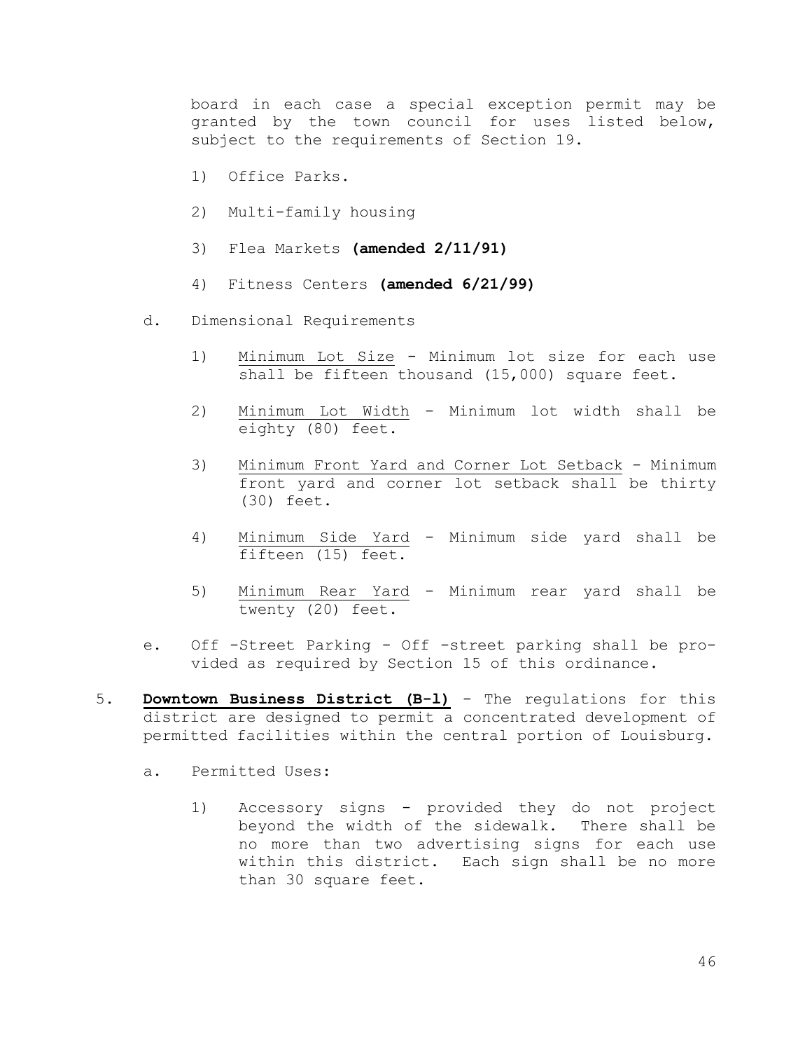board in each case a special exception permit may be granted by the town council for uses listed below, subject to the requirements of Section 19.

1) Office Parks.

2) Multi-family housing

3) Flea Markets **(amended 2/11/91)**

4) Fitness Centers **(amended 6/21/99)**

d. Dimensional Requirements

1) Minimum Lot Size - Minimum lot size for each use shall be fifteen thousand (15,000) square feet.

2) Minimum Lot Width - Minimum lot width shall be eighty (80) feet.

3) Minimum Front Yard and Corner Lot Setback - Minimum front yard and corner lot setback shall be thirty (30) feet.

4) Minimum Side Yard - Minimum side yard shall be fifteen (15) feet.

5) Minimum Rear Yard - Minimum rear yard shall be twenty (20) feet.

e. Off -Street Parking - Off -street parking shall be provided as required by Section 15 of this ordinance.

5. **Downtown Business District (B-l)** - The regulations for this district are designed to permit a concentrated development of permitted facilities within the central portion of Louisburg.

a. Permitted Uses:

1) Accessory signs - provided they do not project beyond the width of the sidewalk. There shall be no more than two advertising signs for each use within this district. Each sign shall be no more than 30 square feet.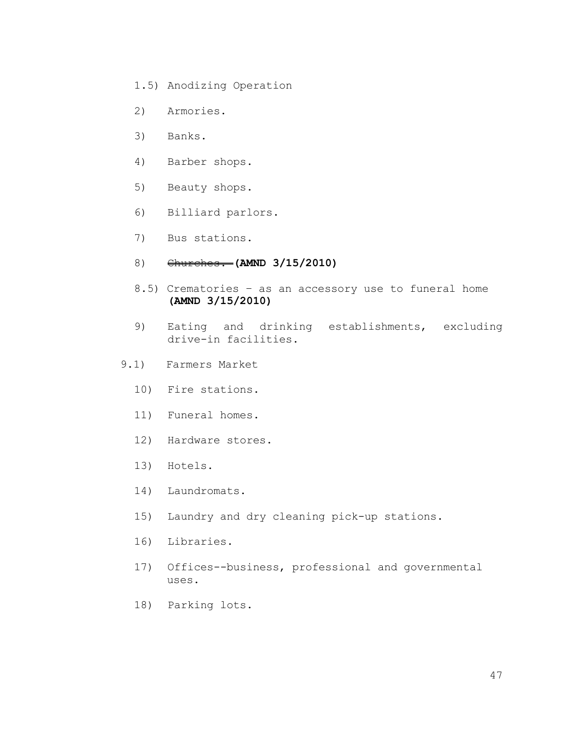1.5) Anodizing Operation

2) Armories.

3) Banks.

4) Barber shops.

5) Beauty shops.

6) Billiard parlors.

7) Bus stations.

8) ~~Churches.~~ **(AMND 3/15/2010)**

8.5) Crematories – as an accessory use to funeral home **(AMND 3/15/2010)**

9) Eating and drinking establishments, excluding drive-in facilities.

9.1) Farmers Market

10) Fire stations.

11) Funeral homes.

12) Hardware stores.

13) Hotels.

14) Laundromats.

15) Laundry and dry cleaning pick-up stations.

16) Libraries.

17) Offices--business, professional and governmental uses.

18) Parking lots.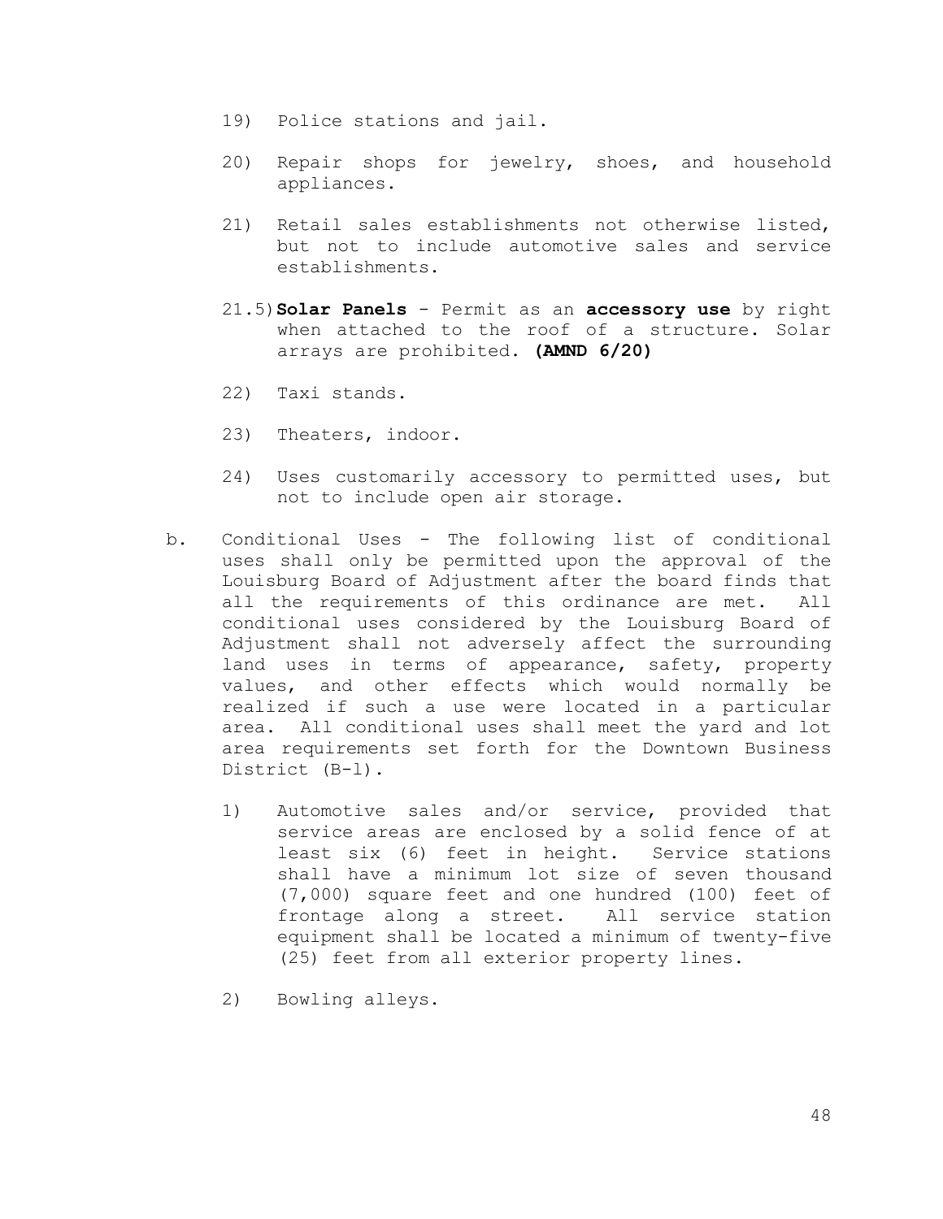19) Police stations and jail.

20) Repair shops for jewelry, shoes, and household appliances.

21) Retail sales establishments not otherwise listed, but not to include automotive sales and service establishments.

21.5) **Solar Panels** - Permit as an **accessory use** by right when attached to the roof of a structure. Solar arrays are prohibited. **(AMND 6/20)**

22) Taxi stands.

23) Theaters, indoor.

24) Uses customarily accessory to permitted uses, but not to include open air storage.

b. Conditional Uses - The following list of conditional uses shall only be permitted upon the approval of the Louisburg Board of Adjustment after the board finds that all the requirements of this ordinance are met. All conditional uses considered by the Louisburg Board of Adjustment shall not adversely affect the surrounding land uses in terms of appearance, safety, property values, and other effects which would normally be realized if such a use were located in a particular area. All conditional uses shall meet the yard and lot area requirements set forth for the Downtown Business District (B-l).

1) Automotive sales and/or service, provided that service areas are enclosed by a solid fence of at least six (6) feet in height. Service stations shall have a minimum lot size of seven thousand (7,000) square feet and one hundred (100) feet of frontage along a street. All service station equipment shall be located a minimum of twenty-five (25) feet from all exterior property lines.

2) Bowling alleys.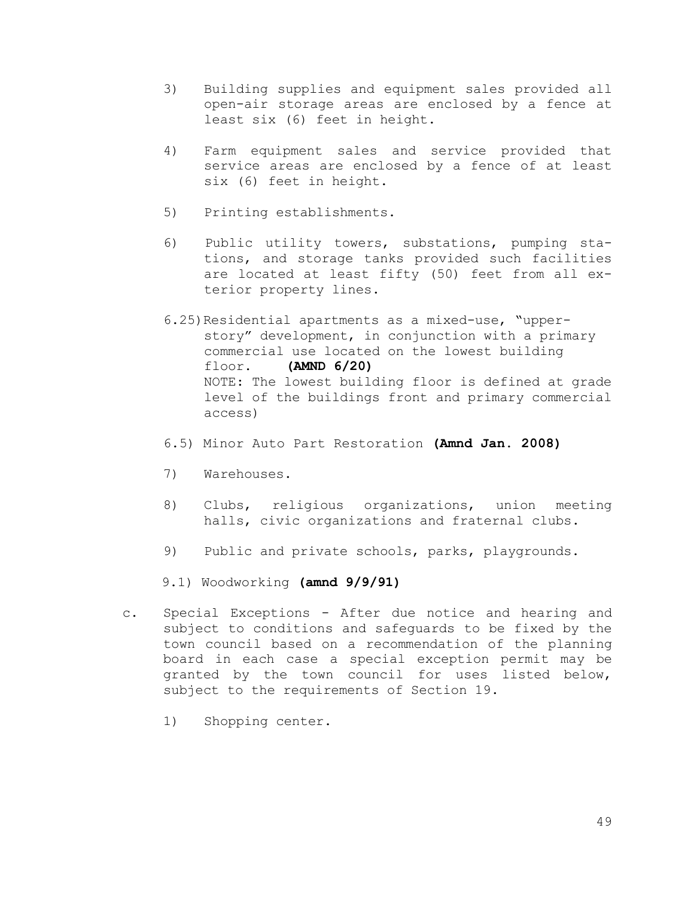3) Building supplies and equipment sales provided all open-air storage areas are enclosed by a fence at least six (6) feet in height.

4) Farm equipment sales and service provided that service areas are enclosed by a fence of at least six (6) feet in height.

5) Printing establishments.

6) Public utility towers, substations, pumping stations, and storage tanks provided such facilities are located at least fifty (50) feet from all exterior property lines.

6.25) Residential apartments as a mixed-use, "upper-story" development, in conjunction with a primary commercial use located on the lowest building floor. **(AMND 6/20)**
NOTE: The lowest building floor is defined at grade level of the buildings front and primary commercial access)

6.5) Minor Auto Part Restoration **(Amnd Jan. 2008)**

7) Warehouses.

8) Clubs, religious organizations, union meeting halls, civic organizations and fraternal clubs.

9) Public and private schools, parks, playgrounds.

9.1) Woodworking **(amnd 9/9/91)**

c. Special Exceptions - After due notice and hearing and subject to conditions and safeguards to be fixed by the town council based on a recommendation of the planning board in each case a special exception permit may be granted by the town council for uses listed below, subject to the requirements of Section 19.

1) Shopping center.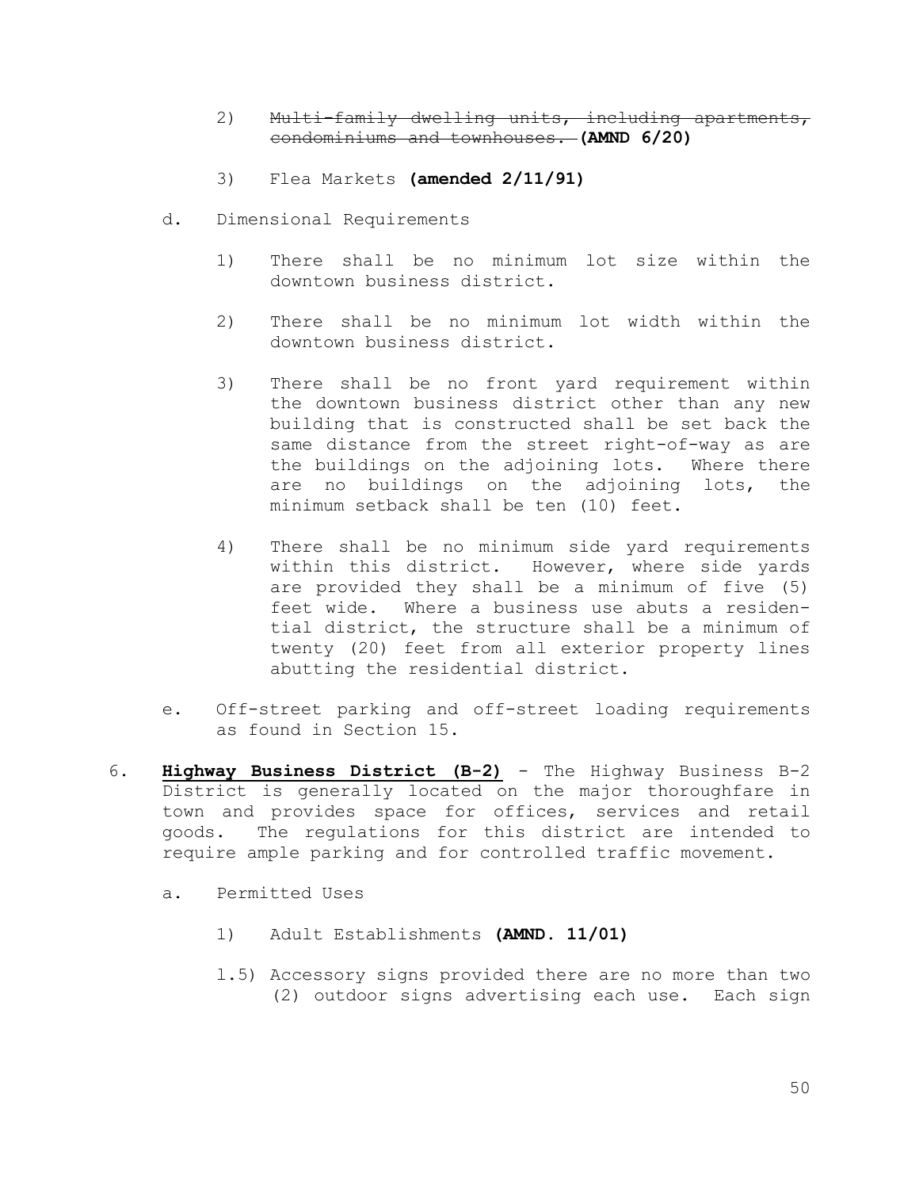2) ~~Multi-family dwelling units, including apartments, condominiums and townhouses.~~ **(AMND 6/20)**

3) Flea Markets **(amended 2/11/91)**

d. Dimensional Requirements

1) There shall be no minimum lot size within the downtown business district.

2) There shall be no minimum lot width within the downtown business district.

3) There shall be no front yard requirement within the downtown business district other than any new building that is constructed shall be set back the same distance from the street right-of-way as are the buildings on the adjoining lots. Where there are no buildings on the adjoining lots, the minimum setback shall be ten (10) feet.

4) There shall be no minimum side yard requirements within this district. However, where side yards are provided they shall be a minimum of five (5) feet wide. Where a business use abuts a residential district, the structure shall be a minimum of twenty (20) feet from all exterior property lines abutting the residential district.

e. Off-street parking and off-street loading requirements as found in Section 15.

6. **Highway Business District (B-2)** - The Highway Business B-2 District is generally located on the major thoroughfare in town and provides space for offices, services and retail goods. The regulations for this district are intended to require ample parking and for controlled traffic movement.

a. Permitted Uses

1) Adult Establishments **(AMND. 11/01)**

1.5) Accessory signs provided there are no more than two (2) outdoor signs advertising each use. Each sign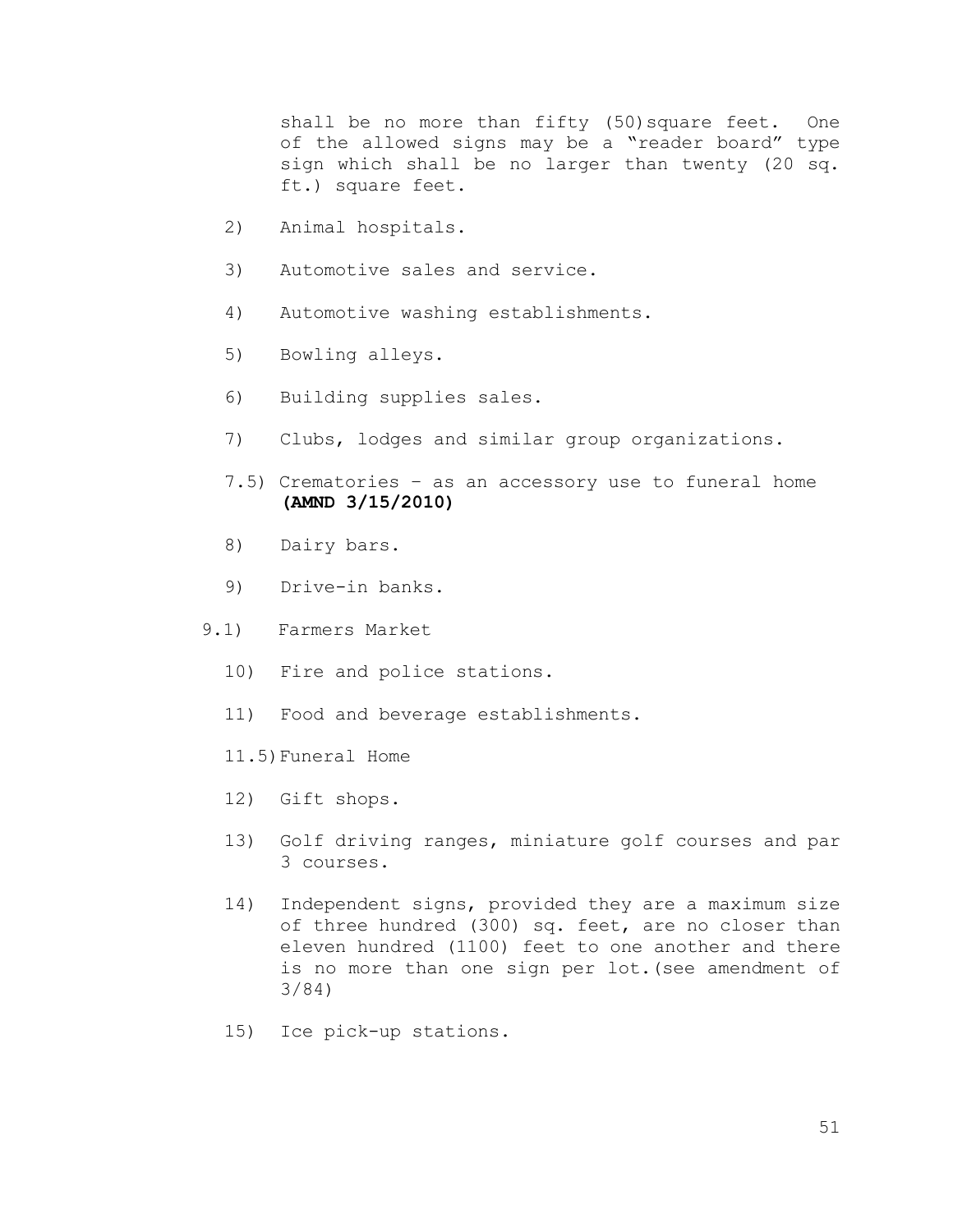shall be no more than fifty (50)square feet. One of the allowed signs may be a "reader board" type sign which shall be no larger than twenty (20 sq. ft.) square feet.

2) Animal hospitals.

3) Automotive sales and service.

4) Automotive washing establishments.

5) Bowling alleys.

6) Building supplies sales.

7) Clubs, lodges and similar group organizations.

7.5) Crematories – as an accessory use to funeral home **(AMND 3/15/2010)**

8) Dairy bars.

9) Drive-in banks.

9.1) Farmers Market

10) Fire and police stations.

11) Food and beverage establishments.

11.5) Funeral Home

12) Gift shops.

13) Golf driving ranges, miniature golf courses and par 3 courses.

14) Independent signs, provided they are a maximum size of three hundred (300) sq. feet, are no closer than eleven hundred (1100) feet to one another and there is no more than one sign per lot.(see amendment of 3/84)

15) Ice pick-up stations.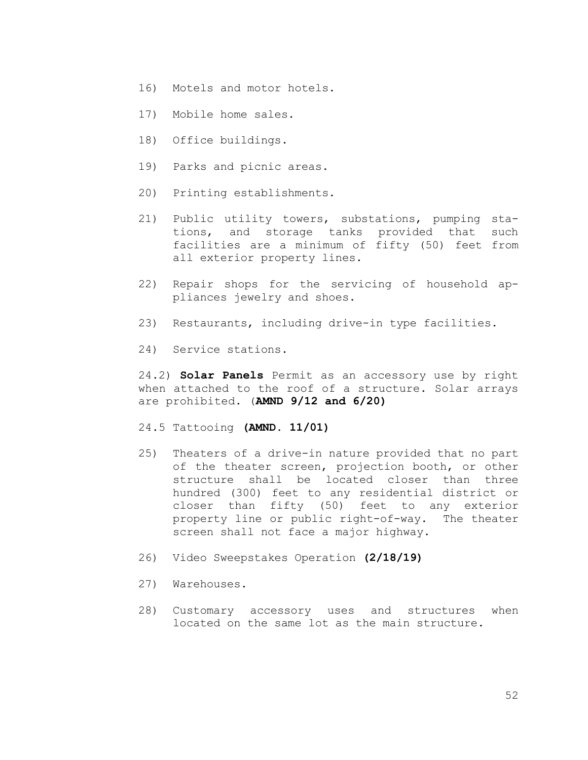16) Motels and motor hotels.

17) Mobile home sales.

18) Office buildings.

19) Parks and picnic areas.

20) Printing establishments.

21) Public utility towers, substations, pumping stations, and storage tanks provided that such facilities are a minimum of fifty (50) feet from all exterior property lines.

22) Repair shops for the servicing of household appliances jewelry and shoes.

23) Restaurants, including drive-in type facilities.

24) Service stations.

24.2) **Solar Panels** Permit as an accessory use by right when attached to the roof of a structure. Solar arrays are prohibited. (**AMND 9/12 and 6/20)**

24.5 Tattooing **(AMND. 11/01)**

25) Theaters of a drive-in nature provided that no part of the theater screen, projection booth, or other structure shall be located closer than three hundred (300) feet to any residential district or closer than fifty (50) feet to any exterior property line or public right-of-way. The theater screen shall not face a major highway.

26) Video Sweepstakes Operation **(2/18/19)**

27) Warehouses.

28) Customary accessory uses and structures when located on the same lot as the main structure.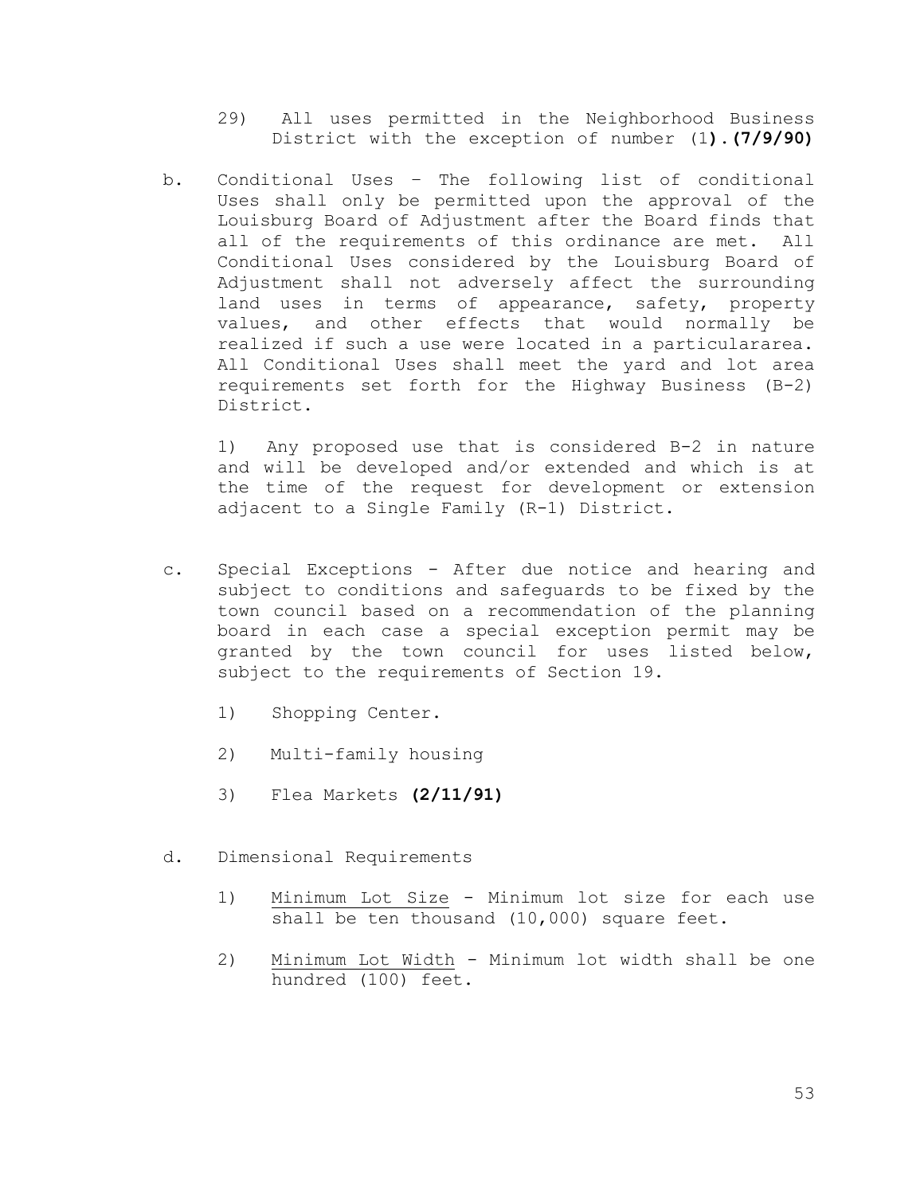29) All uses permitted in the Neighborhood Business District with the exception of number (1**).(7/9/90)**

b. Conditional Uses – The following list of conditional Uses shall only be permitted upon the approval of the Louisburg Board of Adjustment after the Board finds that all of the requirements of this ordinance are met. All Conditional Uses considered by the Louisburg Board of Adjustment shall not adversely affect the surrounding land uses in terms of appearance, safety, property values, and other effects that would normally be realized if such a use were located in a particulararea. All Conditional Uses shall meet the yard and lot area requirements set forth for the Highway Business (B-2) District.

   1) Any proposed use that is considered B-2 in nature and will be developed and/or extended and which is at the time of the request for development or extension adjacent to a Single Family (R-1) District.

c. Special Exceptions - After due notice and hearing and subject to conditions and safeguards to be fixed by the town council based on a recommendation of the planning board in each case a special exception permit may be granted by the town council for uses listed below, subject to the requirements of Section 19.

   1) Shopping Center.

   2) Multi-family housing

   3) Flea Markets **(2/11/91)**

d. Dimensional Requirements

   1) <u>Minimum Lot Size</u> - Minimum lot size for each use shall be ten thousand (10,000) square feet.

   2) <u>Minimum Lot Width</u> - Minimum lot width shall be one hundred (100) feet.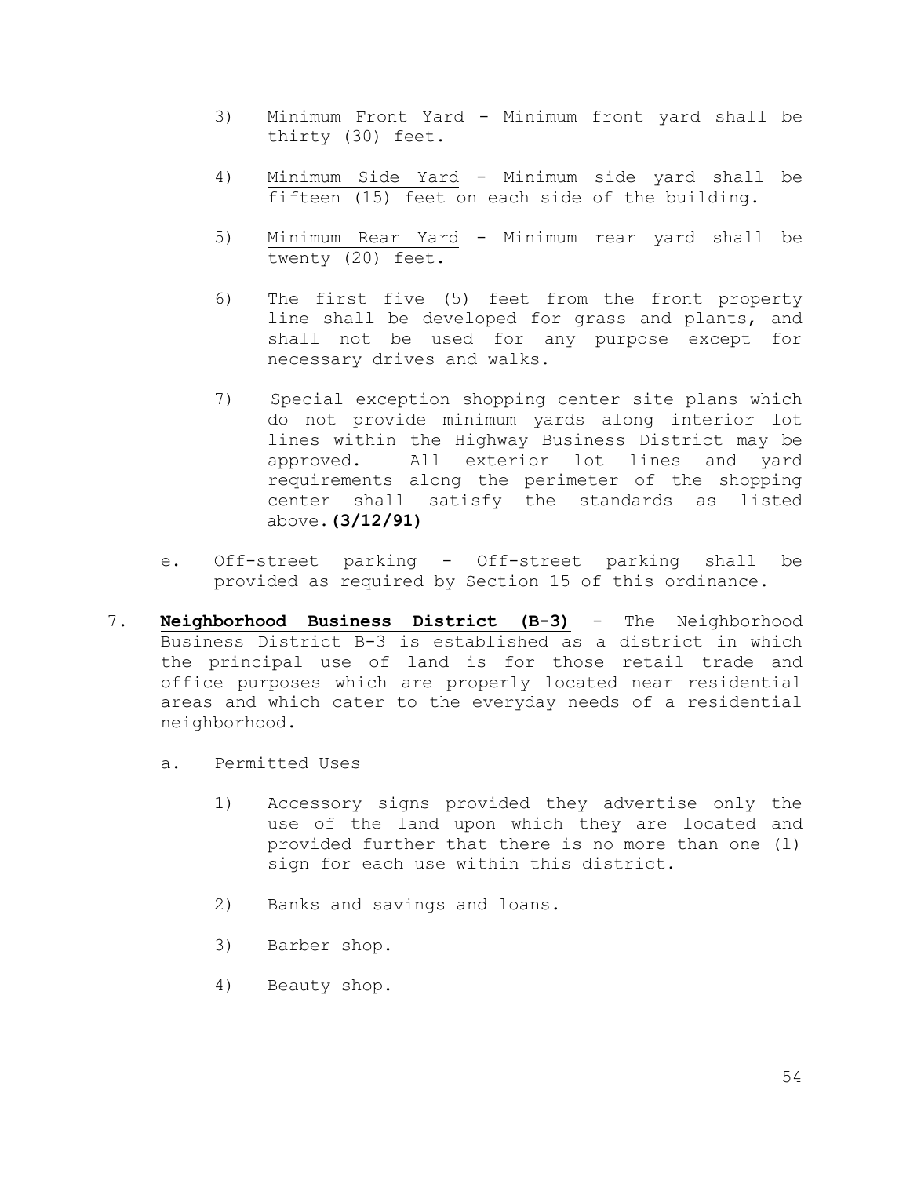3) Minimum Front Yard - Minimum front yard shall be thirty (30) feet.

4) Minimum Side Yard - Minimum side yard shall be fifteen (15) feet on each side of the building.

5) Minimum Rear Yard - Minimum rear yard shall be twenty (20) feet.

6) The first five (5) feet from the front property line shall be developed for grass and plants, and shall not be used for any purpose except for necessary drives and walks.

7) Special exception shopping center site plans which do not provide minimum yards along interior lot lines within the Highway Business District may be approved. All exterior lot lines and yard requirements along the perimeter of the shopping center shall satisfy the standards as listed above. **(3/12/91)**

e. Off-street parking - Off-street parking shall be provided as required by Section 15 of this ordinance.

7. **Neighborhood Business District (B-3)** - The Neighborhood Business District B-3 is established as a district in which the principal use of land is for those retail trade and office purposes which are properly located near residential areas and which cater to the everyday needs of a residential neighborhood.

   a. Permitted Uses

      1) Accessory signs provided they advertise only the use of the land upon which they are located and provided further that there is no more than one (l) sign for each use within this district.

      2) Banks and savings and loans.

      3) Barber shop.

      4) Beauty shop.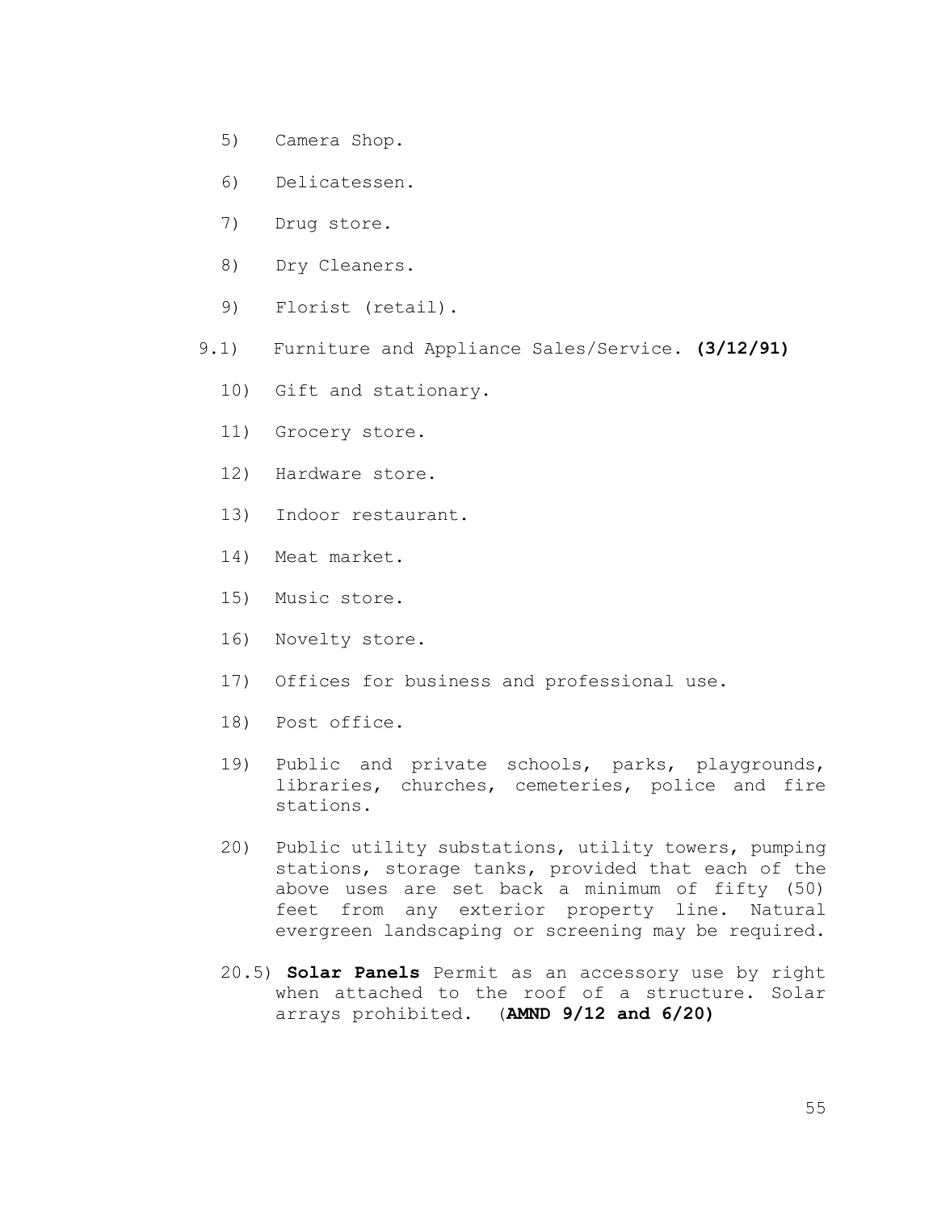5) Camera Shop.

6) Delicatessen.

7) Drug store.

8) Dry Cleaners.

9) Florist (retail).

9.1) Furniture and Appliance Sales/Service. **(3/12/91)**

10) Gift and stationary.

11) Grocery store.

12) Hardware store.

13) Indoor restaurant.

14) Meat market.

15) Music store.

16) Novelty store.

17) Offices for business and professional use.

18) Post office.

19) Public and private schools, parks, playgrounds, libraries, churches, cemeteries, police and fire stations.

20) Public utility substations, utility towers, pumping stations, storage tanks, provided that each of the above uses are set back a minimum of fifty (50) feet from any exterior property line. Natural evergreen landscaping or screening may be required.

20.5) **Solar Panels** Permit as an accessory use by right when attached to the roof of a structure. Solar arrays prohibited. (**AMND 9/12 and 6/20)**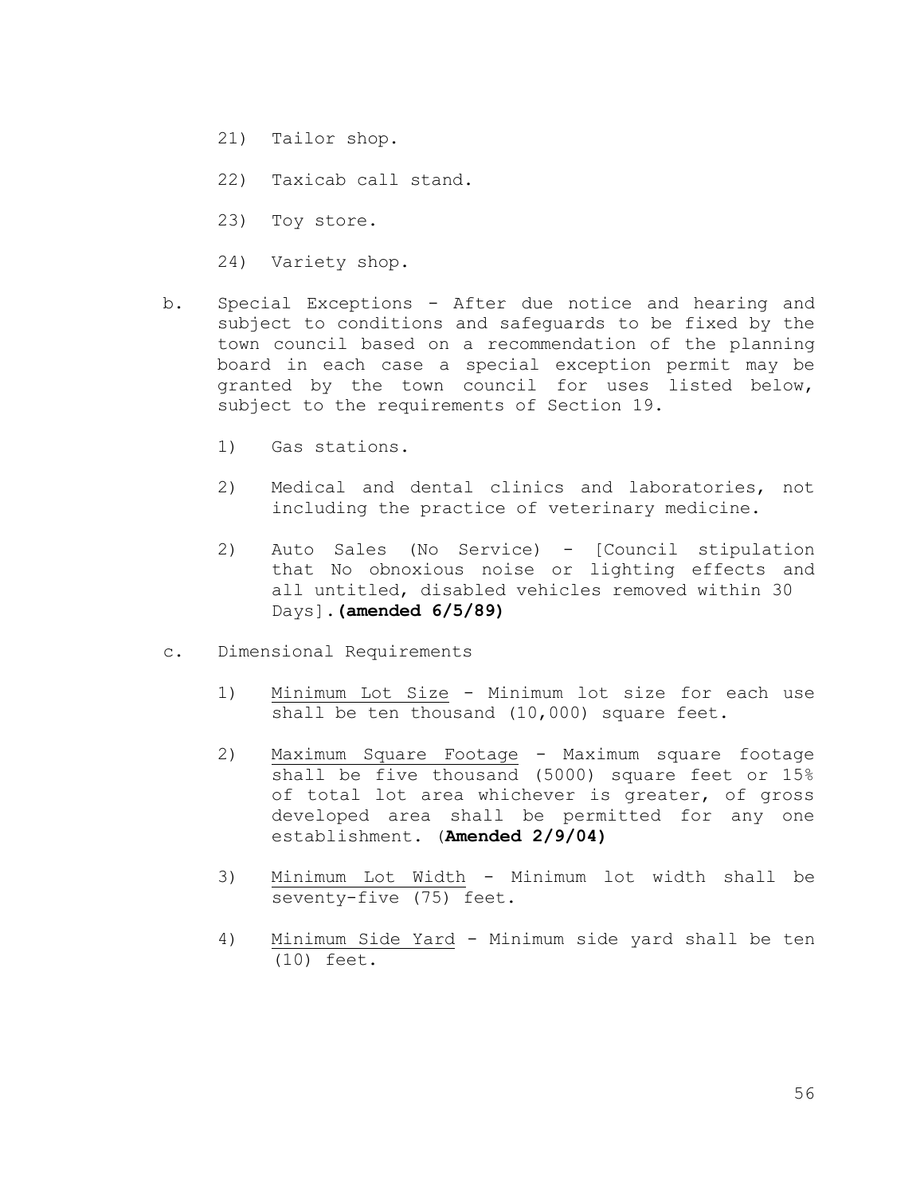21) Tailor shop.

22) Taxicab call stand.

23) Toy store.

24) Variety shop.

b. Special Exceptions - After due notice and hearing and subject to conditions and safeguards to be fixed by the town council based on a recommendation of the planning board in each case a special exception permit may be granted by the town council for uses listed below, subject to the requirements of Section 19.

1) Gas stations.

2) Medical and dental clinics and laboratories, not including the practice of veterinary medicine.

2) Auto Sales (No Service) - [Council stipulation that No obnoxious noise or lighting effects and all untitled, disabled vehicles removed within 30 Days].**(amended 6/5/89)**

c. Dimensional Requirements

1) Minimum Lot Size - Minimum lot size for each use shall be ten thousand (10,000) square feet.

2) Maximum Square Footage - Maximum square footage shall be five thousand (5000) square feet or 15% of total lot area whichever is greater, of gross developed area shall be permitted for any one establishment. (**Amended 2/9/04)**

3) Minimum Lot Width - Minimum lot width shall be seventy-five (75) feet.

4) Minimum Side Yard - Minimum side yard shall be ten (10) feet.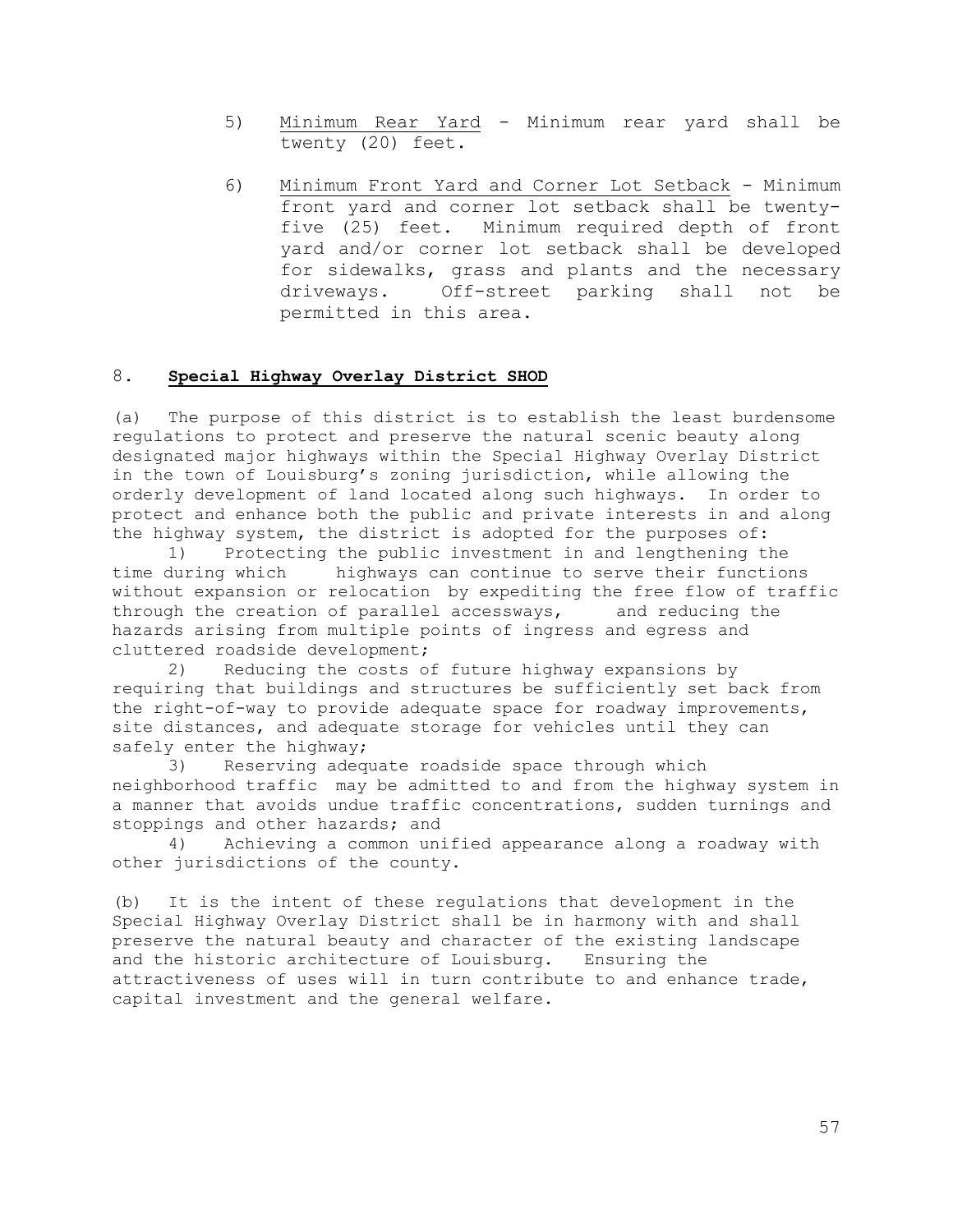5) Minimum Rear Yard - Minimum rear yard shall be twenty (20) feet.

6) Minimum Front Yard and Corner Lot Setback - Minimum front yard and corner lot setback shall be twenty-five (25) feet. Minimum required depth of front yard and/or corner lot setback shall be developed for sidewalks, grass and plants and the necessary driveways. Off-street parking shall not be permitted in this area.

## 8. **Special Highway Overlay District SHOD**

(a) The purpose of this district is to establish the least burdensome regulations to protect and preserve the natural scenic beauty along designated major highways within the Special Highway Overlay District in the town of Louisburg's zoning jurisdiction, while allowing the orderly development of land located along such highways. In order to protect and enhance both the public and private interests in and along the highway system, the district is adopted for the purposes of:

1) Protecting the public investment in and lengthening the time during which highways can continue to serve their functions without expansion or relocation by expediting the free flow of traffic through the creation of parallel accessways, and reducing the hazards arising from multiple points of ingress and egress and cluttered roadside development;

2) Reducing the costs of future highway expansions by requiring that buildings and structures be sufficiently set back from the right-of-way to provide adequate space for roadway improvements, site distances, and adequate storage for vehicles until they can safely enter the highway;

3) Reserving adequate roadside space through which neighborhood traffic may be admitted to and from the highway system in a manner that avoids undue traffic concentrations, sudden turnings and stoppings and other hazards; and

4) Achieving a common unified appearance along a roadway with other jurisdictions of the county.

(b) It is the intent of these regulations that development in the Special Highway Overlay District shall be in harmony with and shall preserve the natural beauty and character of the existing landscape and the historic architecture of Louisburg. Ensuring the attractiveness of uses will in turn contribute to and enhance trade, capital investment and the general welfare.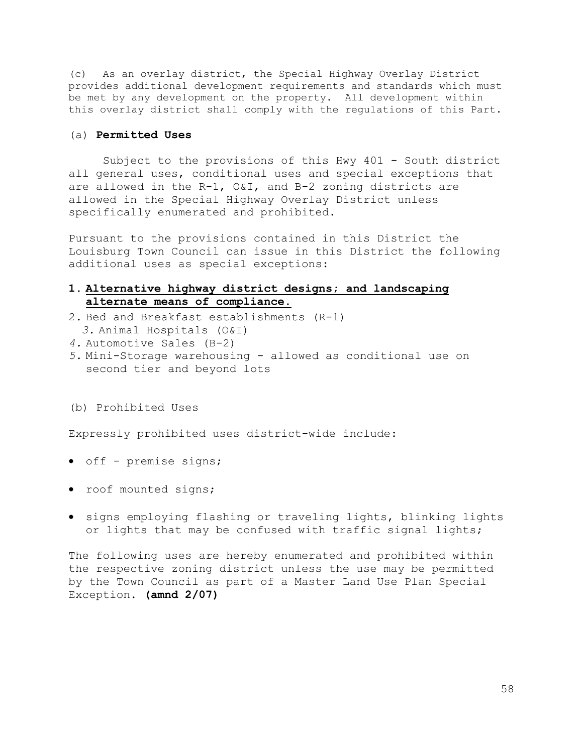(c) As an overlay district, the Special Highway Overlay District provides additional development requirements and standards which must be met by any development on the property. All development within this overlay district shall comply with the regulations of this Part.

(a) **Permitted Uses**

Subject to the provisions of this Hwy 401 - South district all general uses, conditional uses and special exceptions that are allowed in the R-1, O&I, and B-2 zoning districts are allowed in the Special Highway Overlay District unless specifically enumerated and prohibited.

Pursuant to the provisions contained in this District the Louisburg Town Council can issue in this District the following additional uses as special exceptions:

1. **<u>Alternative highway district designs; and landscaping alternate means of compliance.</u>**
2. Bed and Breakfast establishments (R-1)
3. Animal Hospitals (O&I)
4. Automotive Sales (B-2)
5. Mini-Storage warehousing - allowed as conditional use on second tier and beyond lots

(b) Prohibited Uses

Expressly prohibited uses district-wide include:

- off - premise signs;
- roof mounted signs;
- signs employing flashing or traveling lights, blinking lights or lights that may be confused with traffic signal lights;

The following uses are hereby enumerated and prohibited within the respective zoning district unless the use may be permitted by the Town Council as part of a Master Land Use Plan Special Exception. **(amnd 2/07)**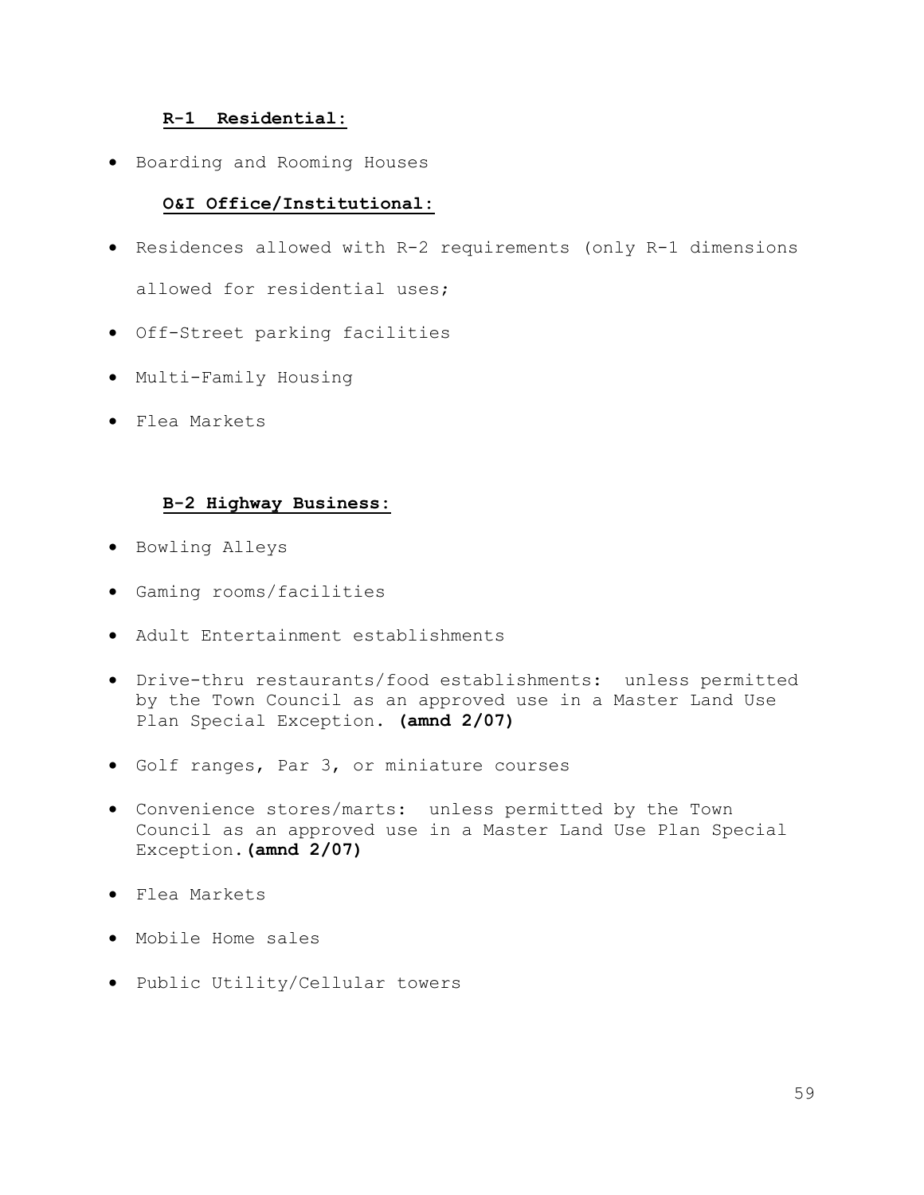**R-1 Residential:**

- Boarding and Rooming Houses

**O&I Office/Institutional:**

- Residences allowed with R-2 requirements (only R-1 dimensions allowed for residential uses;
- Off-Street parking facilities
- Multi-Family Housing
- Flea Markets

**B-2 Highway Business:**

- Bowling Alleys
- Gaming rooms/facilities
- Adult Entertainment establishments
- Drive-thru restaurants/food establishments: unless permitted by the Town Council as an approved use in a Master Land Use Plan Special Exception. **(amnd 2/07)**
- Golf ranges, Par 3, or miniature courses
- Convenience stores/marts: unless permitted by the Town Council as an approved use in a Master Land Use Plan Special Exception. **(amnd 2/07)**
- Flea Markets
- Mobile Home sales
- Public Utility/Cellular towers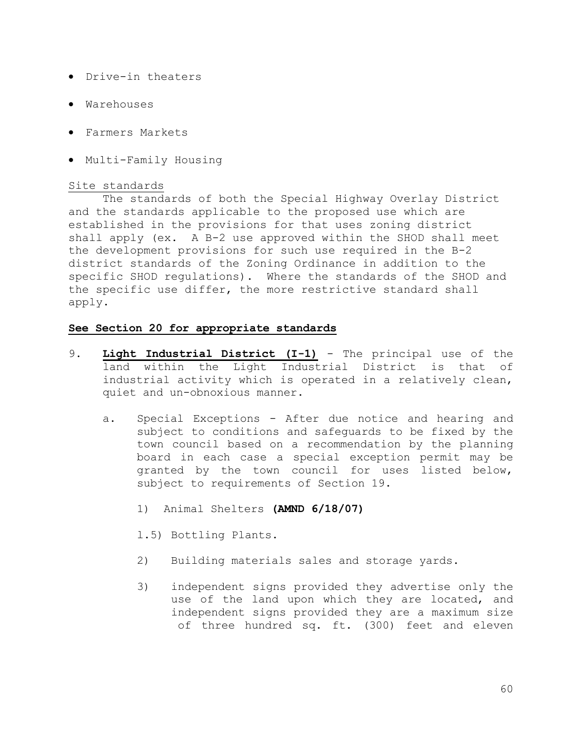- Drive-in theaters
- Warehouses
- Farmers Markets
- Multi-Family Housing

<u>Site standards</u>

The standards of both the Special Highway Overlay District and the standards applicable to the proposed use which are established in the provisions for that uses zoning district shall apply (ex. A B-2 use approved within the SHOD shall meet the development provisions for such use required in the B-2 district standards of the Zoning Ordinance in addition to the specific SHOD regulations). Where the standards of the SHOD and the specific use differ, the more restrictive standard shall apply.

**<u>See Section 20 for appropriate standards</u>**

9. **<u>Light Industrial District (I-1)</u>** - The principal use of the land within the Light Industrial District is that of industrial activity which is operated in a relatively clean, quiet and un-obnoxious manner.

   a. Special Exceptions - After due notice and hearing and subject to conditions and safeguards to be fixed by the town council based on a recommendation by the planning board in each case a special exception permit may be granted by the town council for uses listed below, subject to requirements of Section 19.

      1) Animal Shelters **(AMND 6/18/07)**

      1.5) Bottling Plants.

      2) Building materials sales and storage yards.

      3) independent signs provided they advertise only the use of the land upon which they are located, and independent signs provided they are a maximum size of three hundred sq. ft. (300) feet and eleven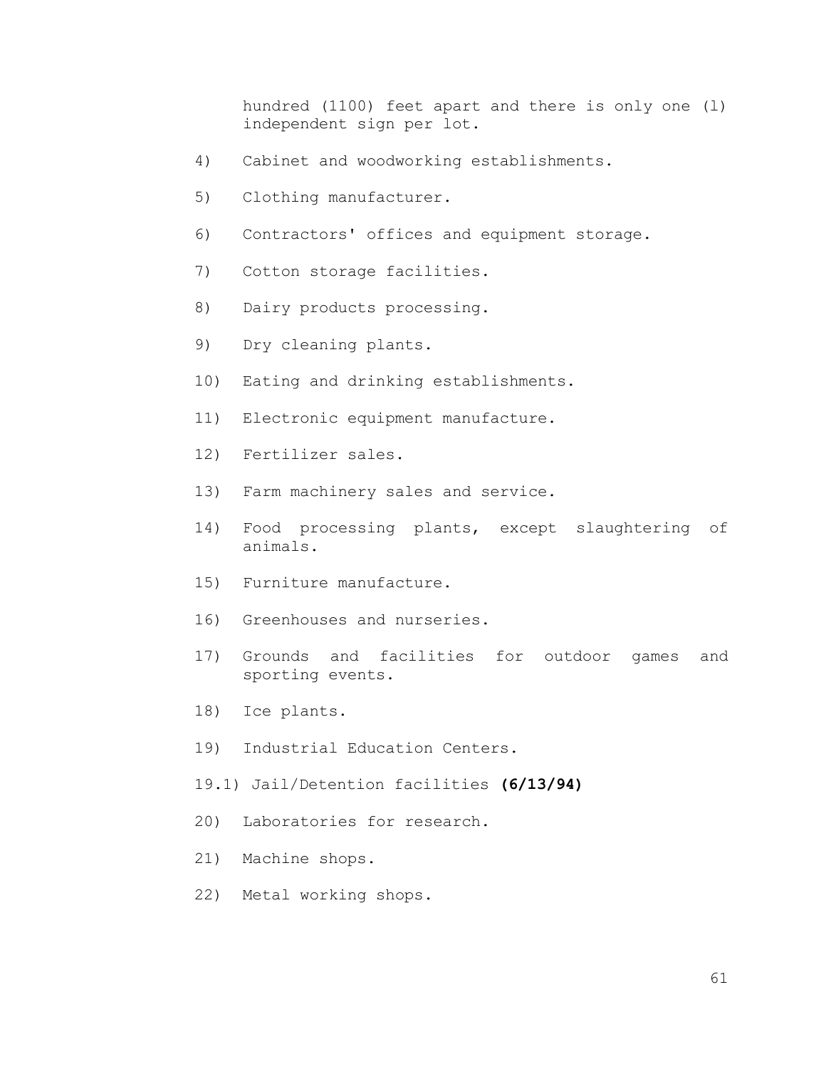hundred (1100) feet apart and there is only one (l) independent sign per lot.

4) Cabinet and woodworking establishments.

5) Clothing manufacturer.

6) Contractors' offices and equipment storage.

7) Cotton storage facilities.

8) Dairy products processing.

9) Dry cleaning plants.

10) Eating and drinking establishments.

11) Electronic equipment manufacture.

12) Fertilizer sales.

13) Farm machinery sales and service.

14) Food processing plants, except slaughtering of animals.

15) Furniture manufacture.

16) Greenhouses and nurseries.

17) Grounds and facilities for outdoor games and sporting events.

18) Ice plants.

19) Industrial Education Centers.

19.1) Jail/Detention facilities **(6/13/94)**

20) Laboratories for research.

21) Machine shops.

22) Metal working shops.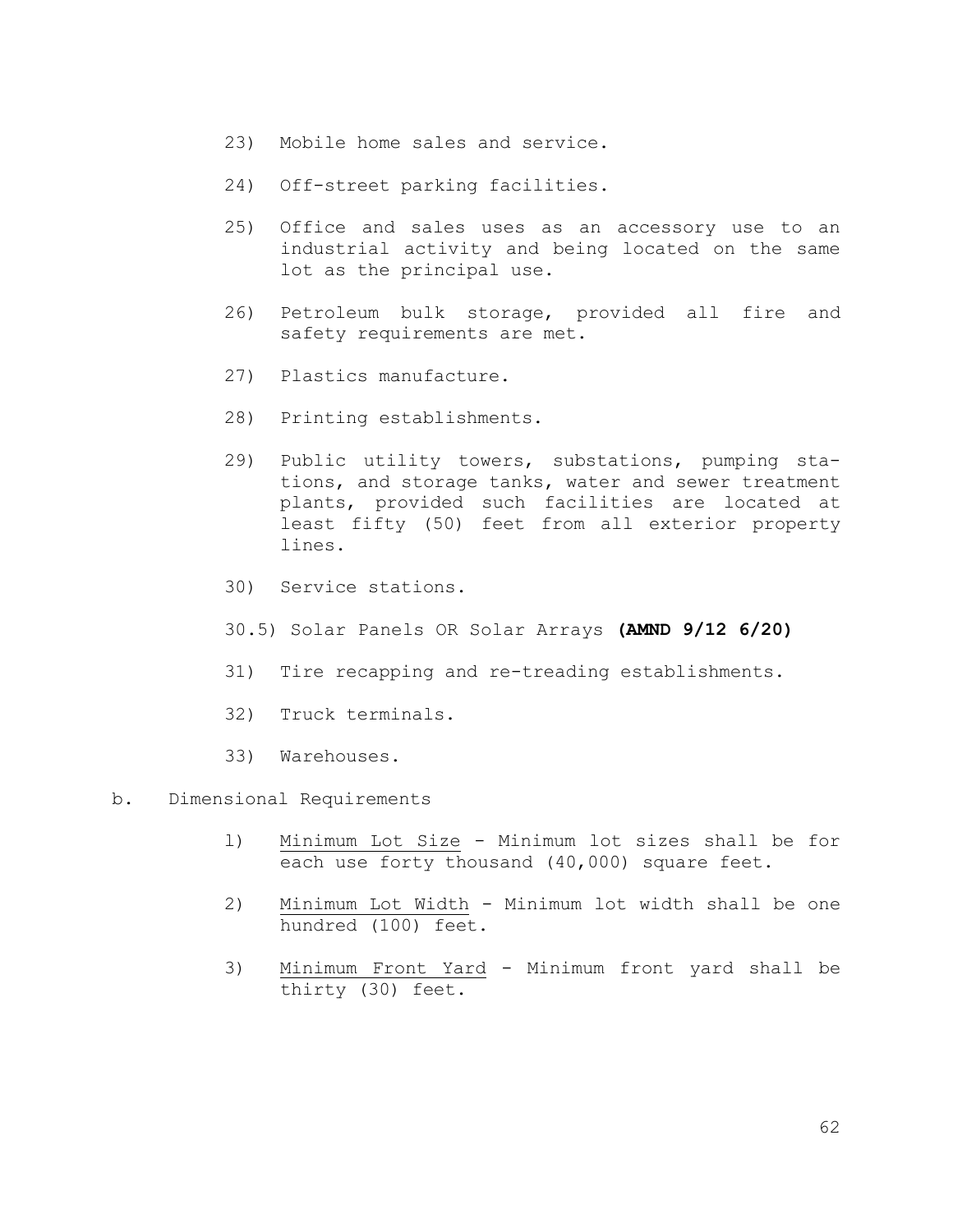23) Mobile home sales and service.

24) Off-street parking facilities.

25) Office and sales uses as an accessory use to an industrial activity and being located on the same lot as the principal use.

26) Petroleum bulk storage, provided all fire and safety requirements are met.

27) Plastics manufacture.

28) Printing establishments.

29) Public utility towers, substations, pumping stations, and storage tanks, water and sewer treatment plants, provided such facilities are located at least fifty (50) feet from all exterior property lines.

30) Service stations.

30.5) Solar Panels OR Solar Arrays **(AMND 9/12 6/20)**

31) Tire recapping and re-treading establishments.

32) Truck terminals.

33) Warehouses.

b. Dimensional Requirements

1) Minimum Lot Size - Minimum lot sizes shall be for each use forty thousand (40,000) square feet.

2) Minimum Lot Width - Minimum lot width shall be one hundred (100) feet.

3) Minimum Front Yard - Minimum front yard shall be thirty (30) feet.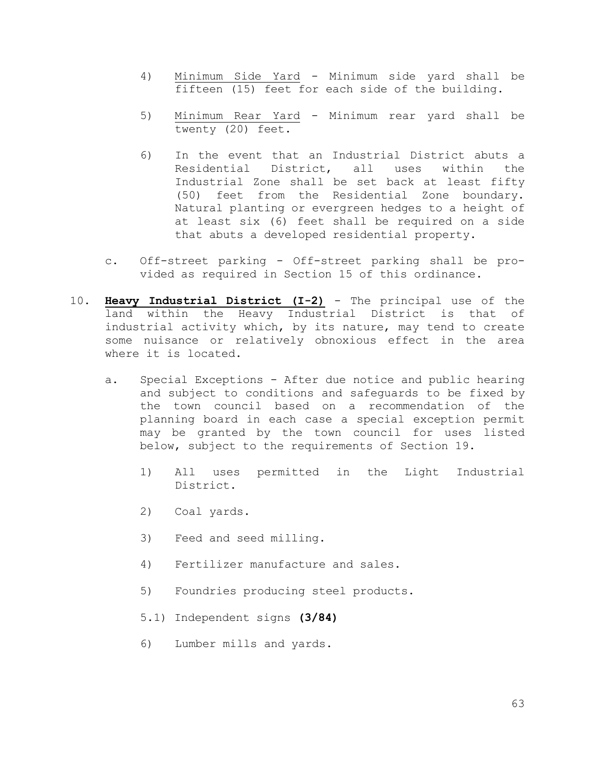4) <u>Minimum Side Yard</u> - Minimum side yard shall be fifteen (15) feet for each side of the building.

5) <u>Minimum Rear Yard</u> - Minimum rear yard shall be twenty (20) feet.

6) In the event that an Industrial District abuts a Residential District, all uses within the Industrial Zone shall be set back at least fifty (50) feet from the Residential Zone boundary. Natural planting or evergreen hedges to a height of at least six (6) feet shall be required on a side that abuts a developed residential property.

c. Off-street parking - Off-street parking shall be provided as required in Section 15 of this ordinance.

10. **<u>Heavy Industrial District (I-2)</u>** - The principal use of the land within the Heavy Industrial District is that of industrial activity which, by its nature, may tend to create some nuisance or relatively obnoxious effect in the area where it is located.

a. Special Exceptions - After due notice and public hearing and subject to conditions and safeguards to be fixed by the town council based on a recommendation of the planning board in each case a special exception permit may be granted by the town council for uses listed below, subject to the requirements of Section 19.

1) All uses permitted in the Light Industrial District.

2) Coal yards.

3) Feed and seed milling.

4) Fertilizer manufacture and sales.

5) Foundries producing steel products.

5.1) Independent signs **(3/84)**

6) Lumber mills and yards.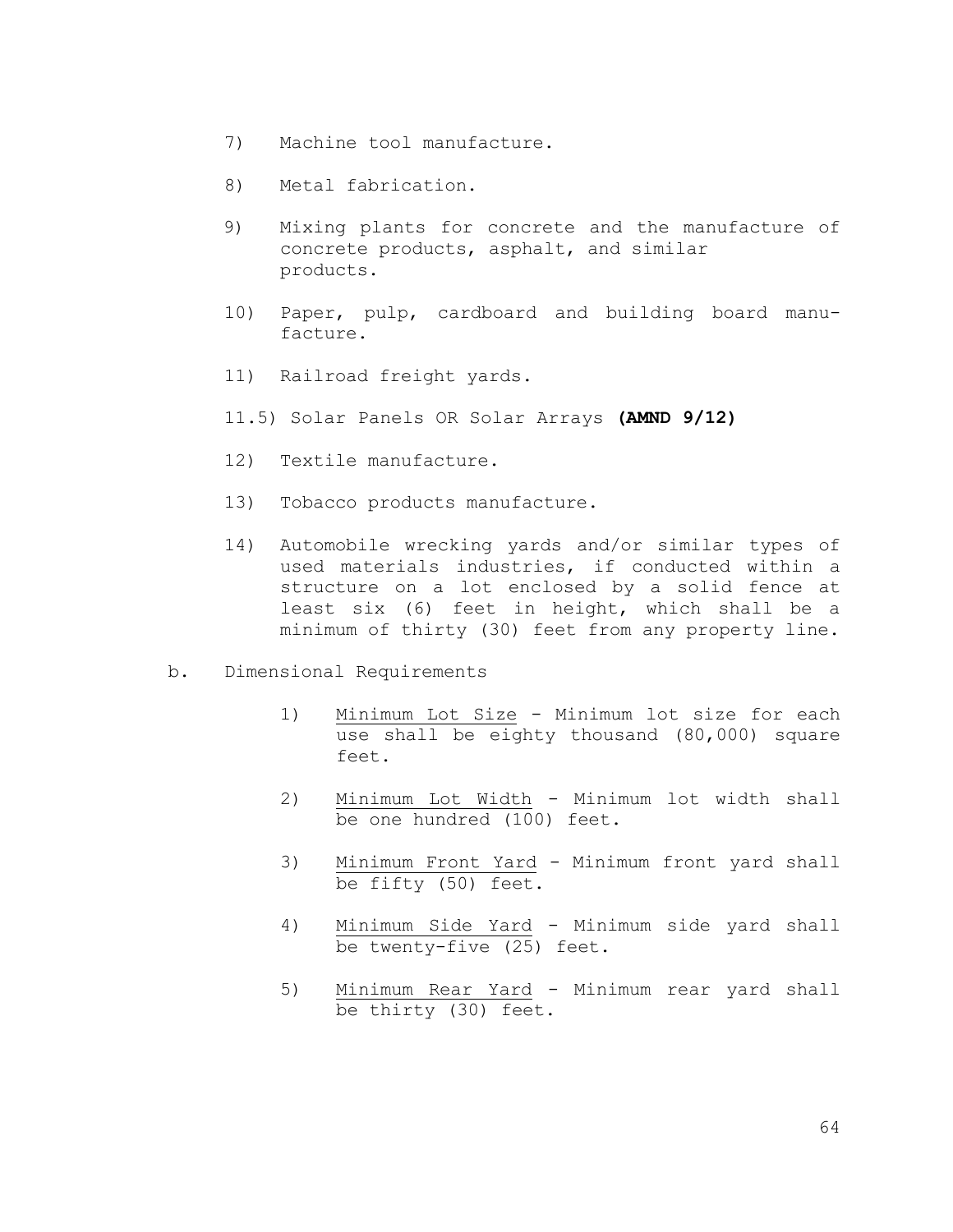7) Machine tool manufacture.

8) Metal fabrication.

9) Mixing plants for concrete and the manufacture of concrete products, asphalt, and similar products.

10) Paper, pulp, cardboard and building board manufacture.

11) Railroad freight yards.

11.5) Solar Panels OR Solar Arrays **(AMND 9/12)**

12) Textile manufacture.

13) Tobacco products manufacture.

14) Automobile wrecking yards and/or similar types of used materials industries, if conducted within a structure on a lot enclosed by a solid fence at least six (6) feet in height, which shall be a minimum of thirty (30) feet from any property line.

b. Dimensional Requirements

1) <u>Minimum Lot Size</u> - Minimum lot size for each use shall be eighty thousand (80,000) square feet.

2) <u>Minimum Lot Width</u> - Minimum lot width shall be one hundred (100) feet.

3) <u>Minimum Front Yard</u> - Minimum front yard shall be fifty (50) feet.

4) <u>Minimum Side Yard</u> - Minimum side yard shall be twenty-five (25) feet.

5) <u>Minimum Rear Yard</u> - Minimum rear yard shall be thirty (30) feet.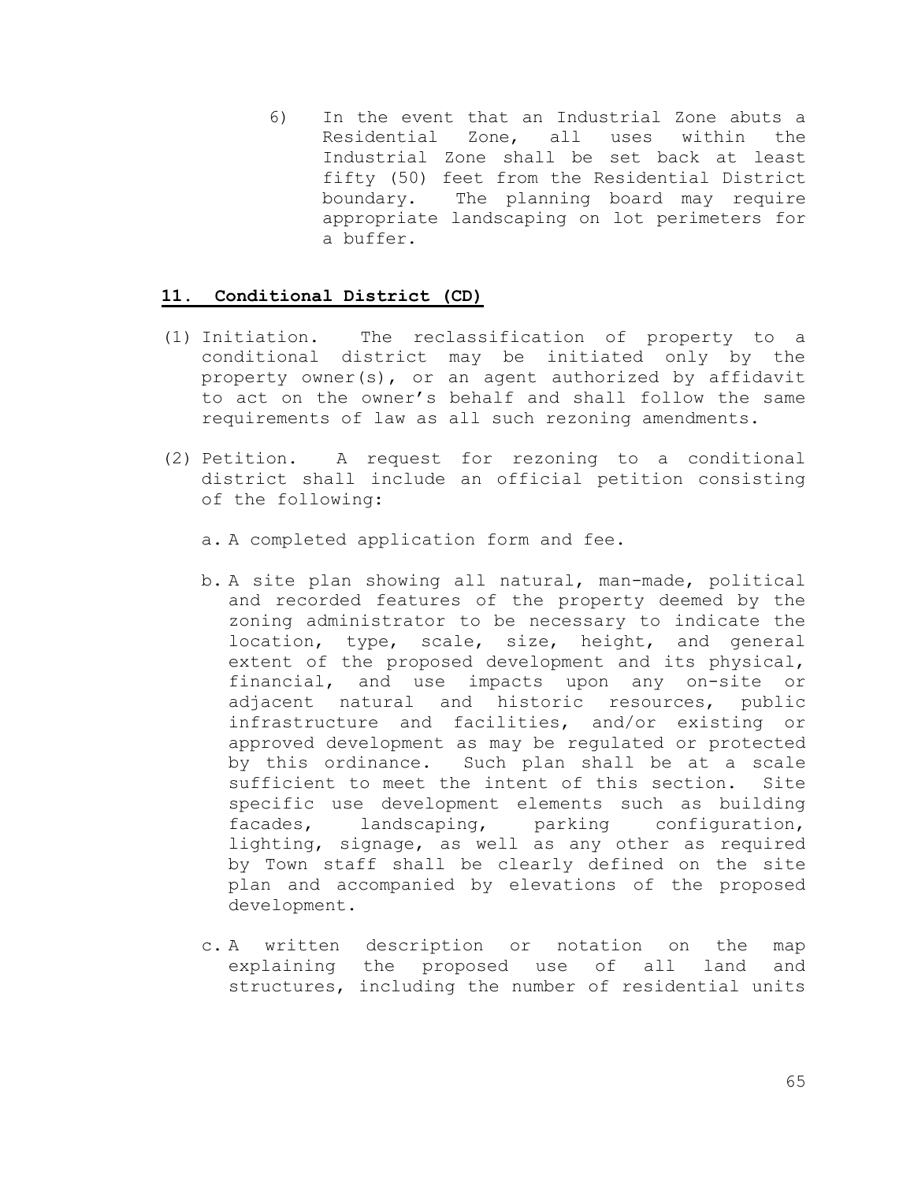6) In the event that an Industrial Zone abuts a Residential Zone, all uses within the Industrial Zone shall be set back at least fifty (50) feet from the Residential District boundary. The planning board may require appropriate landscaping on lot perimeters for a buffer.

## **11. Conditional District (CD)**

(1) Initiation. The reclassification of property to a conditional district may be initiated only by the property owner(s), or an agent authorized by affidavit to act on the owner's behalf and shall follow the same requirements of law as all such rezoning amendments.

(2) Petition. A request for rezoning to a conditional district shall include an official petition consisting of the following:

a. A completed application form and fee.

b. A site plan showing all natural, man-made, political and recorded features of the property deemed by the zoning administrator to be necessary to indicate the location, type, scale, size, height, and general extent of the proposed development and its physical, financial, and use impacts upon any on-site or adjacent natural and historic resources, public infrastructure and facilities, and/or existing or approved development as may be regulated or protected by this ordinance. Such plan shall be at a scale sufficient to meet the intent of this section. Site specific use development elements such as building facades, landscaping, parking configuration, lighting, signage, as well as any other as required by Town staff shall be clearly defined on the site plan and accompanied by elevations of the proposed development.

c. A written description or notation on the map explaining the proposed use of all land and structures, including the number of residential units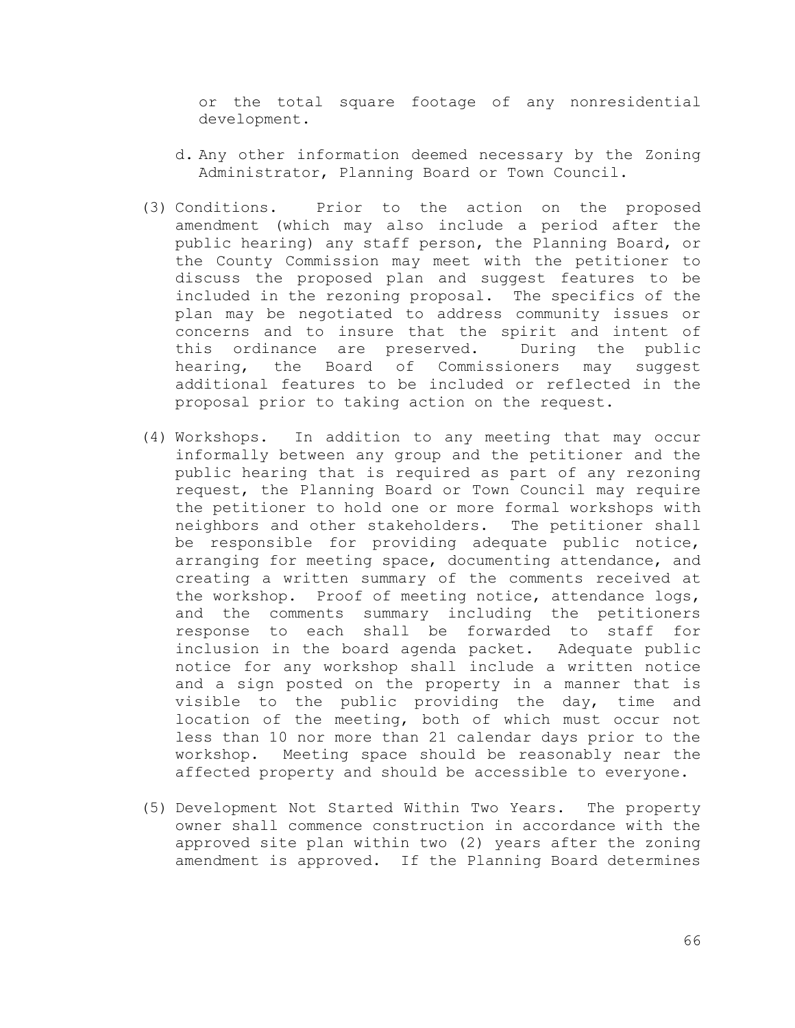or the total square footage of any nonresidential development.

d. Any other information deemed necessary by the Zoning Administrator, Planning Board or Town Council.

(3) Conditions. Prior to the action on the proposed amendment (which may also include a period after the public hearing) any staff person, the Planning Board, or the County Commission may meet with the petitioner to discuss the proposed plan and suggest features to be included in the rezoning proposal. The specifics of the plan may be negotiated to address community issues or concerns and to insure that the spirit and intent of this ordinance are preserved. During the public hearing, the Board of Commissioners may suggest additional features to be included or reflected in the proposal prior to taking action on the request.

(4) Workshops. In addition to any meeting that may occur informally between any group and the petitioner and the public hearing that is required as part of any rezoning request, the Planning Board or Town Council may require the petitioner to hold one or more formal workshops with neighbors and other stakeholders. The petitioner shall be responsible for providing adequate public notice, arranging for meeting space, documenting attendance, and creating a written summary of the comments received at the workshop. Proof of meeting notice, attendance logs, and the comments summary including the petitioners response to each shall be forwarded to staff for inclusion in the board agenda packet. Adequate public notice for any workshop shall include a written notice and a sign posted on the property in a manner that is visible to the public providing the day, time and location of the meeting, both of which must occur not less than 10 nor more than 21 calendar days prior to the workshop. Meeting space should be reasonably near the affected property and should be accessible to everyone.

(5) Development Not Started Within Two Years. The property owner shall commence construction in accordance with the approved site plan within two (2) years after the zoning amendment is approved. If the Planning Board determines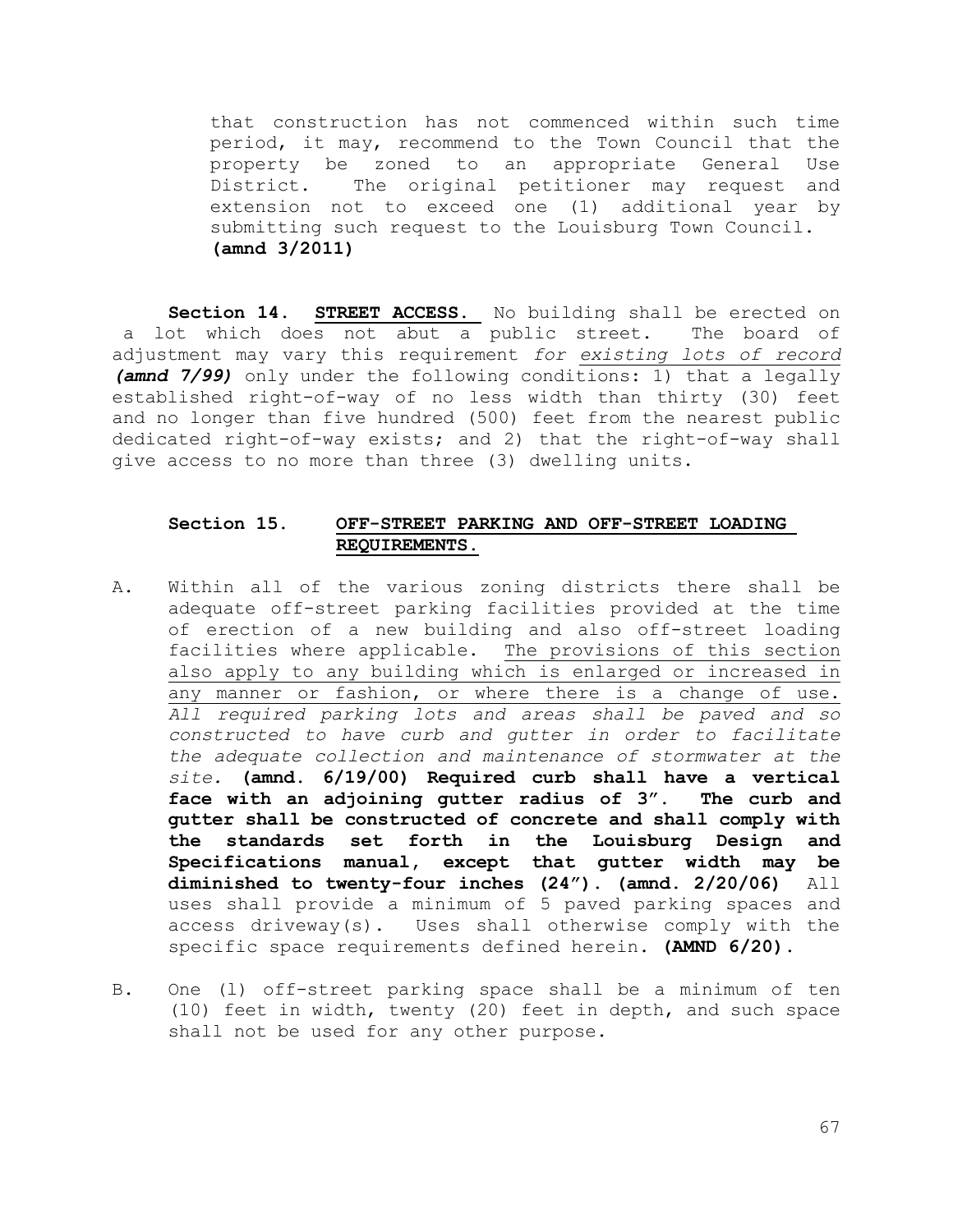that construction has not commenced within such time period, it may, recommend to the Town Council that the property be zoned to an appropriate General Use District. The original petitioner may request and extension not to exceed one (1) additional year by submitting such request to the Louisburg Town Council. **(amnd 3/2011)**

**Section 14. STREET ACCESS.** No building shall be erected on a lot which does not abut a public street. The board of adjustment may vary this requirement *for existing lots of record **(amnd 7/99)*** only under the following conditions: 1) that a legally established right-of-way of no less width than thirty (30) feet and no longer than five hundred (500) feet from the nearest public dedicated right-of-way exists; and 2) that the right-of-way shall give access to no more than three (3) dwelling units.

## Section 15. OFF-STREET PARKING AND OFF-STREET LOADING REQUIREMENTS.

A. Within all of the various zoning districts there shall be adequate off-street parking facilities provided at the time of erection of a new building and also off-street loading facilities where applicable. The provisions of this section also apply to any building which is enlarged or increased in any manner or fashion, or where there is a change of use. *All required parking lots and areas shall be paved and so constructed to have curb and gutter in order to facilitate the adequate collection and maintenance of stormwater at the site.* **(amnd. 6/19/00) Required curb shall have a vertical face with an adjoining gutter radius of 3". The curb and gutter shall be constructed of concrete and shall comply with the standards set forth in the Louisburg Design and Specifications manual, except that gutter width may be diminished to twenty-four inches (24"). (amnd. 2/20/06)** All uses shall provide a minimum of 5 paved parking spaces and access driveway(s). Uses shall otherwise comply with the specific space requirements defined herein. **(AMND 6/20).**

B. One (1) off-street parking space shall be a minimum of ten (10) feet in width, twenty (20) feet in depth, and such space shall not be used for any other purpose.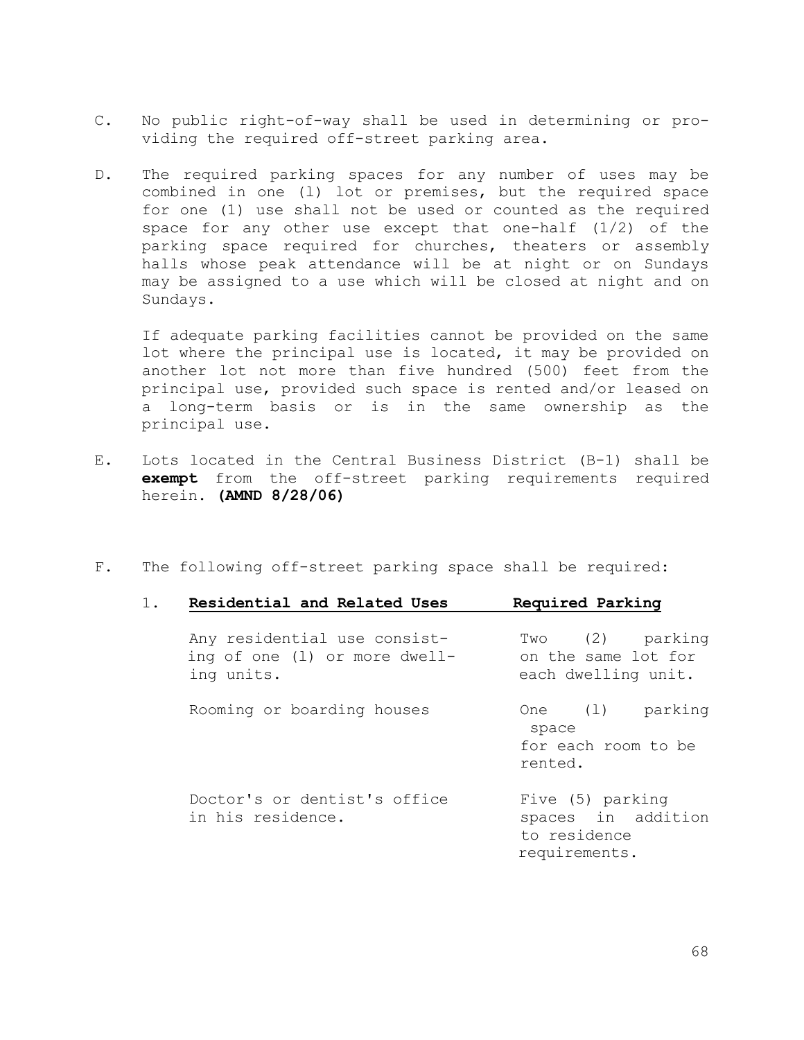C. No public right-of-way shall be used in determining or providing the required off-street parking area.

D. The required parking spaces for any number of uses may be combined in one (1) lot or premises, but the required space for one (1) use shall not be used or counted as the required space for any other use except that one-half (1/2) of the parking space required for churches, theaters or assembly halls whose peak attendance will be at night or on Sundays may be assigned to a use which will be closed at night and on Sundays.

   If adequate parking facilities cannot be provided on the same lot where the principal use is located, it may be provided on another lot not more than five hundred (500) feet from the principal use, provided such space is rented and/or leased on a long-term basis or is in the same ownership as the principal use.

E. Lots located in the Central Business District (B-1) shall be **exempt** from the off-street parking requirements required herein. **(AMND 8/28/06)**

F. The following off-street parking space shall be required:

   1.

| **Residential and Related Uses** | **Required Parking** |
|---|---|
| Any residential use consisting of one (1) or more dwelling units. | Two (2) parking on the same lot for each dwelling unit. |
| Rooming or boarding houses | One (1) parking space for each room to be rented. |
| Doctor's or dentist's office in his residence. | Five (5) parking spaces in addition to residence requirements. |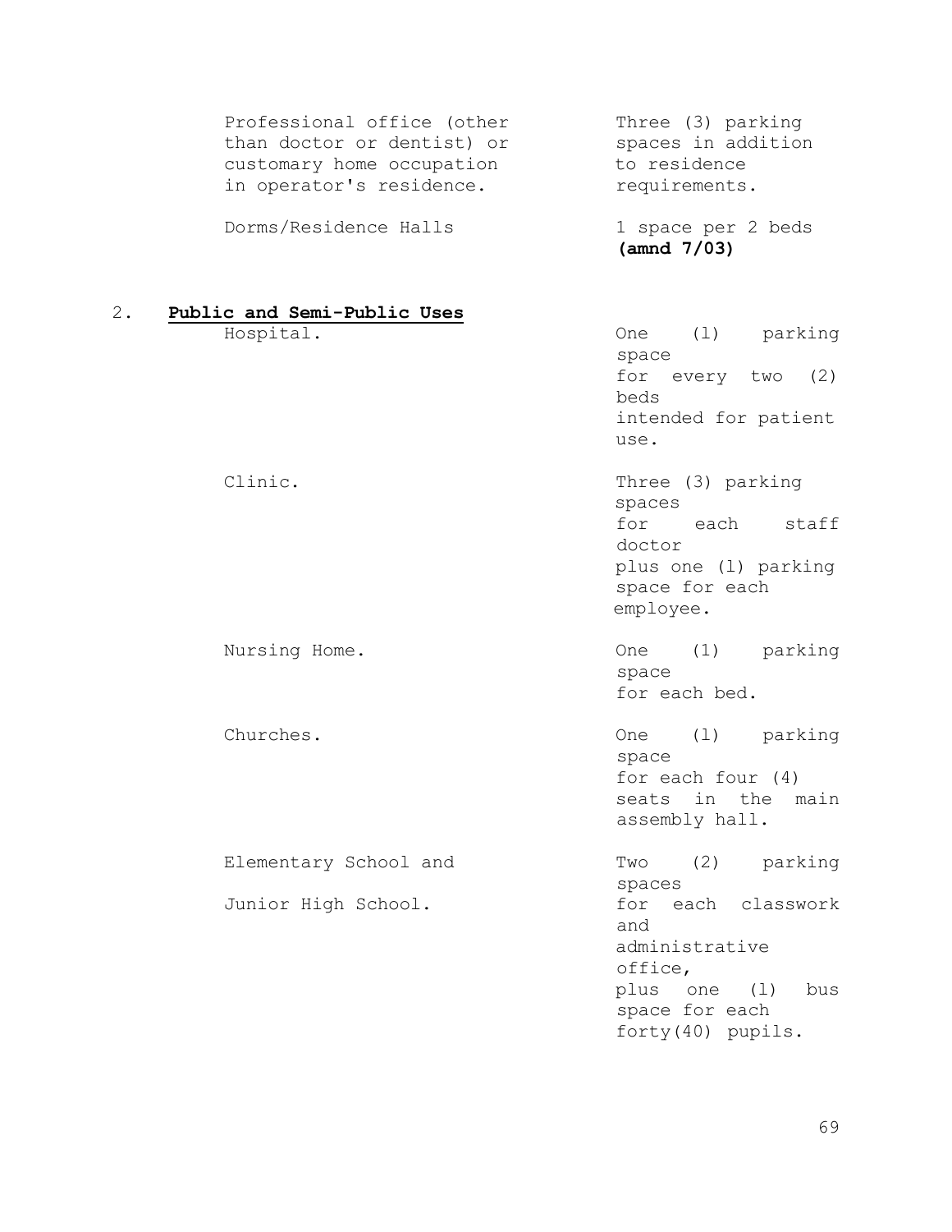| | |
|---|---|
| Professional office (other than doctor or dentist) or customary home occupation in operator's residence. | Three (3) parking spaces in addition to residence requirements. |
| Dorms/Residence Halls | 1 space per 2 beds **(amnd 7/03)** |

2. **Public and Semi-Public Uses**

| | |
|---|---|
| Hospital. | One (l) parking space for every two (2) beds intended for patient use. |
| Clinic. | Three (3) parking spaces for each staff doctor plus one (l) parking space for each employee. |
| Nursing Home. | One (1) parking space for each bed. |
| Churches. | One (l) parking space for each four (4) seats in the main assembly hall. |
| Elementary School and Junior High School. | Two (2) parking spaces for each classwork and administrative office, plus one (l) bus space for each forty(40) pupils. |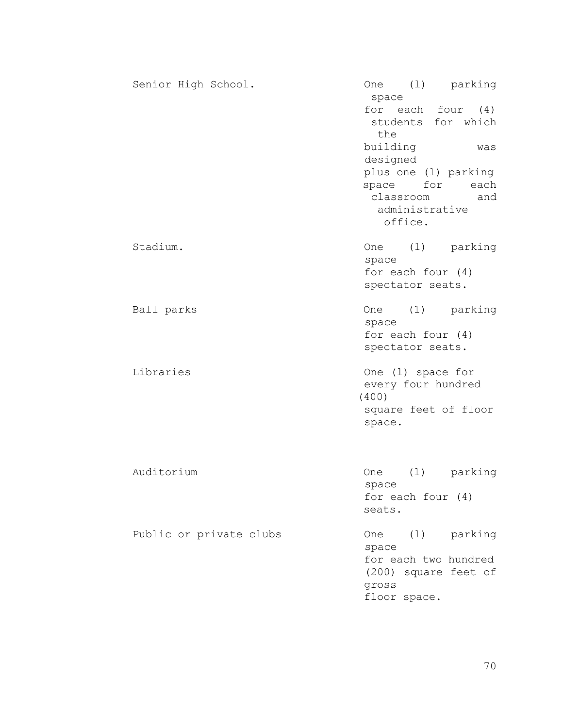| | |
|---|---|
| Senior High School. | One (l) parking space for each four (4) students for which the building was designed plus one (l) parking space for each classroom and administrative office. |
| Stadium. | One (1) parking space for each four (4) spectator seats. |
| Ball parks | One (1) parking space for each four (4) spectator seats. |
| Libraries | One (l) space for every four hundred (400) square feet of floor space. |
| Auditorium | One (l) parking space for each four (4) seats. |
| Public or private clubs | One (l) parking space for each two hundred (200) square feet of gross floor space. |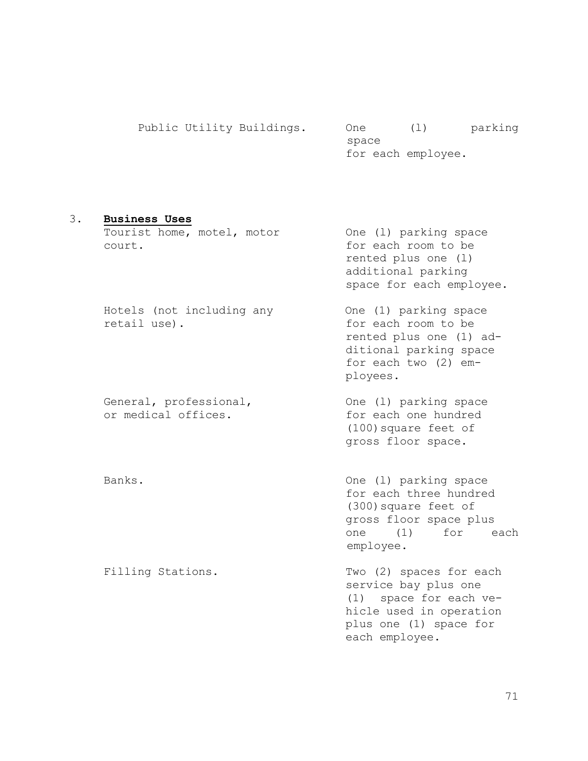| Use | Parking Requirement |
|---|---|
| Public Utility Buildings. | One (1) parking space for each employee. |

3. **Business Uses**

| Use | Parking Requirement |
|---|---|
| Tourist home, motel, motor court. | One (1) parking space for each room to be rented plus one (1) additional parking space for each employee. |
| Hotels (not including any retail use). | One (1) parking space for each room to be rented plus one (1) additional parking space for each two (2) employees. |
| General, professional, or medical offices. | One (1) parking space for each one hundred (100) square feet of gross floor space. |
| Banks. | One (1) parking space for each three hundred (300) square feet of gross floor space plus one (1) for each employee. |
| Filling Stations. | Two (2) spaces for each service bay plus one (1) space for each vehicle used in operation plus one (1) space for each employee. |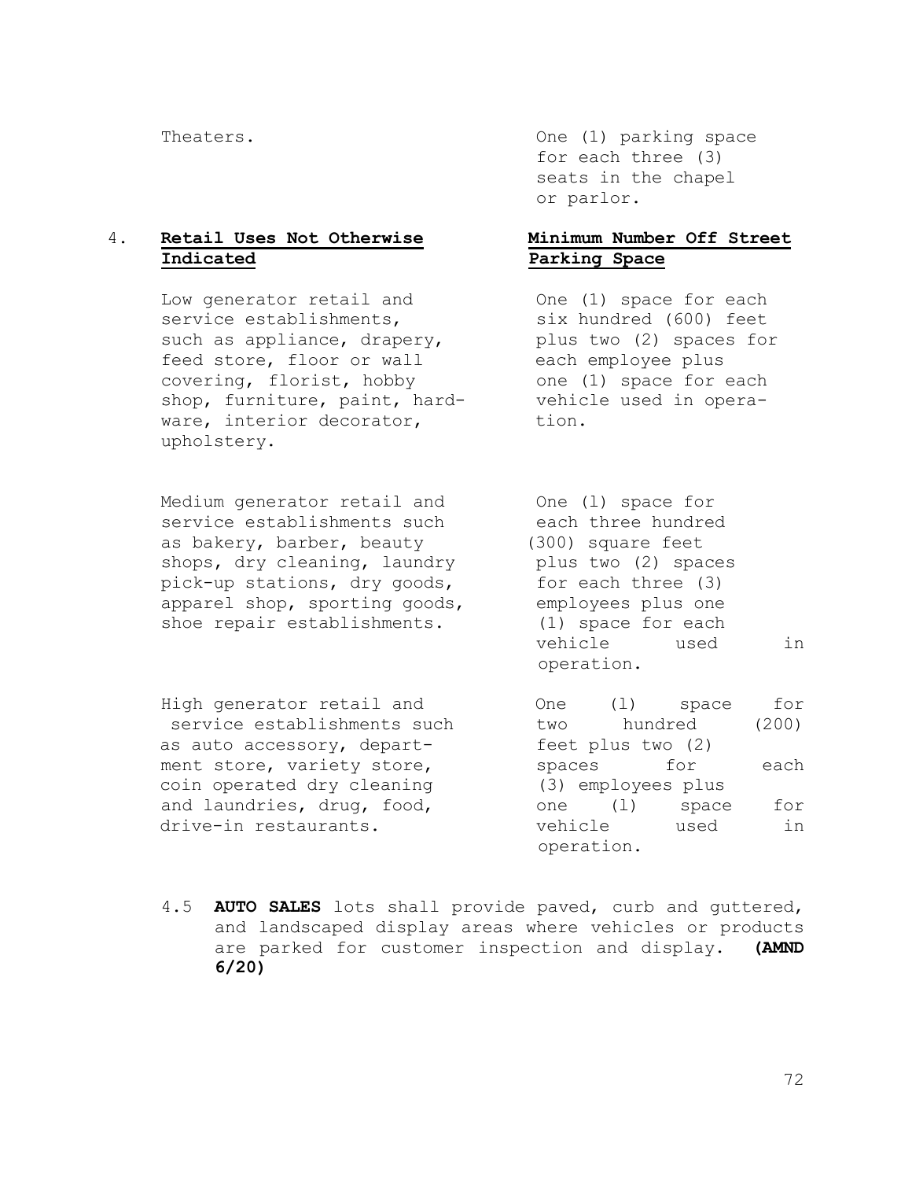| | |
|---|---|
| Theaters. | One (1) parking space for each three (3) seats in the chapel or parlor. |

| 4. **Retail Uses Not Otherwise Indicated** | **Minimum Number Off Street Parking Space** |
|---|---|
| Low generator retail and service establishments, such as appliance, drapery, feed store, floor or wall covering, florist, hobby shop, furniture, paint, hardware, interior decorator, upholstery. | One (1) space for each six hundred (600) feet plus two (2) spaces for each employee plus one (1) space for each vehicle used in operation. |
| Medium generator retail and service establishments such as bakery, barber, beauty shops, dry cleaning, laundry pick-up stations, dry goods, apparel shop, sporting goods, shoe repair establishments. | One (1) space for each three hundred (300) square feet plus two (2) spaces for each three (3) employees plus one (1) space for each vehicle used in operation. |
| High generator retail and service establishments such as auto accessory, department store, variety store, coin operated dry cleaning and laundries, drug, food, drive-in restaurants. | One (1) space for two hundred (200) feet plus two (2) spaces for each (3) employees plus one (1) space for vehicle used in operation. |

4.5 **AUTO SALES** lots shall provide paved, curb and guttered, and landscaped display areas where vehicles or products are parked for customer inspection and display. **(AMND 6/20)**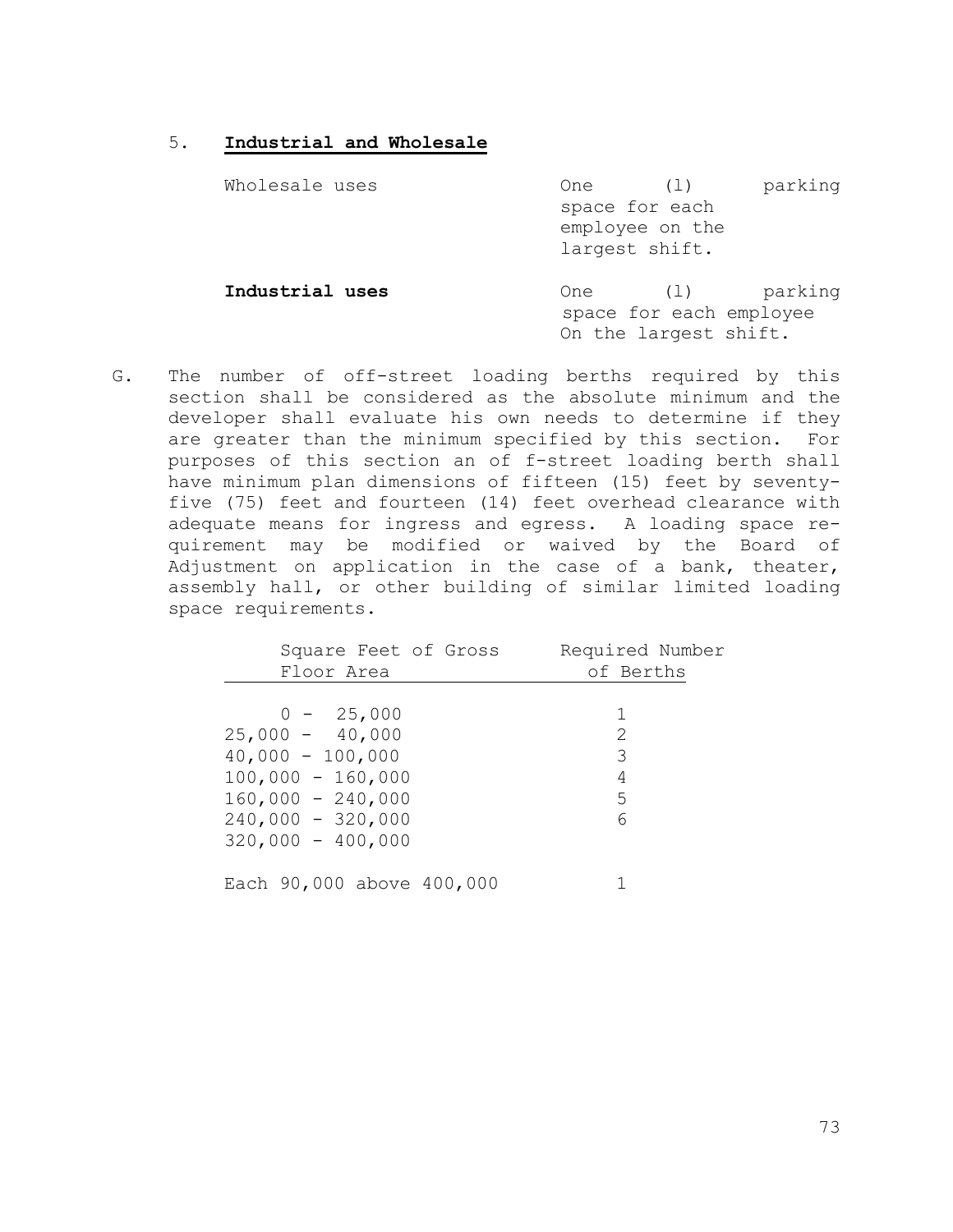5. **Industrial and Wholesale**

| | |
|---|---|
| Wholesale uses | One (l) parking space for each employee on the largest shift. |
| **Industrial uses** | One (l) parking space for each employee On the largest shift. |

G. The number of off-street loading berths required by this section shall be considered as the absolute minimum and the developer shall evaluate his own needs to determine if they are greater than the minimum specified by this section. For purposes of this section an of f-street loading berth shall have minimum plan dimensions of fifteen (15) feet by seventy-five (75) feet and fourteen (14) feet overhead clearance with adequate means for ingress and egress. A loading space requirement may be modified or waived by the Board of Adjustment on application in the case of a bank, theater, assembly hall, or other building of similar limited loading space requirements.

| Square Feet of Gross Floor Area | Required Number of Berths |
|---|---|
| 0 - 25,000 | 1 |
| 25,000 - 40,000 | 2 |
| 40,000 - 100,000 | 3 |
| 100,000 - 160,000 | 4 |
| 160,000 - 240,000 | 5 |
| 240,000 - 320,000 | 6 |
| 320,000 - 400,000 | |
| Each 90,000 above 400,000 | 1 |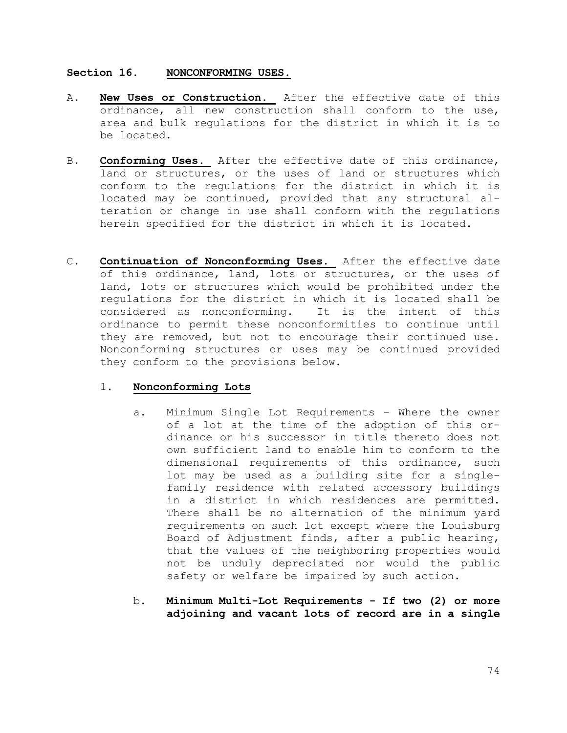## Section 16. NONCONFORMING USES.

A. **New Uses or Construction.** After the effective date of this ordinance, all new construction shall conform to the use, area and bulk regulations for the district in which it is to be located.

B. **Conforming Uses.** After the effective date of this ordinance, land or structures, or the uses of land or structures which conform to the regulations for the district in which it is located may be continued, provided that any structural alteration or change in use shall conform with the regulations herein specified for the district in which it is located.

C. **Continuation of Nonconforming Uses.** After the effective date of this ordinance, land, lots or structures, or the uses of land, lots or structures which would be prohibited under the regulations for the district in which it is located shall be considered as nonconforming. It is the intent of this ordinance to permit these nonconformities to continue until they are removed, but not to encourage their continued use. Nonconforming structures or uses may be continued provided they conform to the provisions below.

   1. **Nonconforming Lots**

      a. Minimum Single Lot Requirements - Where the owner of a lot at the time of the adoption of this ordinance or his successor in title thereto does not own sufficient land to enable him to conform to the dimensional requirements of this ordinance, such lot may be used as a building site for a single-family residence with related accessory buildings in a district in which residences are permitted. There shall be no alternation of the minimum yard requirements on such lot except where the Louisburg Board of Adjustment finds, after a public hearing, that the values of the neighboring properties would not be unduly depreciated nor would the public safety or welfare be impaired by such action.

      b. **Minimum Multi-Lot Requirements - If two (2) or more adjoining and vacant lots of record are in a single**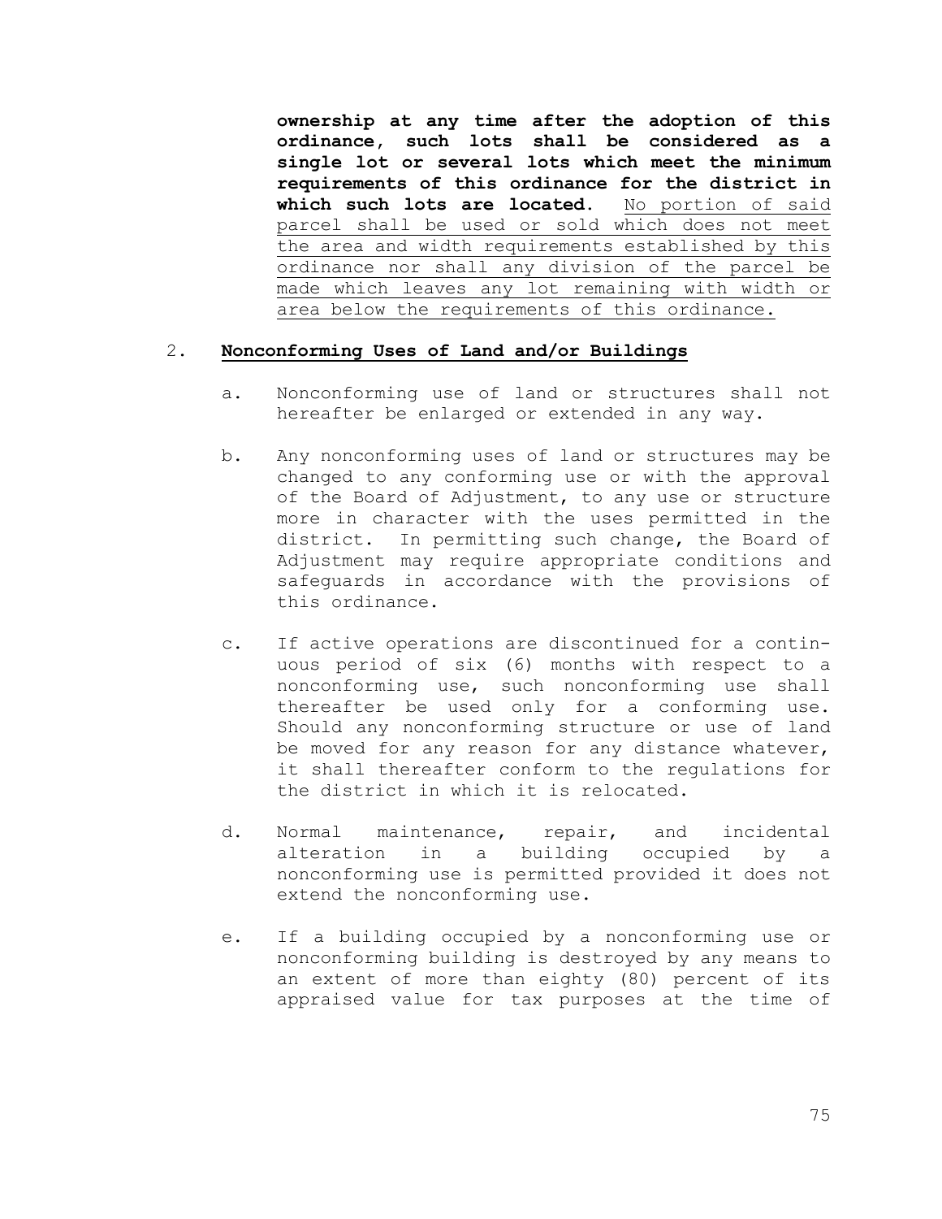**ownership at any time after the adoption of this ordinance, such lots shall be considered as a single lot or several lots which meet the minimum requirements of this ordinance for the district in which such lots are located.** <u>No portion of said parcel shall be used or sold which does not meet the area and width requirements established by this ordinance nor shall any division of the parcel be made which leaves any lot remaining with width or area below the requirements of this ordinance.</u>

2. **<u>Nonconforming Uses of Land and/or Buildings</u>**

   a. Nonconforming use of land or structures shall not hereafter be enlarged or extended in any way.

   b. Any nonconforming uses of land or structures may be changed to any conforming use or with the approval of the Board of Adjustment, to any use or structure more in character with the uses permitted in the district. In permitting such change, the Board of Adjustment may require appropriate conditions and safeguards in accordance with the provisions of this ordinance.

   c. If active operations are discontinued for a continuous period of six (6) months with respect to a nonconforming use, such nonconforming use shall thereafter be used only for a conforming use. Should any nonconforming structure or use of land be moved for any reason for any distance whatever, it shall thereafter conform to the regulations for the district in which it is relocated.

   d. Normal maintenance, repair, and incidental alteration in a building occupied by a nonconforming use is permitted provided it does not extend the nonconforming use.

   e. If a building occupied by a nonconforming use or nonconforming building is destroyed by any means to an extent of more than eighty (80) percent of its appraised value for tax purposes at the time of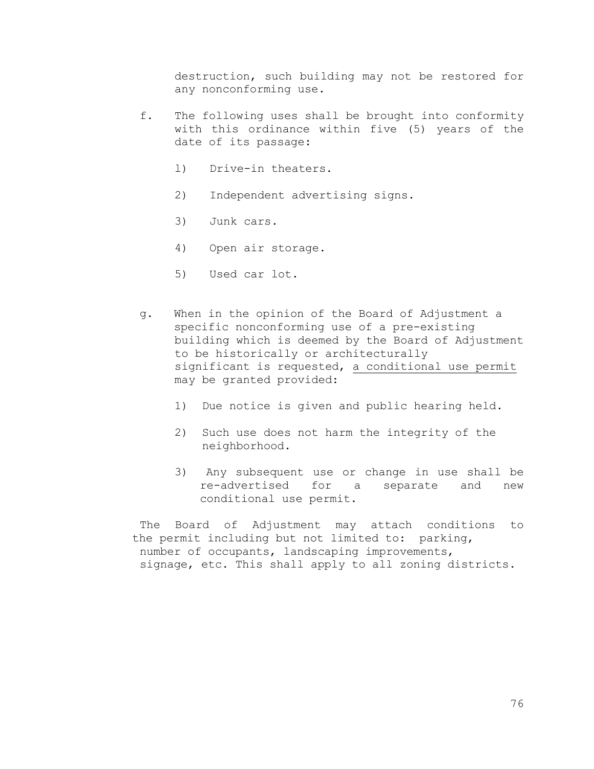destruction, such building may not be restored for any nonconforming use.

f. The following uses shall be brought into conformity with this ordinance within five (5) years of the date of its passage:

   1) Drive-in theaters.

   2) Independent advertising signs.

   3) Junk cars.

   4) Open air storage.

   5) Used car lot.

g. When in the opinion of the Board of Adjustment a specific nonconforming use of a pre-existing building which is deemed by the Board of Adjustment to be historically or architecturally significant is requested, <u>a conditional use permit</u> may be granted provided:

   1) Due notice is given and public hearing held.

   2) Such use does not harm the integrity of the neighborhood.

   3) Any subsequent use or change in use shall be re-advertised for a separate and new conditional use permit.

The Board of Adjustment may attach conditions to the permit including but not limited to: parking, number of occupants, landscaping improvements, signage, etc. This shall apply to all zoning districts.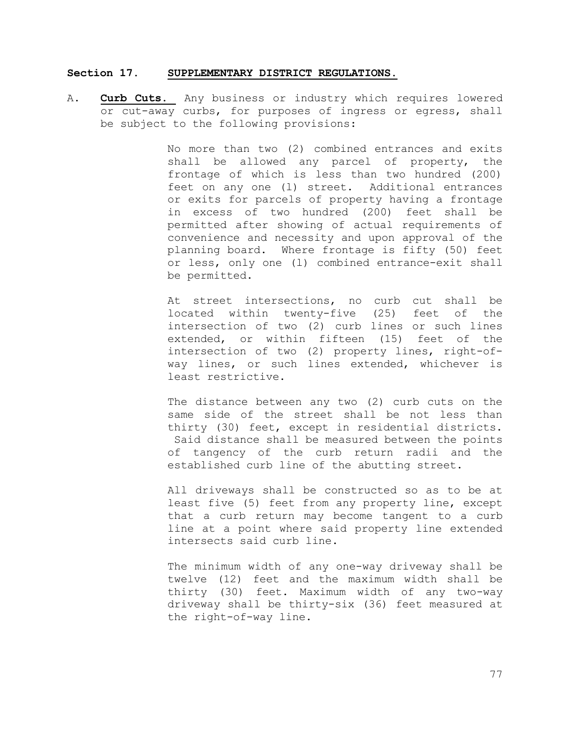## Section 17. SUPPLEMENTARY DISTRICT REGULATIONS.

A. **Curb Cuts.** Any business or industry which requires lowered or cut-away curbs, for purposes of ingress or egress, shall be subject to the following provisions:

No more than two (2) combined entrances and exits shall be allowed any parcel of property, the frontage of which is less than two hundred (200) feet on any one (1) street. Additional entrances or exits for parcels of property having a frontage in excess of two hundred (200) feet shall be permitted after showing of actual requirements of convenience and necessity and upon approval of the planning board. Where frontage is fifty (50) feet or less, only one (1) combined entrance-exit shall be permitted.

At street intersections, no curb cut shall be located within twenty-five (25) feet of the intersection of two (2) curb lines or such lines extended, or within fifteen (15) feet of the intersection of two (2) property lines, right-of-way lines, or such lines extended, whichever is least restrictive.

The distance between any two (2) curb cuts on the same side of the street shall be not less than thirty (30) feet, except in residential districts. Said distance shall be measured between the points of tangency of the curb return radii and the established curb line of the abutting street.

All driveways shall be constructed so as to be at least five (5) feet from any property line, except that a curb return may become tangent to a curb line at a point where said property line extended intersects said curb line.

The minimum width of any one-way driveway shall be twelve (12) feet and the maximum width shall be thirty (30) feet. Maximum width of any two-way driveway shall be thirty-six (36) feet measured at the right-of-way line.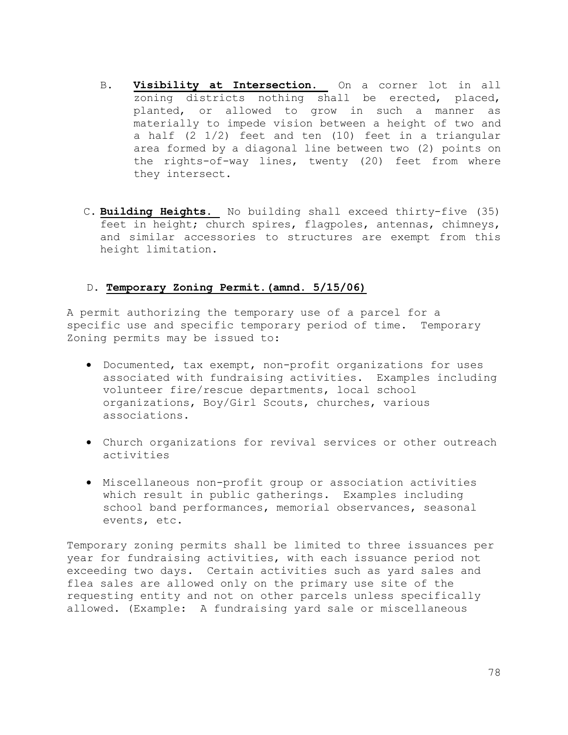B. **Visibility at Intersection.** On a corner lot in all zoning districts nothing shall be erected, placed, planted, or allowed to grow in such a manner as materially to impede vision between a height of two and a half (2 1/2) feet and ten (10) feet in a triangular area formed by a diagonal line between two (2) points on the rights-of-way lines, twenty (20) feet from where they intersect.

C. **Building Heights.** No building shall exceed thirty-five (35) feet in height; church spires, flagpoles, antennas, chimneys, and similar accessories to structures are exempt from this height limitation.

D. **Temporary Zoning Permit.(amnd. 5/15/06)**

A permit authorizing the temporary use of a parcel for a specific use and specific temporary period of time. Temporary Zoning permits may be issued to:

- Documented, tax exempt, non-profit organizations for uses associated with fundraising activities. Examples including volunteer fire/rescue departments, local school organizations, Boy/Girl Scouts, churches, various associations.
- Church organizations for revival services or other outreach activities
- Miscellaneous non-profit group or association activities which result in public gatherings. Examples including school band performances, memorial observances, seasonal events, etc.

Temporary zoning permits shall be limited to three issuances per year for fundraising activities, with each issuance period not exceeding two days. Certain activities such as yard sales and flea sales are allowed only on the primary use site of the requesting entity and not on other parcels unless specifically allowed. (Example: A fundraising yard sale or miscellaneous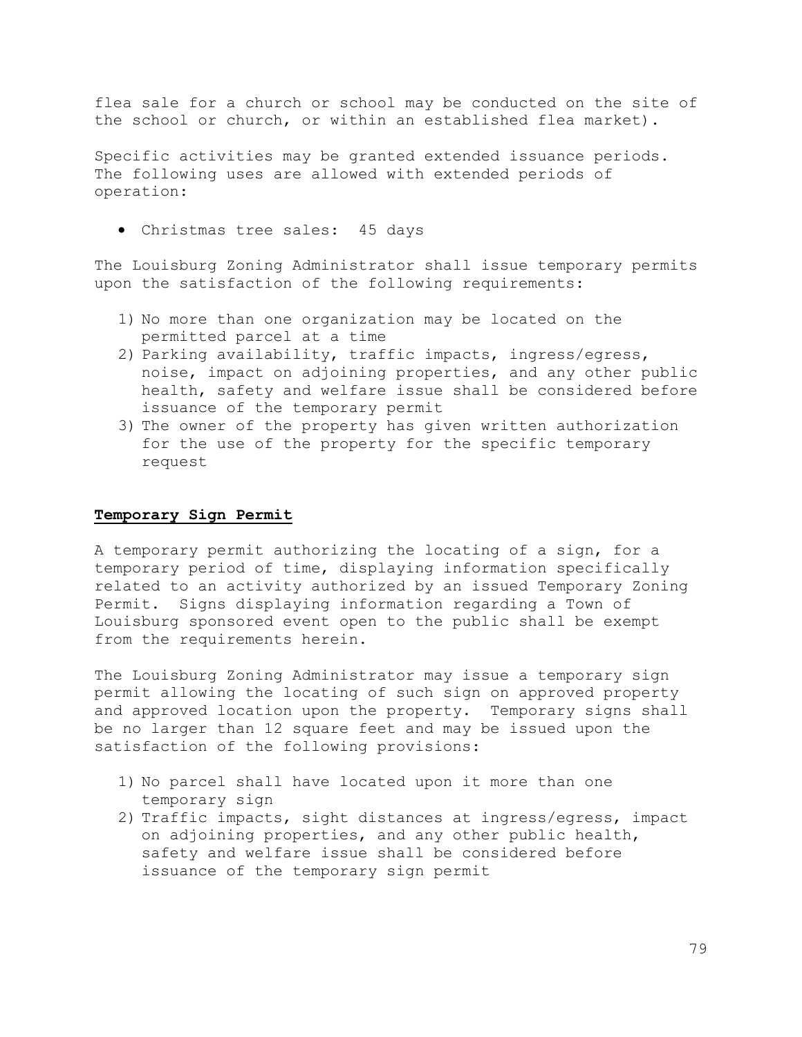flea sale for a church or school may be conducted on the site of the school or church, or within an established flea market).

Specific activities may be granted extended issuance periods. The following uses are allowed with extended periods of operation:

- Christmas tree sales: 45 days

The Louisburg Zoning Administrator shall issue temporary permits upon the satisfaction of the following requirements:

1) No more than one organization may be located on the permitted parcel at a time
2) Parking availability, traffic impacts, ingress/egress, noise, impact on adjoining properties, and any other public health, safety and welfare issue shall be considered before issuance of the temporary permit
3) The owner of the property has given written authorization for the use of the property for the specific temporary request

## **Temporary Sign Permit**

A temporary permit authorizing the locating of a sign, for a temporary period of time, displaying information specifically related to an activity authorized by an issued Temporary Zoning Permit. Signs displaying information regarding a Town of Louisburg sponsored event open to the public shall be exempt from the requirements herein.

The Louisburg Zoning Administrator may issue a temporary sign permit allowing the locating of such sign on approved property and approved location upon the property. Temporary signs shall be no larger than 12 square feet and may be issued upon the satisfaction of the following provisions:

1) No parcel shall have located upon it more than one temporary sign
2) Traffic impacts, sight distances at ingress/egress, impact on adjoining properties, and any other public health, safety and welfare issue shall be considered before issuance of the temporary sign permit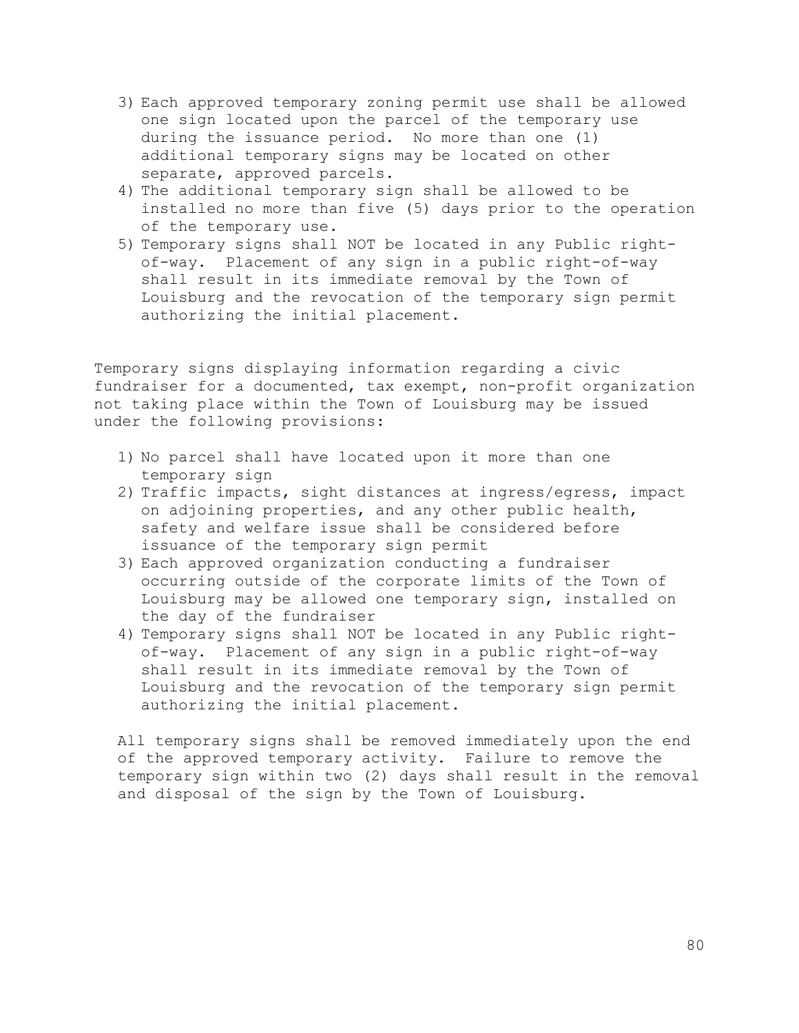3) Each approved temporary zoning permit use shall be allowed one sign located upon the parcel of the temporary use during the issuance period. No more than one (1) additional temporary signs may be located on other separate, approved parcels.
4) The additional temporary sign shall be allowed to be installed no more than five (5) days prior to the operation of the temporary use.
5) Temporary signs shall NOT be located in any Public right-of-way. Placement of any sign in a public right-of-way shall result in its immediate removal by the Town of Louisburg and the revocation of the temporary sign permit authorizing the initial placement.

Temporary signs displaying information regarding a civic fundraiser for a documented, tax exempt, non-profit organization not taking place within the Town of Louisburg may be issued under the following provisions:

1) No parcel shall have located upon it more than one temporary sign
2) Traffic impacts, sight distances at ingress/egress, impact on adjoining properties, and any other public health, safety and welfare issue shall be considered before issuance of the temporary sign permit
3) Each approved organization conducting a fundraiser occurring outside of the corporate limits of the Town of Louisburg may be allowed one temporary sign, installed on the day of the fundraiser
4) Temporary signs shall NOT be located in any Public right-of-way. Placement of any sign in a public right-of-way shall result in its immediate removal by the Town of Louisburg and the revocation of the temporary sign permit authorizing the initial placement.

All temporary signs shall be removed immediately upon the end of the approved temporary activity. Failure to remove the temporary sign within two (2) days shall result in the removal and disposal of the sign by the Town of Louisburg.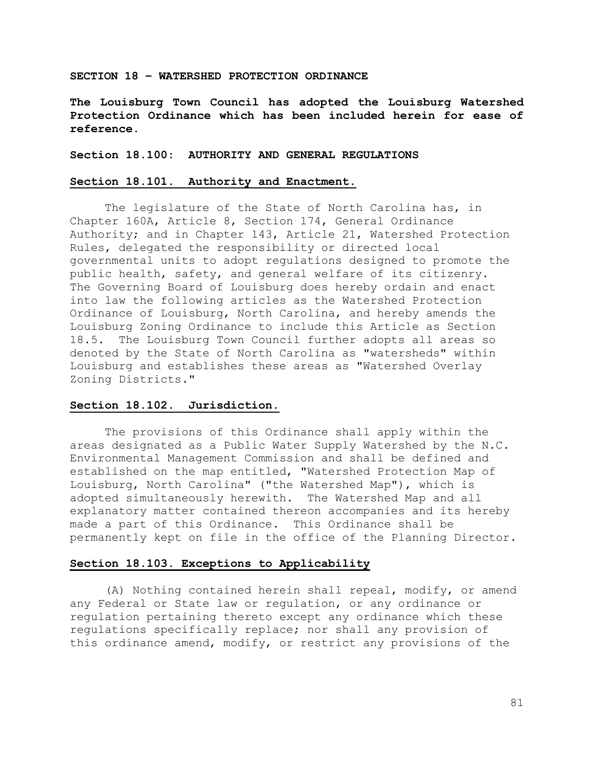**SECTION 18 – WATERSHED PROTECTION ORDINANCE**

**The Louisburg Town Council has adopted the Louisburg Watershed Protection Ordinance which has been included herein for ease of reference.**

**Section 18.100: AUTHORITY AND GENERAL REGULATIONS**

**Section 18.101. Authority and Enactment.**

The legislature of the State of North Carolina has, in Chapter 160A, Article 8, Section 174, General Ordinance Authority; and in Chapter 143, Article 21, Watershed Protection Rules, delegated the responsibility or directed local governmental units to adopt regulations designed to promote the public health, safety, and general welfare of its citizenry. The Governing Board of Louisburg does hereby ordain and enact into law the following articles as the Watershed Protection Ordinance of Louisburg, North Carolina, and hereby amends the Louisburg Zoning Ordinance to include this Article as Section 18.5. The Louisburg Town Council further adopts all areas so denoted by the State of North Carolina as "watersheds" within Louisburg and establishes these areas as "Watershed Overlay Zoning Districts."

**Section 18.102. Jurisdiction.**

The provisions of this Ordinance shall apply within the areas designated as a Public Water Supply Watershed by the N.C. Environmental Management Commission and shall be defined and established on the map entitled, "Watershed Protection Map of Louisburg, North Carolina" ("the Watershed Map"), which is adopted simultaneously herewith. The Watershed Map and all explanatory matter contained thereon accompanies and its hereby made a part of this Ordinance. This Ordinance shall be permanently kept on file in the office of the Planning Director.

**Section 18.103. Exceptions to Applicability**

(A) Nothing contained herein shall repeal, modify, or amend any Federal or State law or regulation, or any ordinance or regulation pertaining thereto except any ordinance which these regulations specifically replace; nor shall any provision of this ordinance amend, modify, or restrict any provisions of the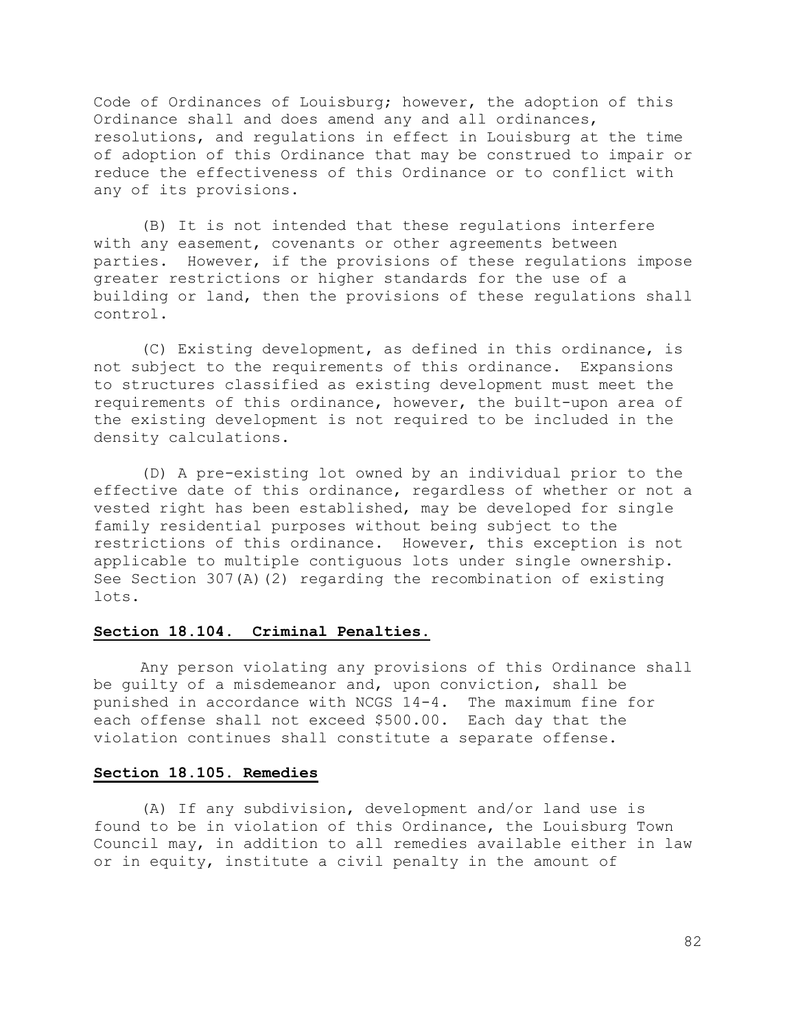Code of Ordinances of Louisburg; however, the adoption of this Ordinance shall and does amend any and all ordinances, resolutions, and regulations in effect in Louisburg at the time of adoption of this Ordinance that may be construed to impair or reduce the effectiveness of this Ordinance or to conflict with any of its provisions.

(B) It is not intended that these regulations interfere with any easement, covenants or other agreements between parties. However, if the provisions of these regulations impose greater restrictions or higher standards for the use of a building or land, then the provisions of these regulations shall control.

(C) Existing development, as defined in this ordinance, is not subject to the requirements of this ordinance. Expansions to structures classified as existing development must meet the requirements of this ordinance, however, the built-upon area of the existing development is not required to be included in the density calculations.

(D) A pre-existing lot owned by an individual prior to the effective date of this ordinance, regardless of whether or not a vested right has been established, may be developed for single family residential purposes without being subject to the restrictions of this ordinance. However, this exception is not applicable to multiple contiguous lots under single ownership. See Section 307(A)(2) regarding the recombination of existing lots.

**Section 18.104. Criminal Penalties.**

Any person violating any provisions of this Ordinance shall be guilty of a misdemeanor and, upon conviction, shall be punished in accordance with NCGS 14-4. The maximum fine for each offense shall not exceed $500.00. Each day that the violation continues shall constitute a separate offense.

**Section 18.105. Remedies**

(A) If any subdivision, development and/or land use is found to be in violation of this Ordinance, the Louisburg Town Council may, in addition to all remedies available either in law or in equity, institute a civil penalty in the amount of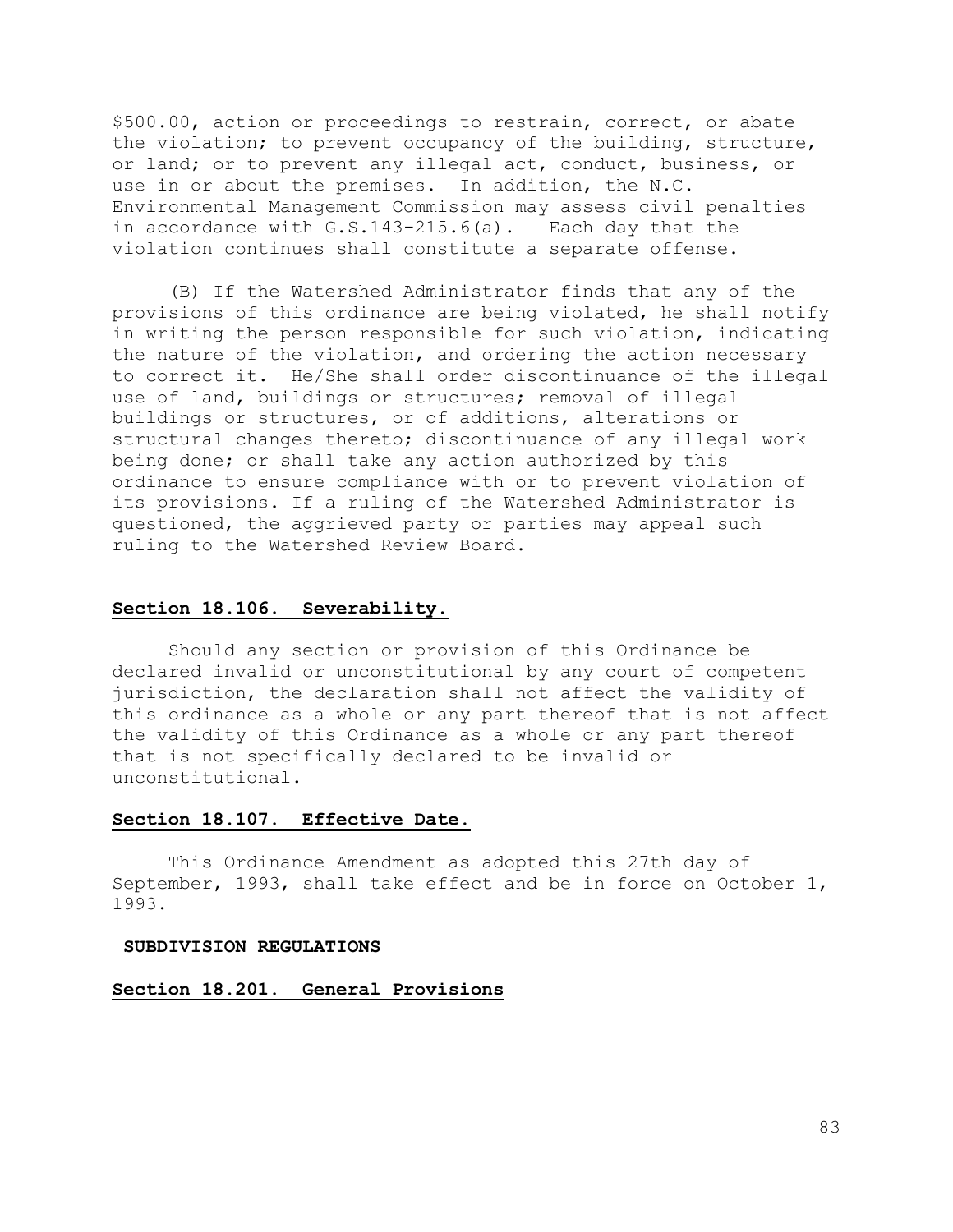$500.00, action or proceedings to restrain, correct, or abate the violation; to prevent occupancy of the building, structure, or land; or to prevent any illegal act, conduct, business, or use in or about the premises. In addition, the N.C. Environmental Management Commission may assess civil penalties in accordance with G.S.143-215.6(a). Each day that the violation continues shall constitute a separate offense.

(B) If the Watershed Administrator finds that any of the provisions of this ordinance are being violated, he shall notify in writing the person responsible for such violation, indicating the nature of the violation, and ordering the action necessary to correct it. He/She shall order discontinuance of the illegal use of land, buildings or structures; removal of illegal buildings or structures, or of additions, alterations or structural changes thereto; discontinuance of any illegal work being done; or shall take any action authorized by this ordinance to ensure compliance with or to prevent violation of its provisions. If a ruling of the Watershed Administrator is questioned, the aggrieved party or parties may appeal such ruling to the Watershed Review Board.

**Section 18.106. Severability.**

Should any section or provision of this Ordinance be declared invalid or unconstitutional by any court of competent jurisdiction, the declaration shall not affect the validity of this ordinance as a whole or any part thereof that is not affect the validity of this Ordinance as a whole or any part thereof that is not specifically declared to be invalid or unconstitutional.

**Section 18.107. Effective Date.**

This Ordinance Amendment as adopted this 27th day of September, 1993, shall take effect and be in force on October 1, 1993.

**SUBDIVISION REGULATIONS**

**Section 18.201. General Provisions**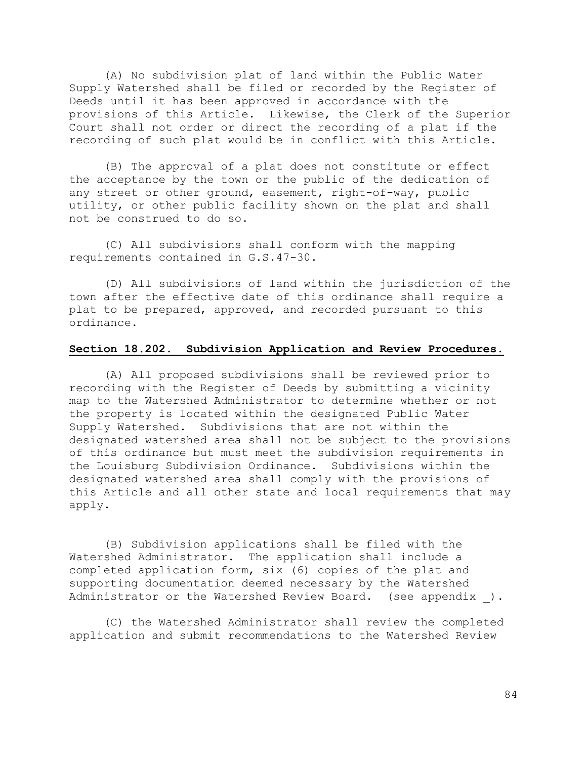(A) No subdivision plat of land within the Public Water Supply Watershed shall be filed or recorded by the Register of Deeds until it has been approved in accordance with the provisions of this Article. Likewise, the Clerk of the Superior Court shall not order or direct the recording of a plat if the recording of such plat would be in conflict with this Article.

(B) The approval of a plat does not constitute or effect the acceptance by the town or the public of the dedication of any street or other ground, easement, right-of-way, public utility, or other public facility shown on the plat and shall not be construed to do so.

(C) All subdivisions shall conform with the mapping requirements contained in G.S.47-30.

(D) All subdivisions of land within the jurisdiction of the town after the effective date of this ordinance shall require a plat to be prepared, approved, and recorded pursuant to this ordinance.

**Section 18.202. Subdivision Application and Review Procedures.**

(A) All proposed subdivisions shall be reviewed prior to recording with the Register of Deeds by submitting a vicinity map to the Watershed Administrator to determine whether or not the property is located within the designated Public Water Supply Watershed. Subdivisions that are not within the designated watershed area shall not be subject to the provisions of this ordinance but must meet the subdivision requirements in the Louisburg Subdivision Ordinance. Subdivisions within the designated watershed area shall comply with the provisions of this Article and all other state and local requirements that may apply.

(B) Subdivision applications shall be filed with the Watershed Administrator. The application shall include a completed application form, six (6) copies of the plat and supporting documentation deemed necessary by the Watershed Administrator or the Watershed Review Board. (see appendix _).

(C) the Watershed Administrator shall review the completed application and submit recommendations to the Watershed Review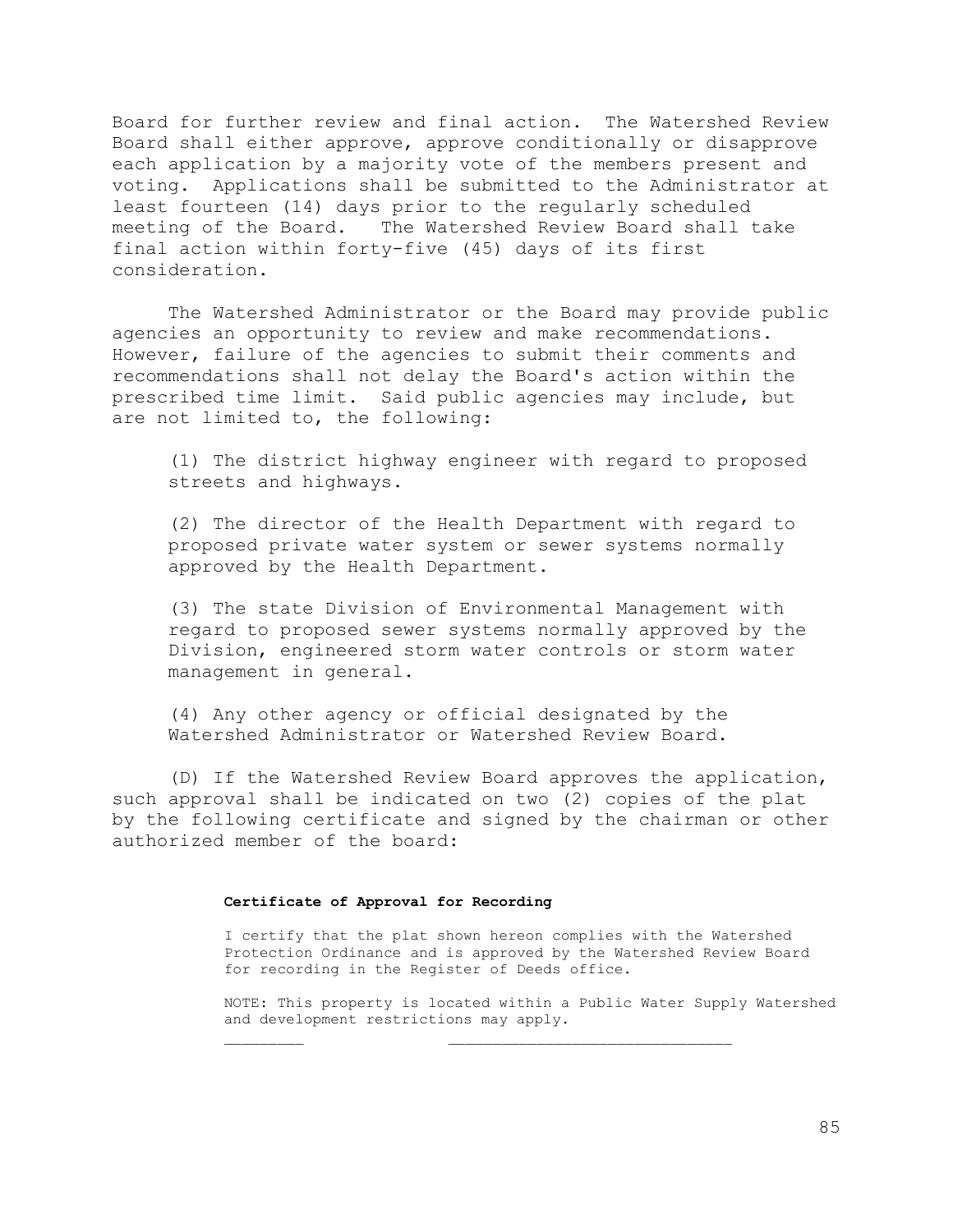Board for further review and final action. The Watershed Review Board shall either approve, approve conditionally or disapprove each application by a majority vote of the members present and voting. Applications shall be submitted to the Administrator at least fourteen (14) days prior to the regularly scheduled meeting of the Board. The Watershed Review Board shall take final action within forty-five (45) days of its first consideration.

The Watershed Administrator or the Board may provide public agencies an opportunity to review and make recommendations. However, failure of the agencies to submit their comments and recommendations shall not delay the Board's action within the prescribed time limit. Said public agencies may include, but are not limited to, the following:

(1) The district highway engineer with regard to proposed streets and highways.

(2) The director of the Health Department with regard to proposed private water system or sewer systems normally approved by the Health Department.

(3) The state Division of Environmental Management with regard to proposed sewer systems normally approved by the Division, engineered storm water controls or storm water management in general.

(4) Any other agency or official designated by the Watershed Administrator or Watershed Review Board.

(D) If the Watershed Review Board approves the application, such approval shall be indicated on two (2) copies of the plat by the following certificate and signed by the chairman or other authorized member of the board:

**Certificate of Approval for Recording**

I certify that the plat shown hereon complies with the Watershed Protection Ordinance and is approved by the Watershed Review Board for recording in the Register of Deeds office.

NOTE: This property is located within a Public Water Supply Watershed and development restrictions may apply.

________ ______________________________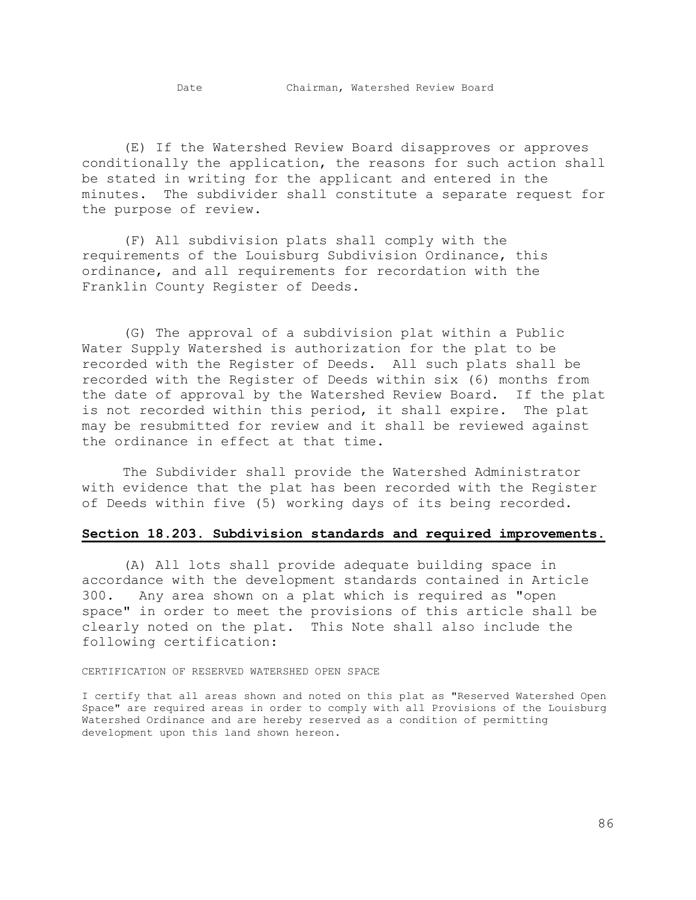Date Chairman, Watershed Review Board

(E) If the Watershed Review Board disapproves or approves conditionally the application, the reasons for such action shall be stated in writing for the applicant and entered in the minutes. The subdivider shall constitute a separate request for the purpose of review.

(F) All subdivision plats shall comply with the requirements of the Louisburg Subdivision Ordinance, this ordinance, and all requirements for recordation with the Franklin County Register of Deeds.

(G) The approval of a subdivision plat within a Public Water Supply Watershed is authorization for the plat to be recorded with the Register of Deeds. All such plats shall be recorded with the Register of Deeds within six (6) months from the date of approval by the Watershed Review Board. If the plat is not recorded within this period, it shall expire. The plat may be resubmitted for review and it shall be reviewed against the ordinance in effect at that time.

The Subdivider shall provide the Watershed Administrator with evidence that the plat has been recorded with the Register of Deeds within five (5) working days of its being recorded.

## Section 18.203. Subdivision standards and required improvements.

(A) All lots shall provide adequate building space in accordance with the development standards contained in Article 300. Any area shown on a plat which is required as "open space" in order to meet the provisions of this article shall be clearly noted on the plat. This Note shall also include the following certification:

CERTIFICATION OF RESERVED WATERSHED OPEN SPACE

I certify that all areas shown and noted on this plat as "Reserved Watershed Open Space" are required areas in order to comply with all Provisions of the Louisburg Watershed Ordinance and are hereby reserved as a condition of permitting development upon this land shown hereon.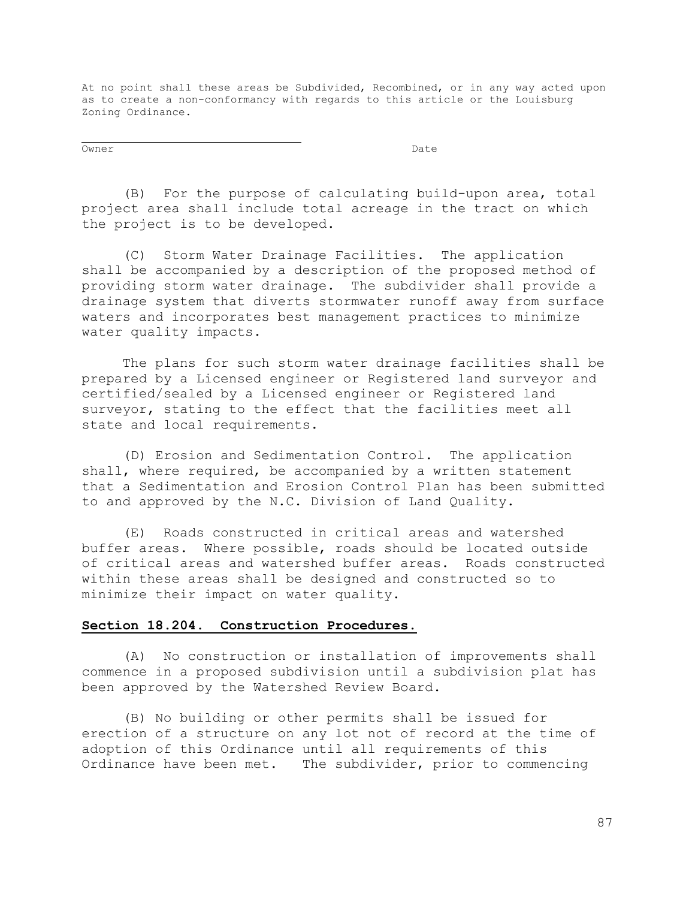At no point shall these areas be Subdivided, Recombined, or in any way acted upon as to create a non-conformancy with regards to this article or the Louisburg Zoning Ordinance.

_______________________________

Owner Date

(B) For the purpose of calculating build-upon area, total project area shall include total acreage in the tract on which the project is to be developed.

(C) Storm Water Drainage Facilities. The application shall be accompanied by a description of the proposed method of providing storm water drainage. The subdivider shall provide a drainage system that diverts stormwater runoff away from surface waters and incorporates best management practices to minimize water quality impacts.

The plans for such storm water drainage facilities shall be prepared by a Licensed engineer or Registered land surveyor and certified/sealed by a Licensed engineer or Registered land surveyor, stating to the effect that the facilities meet all state and local requirements.

(D) Erosion and Sedimentation Control. The application shall, where required, be accompanied by a written statement that a Sedimentation and Erosion Control Plan has been submitted to and approved by the N.C. Division of Land Quality.

(E) Roads constructed in critical areas and watershed buffer areas. Where possible, roads should be located outside of critical areas and watershed buffer areas. Roads constructed within these areas shall be designed and constructed so to minimize their impact on water quality.

**Section 18.204. Construction Procedures.**

(A) No construction or installation of improvements shall commence in a proposed subdivision until a subdivision plat has been approved by the Watershed Review Board.

(B) No building or other permits shall be issued for erection of a structure on any lot not of record at the time of adoption of this Ordinance until all requirements of this Ordinance have been met. The subdivider, prior to commencing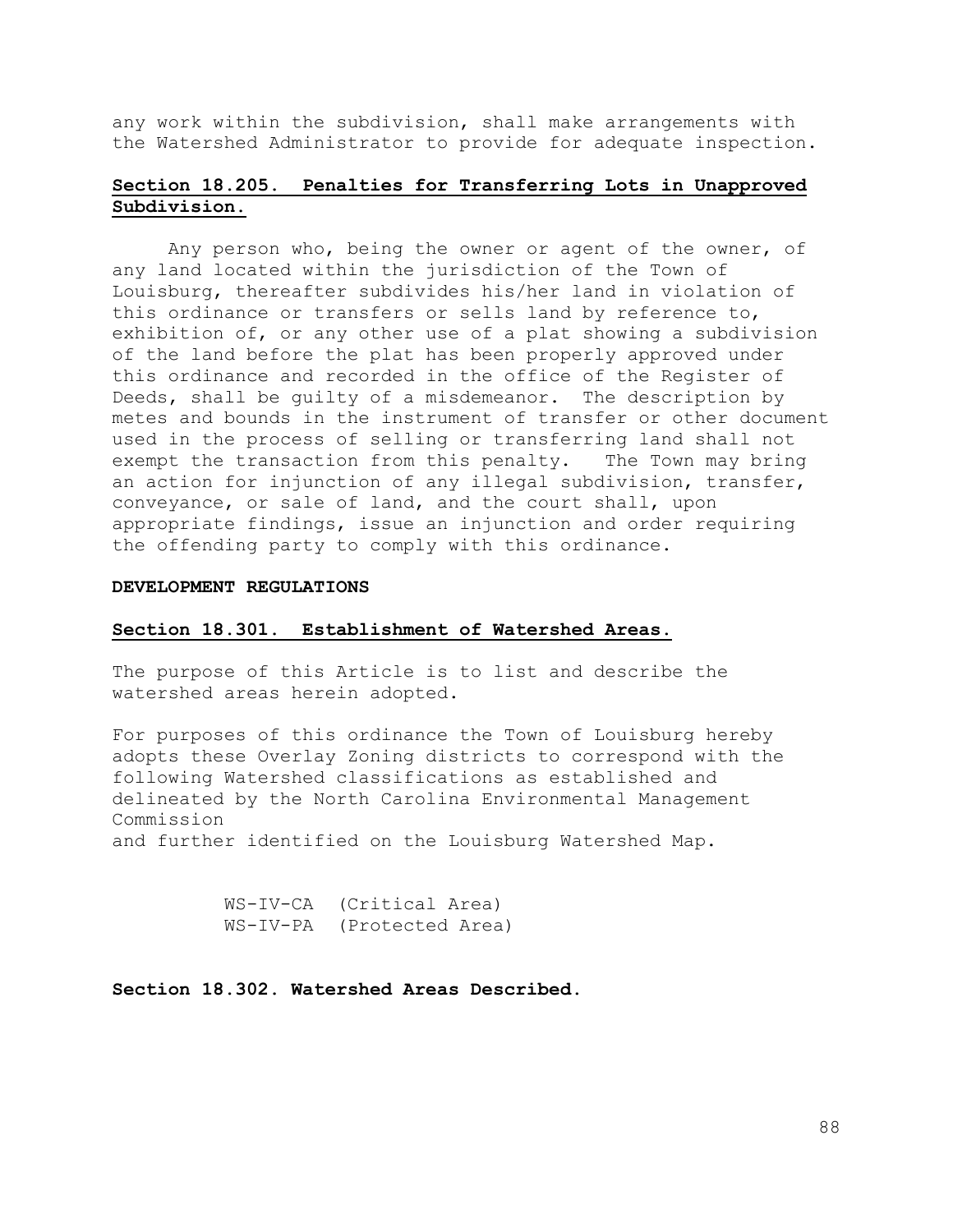any work within the subdivision, shall make arrangements with the Watershed Administrator to provide for adequate inspection.

## Section 18.205. Penalties for Transferring Lots in Unapproved Subdivision.

Any person who, being the owner or agent of the owner, of any land located within the jurisdiction of the Town of Louisburg, thereafter subdivides his/her land in violation of this ordinance or transfers or sells land by reference to, exhibition of, or any other use of a plat showing a subdivision of the land before the plat has been properly approved under this ordinance and recorded in the office of the Register of Deeds, shall be guilty of a misdemeanor. The description by metes and bounds in the instrument of transfer or other document used in the process of selling or transferring land shall not exempt the transaction from this penalty. The Town may bring an action for injunction of any illegal subdivision, transfer, conveyance, or sale of land, and the court shall, upon appropriate findings, issue an injunction and order requiring the offending party to comply with this ordinance.

**DEVELOPMENT REGULATIONS**

## Section 18.301. Establishment of Watershed Areas.

The purpose of this Article is to list and describe the watershed areas herein adopted.

For purposes of this ordinance the Town of Louisburg hereby adopts these Overlay Zoning districts to correspond with the following Watershed classifications as established and delineated by the North Carolina Environmental Management Commission
and further identified on the Louisburg Watershed Map.

WS-IV-CA (Critical Area)
WS-IV-PA (Protected Area)

## Section 18.302. Watershed Areas Described.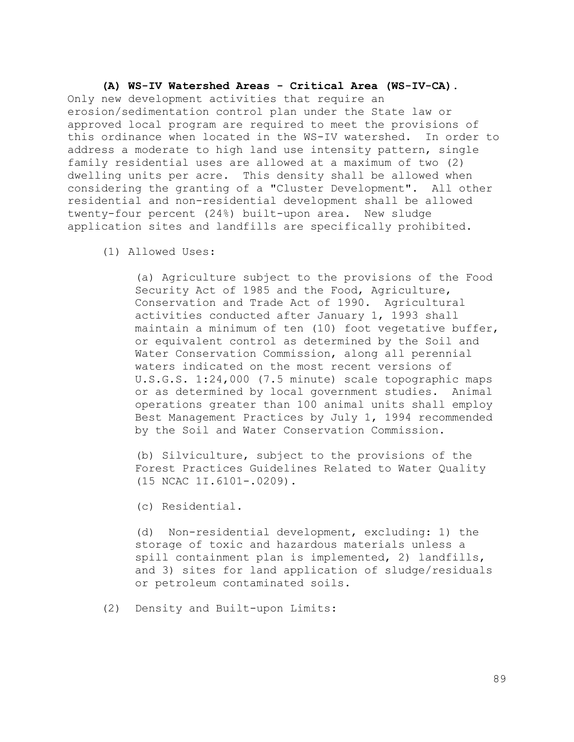**(A) WS-IV Watershed Areas - Critical Area (WS-IV-CA).** Only new development activities that require an erosion/sedimentation control plan under the State law or approved local program are required to meet the provisions of this ordinance when located in the WS-IV watershed. In order to address a moderate to high land use intensity pattern, single family residential uses are allowed at a maximum of two (2) dwelling units per acre. This density shall be allowed when considering the granting of a "Cluster Development". All other residential and non-residential development shall be allowed twenty-four percent (24%) built-upon area. New sludge application sites and landfills are specifically prohibited.

(1) Allowed Uses:

(a) Agriculture subject to the provisions of the Food Security Act of 1985 and the Food, Agriculture, Conservation and Trade Act of 1990. Agricultural activities conducted after January 1, 1993 shall maintain a minimum of ten (10) foot vegetative buffer, or equivalent control as determined by the Soil and Water Conservation Commission, along all perennial waters indicated on the most recent versions of U.S.G.S. 1:24,000 (7.5 minute) scale topographic maps or as determined by local government studies. Animal operations greater than 100 animal units shall employ Best Management Practices by July 1, 1994 recommended by the Soil and Water Conservation Commission.

(b) Silviculture, subject to the provisions of the Forest Practices Guidelines Related to Water Quality (15 NCAC 1I.6101-.0209).

(c) Residential.

(d) Non-residential development, excluding: 1) the storage of toxic and hazardous materials unless a spill containment plan is implemented, 2) landfills, and 3) sites for land application of sludge/residuals or petroleum contaminated soils.

(2) Density and Built-upon Limits: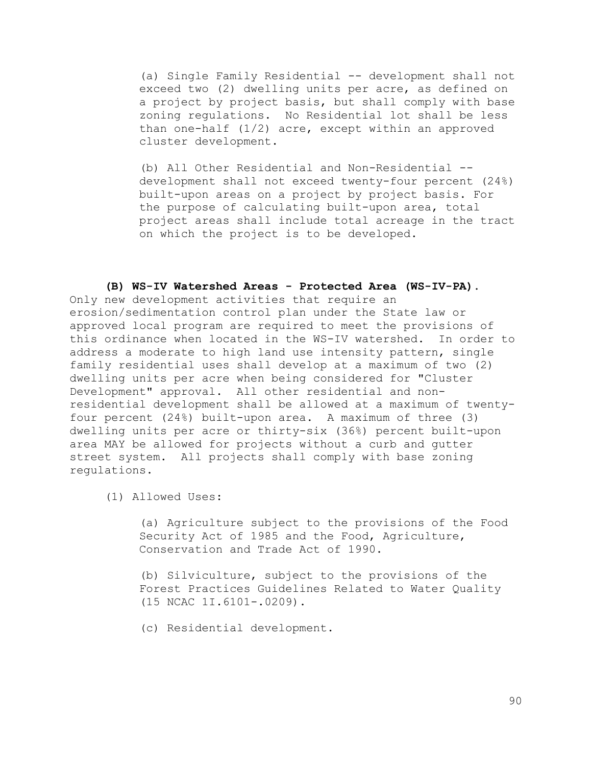(a) Single Family Residential -- development shall not exceed two (2) dwelling units per acre, as defined on a project by project basis, but shall comply with base zoning regulations. No Residential lot shall be less than one-half (1/2) acre, except within an approved cluster development.

(b) All Other Residential and Non-Residential -- development shall not exceed twenty-four percent (24%) built-upon areas on a project by project basis. For the purpose of calculating built-upon area, total project areas shall include total acreage in the tract on which the project is to be developed.

**(B) WS-IV Watershed Areas - Protected Area (WS-IV-PA).** Only new development activities that require an erosion/sedimentation control plan under the State law or approved local program are required to meet the provisions of this ordinance when located in the WS-IV watershed. In order to address a moderate to high land use intensity pattern, single family residential uses shall develop at a maximum of two (2) dwelling units per acre when being considered for "Cluster Development" approval. All other residential and non-residential development shall be allowed at a maximum of twenty-four percent (24%) built-upon area. A maximum of three (3) dwelling units per acre or thirty-six (36%) percent built-upon area MAY be allowed for projects without a curb and gutter street system. All projects shall comply with base zoning regulations.

(1) Allowed Uses:

(a) Agriculture subject to the provisions of the Food Security Act of 1985 and the Food, Agriculture, Conservation and Trade Act of 1990.

(b) Silviculture, subject to the provisions of the Forest Practices Guidelines Related to Water Quality (15 NCAC 1I.6101-.0209).

(c) Residential development.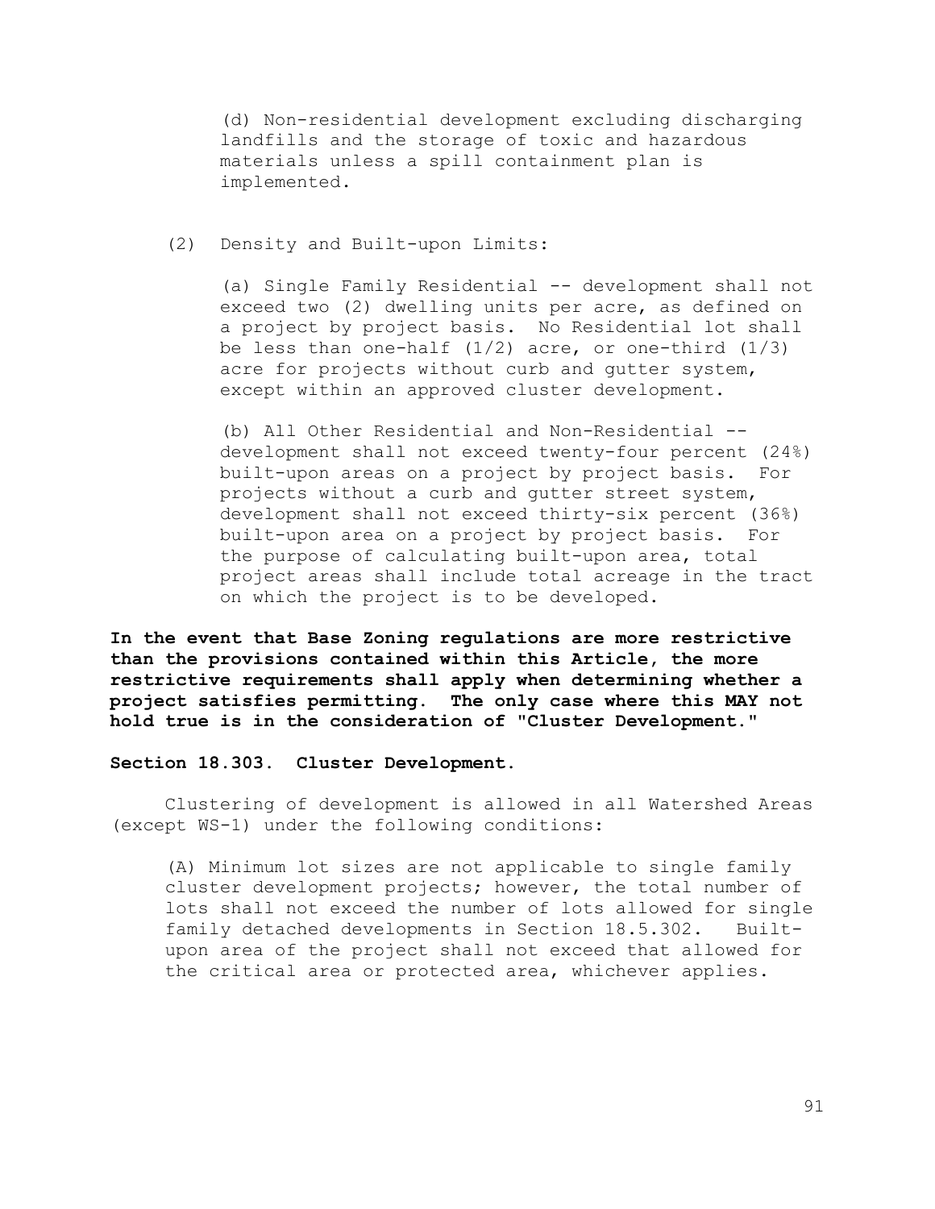(d) Non-residential development excluding discharging landfills and the storage of toxic and hazardous materials unless a spill containment plan is implemented.

(2) Density and Built-upon Limits:

(a) Single Family Residential -- development shall not exceed two (2) dwelling units per acre, as defined on a project by project basis. No Residential lot shall be less than one-half (1/2) acre, or one-third (1/3) acre for projects without curb and gutter system, except within an approved cluster development.

(b) All Other Residential and Non-Residential -- development shall not exceed twenty-four percent (24%) built-upon areas on a project by project basis. For projects without a curb and gutter street system, development shall not exceed thirty-six percent (36%) built-upon area on a project by project basis. For the purpose of calculating built-upon area, total project areas shall include total acreage in the tract on which the project is to be developed.

**In the event that Base Zoning regulations are more restrictive than the provisions contained within this Article, the more restrictive requirements shall apply when determining whether a project satisfies permitting. The only case where this MAY not hold true is in the consideration of "Cluster Development."**

**Section 18.303. Cluster Development.**

Clustering of development is allowed in all Watershed Areas (except WS-1) under the following conditions:

(A) Minimum lot sizes are not applicable to single family cluster development projects; however, the total number of lots shall not exceed the number of lots allowed for single family detached developments in Section 18.5.302. Built-upon area of the project shall not exceed that allowed for the critical area or protected area, whichever applies.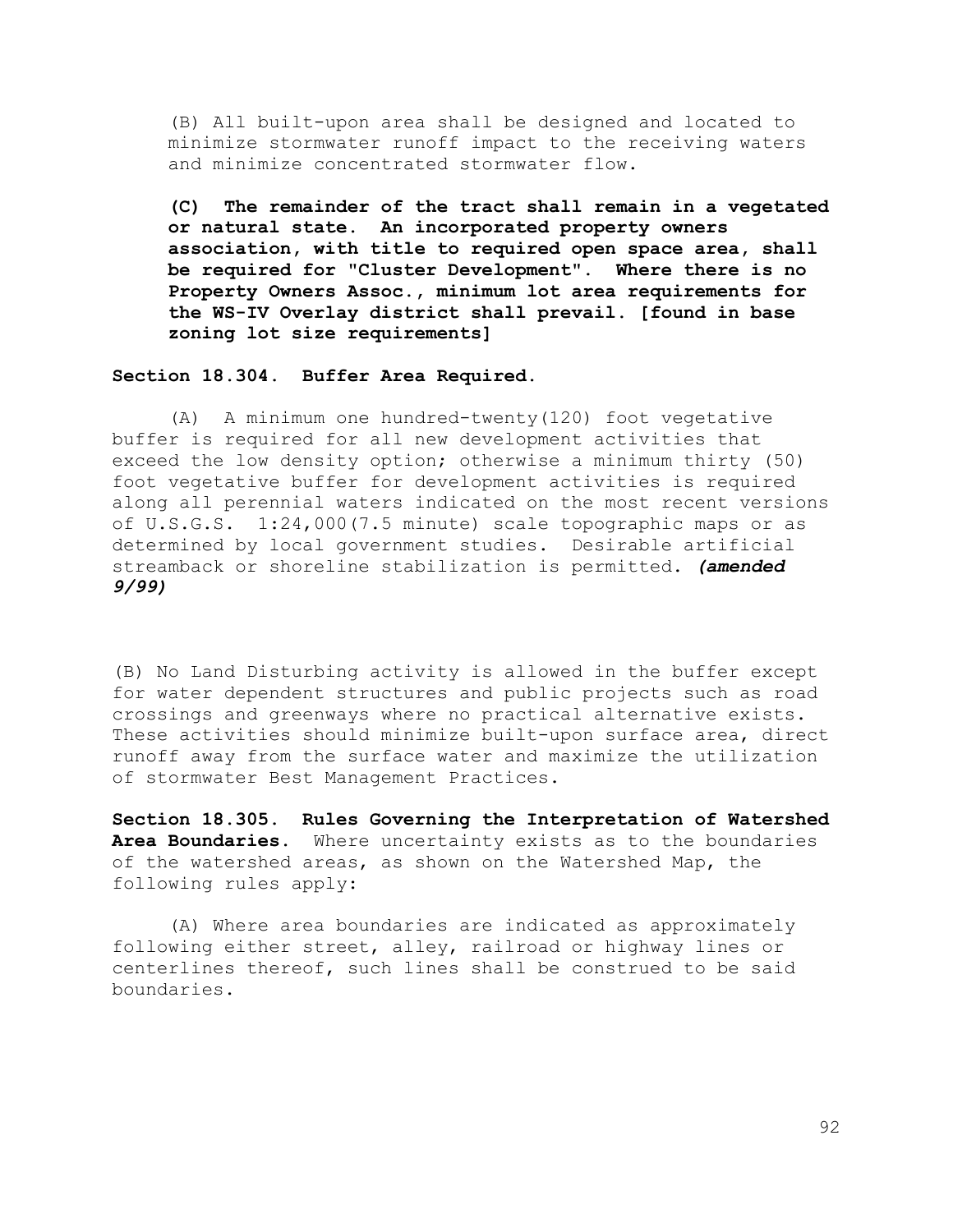(B) All built-upon area shall be designed and located to minimize stormwater runoff impact to the receiving waters and minimize concentrated stormwater flow.

**(C) The remainder of the tract shall remain in a vegetated or natural state. An incorporated property owners association, with title to required open space area, shall be required for "Cluster Development". Where there is no Property Owners Assoc., minimum lot area requirements for the WS-IV Overlay district shall prevail. [found in base zoning lot size requirements]**

**Section 18.304. Buffer Area Required.**

(A) A minimum one hundred-twenty(120) foot vegetative buffer is required for all new development activities that exceed the low density option; otherwise a minimum thirty (50) foot vegetative buffer for development activities is required along all perennial waters indicated on the most recent versions of U.S.G.S. 1:24,000(7.5 minute) scale topographic maps or as determined by local government studies. Desirable artificial streamback or shoreline stabilization is permitted. ***(amended 9/99)***

(B) No Land Disturbing activity is allowed in the buffer except for water dependent structures and public projects such as road crossings and greenways where no practical alternative exists. These activities should minimize built-upon surface area, direct runoff away from the surface water and maximize the utilization of stormwater Best Management Practices.

**Section 18.305. Rules Governing the Interpretation of Watershed Area Boundaries.** Where uncertainty exists as to the boundaries of the watershed areas, as shown on the Watershed Map, the following rules apply:

(A) Where area boundaries are indicated as approximately following either street, alley, railroad or highway lines or centerlines thereof, such lines shall be construed to be said boundaries.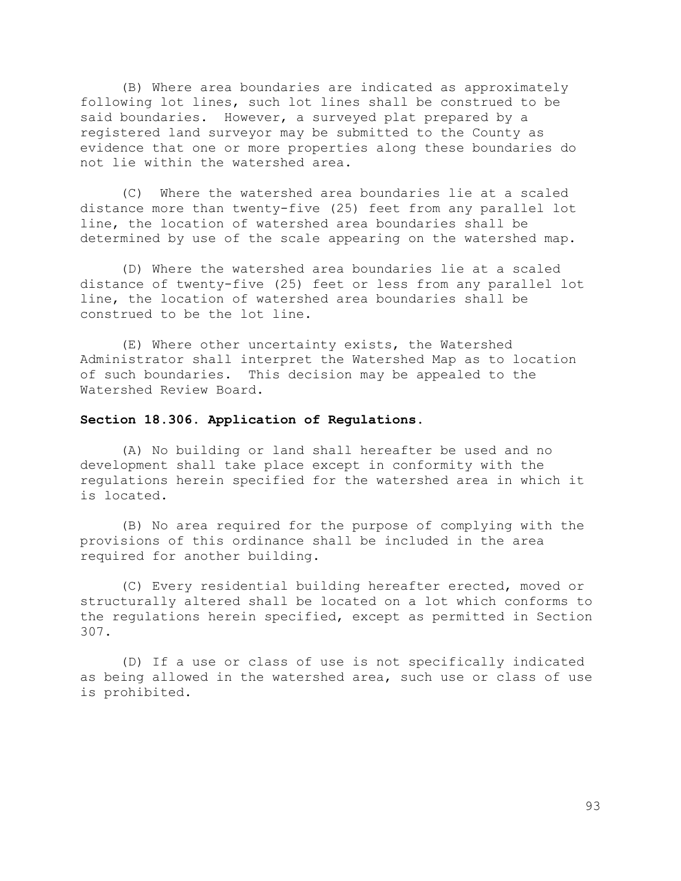(B) Where area boundaries are indicated as approximately following lot lines, such lot lines shall be construed to be said boundaries. However, a surveyed plat prepared by a registered land surveyor may be submitted to the County as evidence that one or more properties along these boundaries do not lie within the watershed area.

(C) Where the watershed area boundaries lie at a scaled distance more than twenty-five (25) feet from any parallel lot line, the location of watershed area boundaries shall be determined by use of the scale appearing on the watershed map.

(D) Where the watershed area boundaries lie at a scaled distance of twenty-five (25) feet or less from any parallel lot line, the location of watershed area boundaries shall be construed to be the lot line.

(E) Where other uncertainty exists, the Watershed Administrator shall interpret the Watershed Map as to location of such boundaries. This decision may be appealed to the Watershed Review Board.

**Section 18.306. Application of Regulations.**

(A) No building or land shall hereafter be used and no development shall take place except in conformity with the regulations herein specified for the watershed area in which it is located.

(B) No area required for the purpose of complying with the provisions of this ordinance shall be included in the area required for another building.

(C) Every residential building hereafter erected, moved or structurally altered shall be located on a lot which conforms to the regulations herein specified, except as permitted in Section 307.

(D) If a use or class of use is not specifically indicated as being allowed in the watershed area, such use or class of use is prohibited.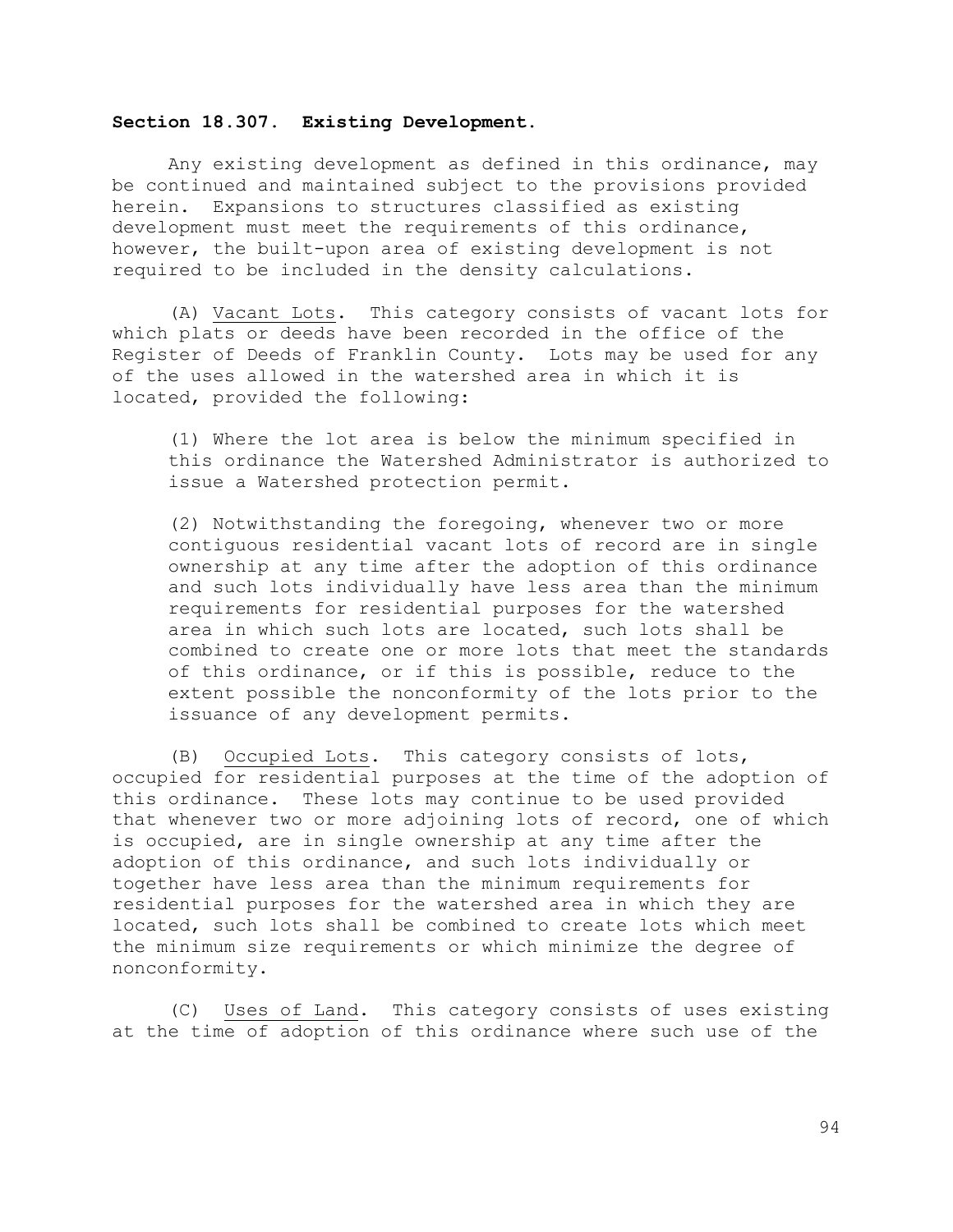**Section 18.307. Existing Development.**

Any existing development as defined in this ordinance, may be continued and maintained subject to the provisions provided herein. Expansions to structures classified as existing development must meet the requirements of this ordinance, however, the built-upon area of existing development is not required to be included in the density calculations.

(A) Vacant Lots. This category consists of vacant lots for which plats or deeds have been recorded in the office of the Register of Deeds of Franklin County. Lots may be used for any of the uses allowed in the watershed area in which it is located, provided the following:

(1) Where the lot area is below the minimum specified in this ordinance the Watershed Administrator is authorized to issue a Watershed protection permit.

(2) Notwithstanding the foregoing, whenever two or more contiguous residential vacant lots of record are in single ownership at any time after the adoption of this ordinance and such lots individually have less area than the minimum requirements for residential purposes for the watershed area in which such lots are located, such lots shall be combined to create one or more lots that meet the standards of this ordinance, or if this is possible, reduce to the extent possible the nonconformity of the lots prior to the issuance of any development permits.

(B) Occupied Lots. This category consists of lots, occupied for residential purposes at the time of the adoption of this ordinance. These lots may continue to be used provided that whenever two or more adjoining lots of record, one of which is occupied, are in single ownership at any time after the adoption of this ordinance, and such lots individually or together have less area than the minimum requirements for residential purposes for the watershed area in which they are located, such lots shall be combined to create lots which meet the minimum size requirements or which minimize the degree of nonconformity.

(C) Uses of Land. This category consists of uses existing at the time of adoption of this ordinance where such use of the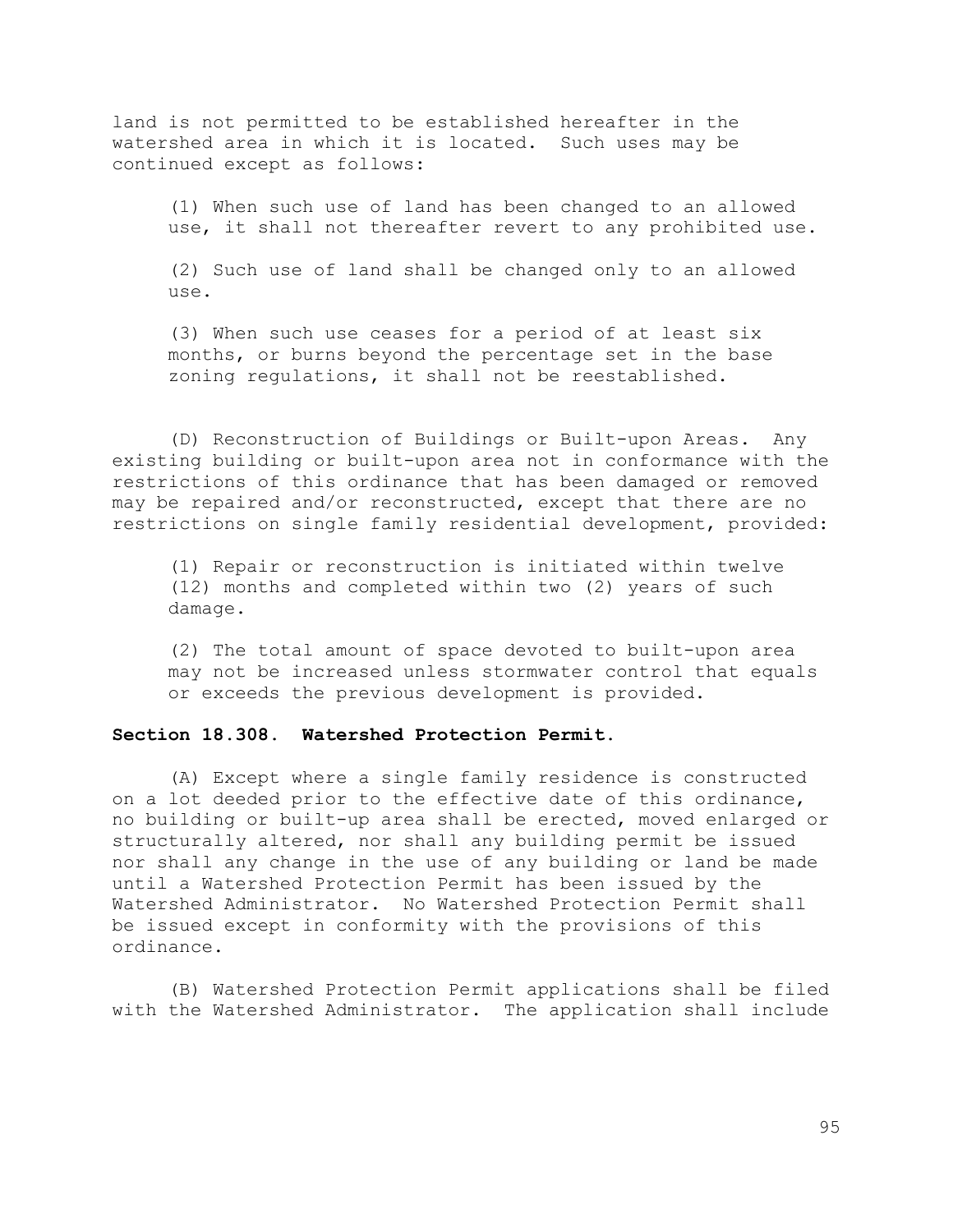land is not permitted to be established hereafter in the watershed area in which it is located. Such uses may be continued except as follows:

(1) When such use of land has been changed to an allowed use, it shall not thereafter revert to any prohibited use.

(2) Such use of land shall be changed only to an allowed use.

(3) When such use ceases for a period of at least six months, or burns beyond the percentage set in the base zoning regulations, it shall not be reestablished.

(D) Reconstruction of Buildings or Built-upon Areas. Any existing building or built-upon area not in conformance with the restrictions of this ordinance that has been damaged or removed may be repaired and/or reconstructed, except that there are no restrictions on single family residential development, provided:

(1) Repair or reconstruction is initiated within twelve (12) months and completed within two (2) years of such damage.

(2) The total amount of space devoted to built-upon area may not be increased unless stormwater control that equals or exceeds the previous development is provided.

**Section 18.308. Watershed Protection Permit.**

(A) Except where a single family residence is constructed on a lot deeded prior to the effective date of this ordinance, no building or built-up area shall be erected, moved enlarged or structurally altered, nor shall any building permit be issued nor shall any change in the use of any building or land be made until a Watershed Protection Permit has been issued by the Watershed Administrator. No Watershed Protection Permit shall be issued except in conformity with the provisions of this ordinance.

(B) Watershed Protection Permit applications shall be filed with the Watershed Administrator. The application shall include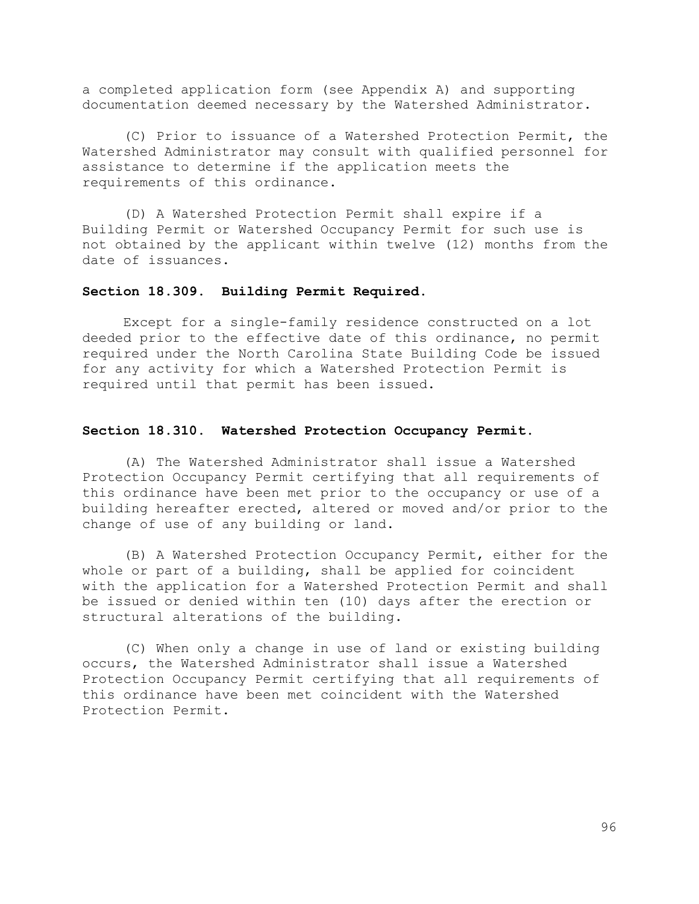a completed application form (see Appendix A) and supporting documentation deemed necessary by the Watershed Administrator.

(C) Prior to issuance of a Watershed Protection Permit, the Watershed Administrator may consult with qualified personnel for assistance to determine if the application meets the requirements of this ordinance.

(D) A Watershed Protection Permit shall expire if a Building Permit or Watershed Occupancy Permit for such use is not obtained by the applicant within twelve (12) months from the date of issuances.

### Section 18.309. Building Permit Required.

Except for a single-family residence constructed on a lot deeded prior to the effective date of this ordinance, no permit required under the North Carolina State Building Code be issued for any activity for which a Watershed Protection Permit is required until that permit has been issued.

### Section 18.310. Watershed Protection Occupancy Permit.

(A) The Watershed Administrator shall issue a Watershed Protection Occupancy Permit certifying that all requirements of this ordinance have been met prior to the occupancy or use of a building hereafter erected, altered or moved and/or prior to the change of use of any building or land.

(B) A Watershed Protection Occupancy Permit, either for the whole or part of a building, shall be applied for coincident with the application for a Watershed Protection Permit and shall be issued or denied within ten (10) days after the erection or structural alterations of the building.

(C) When only a change in use of land or existing building occurs, the Watershed Administrator shall issue a Watershed Protection Occupancy Permit certifying that all requirements of this ordinance have been met coincident with the Watershed Protection Permit.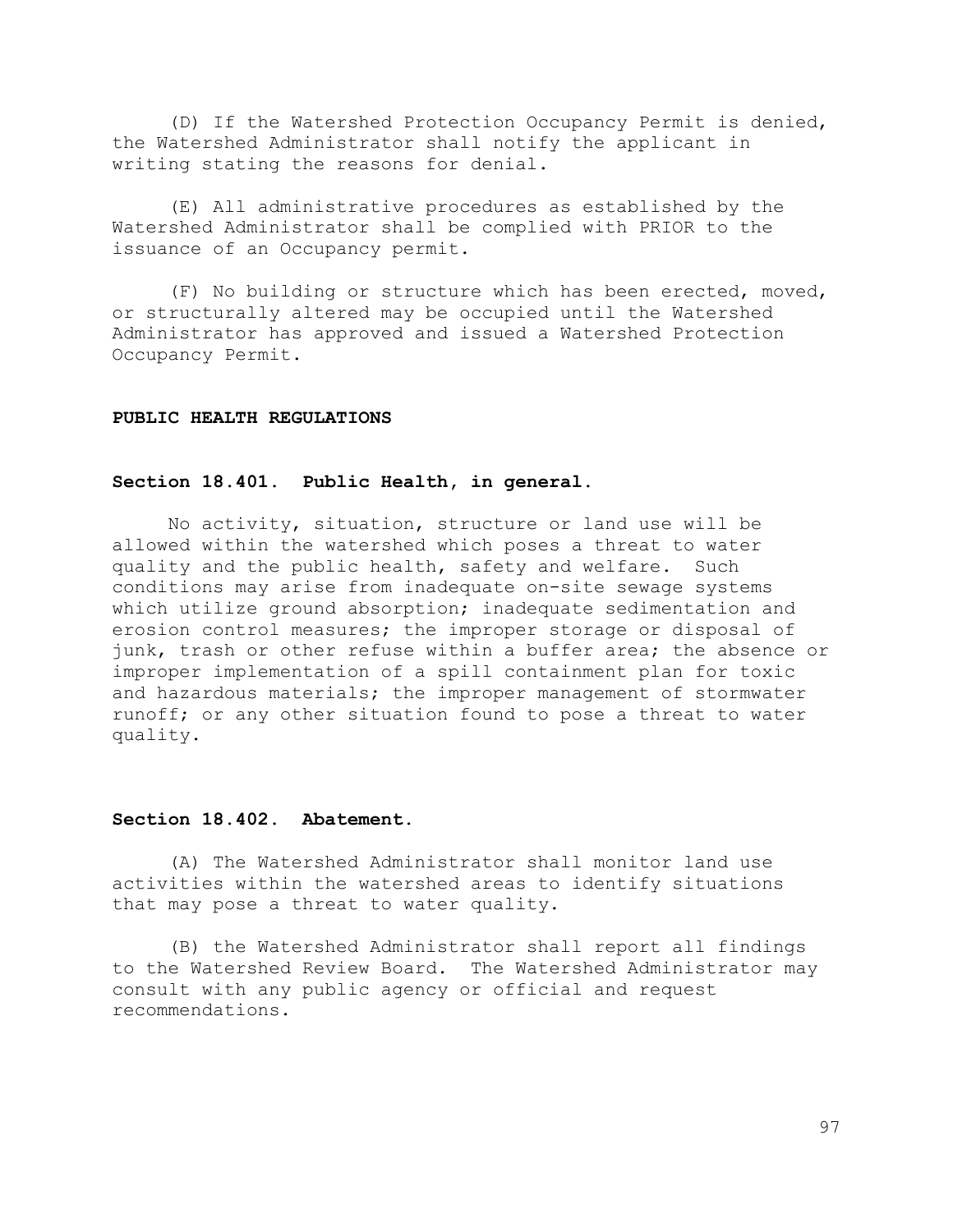(D) If the Watershed Protection Occupancy Permit is denied, the Watershed Administrator shall notify the applicant in writing stating the reasons for denial.

(E) All administrative procedures as established by the Watershed Administrator shall be complied with PRIOR to the issuance of an Occupancy permit.

(F) No building or structure which has been erected, moved, or structurally altered may be occupied until the Watershed Administrator has approved and issued a Watershed Protection Occupancy Permit.

## PUBLIC HEALTH REGULATIONS

### Section 18.401. Public Health, in general.

No activity, situation, structure or land use will be allowed within the watershed which poses a threat to water quality and the public health, safety and welfare. Such conditions may arise from inadequate on-site sewage systems which utilize ground absorption; inadequate sedimentation and erosion control measures; the improper storage or disposal of junk, trash or other refuse within a buffer area; the absence or improper implementation of a spill containment plan for toxic and hazardous materials; the improper management of stormwater runoff; or any other situation found to pose a threat to water quality.

### Section 18.402. Abatement.

(A) The Watershed Administrator shall monitor land use activities within the watershed areas to identify situations that may pose a threat to water quality.

(B) the Watershed Administrator shall report all findings to the Watershed Review Board. The Watershed Administrator may consult with any public agency or official and request recommendations.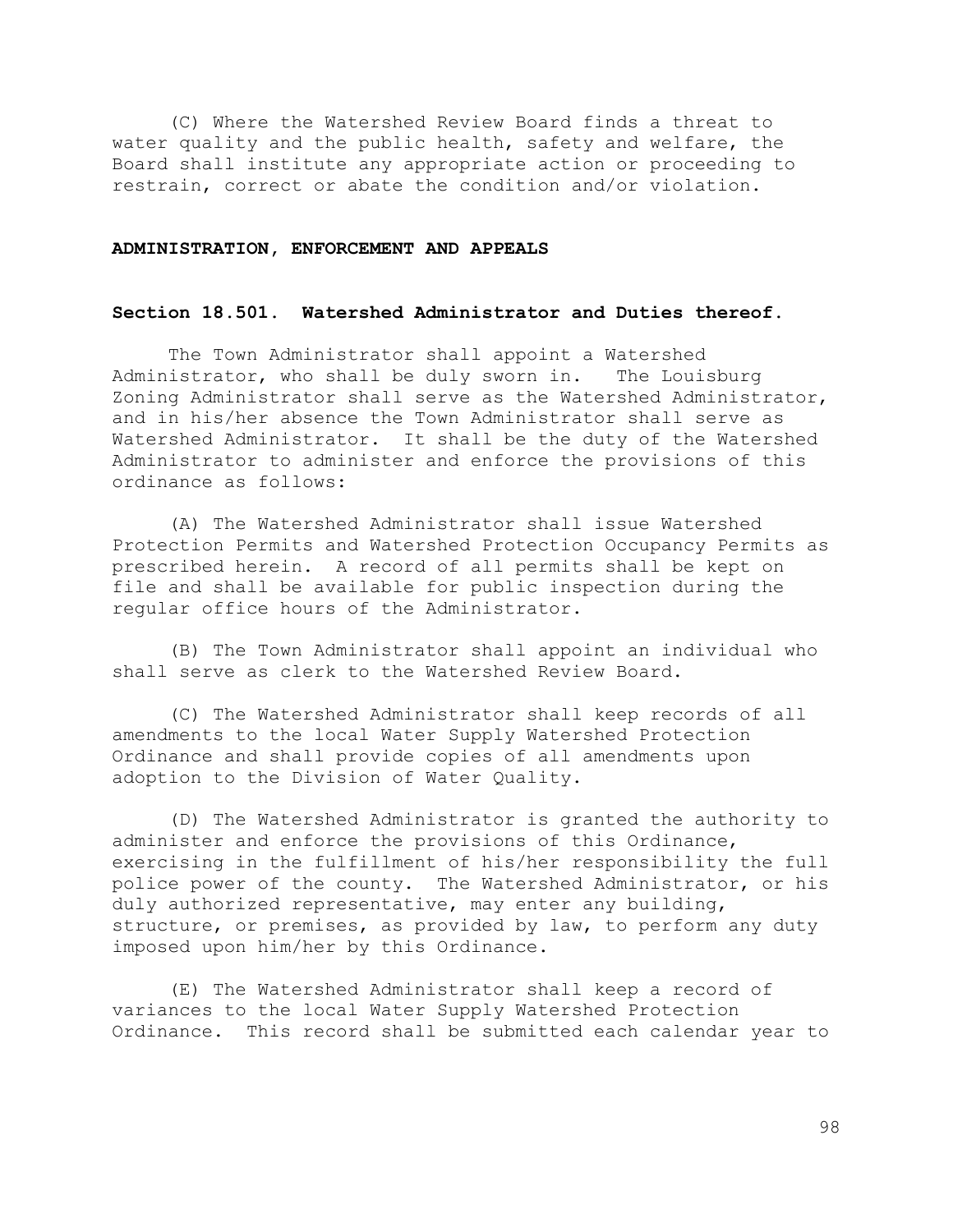(C) Where the Watershed Review Board finds a threat to water quality and the public health, safety and welfare, the Board shall institute any appropriate action or proceeding to restrain, correct or abate the condition and/or violation.

**ADMINISTRATION, ENFORCEMENT AND APPEALS**

**Section 18.501. Watershed Administrator and Duties thereof.**

The Town Administrator shall appoint a Watershed Administrator, who shall be duly sworn in. The Louisburg Zoning Administrator shall serve as the Watershed Administrator, and in his/her absence the Town Administrator shall serve as Watershed Administrator. It shall be the duty of the Watershed Administrator to administer and enforce the provisions of this ordinance as follows:

(A) The Watershed Administrator shall issue Watershed Protection Permits and Watershed Protection Occupancy Permits as prescribed herein. A record of all permits shall be kept on file and shall be available for public inspection during the regular office hours of the Administrator.

(B) The Town Administrator shall appoint an individual who shall serve as clerk to the Watershed Review Board.

(C) The Watershed Administrator shall keep records of all amendments to the local Water Supply Watershed Protection Ordinance and shall provide copies of all amendments upon adoption to the Division of Water Quality.

(D) The Watershed Administrator is granted the authority to administer and enforce the provisions of this Ordinance, exercising in the fulfillment of his/her responsibility the full police power of the county. The Watershed Administrator, or his duly authorized representative, may enter any building, structure, or premises, as provided by law, to perform any duty imposed upon him/her by this Ordinance.

(E) The Watershed Administrator shall keep a record of variances to the local Water Supply Watershed Protection Ordinance. This record shall be submitted each calendar year to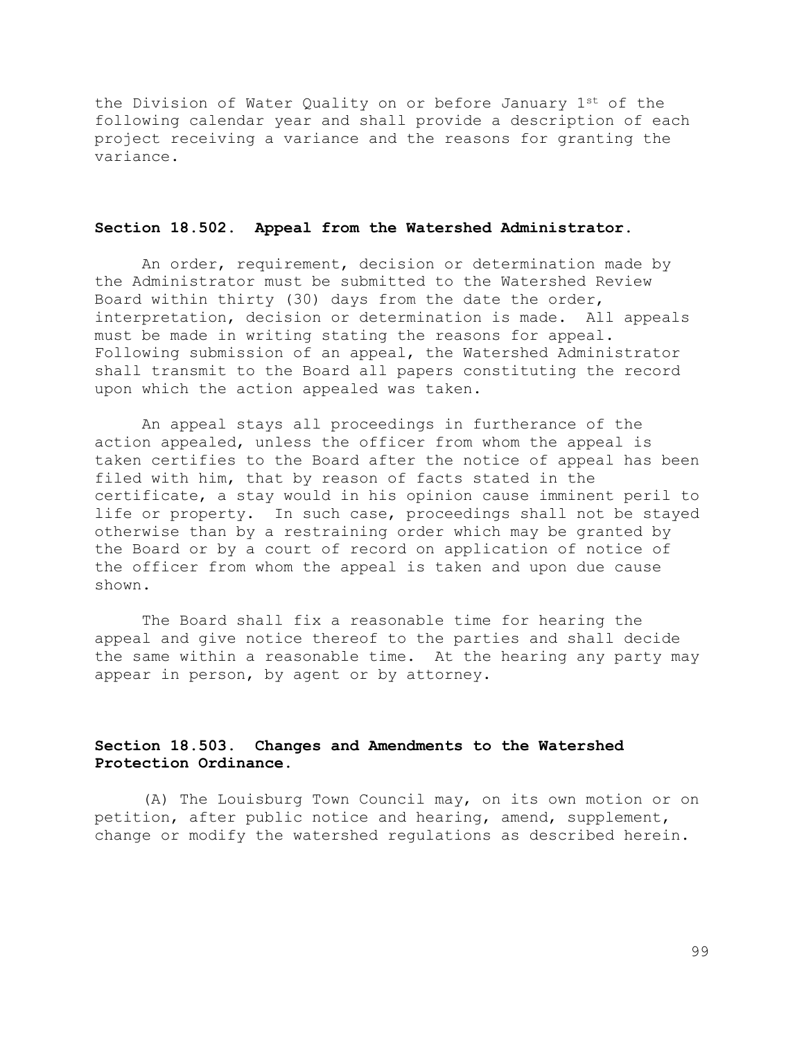the Division of Water Quality on or before January 1st of the following calendar year and shall provide a description of each project receiving a variance and the reasons for granting the variance.

### Section 18.502. Appeal from the Watershed Administrator.

An order, requirement, decision or determination made by the Administrator must be submitted to the Watershed Review Board within thirty (30) days from the date the order, interpretation, decision or determination is made. All appeals must be made in writing stating the reasons for appeal. Following submission of an appeal, the Watershed Administrator shall transmit to the Board all papers constituting the record upon which the action appealed was taken.

An appeal stays all proceedings in furtherance of the action appealed, unless the officer from whom the appeal is taken certifies to the Board after the notice of appeal has been filed with him, that by reason of facts stated in the certificate, a stay would in his opinion cause imminent peril to life or property. In such case, proceedings shall not be stayed otherwise than by a restraining order which may be granted by the Board or by a court of record on application of notice of the officer from whom the appeal is taken and upon due cause shown.

The Board shall fix a reasonable time for hearing the appeal and give notice thereof to the parties and shall decide the same within a reasonable time. At the hearing any party may appear in person, by agent or by attorney.

### Section 18.503. Changes and Amendments to the Watershed Protection Ordinance.

(A) The Louisburg Town Council may, on its own motion or on petition, after public notice and hearing, amend, supplement, change or modify the watershed regulations as described herein.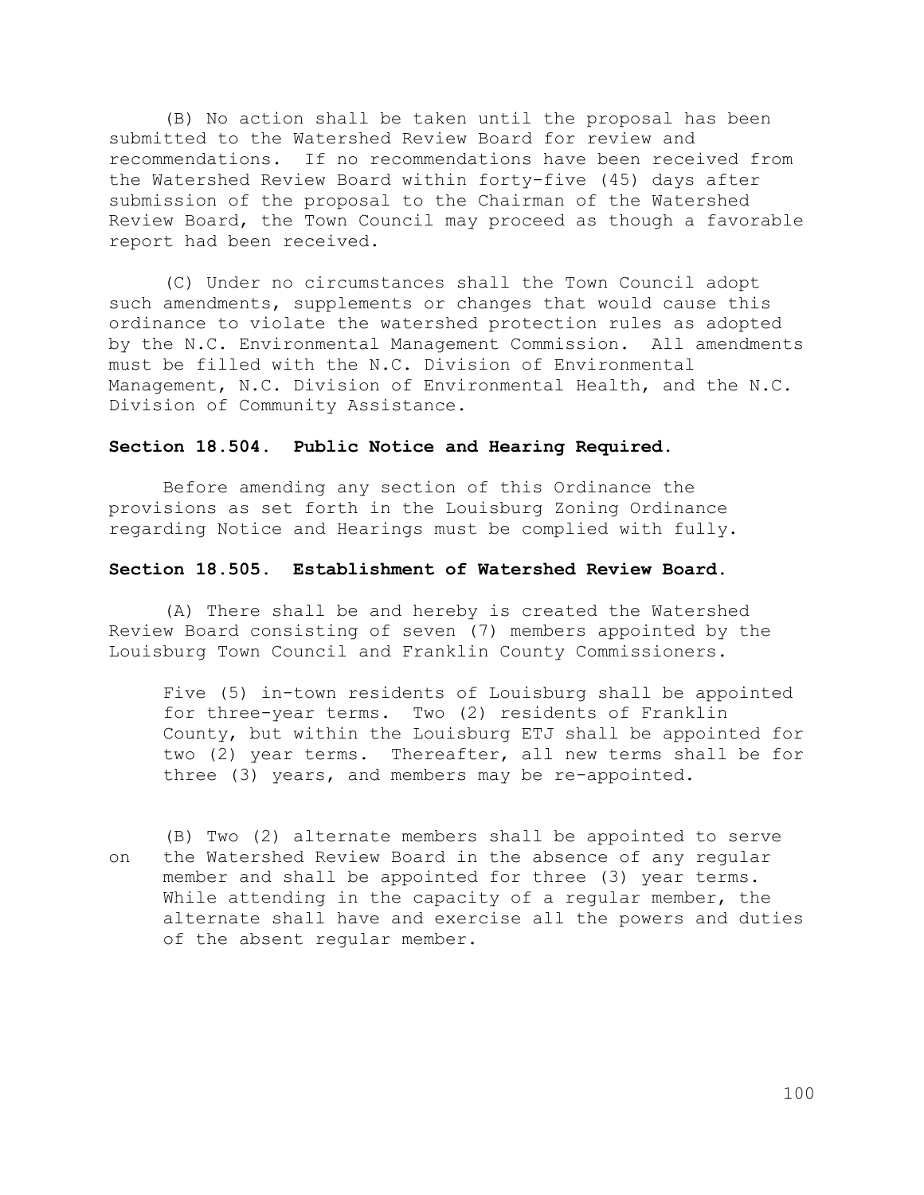(B) No action shall be taken until the proposal has been submitted to the Watershed Review Board for review and recommendations. If no recommendations have been received from the Watershed Review Board within forty-five (45) days after submission of the proposal to the Chairman of the Watershed Review Board, the Town Council may proceed as though a favorable report had been received.

(C) Under no circumstances shall the Town Council adopt such amendments, supplements or changes that would cause this ordinance to violate the watershed protection rules as adopted by the N.C. Environmental Management Commission. All amendments must be filled with the N.C. Division of Environmental Management, N.C. Division of Environmental Health, and the N.C. Division of Community Assistance.

**Section 18.504. Public Notice and Hearing Required.**

Before amending any section of this Ordinance the provisions as set forth in the Louisburg Zoning Ordinance regarding Notice and Hearings must be complied with fully.

**Section 18.505. Establishment of Watershed Review Board.**

(A) There shall be and hereby is created the Watershed Review Board consisting of seven (7) members appointed by the Louisburg Town Council and Franklin County Commissioners.

Five (5) in-town residents of Louisburg shall be appointed for three-year terms. Two (2) residents of Franklin County, but within the Louisburg ETJ shall be appointed for two (2) year terms. Thereafter, all new terms shall be for three (3) years, and members may be re-appointed.

(B) Two (2) alternate members shall be appointed to serve on the Watershed Review Board in the absence of any regular member and shall be appointed for three (3) year terms. While attending in the capacity of a regular member, the alternate shall have and exercise all the powers and duties of the absent regular member.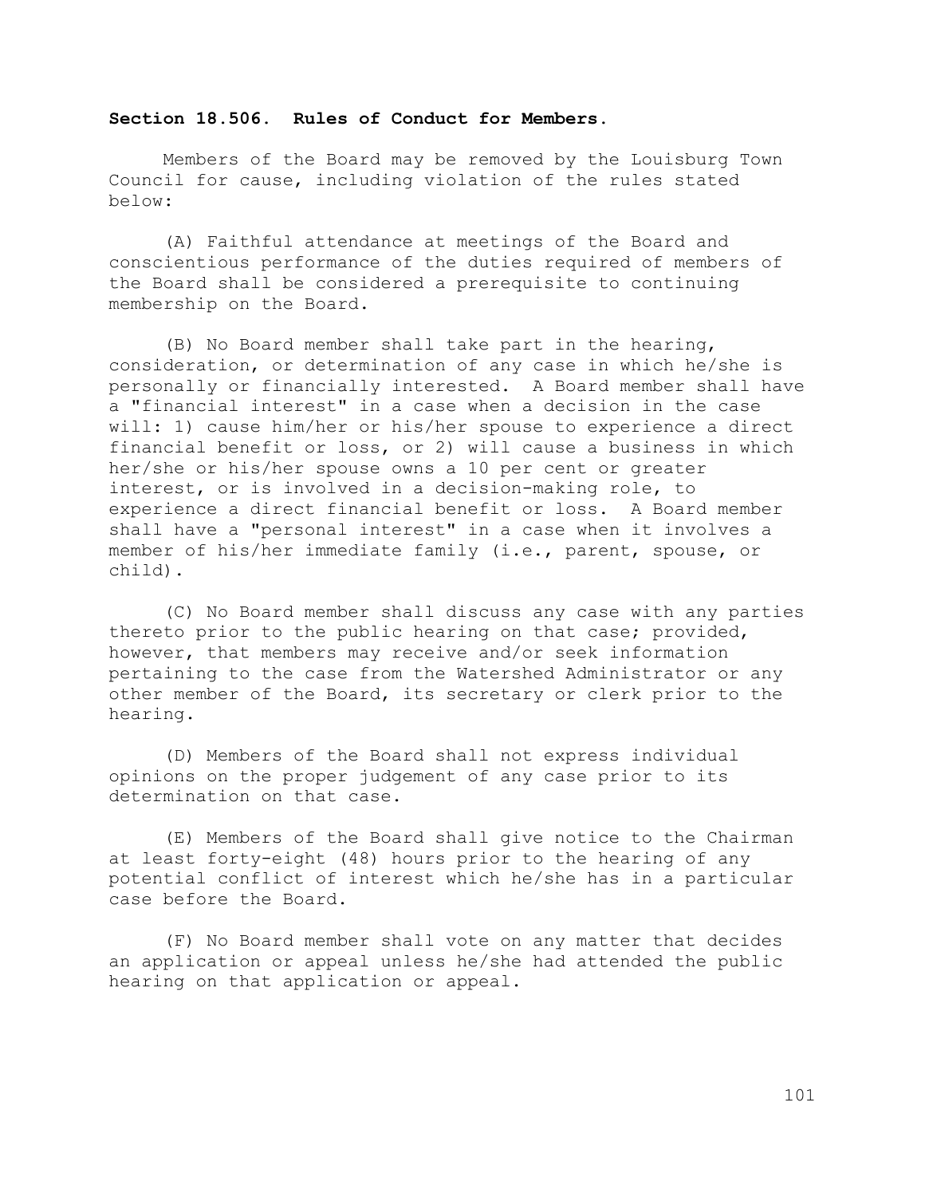**Section 18.506. Rules of Conduct for Members.**

Members of the Board may be removed by the Louisburg Town Council for cause, including violation of the rules stated below:

(A) Faithful attendance at meetings of the Board and conscientious performance of the duties required of members of the Board shall be considered a prerequisite to continuing membership on the Board.

(B) No Board member shall take part in the hearing, consideration, or determination of any case in which he/she is personally or financially interested. A Board member shall have a "financial interest" in a case when a decision in the case will: 1) cause him/her or his/her spouse to experience a direct financial benefit or loss, or 2) will cause a business in which her/she or his/her spouse owns a 10 per cent or greater interest, or is involved in a decision-making role, to experience a direct financial benefit or loss. A Board member shall have a "personal interest" in a case when it involves a member of his/her immediate family (i.e., parent, spouse, or child).

(C) No Board member shall discuss any case with any parties thereto prior to the public hearing on that case; provided, however, that members may receive and/or seek information pertaining to the case from the Watershed Administrator or any other member of the Board, its secretary or clerk prior to the hearing.

(D) Members of the Board shall not express individual opinions on the proper judgement of any case prior to its determination on that case.

(E) Members of the Board shall give notice to the Chairman at least forty-eight (48) hours prior to the hearing of any potential conflict of interest which he/she has in a particular case before the Board.

(F) No Board member shall vote on any matter that decides an application or appeal unless he/she had attended the public hearing on that application or appeal.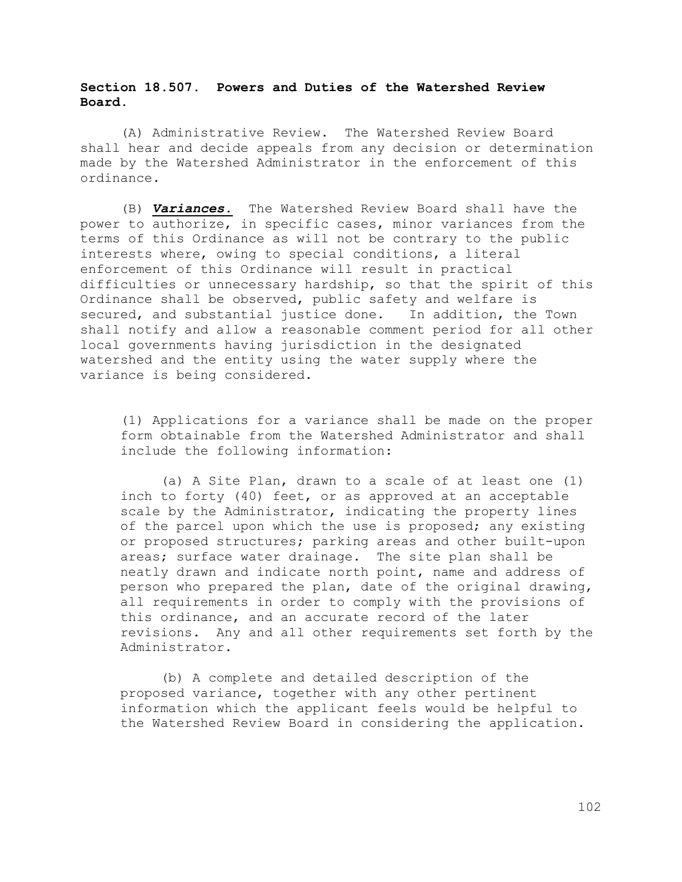**Section 18.507. Powers and Duties of the Watershed Review Board.**

(A) Administrative Review. The Watershed Review Board shall hear and decide appeals from any decision or determination made by the Watershed Administrator in the enforcement of this ordinance.

(B) ***Variances.*** The Watershed Review Board shall have the power to authorize, in specific cases, minor variances from the terms of this Ordinance as will not be contrary to the public interests where, owing to special conditions, a literal enforcement of this Ordinance will result in practical difficulties or unnecessary hardship, so that the spirit of this Ordinance shall be observed, public safety and welfare is secured, and substantial justice done. In addition, the Town shall notify and allow a reasonable comment period for all other local governments having jurisdiction in the designated watershed and the entity using the water supply where the variance is being considered.

(1) Applications for a variance shall be made on the proper form obtainable from the Watershed Administrator and shall include the following information:

(a) A Site Plan, drawn to a scale of at least one (1) inch to forty (40) feet, or as approved at an acceptable scale by the Administrator, indicating the property lines of the parcel upon which the use is proposed; any existing or proposed structures; parking areas and other built-upon areas; surface water drainage. The site plan shall be neatly drawn and indicate north point, name and address of person who prepared the plan, date of the original drawing, all requirements in order to comply with the provisions of this ordinance, and an accurate record of the later revisions. Any and all other requirements set forth by the Administrator.

(b) A complete and detailed description of the proposed variance, together with any other pertinent information which the applicant feels would be helpful to the Watershed Review Board in considering the application.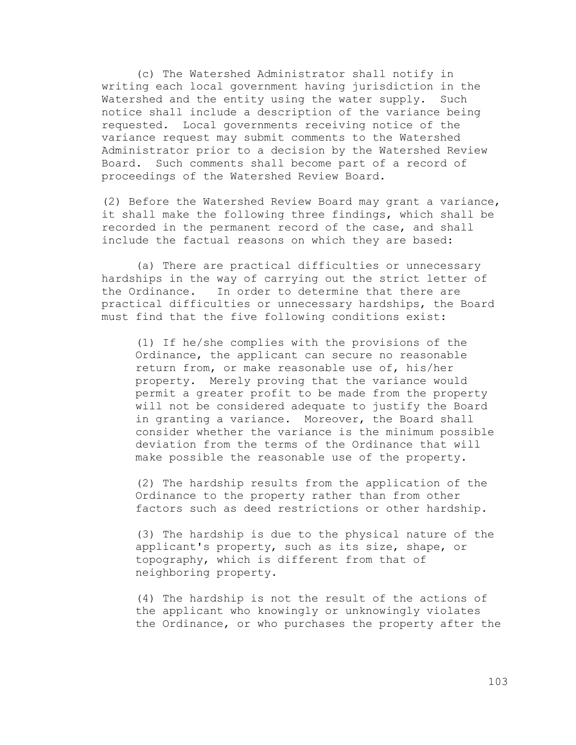(c) The Watershed Administrator shall notify in writing each local government having jurisdiction in the Watershed and the entity using the water supply. Such notice shall include a description of the variance being requested. Local governments receiving notice of the variance request may submit comments to the Watershed Administrator prior to a decision by the Watershed Review Board. Such comments shall become part of a record of proceedings of the Watershed Review Board.

(2) Before the Watershed Review Board may grant a variance, it shall make the following three findings, which shall be recorded in the permanent record of the case, and shall include the factual reasons on which they are based:

(a) There are practical difficulties or unnecessary hardships in the way of carrying out the strict letter of the Ordinance. In order to determine that there are practical difficulties or unnecessary hardships, the Board must find that the five following conditions exist:

(1) If he/she complies with the provisions of the Ordinance, the applicant can secure no reasonable return from, or make reasonable use of, his/her property. Merely proving that the variance would permit a greater profit to be made from the property will not be considered adequate to justify the Board in granting a variance. Moreover, the Board shall consider whether the variance is the minimum possible deviation from the terms of the Ordinance that will make possible the reasonable use of the property.

(2) The hardship results from the application of the Ordinance to the property rather than from other factors such as deed restrictions or other hardship.

(3) The hardship is due to the physical nature of the applicant's property, such as its size, shape, or topography, which is different from that of neighboring property.

(4) The hardship is not the result of the actions of the applicant who knowingly or unknowingly violates the Ordinance, or who purchases the property after the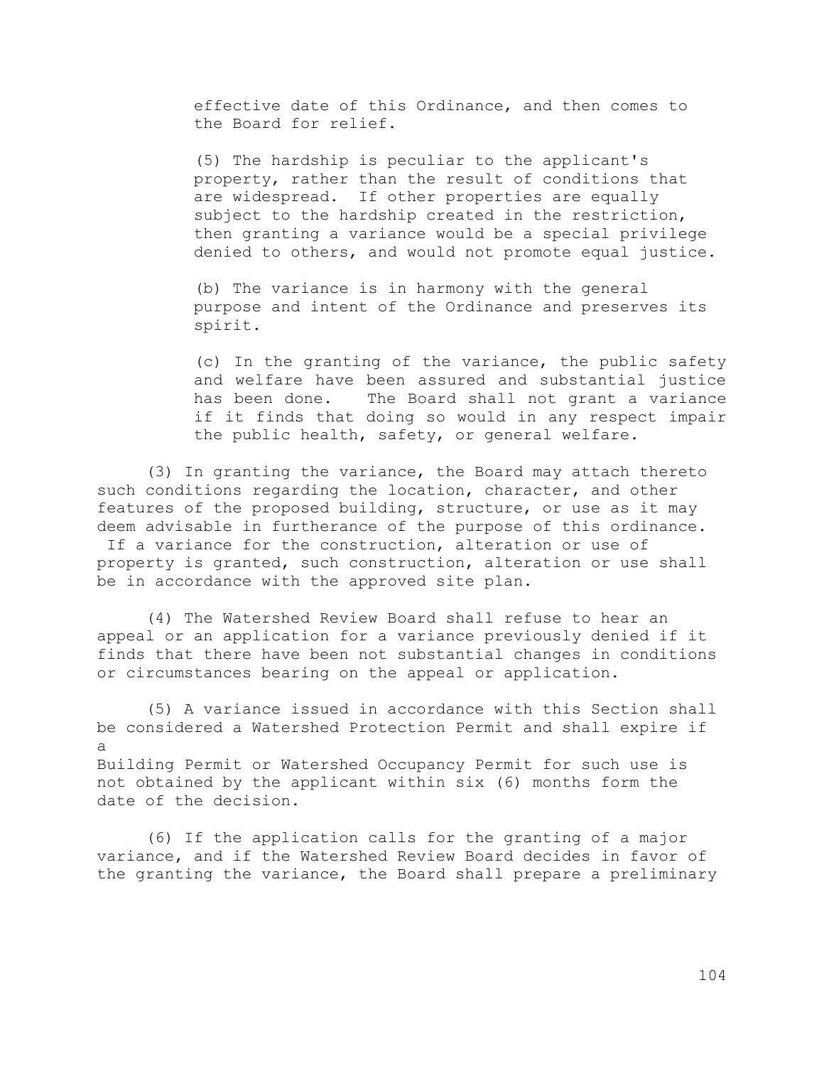effective date of this Ordinance, and then comes to the Board for relief.

(5) The hardship is peculiar to the applicant's property, rather than the result of conditions that are widespread. If other properties are equally subject to the hardship created in the restriction, then granting a variance would be a special privilege denied to others, and would not promote equal justice.

(b) The variance is in harmony with the general purpose and intent of the Ordinance and preserves its spirit.

(c) In the granting of the variance, the public safety and welfare have been assured and substantial justice has been done. The Board shall not grant a variance if it finds that doing so would in any respect impair the public health, safety, or general welfare.

(3) In granting the variance, the Board may attach thereto such conditions regarding the location, character, and other features of the proposed building, structure, or use as it may deem advisable in furtherance of the purpose of this ordinance. If a variance for the construction, alteration or use of property is granted, such construction, alteration or use shall be in accordance with the approved site plan.

(4) The Watershed Review Board shall refuse to hear an appeal or an application for a variance previously denied if it finds that there have been not substantial changes in conditions or circumstances bearing on the appeal or application.

(5) A variance issued in accordance with this Section shall be considered a Watershed Protection Permit and shall expire if a Building Permit or Watershed Occupancy Permit for such use is not obtained by the applicant within six (6) months form the date of the decision.

(6) If the application calls for the granting of a major variance, and if the Watershed Review Board decides in favor of the granting the variance, the Board shall prepare a preliminary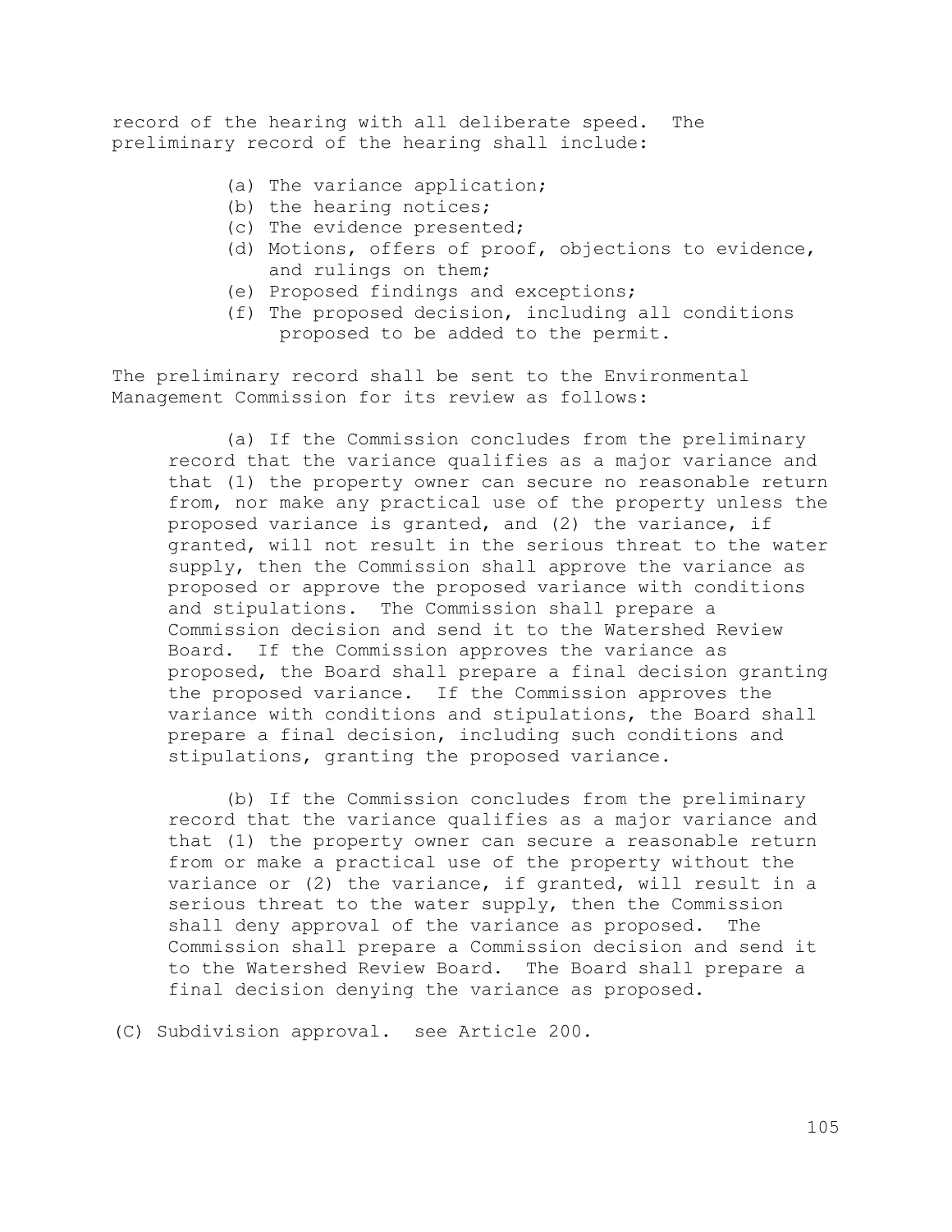record of the hearing with all deliberate speed. The preliminary record of the hearing shall include:

- (a) The variance application;
- (b) the hearing notices;
- (c) The evidence presented;
- (d) Motions, offers of proof, objections to evidence, and rulings on them;
- (e) Proposed findings and exceptions;
- (f) The proposed decision, including all conditions proposed to be added to the permit.

The preliminary record shall be sent to the Environmental Management Commission for its review as follows:

(a) If the Commission concludes from the preliminary record that the variance qualifies as a major variance and that (1) the property owner can secure no reasonable return from, nor make any practical use of the property unless the proposed variance is granted, and (2) the variance, if granted, will not result in the serious threat to the water supply, then the Commission shall approve the variance as proposed or approve the proposed variance with conditions and stipulations. The Commission shall prepare a Commission decision and send it to the Watershed Review Board. If the Commission approves the variance as proposed, the Board shall prepare a final decision granting the proposed variance. If the Commission approves the variance with conditions and stipulations, the Board shall prepare a final decision, including such conditions and stipulations, granting the proposed variance.

(b) If the Commission concludes from the preliminary record that the variance qualifies as a major variance and that (1) the property owner can secure a reasonable return from or make a practical use of the property without the variance or (2) the variance, if granted, will result in a serious threat to the water supply, then the Commission shall deny approval of the variance as proposed. The Commission shall prepare a Commission decision and send it to the Watershed Review Board. The Board shall prepare a final decision denying the variance as proposed.

(C) Subdivision approval. see Article 200.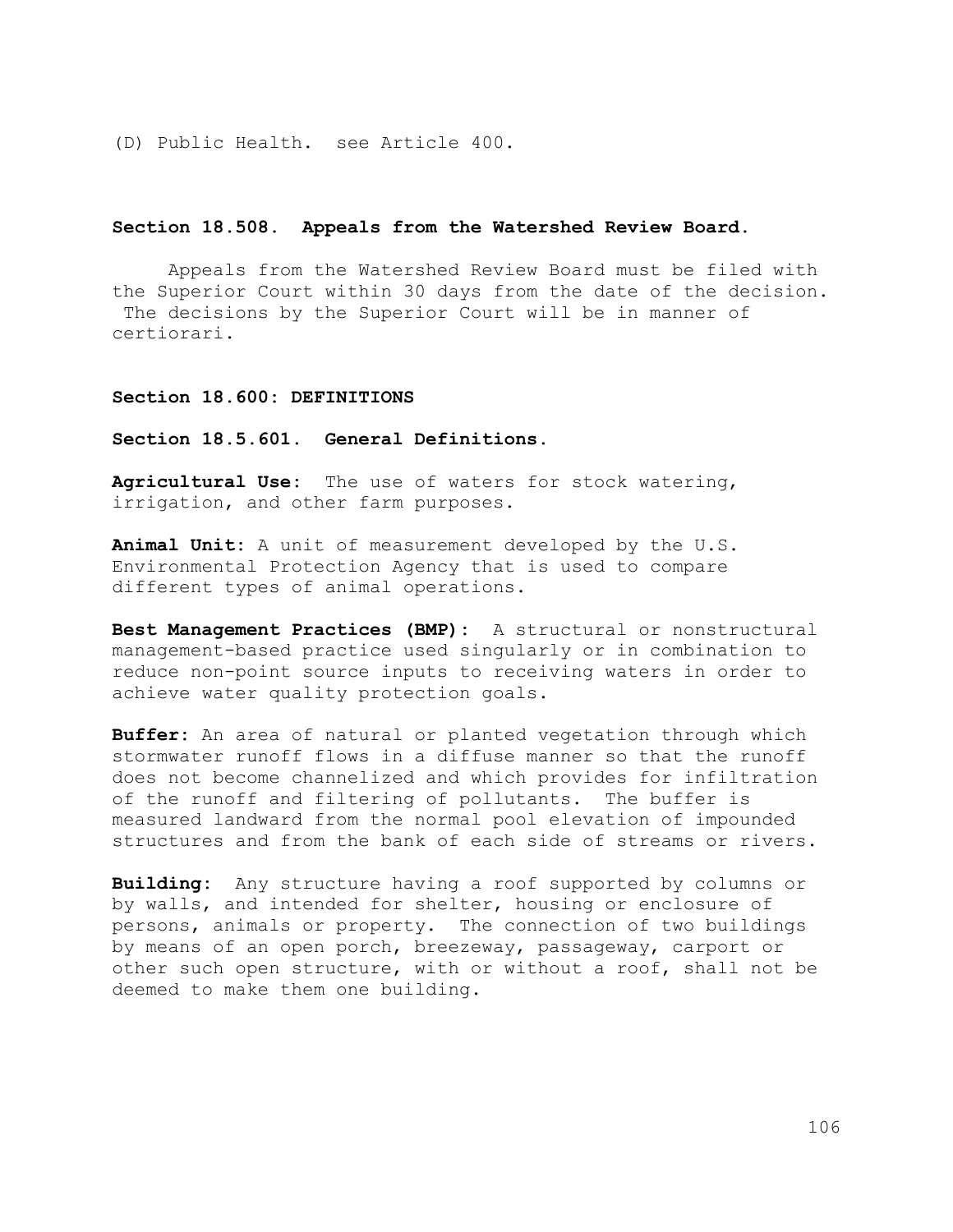(D) Public Health. see Article 400.

## Section 18.508. Appeals from the Watershed Review Board.

Appeals from the Watershed Review Board must be filed with the Superior Court within 30 days from the date of the decision. The decisions by the Superior Court will be in manner of certiorari.

## Section 18.600: DEFINITIONS

### Section 18.5.601. General Definitions.

**Agricultural Use:** The use of waters for stock watering, irrigation, and other farm purposes.

**Animal Unit:** A unit of measurement developed by the U.S. Environmental Protection Agency that is used to compare different types of animal operations.

**Best Management Practices (BMP):** A structural or nonstructural management-based practice used singularly or in combination to reduce non-point source inputs to receiving waters in order to achieve water quality protection goals.

**Buffer:** An area of natural or planted vegetation through which stormwater runoff flows in a diffuse manner so that the runoff does not become channelized and which provides for infiltration of the runoff and filtering of pollutants. The buffer is measured landward from the normal pool elevation of impounded structures and from the bank of each side of streams or rivers.

**Building:** Any structure having a roof supported by columns or by walls, and intended for shelter, housing or enclosure of persons, animals or property. The connection of two buildings by means of an open porch, breezeway, passageway, carport or other such open structure, with or without a roof, shall not be deemed to make them one building.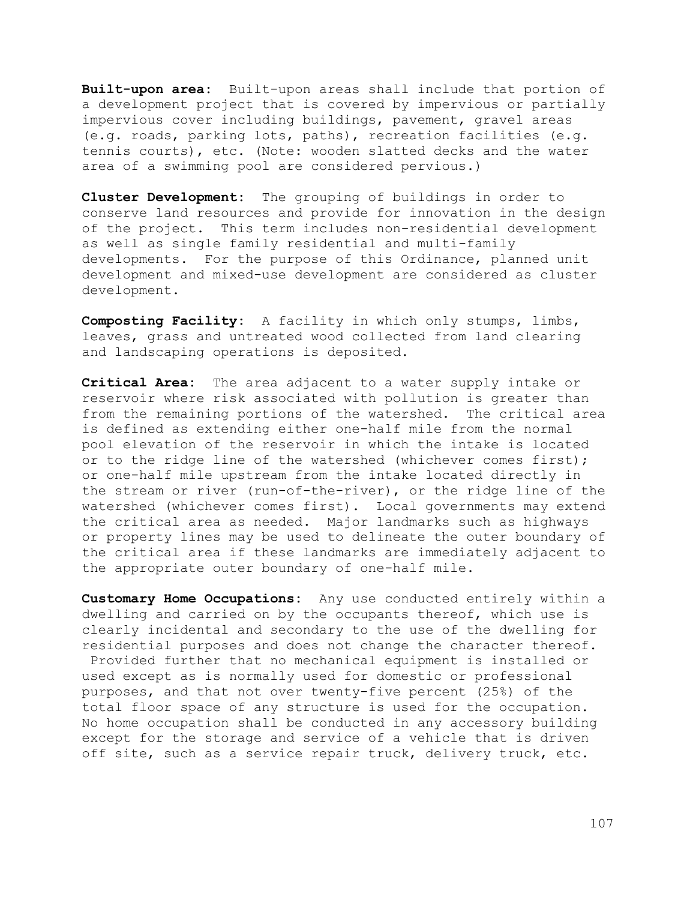**Built-upon area**: Built-upon areas shall include that portion of a development project that is covered by impervious or partially impervious cover including buildings, pavement, gravel areas (e.g. roads, parking lots, paths), recreation facilities (e.g. tennis courts), etc. (Note: wooden slatted decks and the water area of a swimming pool are considered pervious.)

**Cluster Development**: The grouping of buildings in order to conserve land resources and provide for innovation in the design of the project. This term includes non-residential development as well as single family residential and multi-family developments. For the purpose of this Ordinance, planned unit development and mixed-use development are considered as cluster development.

**Composting Facility**: A facility in which only stumps, limbs, leaves, grass and untreated wood collected from land clearing and landscaping operations is deposited.

**Critical Area**: The area adjacent to a water supply intake or reservoir where risk associated with pollution is greater than from the remaining portions of the watershed. The critical area is defined as extending either one-half mile from the normal pool elevation of the reservoir in which the intake is located or to the ridge line of the watershed (whichever comes first); or one-half mile upstream from the intake located directly in the stream or river (run-of-the-river), or the ridge line of the watershed (whichever comes first). Local governments may extend the critical area as needed. Major landmarks such as highways or property lines may be used to delineate the outer boundary of the critical area if these landmarks are immediately adjacent to the appropriate outer boundary of one-half mile.

**Customary Home Occupations**: Any use conducted entirely within a dwelling and carried on by the occupants thereof, which use is clearly incidental and secondary to the use of the dwelling for residential purposes and does not change the character thereof. Provided further that no mechanical equipment is installed or used except as is normally used for domestic or professional purposes, and that not over twenty-five percent (25%) of the total floor space of any structure is used for the occupation. No home occupation shall be conducted in any accessory building except for the storage and service of a vehicle that is driven off site, such as a service repair truck, delivery truck, etc.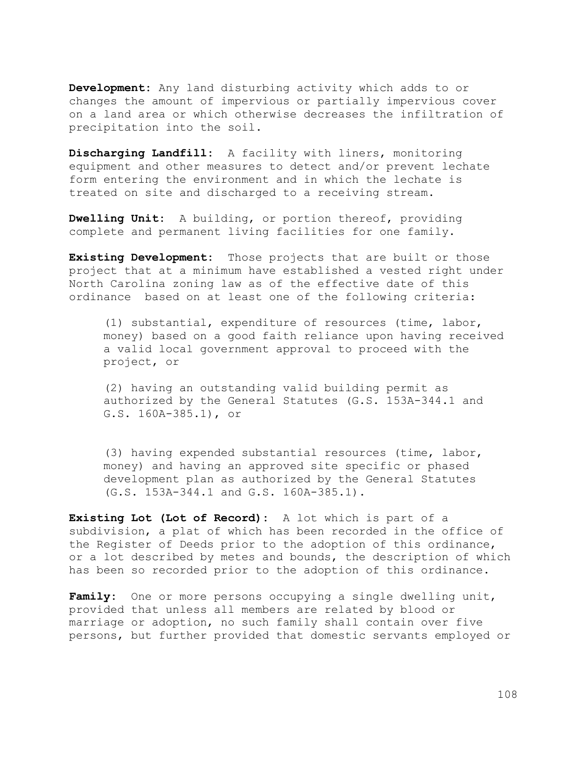**Development:** Any land disturbing activity which adds to or changes the amount of impervious or partially impervious cover on a land area or which otherwise decreases the infiltration of precipitation into the soil.

**Discharging Landfill:** A facility with liners, monitoring equipment and other measures to detect and/or prevent lechate form entering the environment and in which the lechate is treated on site and discharged to a receiving stream.

**Dwelling Unit:** A building, or portion thereof, providing complete and permanent living facilities for one family.

**Existing Development:** Those projects that are built or those project that at a minimum have established a vested right under North Carolina zoning law as of the effective date of this ordinance based on at least one of the following criteria:

(1) substantial, expenditure of resources (time, labor, money) based on a good faith reliance upon having received a valid local government approval to proceed with the project, or

(2) having an outstanding valid building permit as authorized by the General Statutes (G.S. 153A-344.1 and G.S. 160A-385.1), or

(3) having expended substantial resources (time, labor, money) and having an approved site specific or phased development plan as authorized by the General Statutes (G.S. 153A-344.1 and G.S. 160A-385.1).

**Existing Lot (Lot of Record):** A lot which is part of a subdivision, a plat of which has been recorded in the office of the Register of Deeds prior to the adoption of this ordinance, or a lot described by metes and bounds, the description of which has been so recorded prior to the adoption of this ordinance.

**Family:** One or more persons occupying a single dwelling unit, provided that unless all members are related by blood or marriage or adoption, no such family shall contain over five persons, but further provided that domestic servants employed or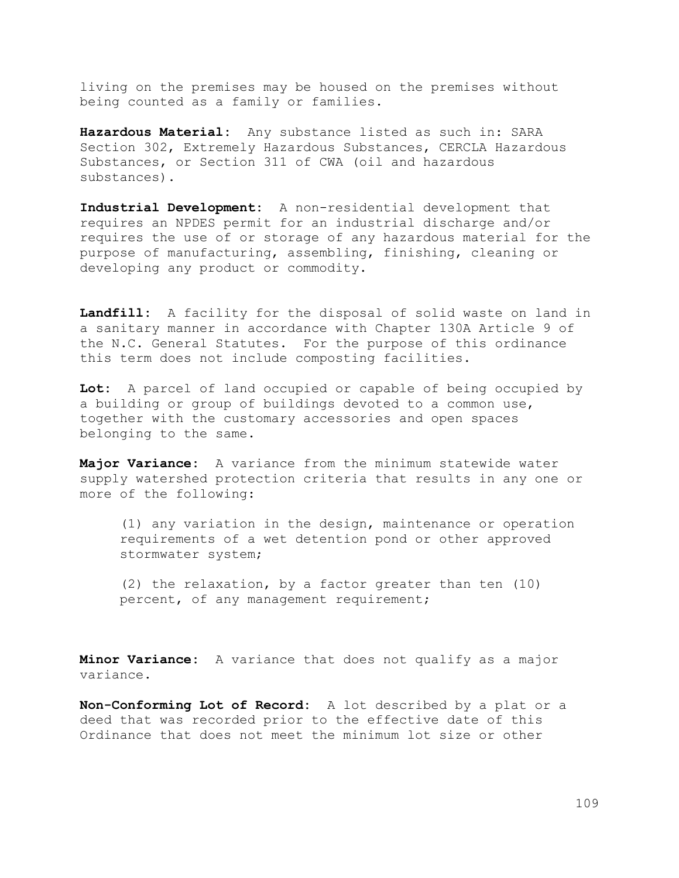living on the premises may be housed on the premises without being counted as a family or families.

**Hazardous Material**: Any substance listed as such in: SARA Section 302, Extremely Hazardous Substances, CERCLA Hazardous Substances, or Section 311 of CWA (oil and hazardous substances).

**Industrial Development**: A non-residential development that requires an NPDES permit for an industrial discharge and/or requires the use of or storage of any hazardous material for the purpose of manufacturing, assembling, finishing, cleaning or developing any product or commodity.

**Landfill**: A facility for the disposal of solid waste on land in a sanitary manner in accordance with Chapter 130A Article 9 of the N.C. General Statutes. For the purpose of this ordinance this term does not include composting facilities.

**Lot**: A parcel of land occupied or capable of being occupied by a building or group of buildings devoted to a common use, together with the customary accessories and open spaces belonging to the same.

**Major Variance**: A variance from the minimum statewide water supply watershed protection criteria that results in any one or more of the following:

(1) any variation in the design, maintenance or operation requirements of a wet detention pond or other approved stormwater system;

(2) the relaxation, by a factor greater than ten (10) percent, of any management requirement;

**Minor Variance**: A variance that does not qualify as a major variance.

**Non-Conforming Lot of Record**: A lot described by a plat or a deed that was recorded prior to the effective date of this Ordinance that does not meet the minimum lot size or other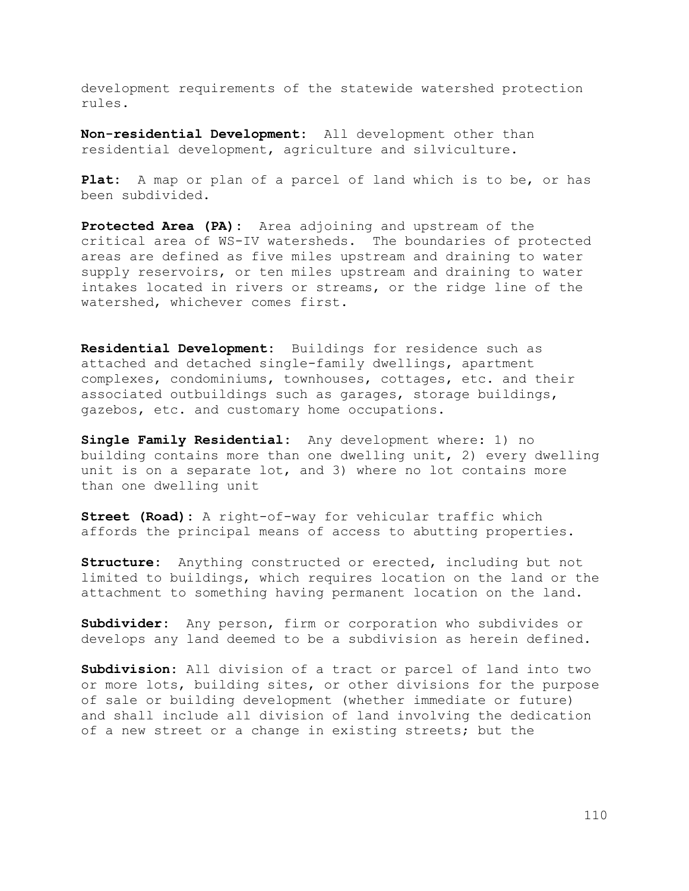development requirements of the statewide watershed protection rules.

**Non-residential Development:** All development other than residential development, agriculture and silviculture.

**Plat:** A map or plan of a parcel of land which is to be, or has been subdivided.

**Protected Area (PA):** Area adjoining and upstream of the critical area of WS-IV watersheds. The boundaries of protected areas are defined as five miles upstream and draining to water supply reservoirs, or ten miles upstream and draining to water intakes located in rivers or streams, or the ridge line of the watershed, whichever comes first.

**Residential Development:** Buildings for residence such as attached and detached single-family dwellings, apartment complexes, condominiums, townhouses, cottages, etc. and their associated outbuildings such as garages, storage buildings, gazebos, etc. and customary home occupations.

**Single Family Residential:** Any development where: 1) no building contains more than one dwelling unit, 2) every dwelling unit is on a separate lot, and 3) where no lot contains more than one dwelling unit

**Street (Road):** A right-of-way for vehicular traffic which affords the principal means of access to abutting properties.

**Structure:** Anything constructed or erected, including but not limited to buildings, which requires location on the land or the attachment to something having permanent location on the land.

**Subdivider:** Any person, firm or corporation who subdivides or develops any land deemed to be a subdivision as herein defined.

**Subdivision:** All division of a tract or parcel of land into two or more lots, building sites, or other divisions for the purpose of sale or building development (whether immediate or future) and shall include all division of land involving the dedication of a new street or a change in existing streets; but the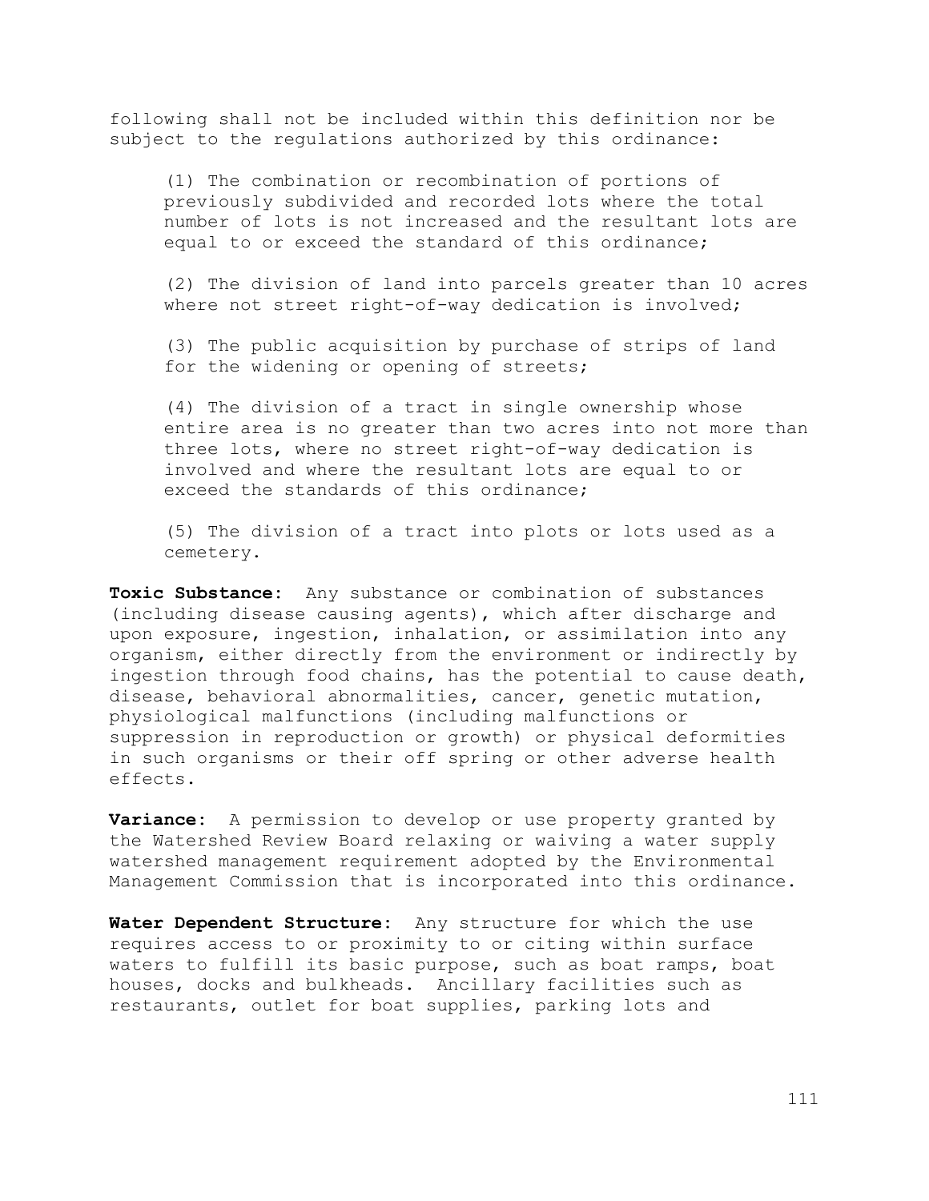following shall not be included within this definition nor be subject to the regulations authorized by this ordinance:

(1) The combination or recombination of portions of previously subdivided and recorded lots where the total number of lots is not increased and the resultant lots are equal to or exceed the standard of this ordinance;

(2) The division of land into parcels greater than 10 acres where not street right-of-way dedication is involved;

(3) The public acquisition by purchase of strips of land for the widening or opening of streets;

(4) The division of a tract in single ownership whose entire area is no greater than two acres into not more than three lots, where no street right-of-way dedication is involved and where the resultant lots are equal to or exceed the standards of this ordinance;

(5) The division of a tract into plots or lots used as a cemetery.

**Toxic Substance:** Any substance or combination of substances (including disease causing agents), which after discharge and upon exposure, ingestion, inhalation, or assimilation into any organism, either directly from the environment or indirectly by ingestion through food chains, has the potential to cause death, disease, behavioral abnormalities, cancer, genetic mutation, physiological malfunctions (including malfunctions or suppression in reproduction or growth) or physical deformities in such organisms or their off spring or other adverse health effects.

**Variance:** A permission to develop or use property granted by the Watershed Review Board relaxing or waiving a water supply watershed management requirement adopted by the Environmental Management Commission that is incorporated into this ordinance.

**Water Dependent Structure:** Any structure for which the use requires access to or proximity to or citing within surface waters to fulfill its basic purpose, such as boat ramps, boat houses, docks and bulkheads. Ancillary facilities such as restaurants, outlet for boat supplies, parking lots and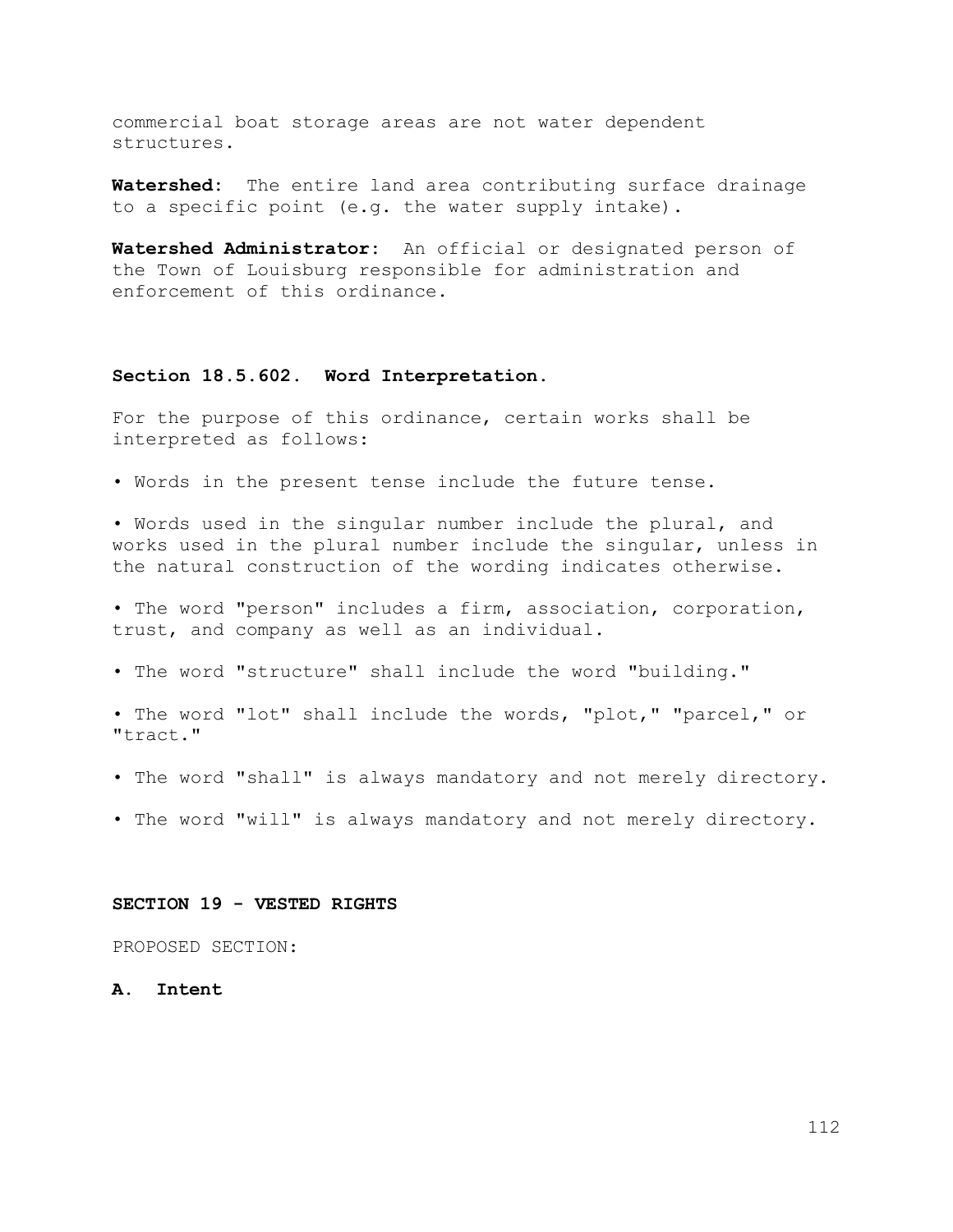commercial boat storage areas are not water dependent structures.

**Watershed:** The entire land area contributing surface drainage to a specific point (e.g. the water supply intake).

**Watershed Administrator:** An official or designated person of the Town of Louisburg responsible for administration and enforcement of this ordinance.

### Section 18.5.602. Word Interpretation.

For the purpose of this ordinance, certain works shall be interpreted as follows:

- Words in the present tense include the future tense.
- Words used in the singular number include the plural, and works used in the plural number include the singular, unless in the natural construction of the wording indicates otherwise.
- The word "person" includes a firm, association, corporation, trust, and company as well as an individual.
- The word "structure" shall include the word "building."
- The word "lot" shall include the words, "plot," "parcel," or "tract."
- The word "shall" is always mandatory and not merely directory.
- The word "will" is always mandatory and not merely directory.

## SECTION 19 - VESTED RIGHTS

PROPOSED SECTION:

### A. Intent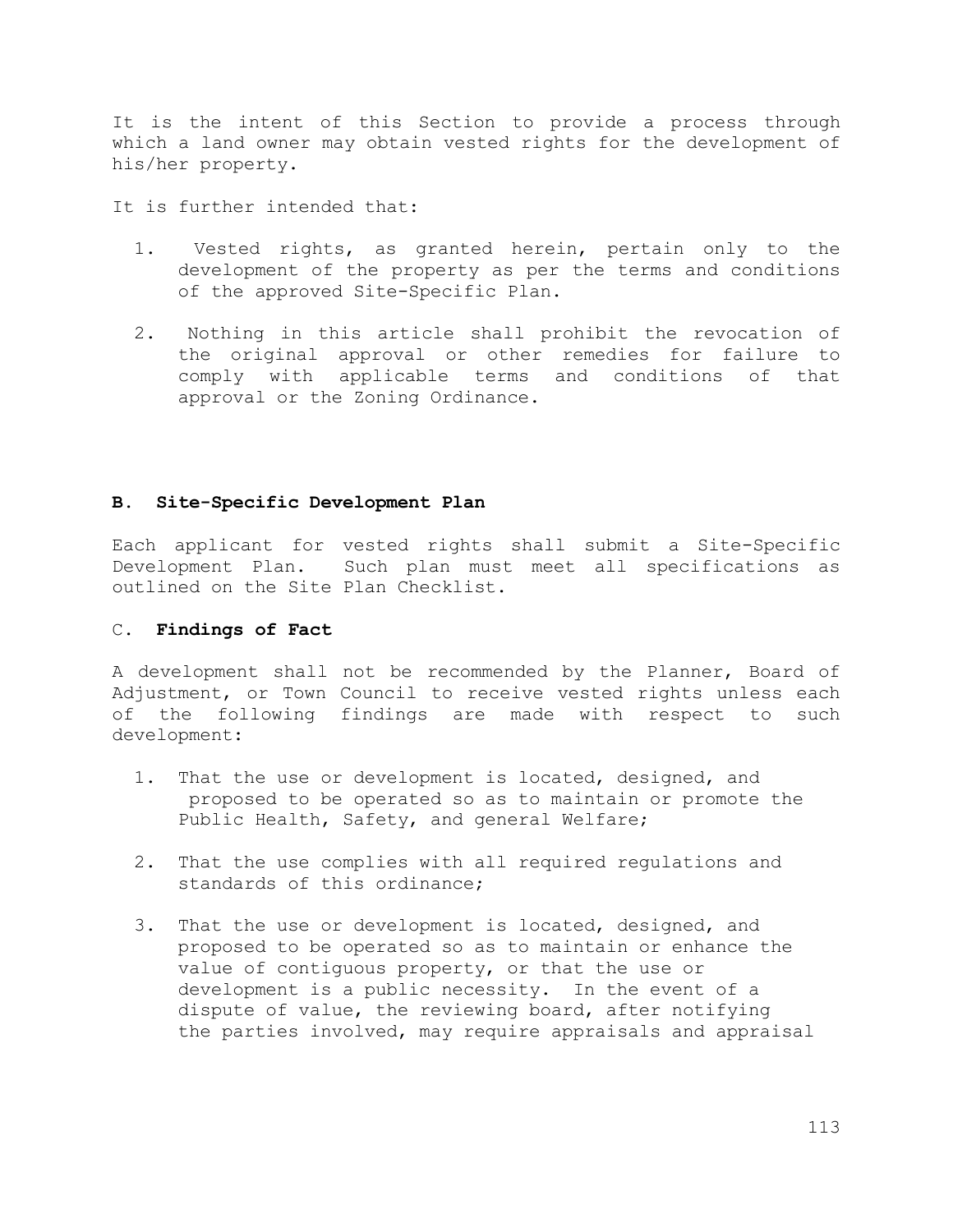It is the intent of this Section to provide a process through which a land owner may obtain vested rights for the development of his/her property.

It is further intended that:

1. Vested rights, as granted herein, pertain only to the development of the property as per the terms and conditions of the approved Site-Specific Plan.

2. Nothing in this article shall prohibit the revocation of the original approval or other remedies for failure to comply with applicable terms and conditions of that approval or the Zoning Ordinance.

### B. Site-Specific Development Plan

Each applicant for vested rights shall submit a Site-Specific Development Plan. Such plan must meet all specifications as outlined on the Site Plan Checklist.

### C. **Findings of Fact**

A development shall not be recommended by the Planner, Board of Adjustment, or Town Council to receive vested rights unless each of the following findings are made with respect to such development:

1. That the use or development is located, designed, and proposed to be operated so as to maintain or promote the Public Health, Safety, and general Welfare;

2. That the use complies with all required regulations and standards of this ordinance;

3. That the use or development is located, designed, and proposed to be operated so as to maintain or enhance the value of contiguous property, or that the use or development is a public necessity. In the event of a dispute of value, the reviewing board, after notifying the parties involved, may require appraisals and appraisal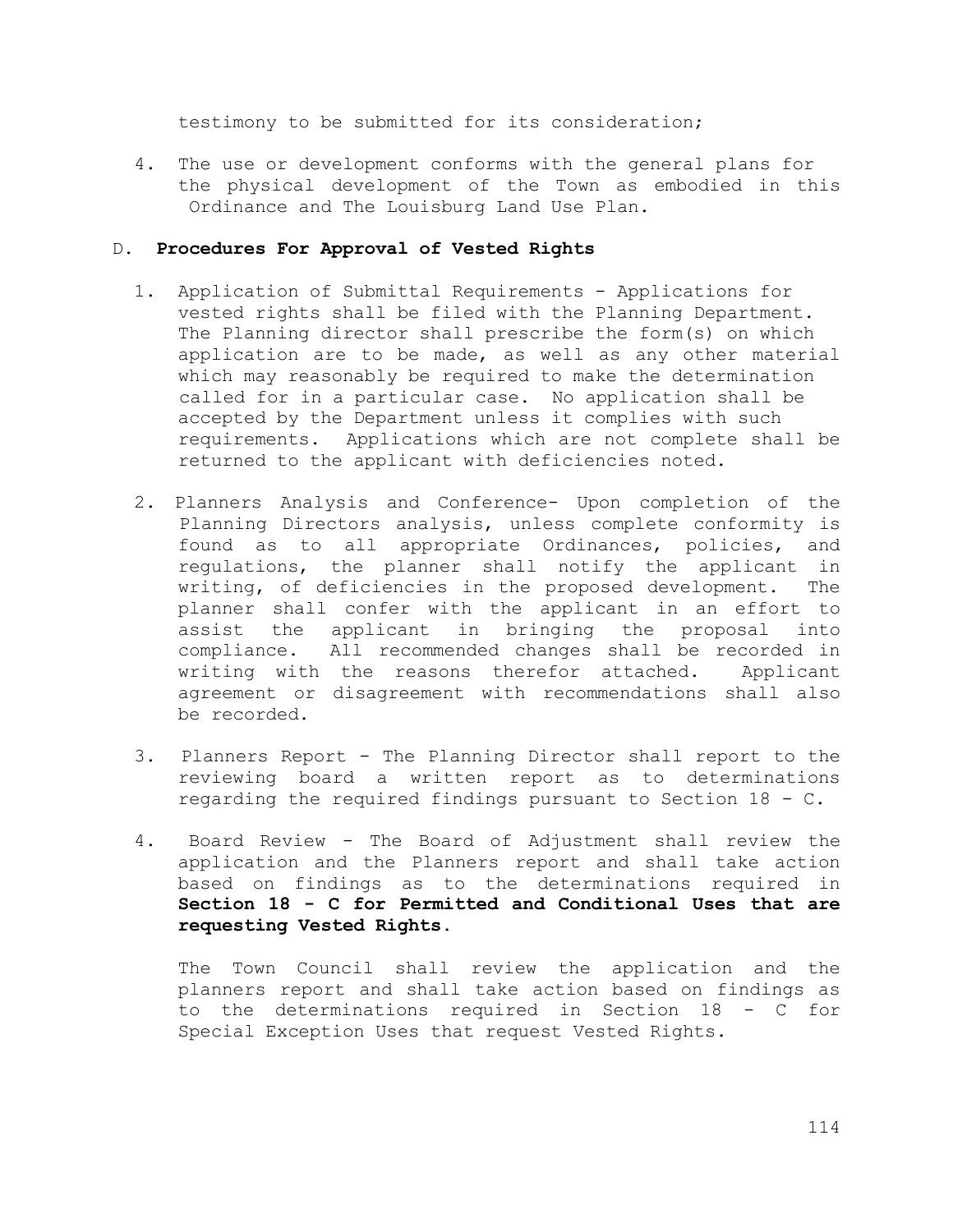testimony to be submitted for its consideration;

4. The use or development conforms with the general plans for the physical development of the Town as embodied in this Ordinance and The Louisburg Land Use Plan.

D. **Procedures For Approval of Vested Rights**

1. Application of Submittal Requirements - Applications for vested rights shall be filed with the Planning Department. The Planning director shall prescribe the form(s) on which application are to be made, as well as any other material which may reasonably be required to make the determination called for in a particular case. No application shall be accepted by the Department unless it complies with such requirements. Applications which are not complete shall be returned to the applicant with deficiencies noted.

2. Planners Analysis and Conference- Upon completion of the Planning Directors analysis, unless complete conformity is found as to all appropriate Ordinances, policies, and regulations, the planner shall notify the applicant in writing, of deficiencies in the proposed development. The planner shall confer with the applicant in an effort to assist the applicant in bringing the proposal into compliance. All recommended changes shall be recorded in writing with the reasons therefor attached. Applicant agreement or disagreement with recommendations shall also be recorded.

3. Planners Report - The Planning Director shall report to the reviewing board a written report as to determinations regarding the required findings pursuant to Section 18 - C.

4. Board Review - The Board of Adjustment shall review the application and the Planners report and shall take action based on findings as to the determinations required in **Section 18 - C for Permitted and Conditional Uses that are requesting Vested Rights**.

   The Town Council shall review the application and the planners report and shall take action based on findings as to the determinations required in Section 18 - C for Special Exception Uses that request Vested Rights.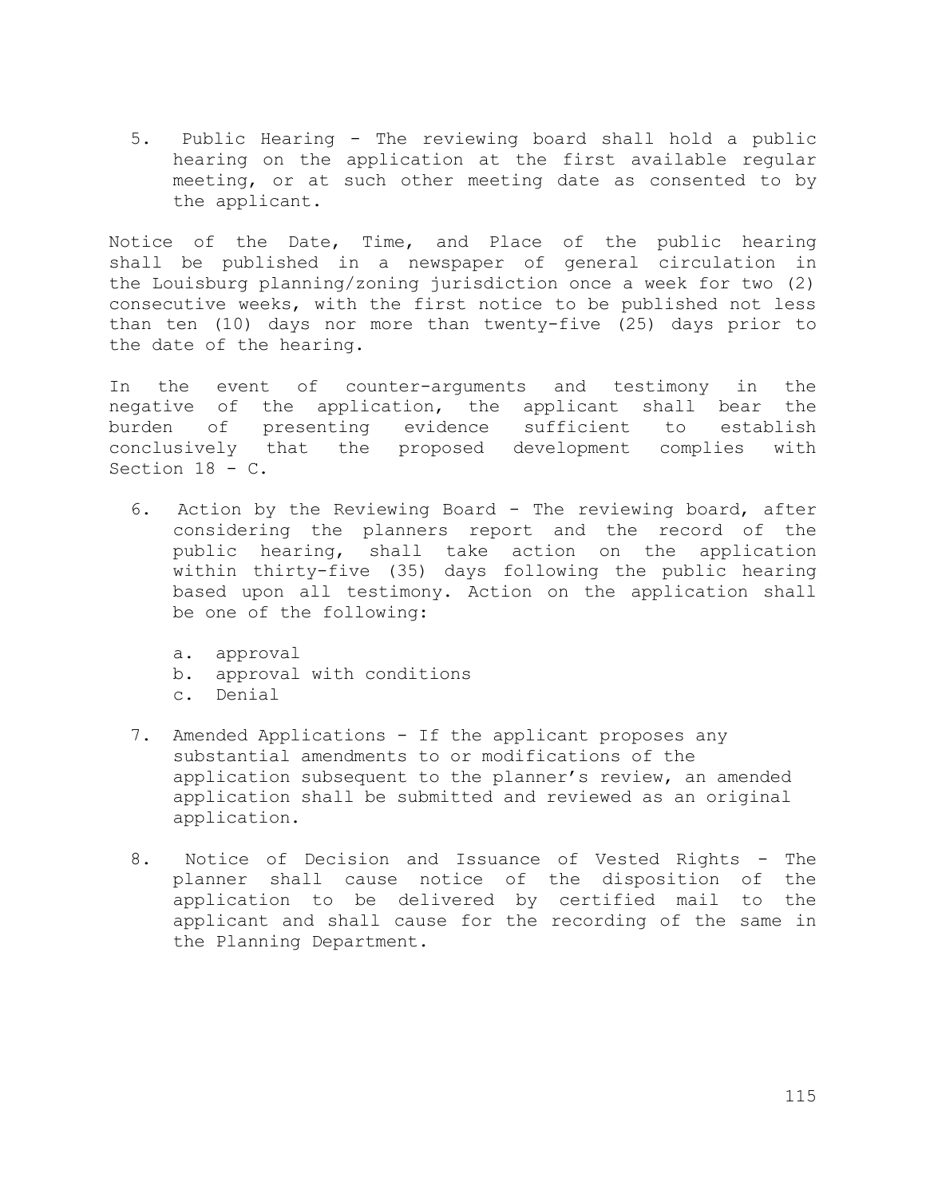5. Public Hearing - The reviewing board shall hold a public hearing on the application at the first available regular meeting, or at such other meeting date as consented to by the applicant.

Notice of the Date, Time, and Place of the public hearing shall be published in a newspaper of general circulation in the Louisburg planning/zoning jurisdiction once a week for two (2) consecutive weeks, with the first notice to be published not less than ten (10) days nor more than twenty-five (25) days prior to the date of the hearing.

In the event of counter-arguments and testimony in the negative of the application, the applicant shall bear the burden of presenting evidence sufficient to establish conclusively that the proposed development complies with Section 18 - C.

6. Action by the Reviewing Board - The reviewing board, after considering the planners report and the record of the public hearing, shall take action on the application within thirty-five (35) days following the public hearing based upon all testimony. Action on the application shall be one of the following:

   a. approval
   b. approval with conditions
   c. Denial

7. Amended Applications - If the applicant proposes any substantial amendments to or modifications of the application subsequent to the planner's review, an amended application shall be submitted and reviewed as an original application.

8. Notice of Decision and Issuance of Vested Rights - The planner shall cause notice of the disposition of the application to be delivered by certified mail to the applicant and shall cause for the recording of the same in the Planning Department.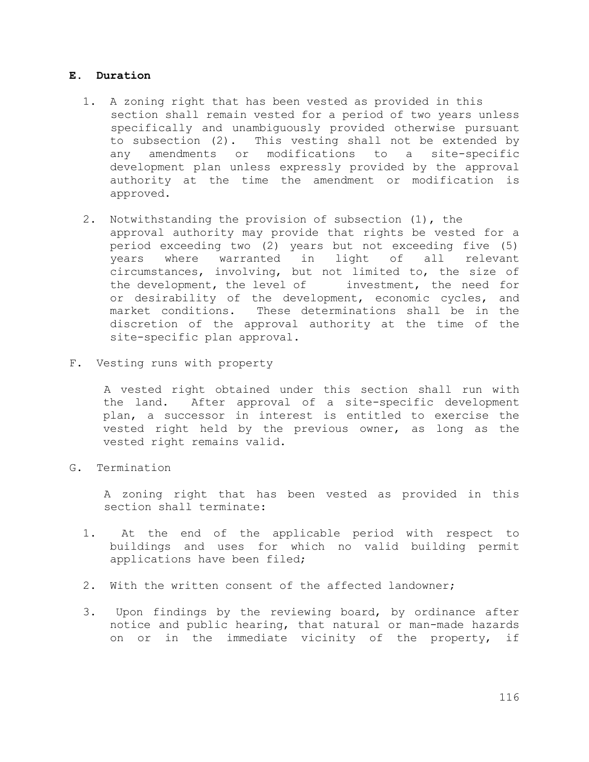**E. Duration**

1. A zoning right that has been vested as provided in this section shall remain vested for a period of two years unless specifically and unambiguously provided otherwise pursuant to subsection (2). This vesting shall not be extended by any amendments or modifications to a site-specific development plan unless expressly provided by the approval authority at the time the amendment or modification is approved.

2. Notwithstanding the provision of subsection (1), the approval authority may provide that rights be vested for a period exceeding two (2) years but not exceeding five (5) years where warranted in light of all relevant circumstances, involving, but not limited to, the size of the development, the level of investment, the need for or desirability of the development, economic cycles, and market conditions. These determinations shall be in the discretion of the approval authority at the time of the site-specific plan approval.

F. Vesting runs with property

A vested right obtained under this section shall run with the land. After approval of a site-specific development plan, a successor in interest is entitled to exercise the vested right held by the previous owner, as long as the vested right remains valid.

G. Termination

A zoning right that has been vested as provided in this section shall terminate:

1. At the end of the applicable period with respect to buildings and uses for which no valid building permit applications have been filed;

2. With the written consent of the affected landowner;

3. Upon findings by the reviewing board, by ordinance after notice and public hearing, that natural or man-made hazards on or in the immediate vicinity of the property, if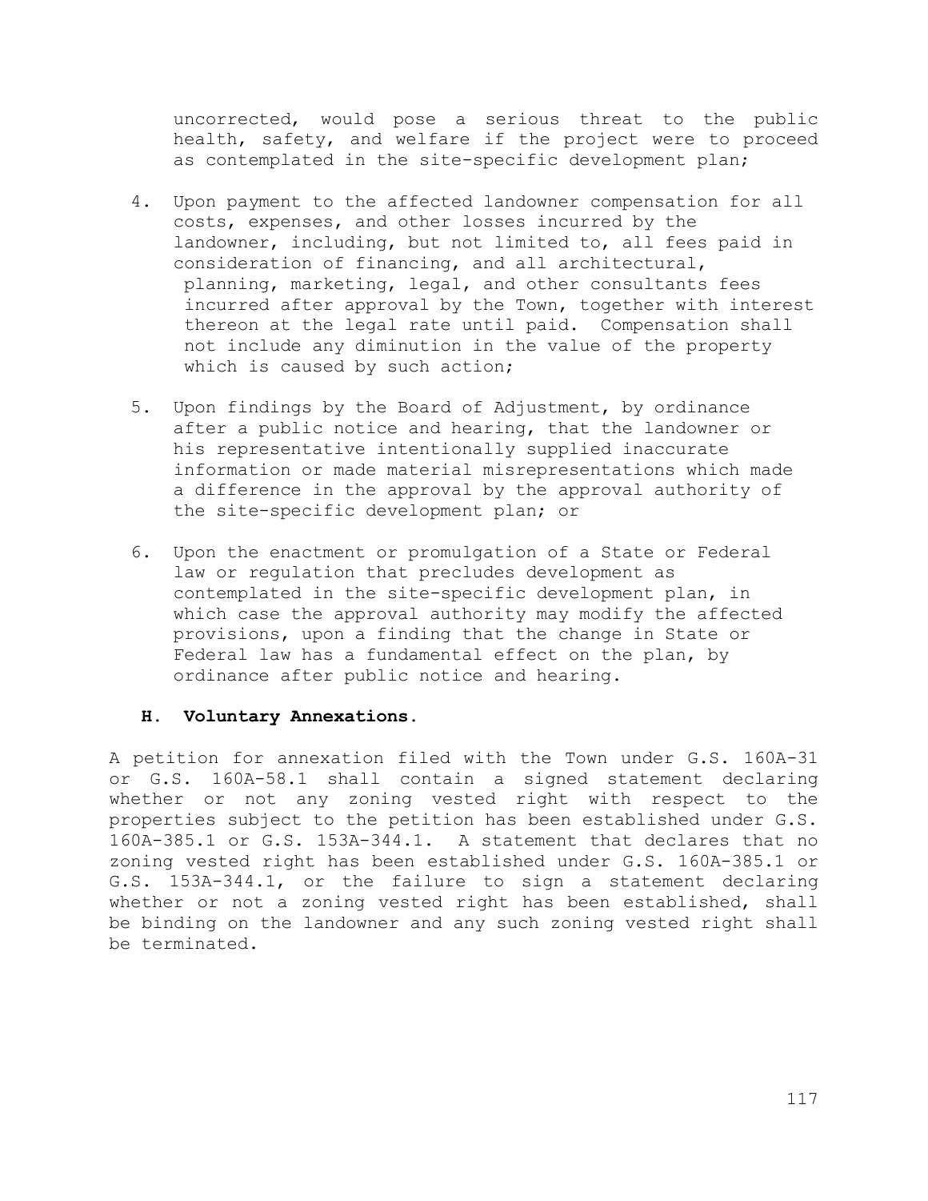uncorrected, would pose a serious threat to the public health, safety, and welfare if the project were to proceed as contemplated in the site-specific development plan;

4. Upon payment to the affected landowner compensation for all costs, expenses, and other losses incurred by the landowner, including, but not limited to, all fees paid in consideration of financing, and all architectural, planning, marketing, legal, and other consultants fees incurred after approval by the Town, together with interest thereon at the legal rate until paid. Compensation shall not include any diminution in the value of the property which is caused by such action;

5. Upon findings by the Board of Adjustment, by ordinance after a public notice and hearing, that the landowner or his representative intentionally supplied inaccurate information or made material misrepresentations which made a difference in the approval by the approval authority of the site-specific development plan; or

6. Upon the enactment or promulgation of a State or Federal law or regulation that precludes development as contemplated in the site-specific development plan, in which case the approval authority may modify the affected provisions, upon a finding that the change in State or Federal law has a fundamental effect on the plan, by ordinance after public notice and hearing.

### H. Voluntary Annexations.

A petition for annexation filed with the Town under G.S. 160A-31 or G.S. 160A-58.1 shall contain a signed statement declaring whether or not any zoning vested right with respect to the properties subject to the petition has been established under G.S. 160A-385.1 or G.S. 153A-344.1. A statement that declares that no zoning vested right has been established under G.S. 160A-385.1 or G.S. 153A-344.1, or the failure to sign a statement declaring whether or not a zoning vested right has been established, shall be binding on the landowner and any such zoning vested right shall be terminated.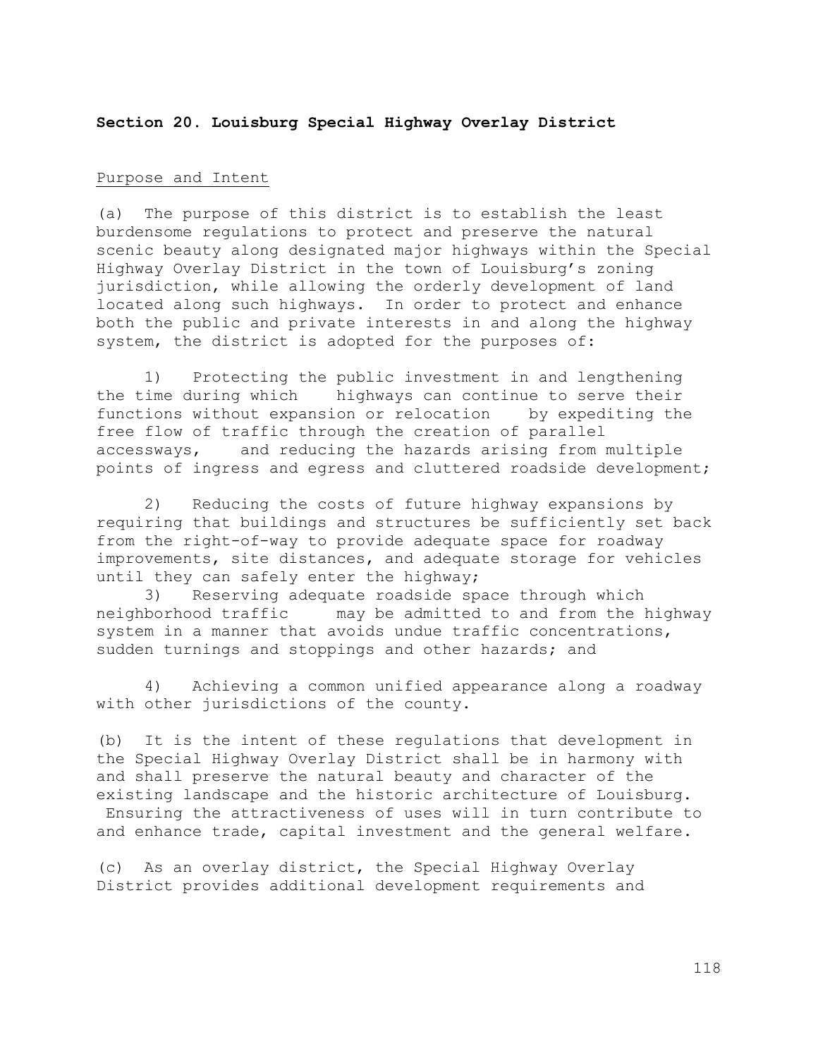## Section 20. Louisburg Special Highway Overlay District

Purpose and Intent

(a) The purpose of this district is to establish the least burdensome regulations to protect and preserve the natural scenic beauty along designated major highways within the Special Highway Overlay District in the town of Louisburg's zoning jurisdiction, while allowing the orderly development of land located along such highways. In order to protect and enhance both the public and private interests in and along the highway system, the district is adopted for the purposes of:

1) Protecting the public investment in and lengthening the time during which highways can continue to serve their functions without expansion or relocation by expediting the free flow of traffic through the creation of parallel accessways, and reducing the hazards arising from multiple points of ingress and egress and cluttered roadside development;

2) Reducing the costs of future highway expansions by requiring that buildings and structures be sufficiently set back from the right-of-way to provide adequate space for roadway improvements, site distances, and adequate storage for vehicles until they can safely enter the highway;

3) Reserving adequate roadside space through which neighborhood traffic may be admitted to and from the highway system in a manner that avoids undue traffic concentrations, sudden turnings and stoppings and other hazards; and

4) Achieving a common unified appearance along a roadway with other jurisdictions of the county.

(b) It is the intent of these regulations that development in the Special Highway Overlay District shall be in harmony with and shall preserve the natural beauty and character of the existing landscape and the historic architecture of Louisburg. Ensuring the attractiveness of uses will in turn contribute to and enhance trade, capital investment and the general welfare.

(c) As an overlay district, the Special Highway Overlay District provides additional development requirements and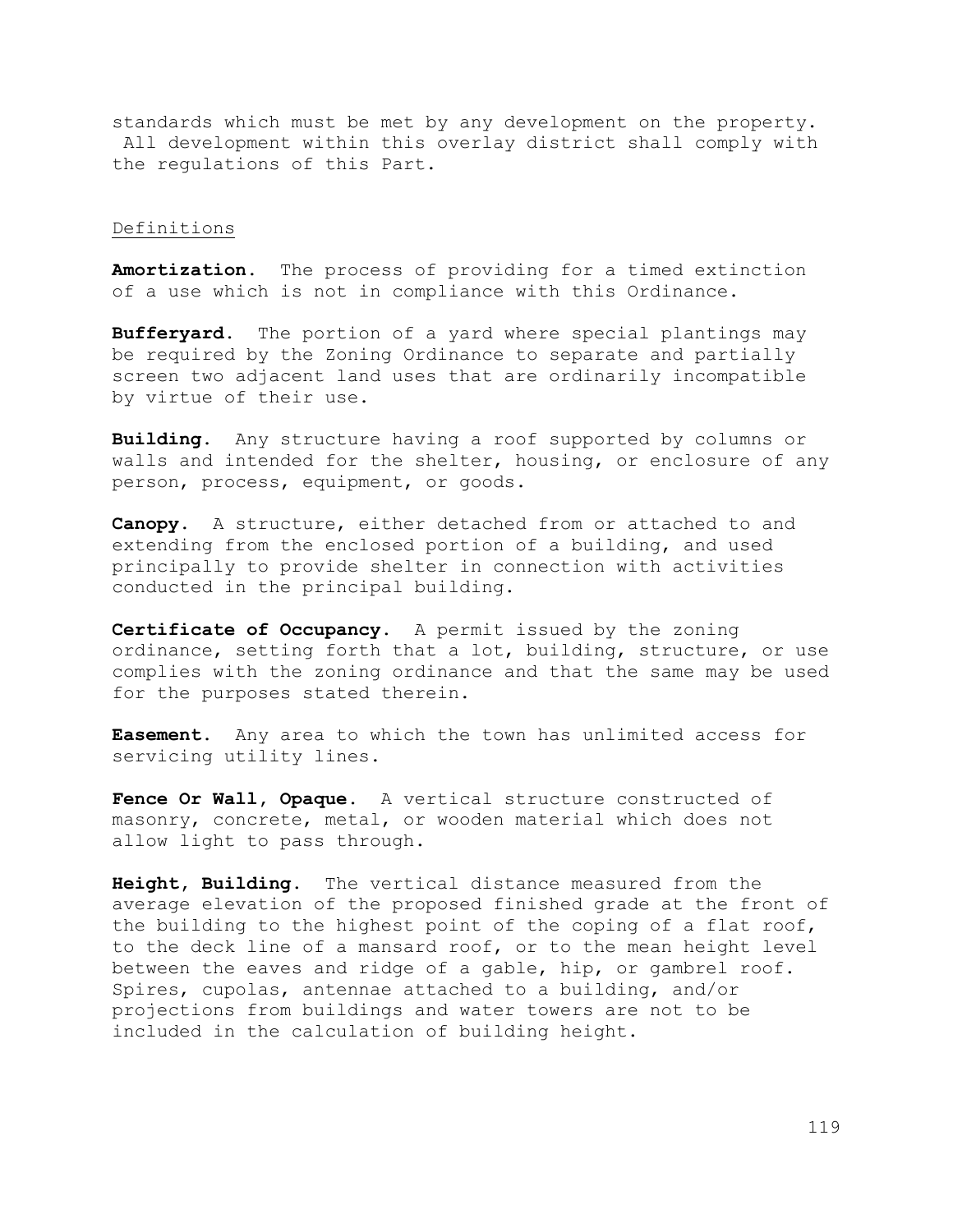standards which must be met by any development on the property. All development within this overlay district shall comply with the regulations of this Part.

<u>Definitions</u>

**Amortization.** The process of providing for a timed extinction of a use which is not in compliance with this Ordinance.

**Bufferyard.** The portion of a yard where special plantings may be required by the Zoning Ordinance to separate and partially screen two adjacent land uses that are ordinarily incompatible by virtue of their use.

**Building.** Any structure having a roof supported by columns or walls and intended for the shelter, housing, or enclosure of any person, process, equipment, or goods.

**Canopy.** A structure, either detached from or attached to and extending from the enclosed portion of a building, and used principally to provide shelter in connection with activities conducted in the principal building.

**Certificate of Occupancy.** A permit issued by the zoning ordinance, setting forth that a lot, building, structure, or use complies with the zoning ordinance and that the same may be used for the purposes stated therein.

**Easement.** Any area to which the town has unlimited access for servicing utility lines.

**Fence Or Wall, Opaque.** A vertical structure constructed of masonry, concrete, metal, or wooden material which does not allow light to pass through.

**Height, Building.** The vertical distance measured from the average elevation of the proposed finished grade at the front of the building to the highest point of the coping of a flat roof, to the deck line of a mansard roof, or to the mean height level between the eaves and ridge of a gable, hip, or gambrel roof. Spires, cupolas, antennae attached to a building, and/or projections from buildings and water towers are not to be included in the calculation of building height.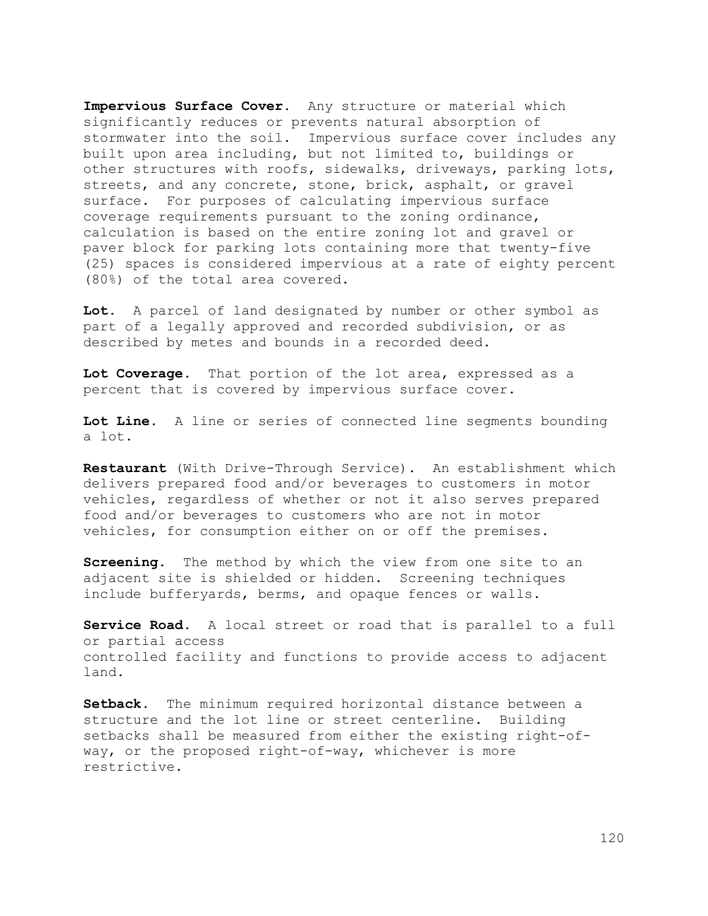**Impervious Surface Cover.** Any structure or material which significantly reduces or prevents natural absorption of stormwater into the soil. Impervious surface cover includes any built upon area including, but not limited to, buildings or other structures with roofs, sidewalks, driveways, parking lots, streets, and any concrete, stone, brick, asphalt, or gravel surface. For purposes of calculating impervious surface coverage requirements pursuant to the zoning ordinance, calculation is based on the entire zoning lot and gravel or paver block for parking lots containing more that twenty-five (25) spaces is considered impervious at a rate of eighty percent (80%) of the total area covered.

**Lot.** A parcel of land designated by number or other symbol as part of a legally approved and recorded subdivision, or as described by metes and bounds in a recorded deed.

**Lot Coverage.** That portion of the lot area, expressed as a percent that is covered by impervious surface cover.

**Lot Line.** A line or series of connected line segments bounding a lot.

**Restaurant** (With Drive-Through Service). An establishment which delivers prepared food and/or beverages to customers in motor vehicles, regardless of whether or not it also serves prepared food and/or beverages to customers who are not in motor vehicles, for consumption either on or off the premises.

**Screening.** The method by which the view from one site to an adjacent site is shielded or hidden. Screening techniques include bufferyards, berms, and opaque fences or walls.

**Service Road.** A local street or road that is parallel to a full or partial access controlled facility and functions to provide access to adjacent land.

**Setback.** The minimum required horizontal distance between a structure and the lot line or street centerline. Building setbacks shall be measured from either the existing right-of-way, or the proposed right-of-way, whichever is more restrictive.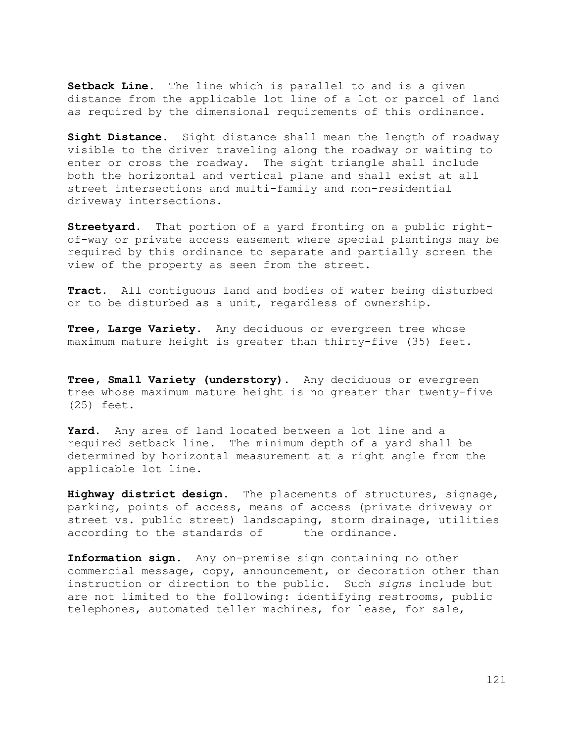**Setback Line.** The line which is parallel to and is a given distance from the applicable lot line of a lot or parcel of land as required by the dimensional requirements of this ordinance.

**Sight Distance.** Sight distance shall mean the length of roadway visible to the driver traveling along the roadway or waiting to enter or cross the roadway. The sight triangle shall include both the horizontal and vertical plane and shall exist at all street intersections and multi-family and non-residential driveway intersections.

**Streetyard.** That portion of a yard fronting on a public right-of-way or private access easement where special plantings may be required by this ordinance to separate and partially screen the view of the property as seen from the street.

**Tract.** All contiguous land and bodies of water being disturbed or to be disturbed as a unit, regardless of ownership.

**Tree, Large Variety.** Any deciduous or evergreen tree whose maximum mature height is greater than thirty-five (35) feet.

**Tree, Small Variety (understory).** Any deciduous or evergreen tree whose maximum mature height is no greater than twenty-five (25) feet.

**Yard.** Any area of land located between a lot line and a required setback line. The minimum depth of a yard shall be determined by horizontal measurement at a right angle from the applicable lot line.

**Highway district design.** The placements of structures, signage, parking, points of access, means of access (private driveway or street vs. public street) landscaping, storm drainage, utilities according to the standards of the ordinance.

**Information sign.** Any on-premise sign containing no other commercial message, copy, announcement, or decoration other than instruction or direction to the public. Such *signs* include but are not limited to the following: identifying restrooms, public telephones, automated teller machines, for lease, for sale,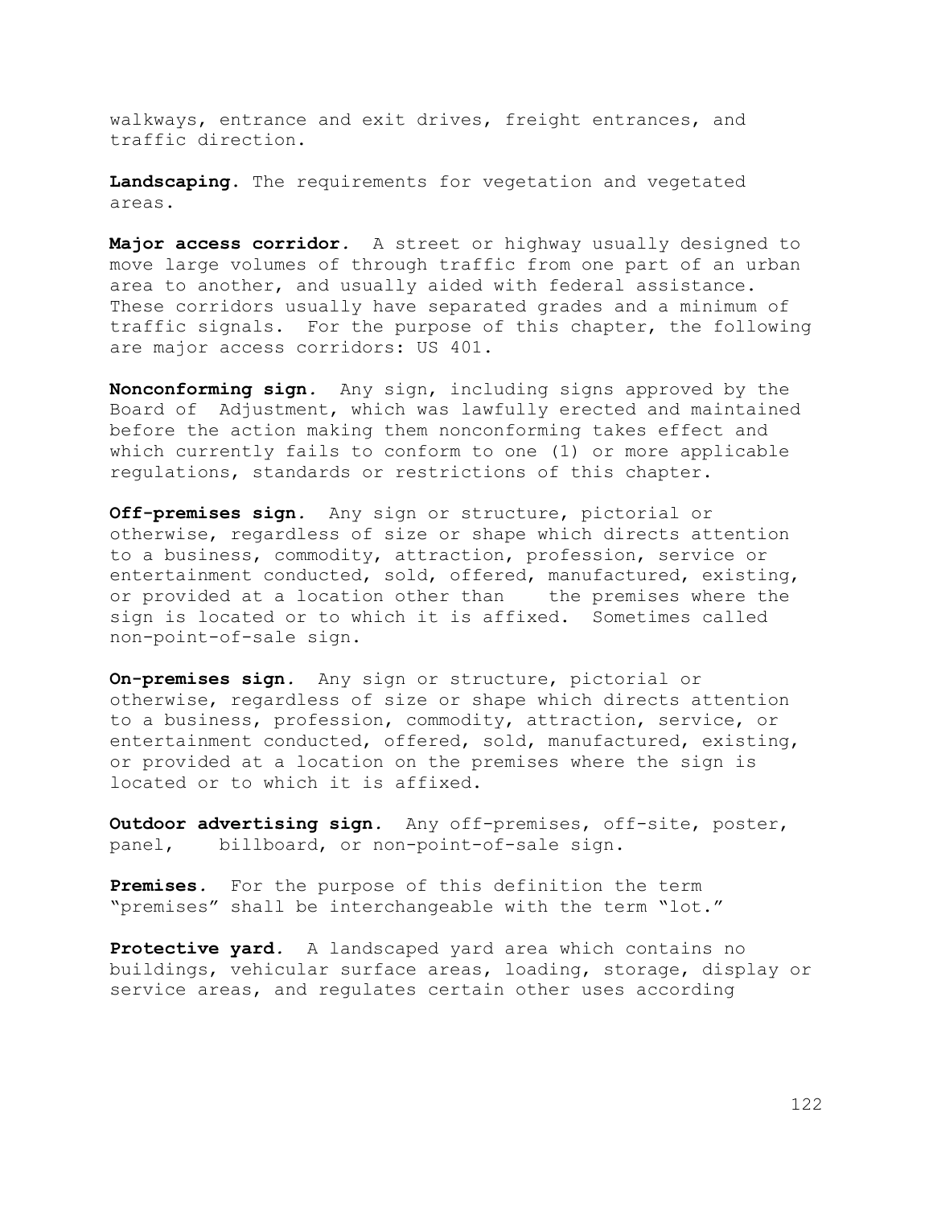walkways, entrance and exit drives, freight entrances, and traffic direction.

**Landscaping.** The requirements for vegetation and vegetated areas.

**Major access corridor.** A street or highway usually designed to move large volumes of through traffic from one part of an urban area to another, and usually aided with federal assistance. These corridors usually have separated grades and a minimum of traffic signals. For the purpose of this chapter, the following are major access corridors: US 401.

**Nonconforming sign.** Any sign, including signs approved by the Board of Adjustment, which was lawfully erected and maintained before the action making them nonconforming takes effect and which currently fails to conform to one (1) or more applicable regulations, standards or restrictions of this chapter.

**Off-premises sign.** Any sign or structure, pictorial or otherwise, regardless of size or shape which directs attention to a business, commodity, attraction, profession, service or entertainment conducted, sold, offered, manufactured, existing, or provided at a location other than the premises where the sign is located or to which it is affixed. Sometimes called non-point-of-sale sign.

**On-premises sign.** Any sign or structure, pictorial or otherwise, regardless of size or shape which directs attention to a business, profession, commodity, attraction, service, or entertainment conducted, offered, sold, manufactured, existing, or provided at a location on the premises where the sign is located or to which it is affixed.

**Outdoor advertising sign.** Any off-premises, off-site, poster, panel, billboard, or non-point-of-sale sign.

**Premises.** For the purpose of this definition the term "premises" shall be interchangeable with the term "lot."

**Protective yard.** A landscaped yard area which contains no buildings, vehicular surface areas, loading, storage, display or service areas, and regulates certain other uses according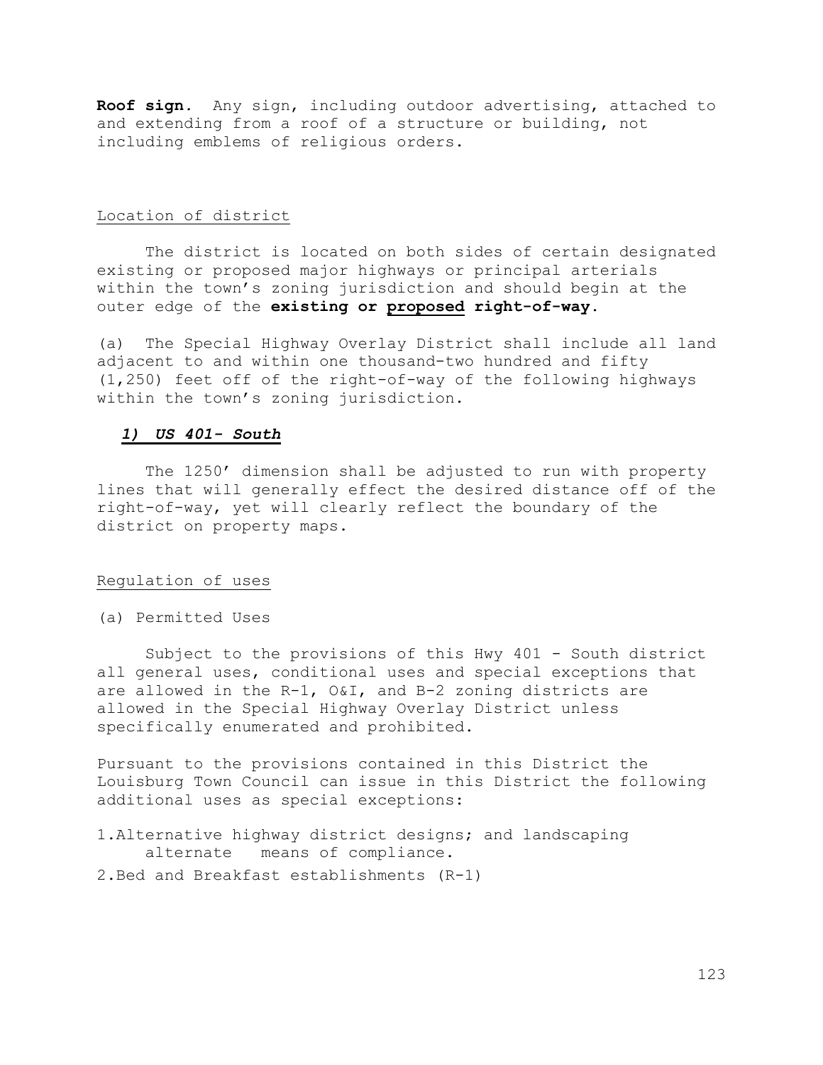**Roof sign.** Any sign, including outdoor advertising, attached to and extending from a roof of a structure or building, not including emblems of religious orders.

<u>Location of district</u>

The district is located on both sides of certain designated existing or proposed major highways or principal arterials within the town's zoning jurisdiction and should begin at the outer edge of the **existing or <u>proposed</u> right-of-way.**

(a) The Special Highway Overlay District shall include all land adjacent to and within one thousand-two hundred and fifty (1,250) feet off of the right-of-way of the following highways within the town's zoning jurisdiction.

***<u>1) US 401- South</u>***

The 1250' dimension shall be adjusted to run with property lines that will generally effect the desired distance off of the right-of-way, yet will clearly reflect the boundary of the district on property maps.

<u>Regulation of uses</u>

(a) Permitted Uses

Subject to the provisions of this Hwy 401 - South district all general uses, conditional uses and special exceptions that are allowed in the R-1, O&I, and B-2 zoning districts are allowed in the Special Highway Overlay District unless specifically enumerated and prohibited.

Pursuant to the provisions contained in this District the Louisburg Town Council can issue in this District the following additional uses as special exceptions:

1. Alternative highway district designs; and landscaping alternate means of compliance.
2. Bed and Breakfast establishments (R-1)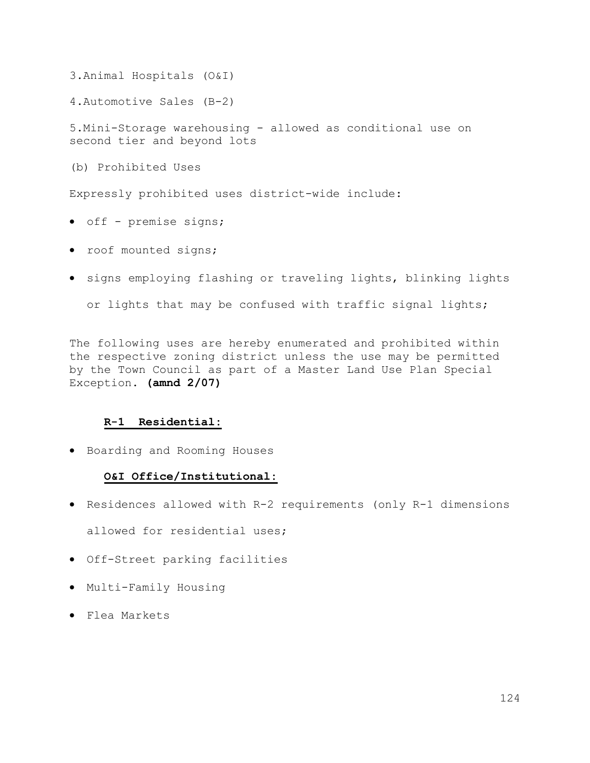3.Animal Hospitals (O&I)

4.Automotive Sales (B-2)

5.Mini-Storage warehousing - allowed as conditional use on second tier and beyond lots

(b) Prohibited Uses

Expressly prohibited uses district-wide include:

- off - premise signs;
- roof mounted signs;
- signs employing flashing or traveling lights, blinking lights or lights that may be confused with traffic signal lights;

The following uses are hereby enumerated and prohibited within the respective zoning district unless the use may be permitted by the Town Council as part of a Master Land Use Plan Special Exception. **(amnd 2/07)**

**R-1 Residential:**

- Boarding and Rooming Houses

**O&I Office/Institutional:**

- Residences allowed with R-2 requirements (only R-1 dimensions allowed for residential uses;
- Off-Street parking facilities
- Multi-Family Housing
- Flea Markets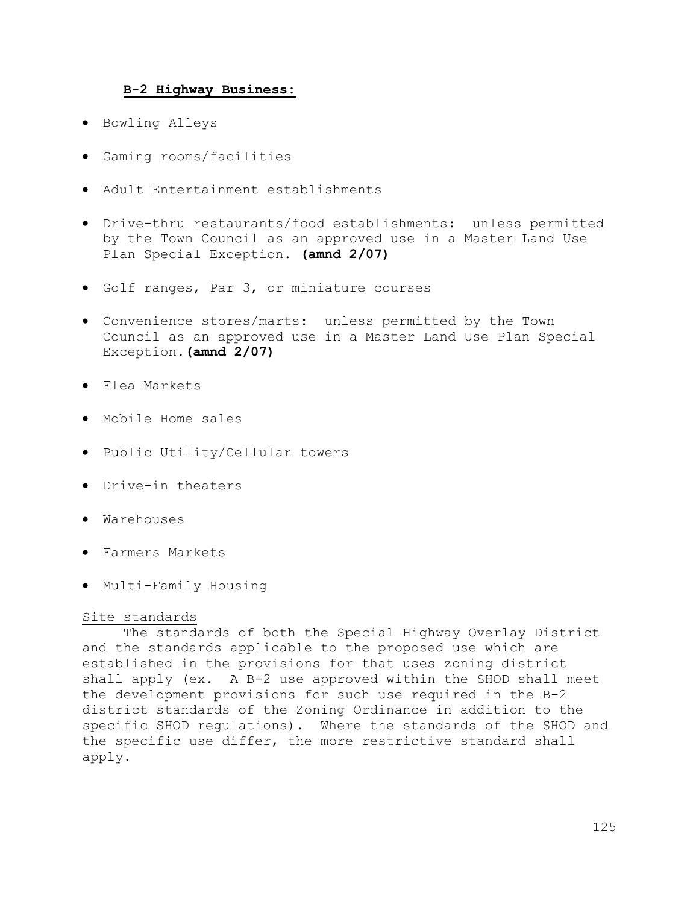**B-2 Highway Business:**

- Bowling Alleys
- Gaming rooms/facilities
- Adult Entertainment establishments
- Drive-thru restaurants/food establishments: unless permitted by the Town Council as an approved use in a Master Land Use Plan Special Exception. **(amnd 2/07)**
- Golf ranges, Par 3, or miniature courses
- Convenience stores/marts: unless permitted by the Town Council as an approved use in a Master Land Use Plan Special Exception. **(amnd 2/07)**
- Flea Markets
- Mobile Home sales
- Public Utility/Cellular towers
- Drive-in theaters
- Warehouses
- Farmers Markets
- Multi-Family Housing

Site standards

The standards of both the Special Highway Overlay District and the standards applicable to the proposed use which are established in the provisions for that uses zoning district shall apply (ex. A B-2 use approved within the SHOD shall meet the development provisions for such use required in the B-2 district standards of the Zoning Ordinance in addition to the specific SHOD regulations). Where the standards of the SHOD and the specific use differ, the more restrictive standard shall apply.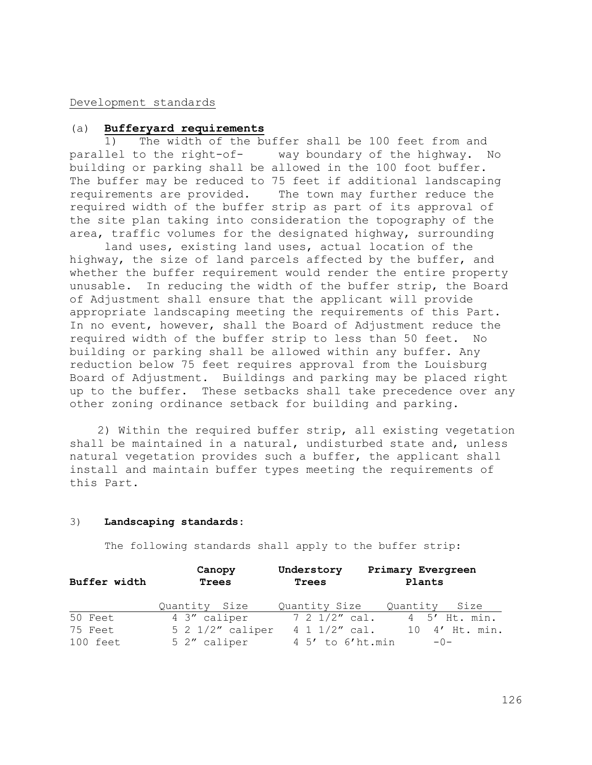Development standards

(a) **Bufferyard requirements**

1) The width of the buffer shall be 100 feet from and parallel to the right-of- way boundary of the highway. No building or parking shall be allowed in the 100 foot buffer. The buffer may be reduced to 75 feet if additional landscaping requirements are provided. The town may further reduce the required width of the buffer strip as part of its approval of the site plan taking into consideration the topography of the area, traffic volumes for the designated highway, surrounding land uses, existing land uses, actual location of the highway, the size of land parcels affected by the buffer, and whether the buffer requirement would render the entire property unusable. In reducing the width of the buffer strip, the Board of Adjustment shall ensure that the applicant will provide appropriate landscaping meeting the requirements of this Part. In no event, however, shall the Board of Adjustment reduce the required width of the buffer strip to less than 50 feet. No building or parking shall be allowed within any buffer. Any reduction below 75 feet requires approval from the Louisburg Board of Adjustment. Buildings and parking may be placed right up to the buffer. These setbacks shall take precedence over any other zoning ordinance setback for building and parking.

2) Within the required buffer strip, all existing vegetation shall be maintained in a natural, undisturbed state and, unless natural vegetation provides such a buffer, the applicant shall install and maintain buffer types meeting the requirements of this Part.

3) **Landscaping standards:**

The following standards shall apply to the buffer strip:

| **Buffer width** | **Canopy Trees** | | **Understory Trees** | | **Primary Evergreen Plants** | |
|---|---|---|---|---|---|---|
| | Quantity | Size | Quantity | Size | Quantity | Size |
| 50 Feet | 4 | 3″ caliper | 7 | 2 1/2″ cal. | 4 | 5′ Ht. min. |
| 75 Feet | 5 | 2 1/2″ caliper | 4 | 1 1/2″ cal. | 10 | 4′ Ht. min. |
| 100 feet | 5 | 2″ caliper | 4 | 5′ to 6′ht.min | -0- | |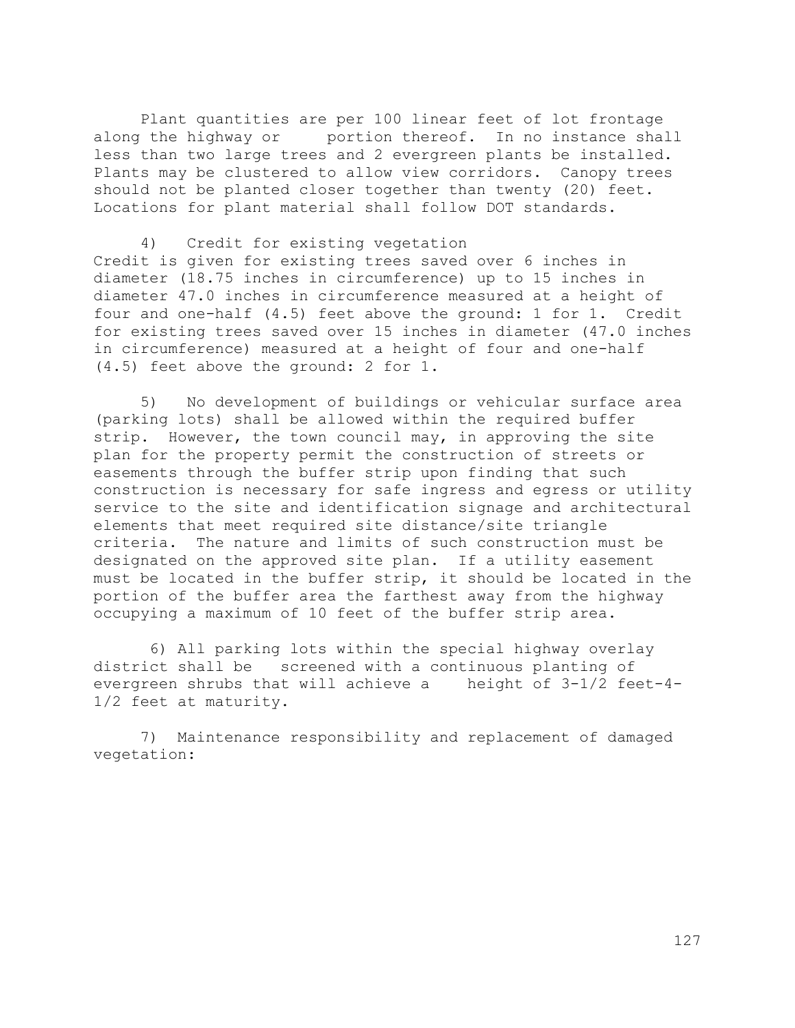Plant quantities are per 100 linear feet of lot frontage along the highway or portion thereof. In no instance shall less than two large trees and 2 evergreen plants be installed. Plants may be clustered to allow view corridors. Canopy trees should not be planted closer together than twenty (20) feet. Locations for plant material shall follow DOT standards.

4) Credit for existing vegetation
Credit is given for existing trees saved over 6 inches in diameter (18.75 inches in circumference) up to 15 inches in diameter 47.0 inches in circumference measured at a height of four and one-half (4.5) feet above the ground: 1 for 1. Credit for existing trees saved over 15 inches in diameter (47.0 inches in circumference) measured at a height of four and one-half (4.5) feet above the ground: 2 for 1.

5) No development of buildings or vehicular surface area (parking lots) shall be allowed within the required buffer strip. However, the town council may, in approving the site plan for the property permit the construction of streets or easements through the buffer strip upon finding that such construction is necessary for safe ingress and egress or utility service to the site and identification signage and architectural elements that meet required site distance/site triangle criteria. The nature and limits of such construction must be designated on the approved site plan. If a utility easement must be located in the buffer strip, it should be located in the portion of the buffer area the farthest away from the highway occupying a maximum of 10 feet of the buffer strip area.

6) All parking lots within the special highway overlay district shall be screened with a continuous planting of evergreen shrubs that will achieve a height of 3-1/2 feet-4-1/2 feet at maturity.

7) Maintenance responsibility and replacement of damaged vegetation: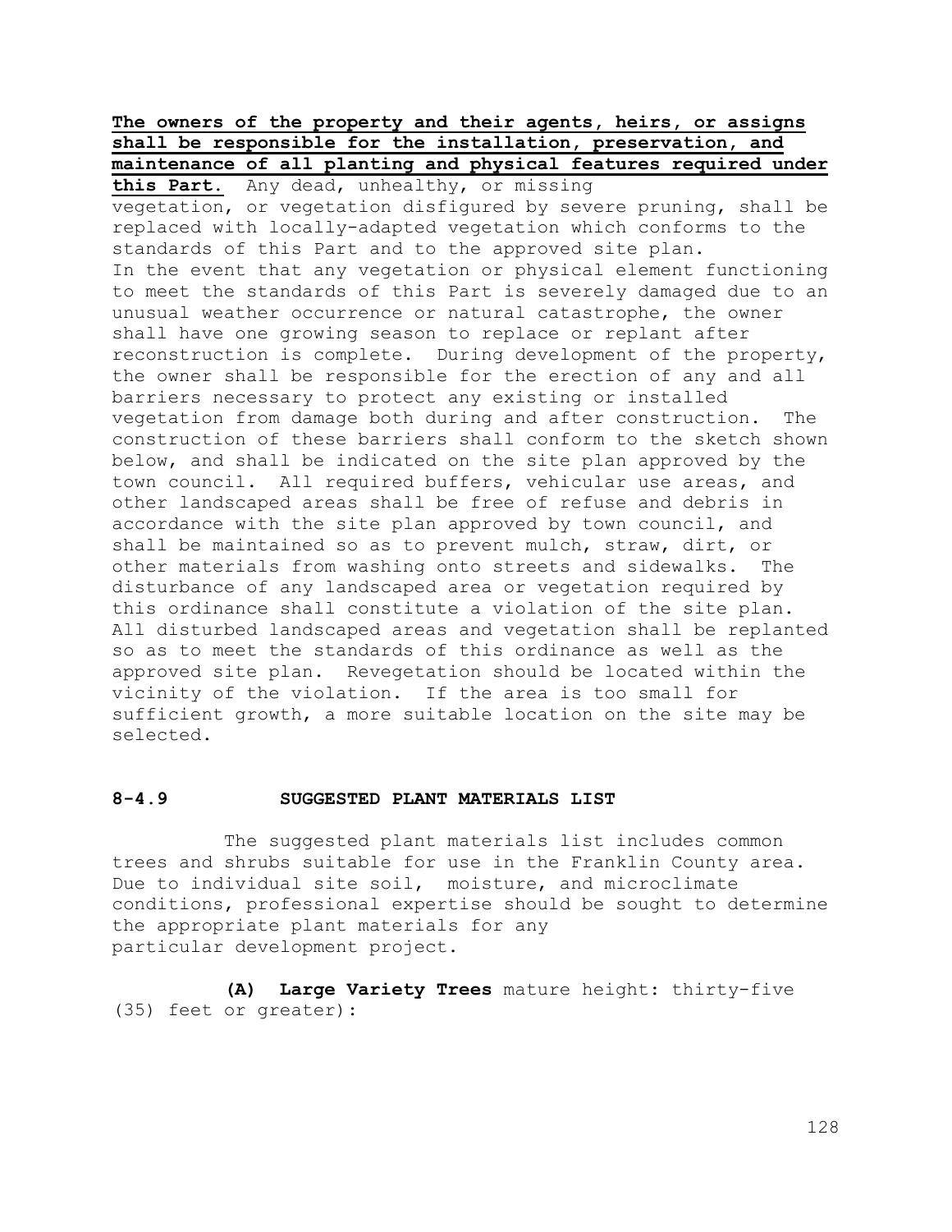**<u>The owners of the property and their agents, heirs, or assigns shall be responsible for the installation, preservation, and maintenance of all planting and physical features required under this Part.</u>** Any dead, unhealthy, or missing vegetation, or vegetation disfigured by severe pruning, shall be replaced with locally-adapted vegetation which conforms to the standards of this Part and to the approved site plan. In the event that any vegetation or physical element functioning to meet the standards of this Part is severely damaged due to an unusual weather occurrence or natural catastrophe, the owner shall have one growing season to replace or replant after reconstruction is complete. During development of the property, the owner shall be responsible for the erection of any and all barriers necessary to protect any existing or installed vegetation from damage both during and after construction. The construction of these barriers shall conform to the sketch shown below, and shall be indicated on the site plan approved by the town council. All required buffers, vehicular use areas, and other landscaped areas shall be free of refuse and debris in accordance with the site plan approved by town council, and shall be maintained so as to prevent mulch, straw, dirt, or other materials from washing onto streets and sidewalks. The disturbance of any landscaped area or vegetation required by this ordinance shall constitute a violation of the site plan. All disturbed landscaped areas and vegetation shall be replanted so as to meet the standards of this ordinance as well as the approved site plan. Revegetation should be located within the vicinity of the violation. If the area is too small for sufficient growth, a more suitable location on the site may be selected.

## 8-4.9 SUGGESTED PLANT MATERIALS LIST

The suggested plant materials list includes common trees and shrubs suitable for use in the Franklin County area. Due to individual site soil, moisture, and microclimate conditions, professional expertise should be sought to determine the appropriate plant materials for any particular development project.

**(A) Large Variety Trees** mature height: thirty-five (35) feet or greater):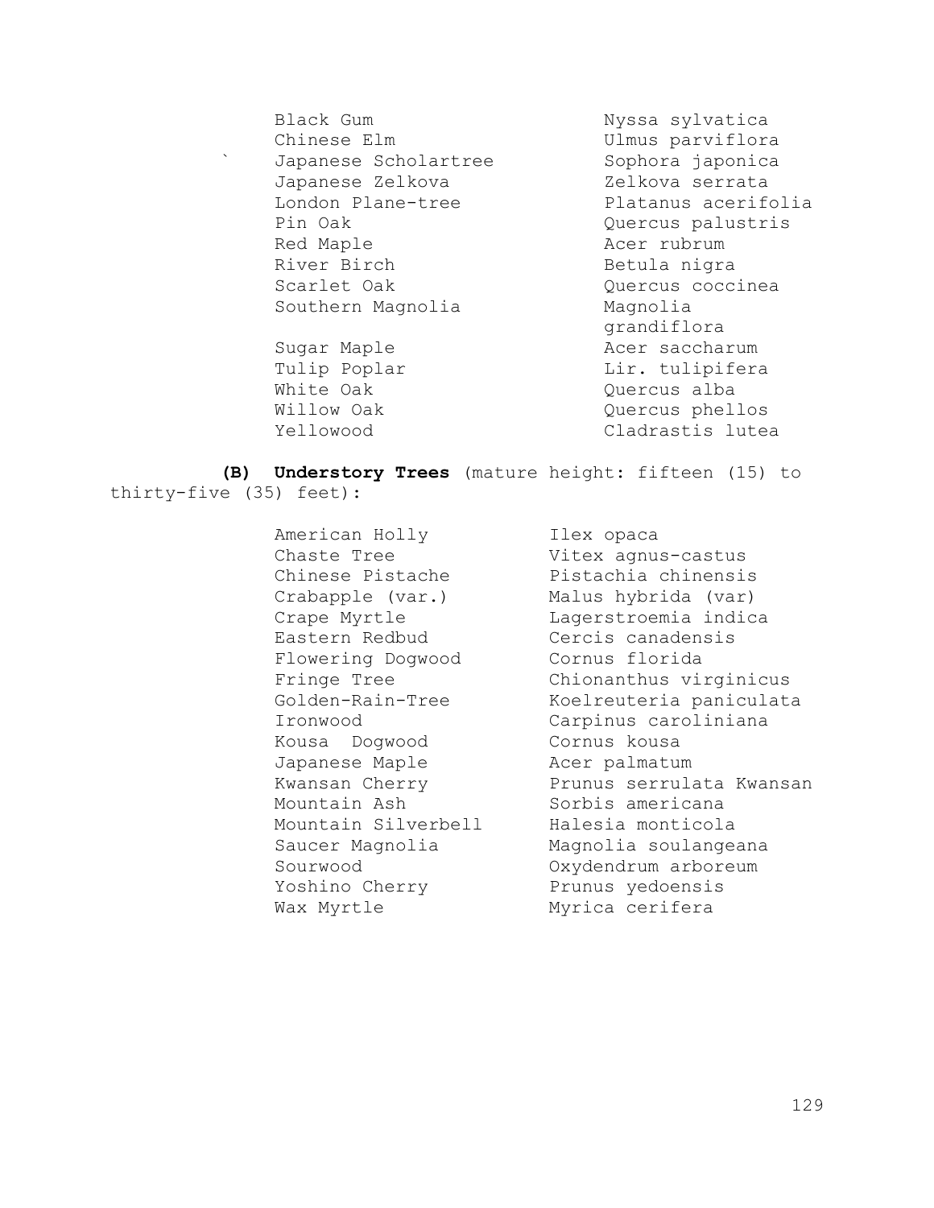| | |
|---|---|
| Black Gum | Nyssa sylvatica |
| Chinese Elm | Ulmus parviflora |
| Japanese Scholartree | Sophora japonica |
| Japanese Zelkova | Zelkova serrata |
| London Plane-tree | Platanus acerifolia |
| Pin Oak | Quercus palustris |
| Red Maple | Acer rubrum |
| River Birch | Betula nigra |
| Scarlet Oak | Quercus coccinea |
| Southern Magnolia | Magnolia grandiflora |
| Sugar Maple | Acer saccharum |
| Tulip Poplar | Lir. tulipifera |
| White Oak | Quercus alba |
| Willow Oak | Quercus phellos |
| Yellowood | Cladrastis lutea |

**(B) Understory Trees** (mature height: fifteen (15) to thirty-five (35) feet):

| | |
|---|---|
| American Holly | Ilex opaca |
| Chaste Tree | Vitex agnus-castus |
| Chinese Pistache | Pistachia chinensis |
| Crabapple (var.) | Malus hybrida (var) |
| Crape Myrtle | Lagerstroemia indica |
| Eastern Redbud | Cercis canadensis |
| Flowering Dogwood | Cornus florida |
| Fringe Tree | Chionanthus virginicus |
| Golden-Rain-Tree | Koelreuteria paniculata |
| Ironwood | Carpinus caroliniana |
| Kousa Dogwood | Cornus kousa |
| Japanese Maple | Acer palmatum |
| Kwansan Cherry | Prunus serrulata Kwansan |
| Mountain Ash | Sorbis americana |
| Mountain Silverbell | Halesia monticola |
| Saucer Magnolia | Magnolia soulangeana |
| Sourwood | Oxydendrum arboreum |
| Yoshino Cherry | Prunus yedoensis |
| Wax Myrtle | Myrica cerifera |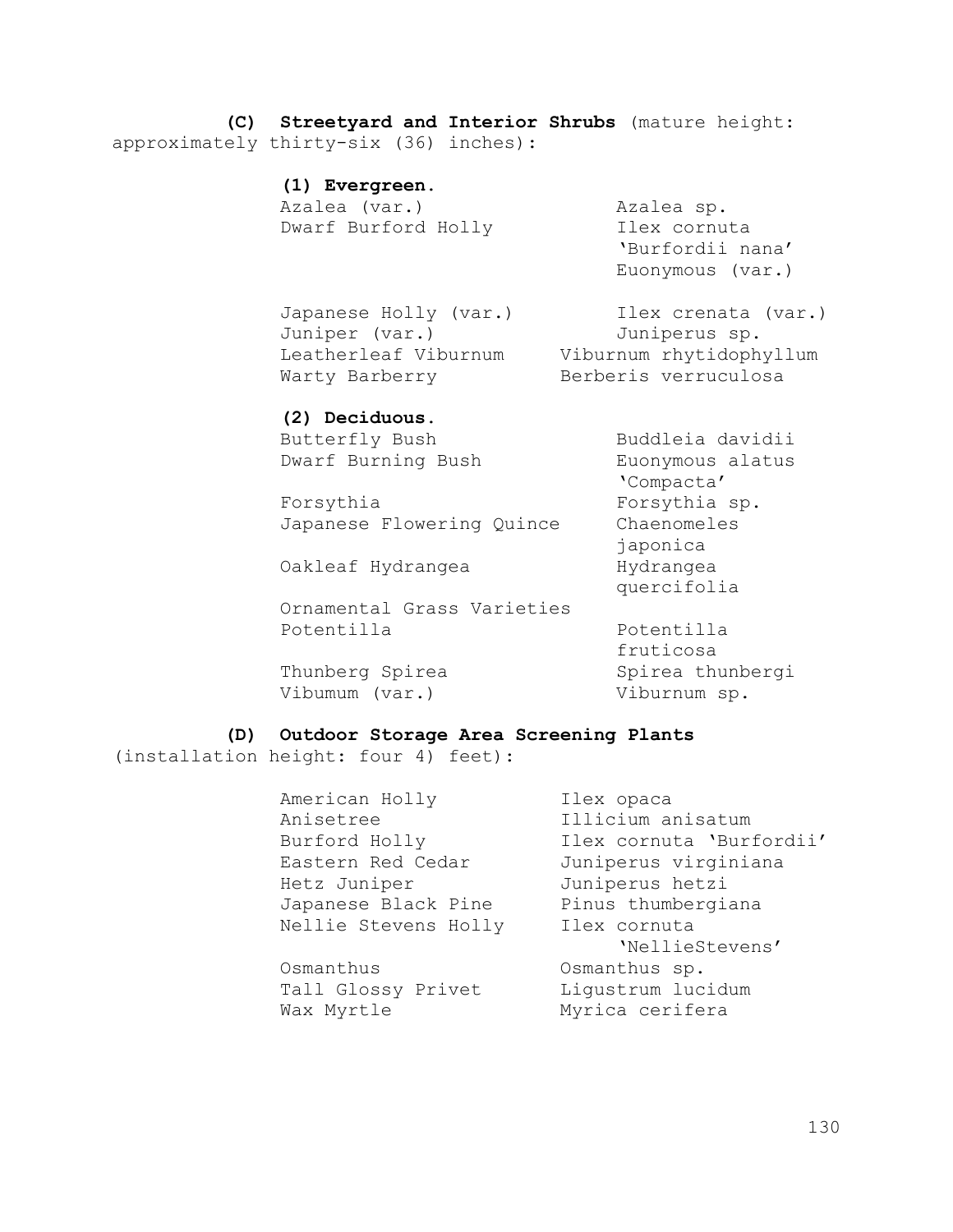**(C) Streetyard and Interior Shrubs** (mature height: approximately thirty-six (36) inches):

**(1) Evergreen.**

| | |
|---|---|
| Azalea (var.) | Azalea sp. |
| Dwarf Burford Holly | Ilex cornuta 'Burfordii nana' Euonymous (var.) |
| Japanese Holly (var.) | Ilex crenata (var.) |
| Juniper (var.) | Juniperus sp. |
| Leatherleaf Viburnum | Viburnum rhytidophyllum |
| Warty Barberry | Berberis verruculosa |

**(2) Deciduous.**

| | |
|---|---|
| Butterfly Bush | Buddleia davidii |
| Dwarf Burning Bush | Euonymous alatus 'Compacta' |
| Forsythia | Forsythia sp. |
| Japanese Flowering Quince | Chaenomeles japonica |
| Oakleaf Hydrangea | Hydrangea quercifolia |
| Ornamental Grass Varieties | |
| Potentilla | Potentilla fruticosa |
| Thunberg Spirea | Spirea thunbergi |
| Vibumum (var.) | Viburnum sp. |

**(D) Outdoor Storage Area Screening Plants** (installation height: four 4) feet):

| | |
|---|---|
| American Holly | Ilex opaca |
| Anisetree | Illicium anisatum |
| Burford Holly | Ilex cornuta 'Burfordii' |
| Eastern Red Cedar | Juniperus virginiana |
| Hetz Juniper | Juniperus hetzi |
| Japanese Black Pine | Pinus thumbergiana |
| Nellie Stevens Holly | Ilex cornuta 'NellieStevens' |
| Osmanthus | Osmanthus sp. |
| Tall Glossy Privet | Ligustrum lucidum |
| Wax Myrtle | Myrica cerifera |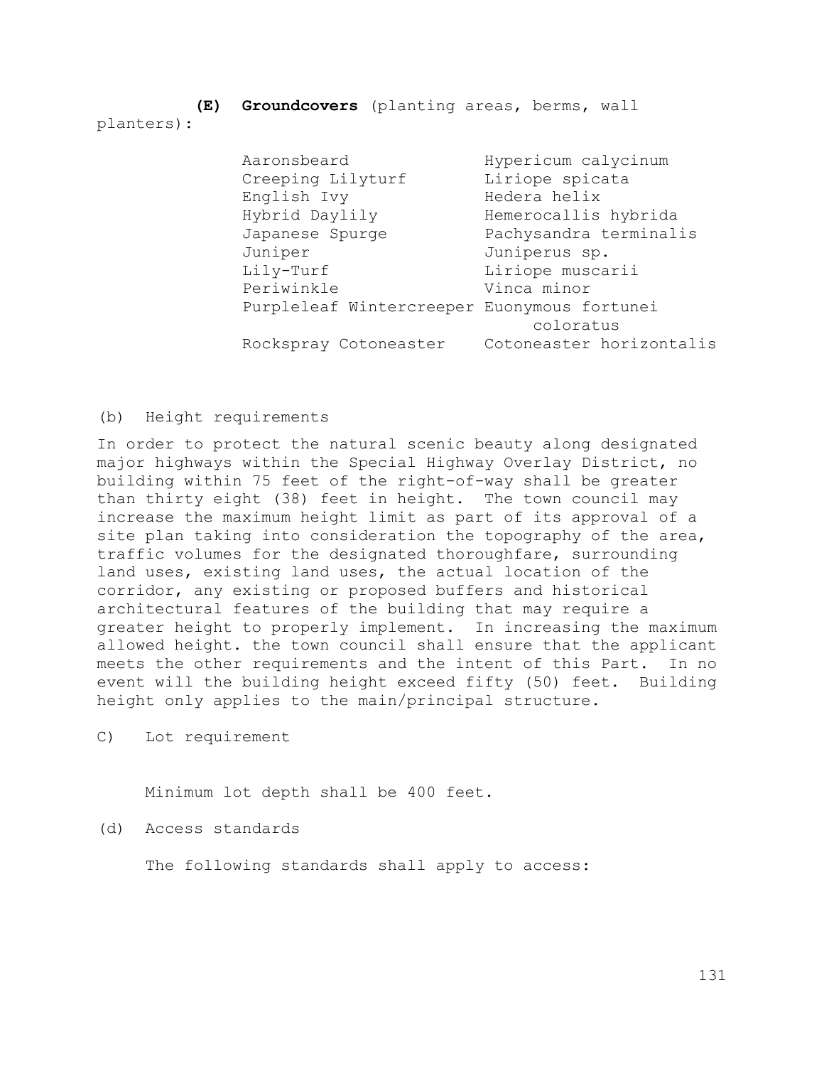**(E) Groundcovers** (planting areas, berms, wall planters):

| | |
|---|---|
| Aaronsbeard | Hypericum calycinum |
| Creeping Lilyturf | Liriope spicata |
| English Ivy | Hedera helix |
| Hybrid Daylily | Hemerocallis hybrida |
| Japanese Spurge | Pachysandra terminalis |
| Juniper | Juniperus sp. |
| Lily-Turf | Liriope muscarii |
| Periwinkle | Vinca minor |
| Purpleleaf Wintercreeper | Euonymous fortunei coloratus |
| Rockspray Cotoneaster | Cotoneaster horizontalis |

(b) Height requirements

In order to protect the natural scenic beauty along designated major highways within the Special Highway Overlay District, no building within 75 feet of the right-of-way shall be greater than thirty eight (38) feet in height. The town council may increase the maximum height limit as part of its approval of a site plan taking into consideration the topography of the area, traffic volumes for the designated thoroughfare, surrounding land uses, existing land uses, the actual location of the corridor, any existing or proposed buffers and historical architectural features of the building that may require a greater height to properly implement. In increasing the maximum allowed height. the town council shall ensure that the applicant meets the other requirements and the intent of this Part. In no event will the building height exceed fifty (50) feet. Building height only applies to the main/principal structure.

C) Lot requirement

Minimum lot depth shall be 400 feet.

(d) Access standards

The following standards shall apply to access: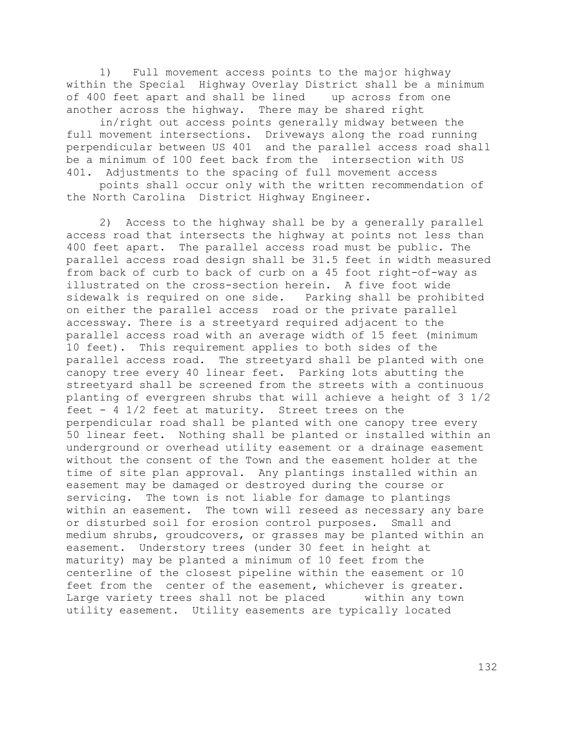1) Full movement access points to the major highway within the Special Highway Overlay District shall be a minimum of 400 feet apart and shall be lined up across from one another across the highway. There may be shared right in/right out access points generally midway between the full movement intersections. Driveways along the road running perpendicular between US 401 and the parallel access road shall be a minimum of 100 feet back from the intersection with US 401. Adjustments to the spacing of full movement access points shall occur only with the written recommendation of the North Carolina District Highway Engineer.

2) Access to the highway shall be by a generally parallel access road that intersects the highway at points not less than 400 feet apart. The parallel access road must be public. The parallel access road design shall be 31.5 feet in width measured from back of curb to back of curb on a 45 foot right-of-way as illustrated on the cross-section herein. A five foot wide sidewalk is required on one side. Parking shall be prohibited on either the parallel access road or the private parallel accessway. There is a streetyard required adjacent to the parallel access road with an average width of 15 feet (minimum 10 feet). This requirement applies to both sides of the parallel access road. The streetyard shall be planted with one canopy tree every 40 linear feet. Parking lots abutting the streetyard shall be screened from the streets with a continuous planting of evergreen shrubs that will achieve a height of 3 1/2 feet - 4 1/2 feet at maturity. Street trees on the perpendicular road shall be planted with one canopy tree every 50 linear feet. Nothing shall be planted or installed within an underground or overhead utility easement or a drainage easement without the consent of the Town and the easement holder at the time of site plan approval. Any plantings installed within an easement may be damaged or destroyed during the course or servicing. The town is not liable for damage to plantings within an easement. The town will reseed as necessary any bare or disturbed soil for erosion control purposes. Small and medium shrubs, groudcovers, or grasses may be planted within an easement. Understory trees (under 30 feet in height at maturity) may be planted a minimum of 10 feet from the centerline of the closest pipeline within the easement or 10 feet from the center of the easement, whichever is greater. Large variety trees shall not be placed within any town utility easement. Utility easements are typically located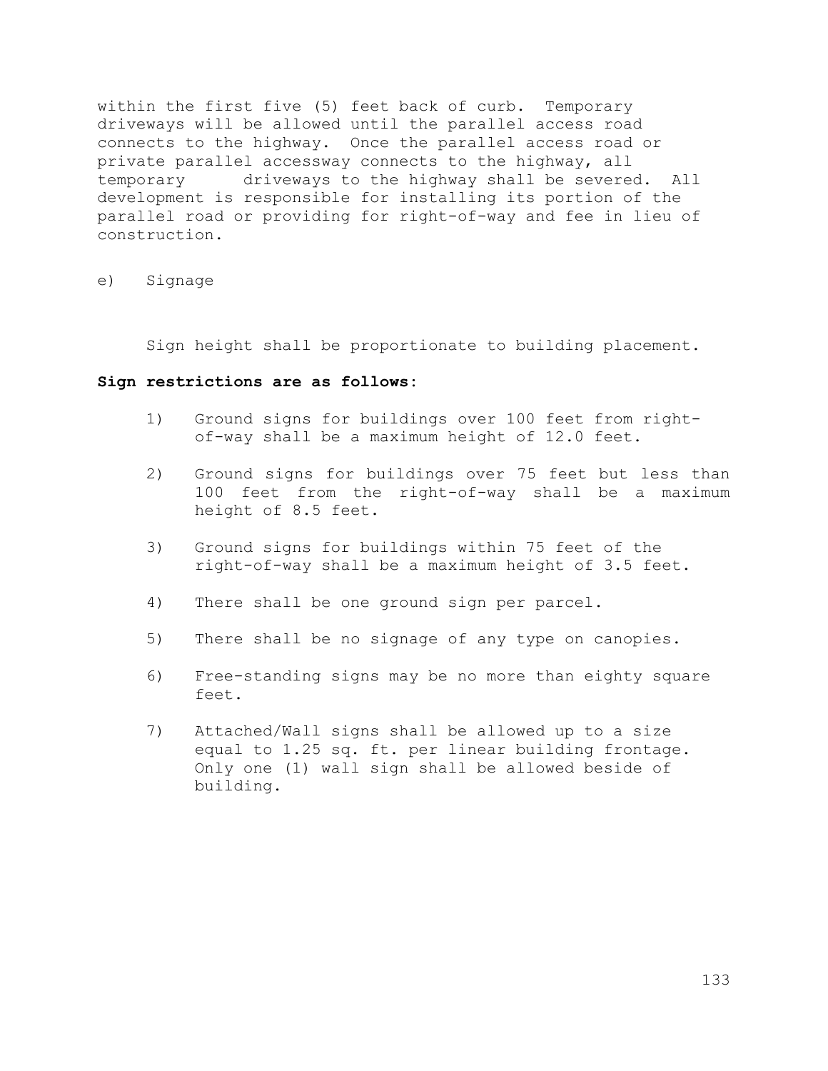within the first five (5) feet back of curb. Temporary driveways will be allowed until the parallel access road connects to the highway. Once the parallel access road or private parallel accessway connects to the highway, all temporary driveways to the highway shall be severed. All development is responsible for installing its portion of the parallel road or providing for right-of-way and fee in lieu of construction.

e) Signage

Sign height shall be proportionate to building placement.

**Sign restrictions are as follows:**

1) Ground signs for buildings over 100 feet from right-of-way shall be a maximum height of 12.0 feet.

2) Ground signs for buildings over 75 feet but less than 100 feet from the right-of-way shall be a maximum height of 8.5 feet.

3) Ground signs for buildings within 75 feet of the right-of-way shall be a maximum height of 3.5 feet.

4) There shall be one ground sign per parcel.

5) There shall be no signage of any type on canopies.

6) Free-standing signs may be no more than eighty square feet.

7) Attached/Wall signs shall be allowed up to a size equal to 1.25 sq. ft. per linear building frontage. Only one (1) wall sign shall be allowed beside of building.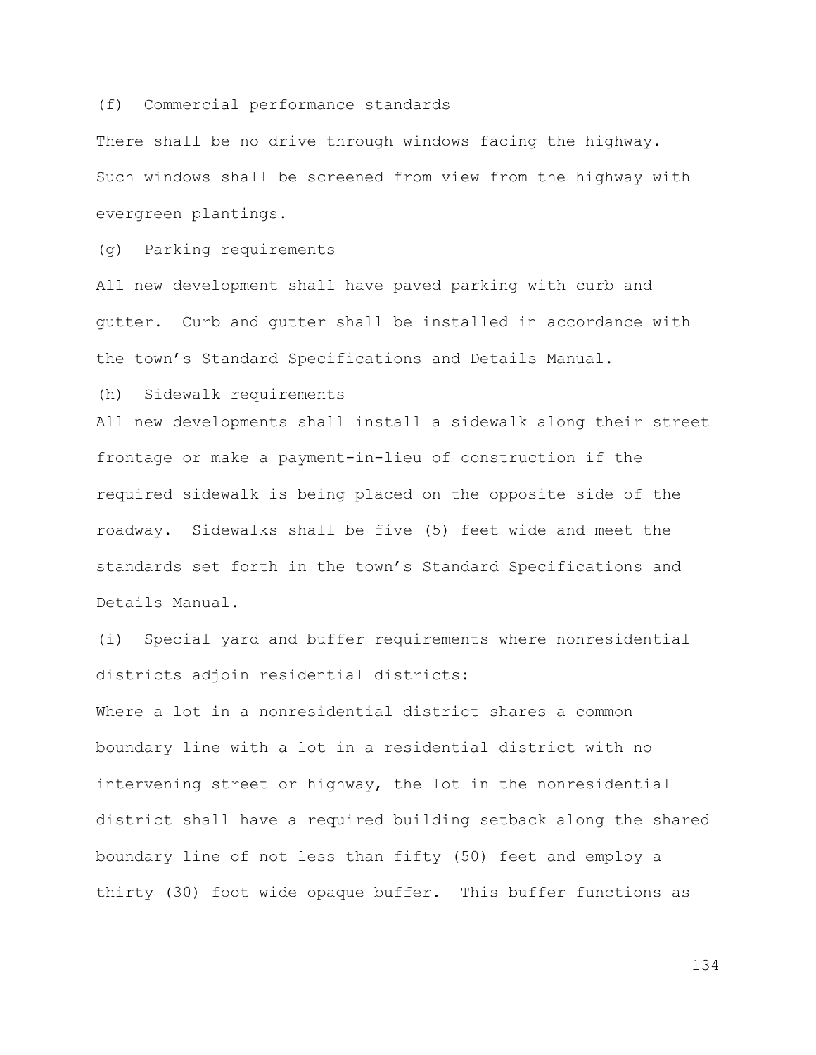(f) Commercial performance standards

There shall be no drive through windows facing the highway. Such windows shall be screened from view from the highway with evergreen plantings.

(g) Parking requirements

All new development shall have paved parking with curb and gutter. Curb and gutter shall be installed in accordance with the town's Standard Specifications and Details Manual.

(h) Sidewalk requirements

All new developments shall install a sidewalk along their street frontage or make a payment-in-lieu of construction if the required sidewalk is being placed on the opposite side of the roadway. Sidewalks shall be five (5) feet wide and meet the standards set forth in the town's Standard Specifications and Details Manual.

(i) Special yard and buffer requirements where nonresidential districts adjoin residential districts:

Where a lot in a nonresidential district shares a common boundary line with a lot in a residential district with no intervening street or highway, the lot in the nonresidential district shall have a required building setback along the shared boundary line of not less than fifty (50) feet and employ a thirty (30) foot wide opaque buffer. This buffer functions as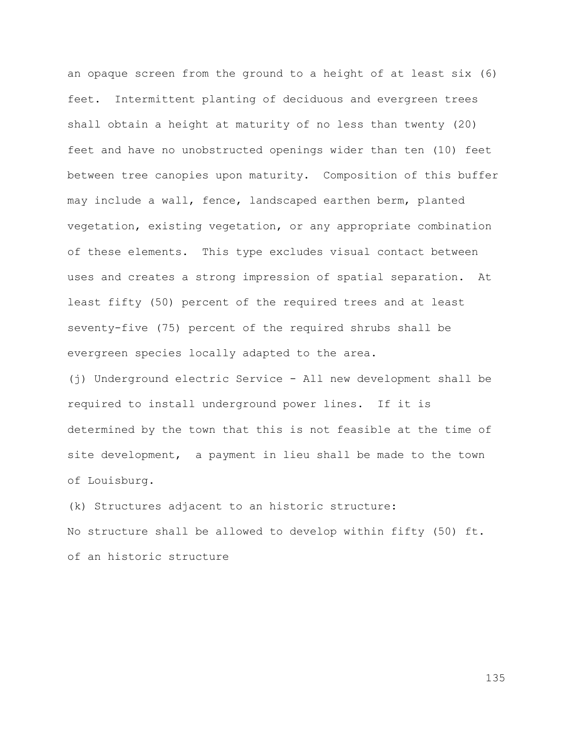an opaque screen from the ground to a height of at least six (6) feet. Intermittent planting of deciduous and evergreen trees shall obtain a height at maturity of no less than twenty (20) feet and have no unobstructed openings wider than ten (10) feet between tree canopies upon maturity. Composition of this buffer may include a wall, fence, landscaped earthen berm, planted vegetation, existing vegetation, or any appropriate combination of these elements. This type excludes visual contact between uses and creates a strong impression of spatial separation. At least fifty (50) percent of the required trees and at least seventy-five (75) percent of the required shrubs shall be evergreen species locally adapted to the area.

(j) Underground electric Service - All new development shall be required to install underground power lines. If it is determined by the town that this is not feasible at the time of site development, a payment in lieu shall be made to the town of Louisburg.

(k) Structures adjacent to an historic structure:

No structure shall be allowed to develop within fifty (50) ft. of an historic structure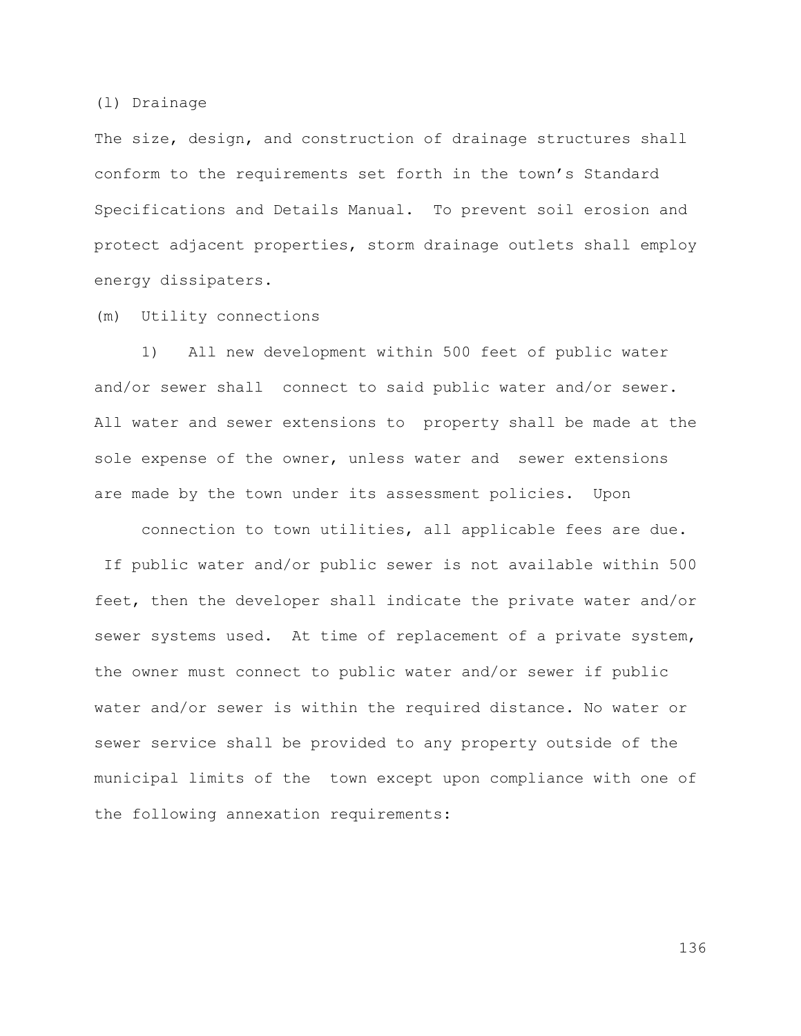(l) Drainage

The size, design, and construction of drainage structures shall conform to the requirements set forth in the town's Standard Specifications and Details Manual. To prevent soil erosion and protect adjacent properties, storm drainage outlets shall employ energy dissipaters.

(m) Utility connections

1) All new development within 500 feet of public water and/or sewer shall connect to said public water and/or sewer. All water and sewer extensions to property shall be made at the sole expense of the owner, unless water and sewer extensions are made by the town under its assessment policies. Upon connection to town utilities, all applicable fees are due. If public water and/or public sewer is not available within 500 feet, then the developer shall indicate the private water and/or sewer systems used. At time of replacement of a private system, the owner must connect to public water and/or sewer if public water and/or sewer is within the required distance. No water or sewer service shall be provided to any property outside of the municipal limits of the town except upon compliance with one of the following annexation requirements: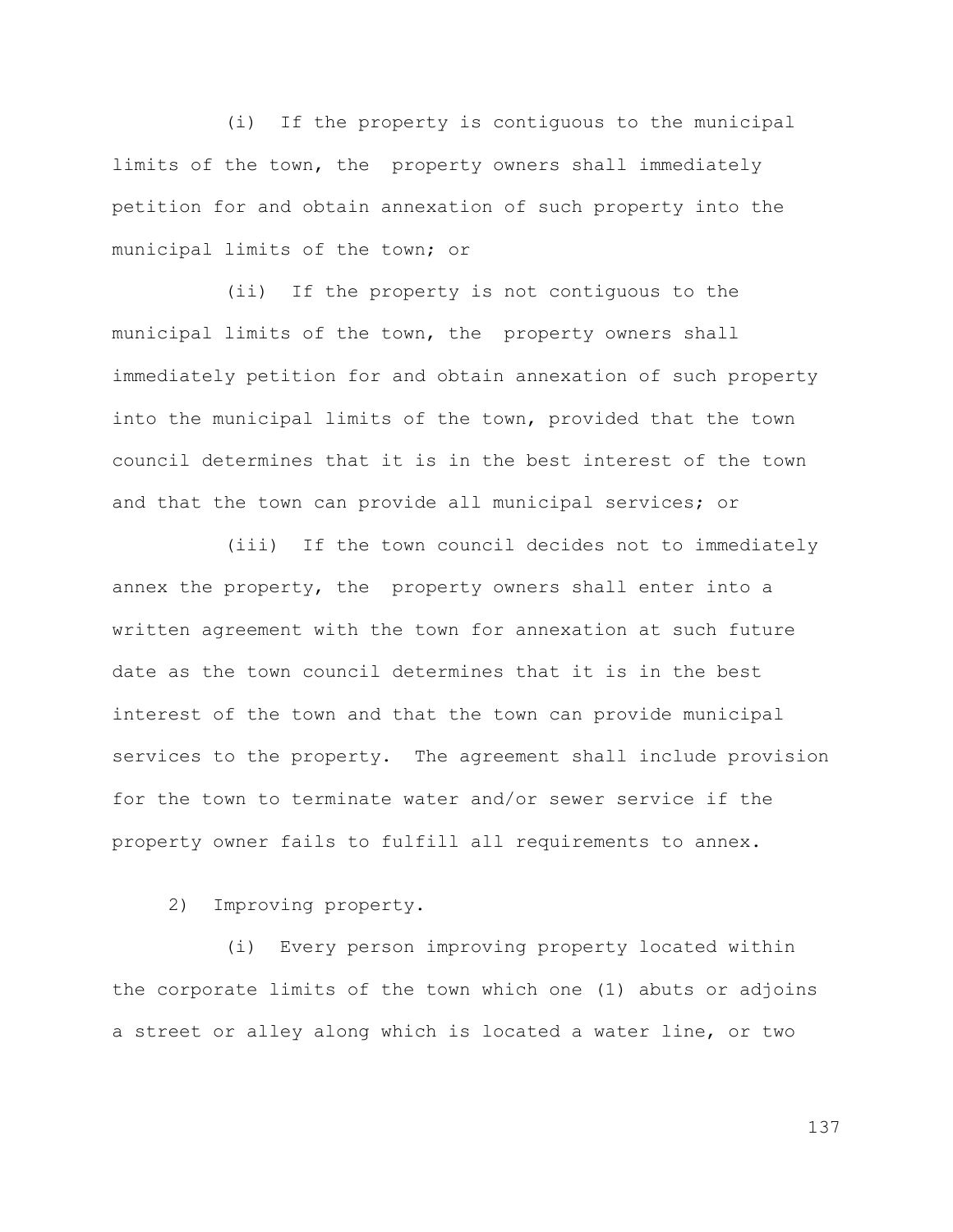(i) If the property is contiguous to the municipal limits of the town, the property owners shall immediately petition for and obtain annexation of such property into the municipal limits of the town; or

(ii) If the property is not contiguous to the municipal limits of the town, the property owners shall immediately petition for and obtain annexation of such property into the municipal limits of the town, provided that the town council determines that it is in the best interest of the town and that the town can provide all municipal services; or

(iii) If the town council decides not to immediately annex the property, the property owners shall enter into a written agreement with the town for annexation at such future date as the town council determines that it is in the best interest of the town and that the town can provide municipal services to the property. The agreement shall include provision for the town to terminate water and/or sewer service if the property owner fails to fulfill all requirements to annex.

2) Improving property.

(i) Every person improving property located within the corporate limits of the town which one (1) abuts or adjoins a street or alley along which is located a water line, or two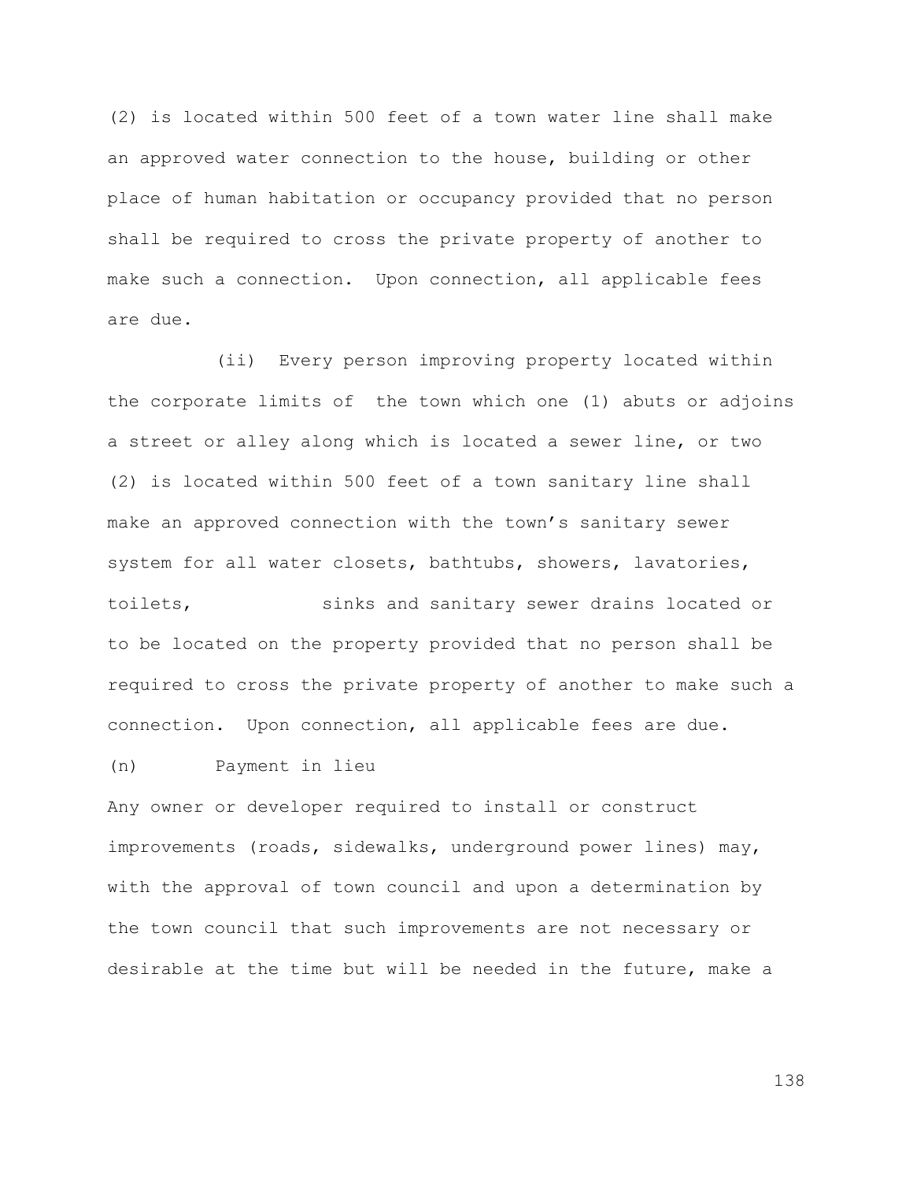(2) is located within 500 feet of a town water line shall make an approved water connection to the house, building or other place of human habitation or occupancy provided that no person shall be required to cross the private property of another to make such a connection. Upon connection, all applicable fees are due.

(ii) Every person improving property located within the corporate limits of the town which one (1) abuts or adjoins a street or alley along which is located a sewer line, or two (2) is located within 500 feet of a town sanitary line shall make an approved connection with the town's sanitary sewer system for all water closets, bathtubs, showers, lavatories, toilets, sinks and sanitary sewer drains located or to be located on the property provided that no person shall be required to cross the private property of another to make such a connection. Upon connection, all applicable fees are due.

(n) Payment in lieu

Any owner or developer required to install or construct improvements (roads, sidewalks, underground power lines) may, with the approval of town council and upon a determination by the town council that such improvements are not necessary or desirable at the time but will be needed in the future, make a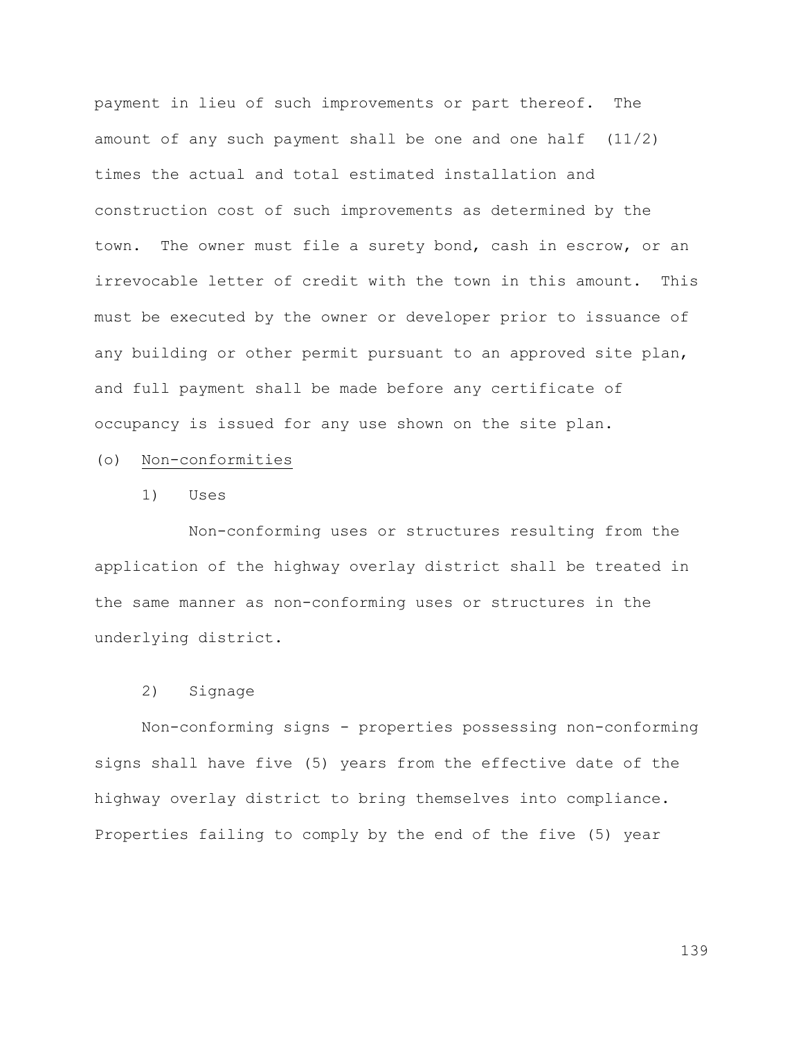payment in lieu of such improvements or part thereof. The amount of any such payment shall be one and one half (11/2) times the actual and total estimated installation and construction cost of such improvements as determined by the town. The owner must file a surety bond, cash in escrow, or an irrevocable letter of credit with the town in this amount. This must be executed by the owner or developer prior to issuance of any building or other permit pursuant to an approved site plan, and full payment shall be made before any certificate of occupancy is issued for any use shown on the site plan.

(o) Non-conformities

1) Uses

Non-conforming uses or structures resulting from the application of the highway overlay district shall be treated in the same manner as non-conforming uses or structures in the underlying district.

2) Signage

Non-conforming signs - properties possessing non-conforming signs shall have five (5) years from the effective date of the highway overlay district to bring themselves into compliance. Properties failing to comply by the end of the five (5) year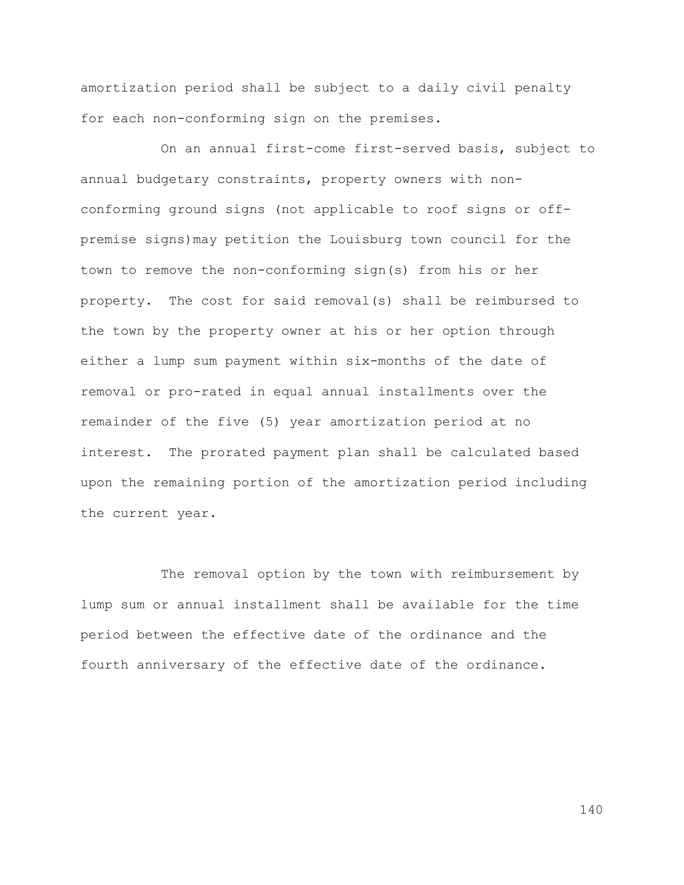amortization period shall be subject to a daily civil penalty for each non-conforming sign on the premises.

On an annual first-come first-served basis, subject to annual budgetary constraints, property owners with non-conforming ground signs (not applicable to roof signs or off-premise signs)may petition the Louisburg town council for the town to remove the non-conforming sign(s) from his or her property. The cost for said removal(s) shall be reimbursed to the town by the property owner at his or her option through either a lump sum payment within six-months of the date of removal or pro-rated in equal annual installments over the remainder of the five (5) year amortization period at no interest. The prorated payment plan shall be calculated based upon the remaining portion of the amortization period including the current year.

The removal option by the town with reimbursement by lump sum or annual installment shall be available for the time period between the effective date of the ordinance and the fourth anniversary of the effective date of the ordinance.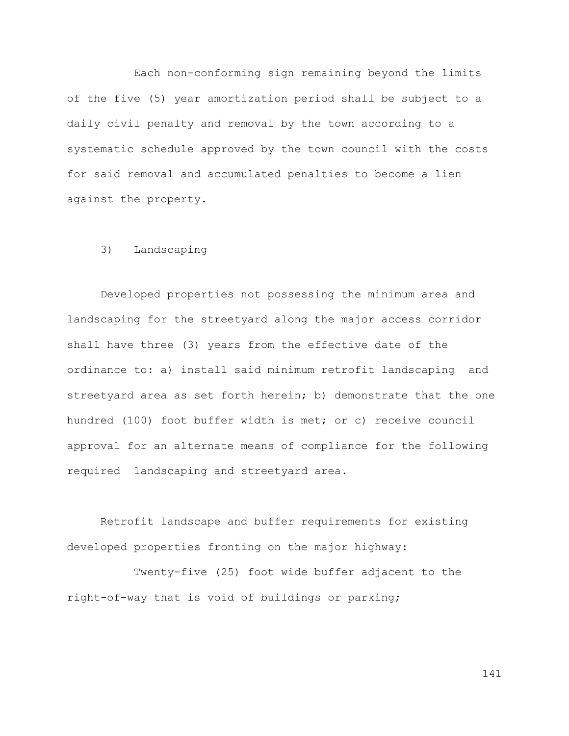Each non-conforming sign remaining beyond the limits of the five (5) year amortization period shall be subject to a daily civil penalty and removal by the town according to a systematic schedule approved by the town council with the costs for said removal and accumulated penalties to become a lien against the property.

3) Landscaping

Developed properties not possessing the minimum area and landscaping for the streetyard along the major access corridor shall have three (3) years from the effective date of the ordinance to: a) install said minimum retrofit landscaping and streetyard area as set forth herein; b) demonstrate that the one hundred (100) foot buffer width is met; or c) receive council approval for an alternate means of compliance for the following required landscaping and streetyard area.

Retrofit landscape and buffer requirements for existing developed properties fronting on the major highway:

Twenty-five (25) foot wide buffer adjacent to the right-of-way that is void of buildings or parking;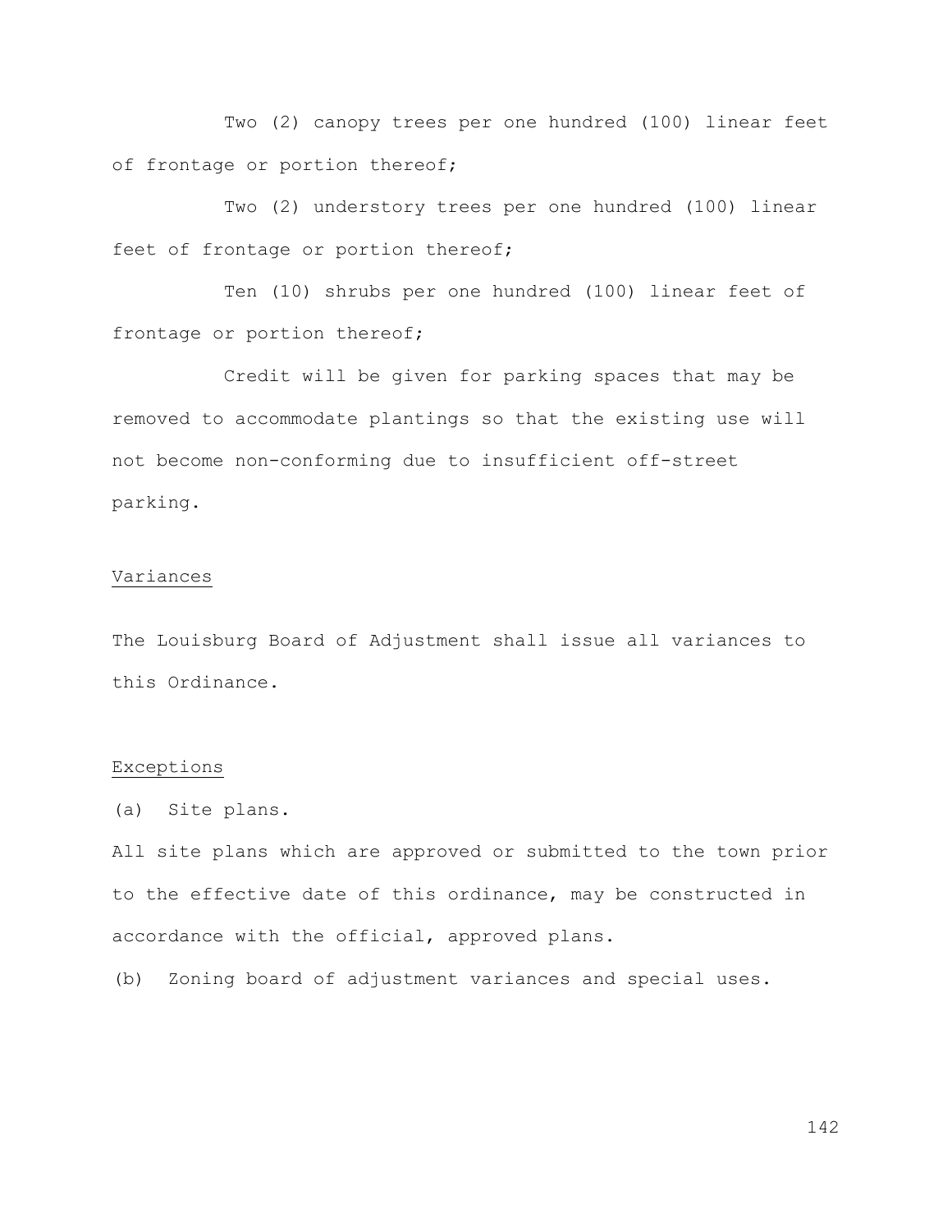Two (2) canopy trees per one hundred (100) linear feet of frontage or portion thereof;

Two (2) understory trees per one hundred (100) linear feet of frontage or portion thereof;

Ten (10) shrubs per one hundred (100) linear feet of frontage or portion thereof;

Credit will be given for parking spaces that may be removed to accommodate plantings so that the existing use will not become non-conforming due to insufficient off-street parking.

## Variances

The Louisburg Board of Adjustment shall issue all variances to this Ordinance.

## Exceptions

(a) Site plans.

All site plans which are approved or submitted to the town prior to the effective date of this ordinance, may be constructed in accordance with the official, approved plans.

(b) Zoning board of adjustment variances and special uses.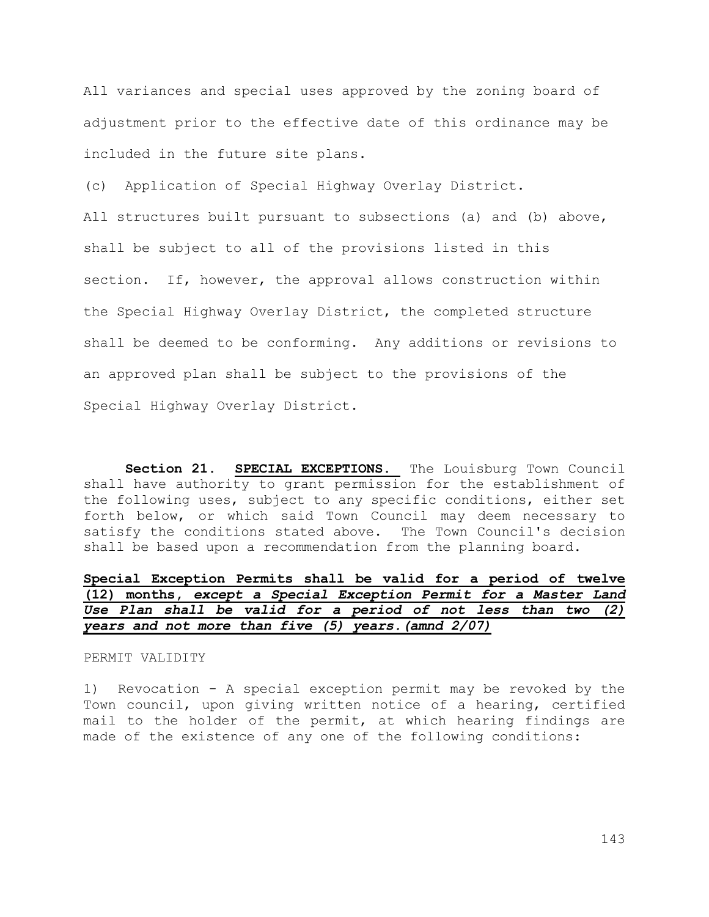All variances and special uses approved by the zoning board of adjustment prior to the effective date of this ordinance may be included in the future site plans.

(c) Application of Special Highway Overlay District.

All structures built pursuant to subsections (a) and (b) above, shall be subject to all of the provisions listed in this section. If, however, the approval allows construction within the Special Highway Overlay District, the completed structure shall be deemed to be conforming. Any additions or revisions to an approved plan shall be subject to the provisions of the Special Highway Overlay District.

**Section 21. SPECIAL EXCEPTIONS.** The Louisburg Town Council shall have authority to grant permission for the establishment of the following uses, subject to any specific conditions, either set forth below, or which said Town Council may deem necessary to satisfy the conditions stated above. The Town Council's decision shall be based upon a recommendation from the planning board.

**Special Exception Permits shall be valid for a period of twelve (12) months, *except a Special Exception Permit for a Master Land Use Plan shall be valid for a period of not less than two (2) years and not more than five (5) years.(amnd 2/07)***

PERMIT VALIDITY

1) Revocation - A special exception permit may be revoked by the Town council, upon giving written notice of a hearing, certified mail to the holder of the permit, at which hearing findings are made of the existence of any one of the following conditions: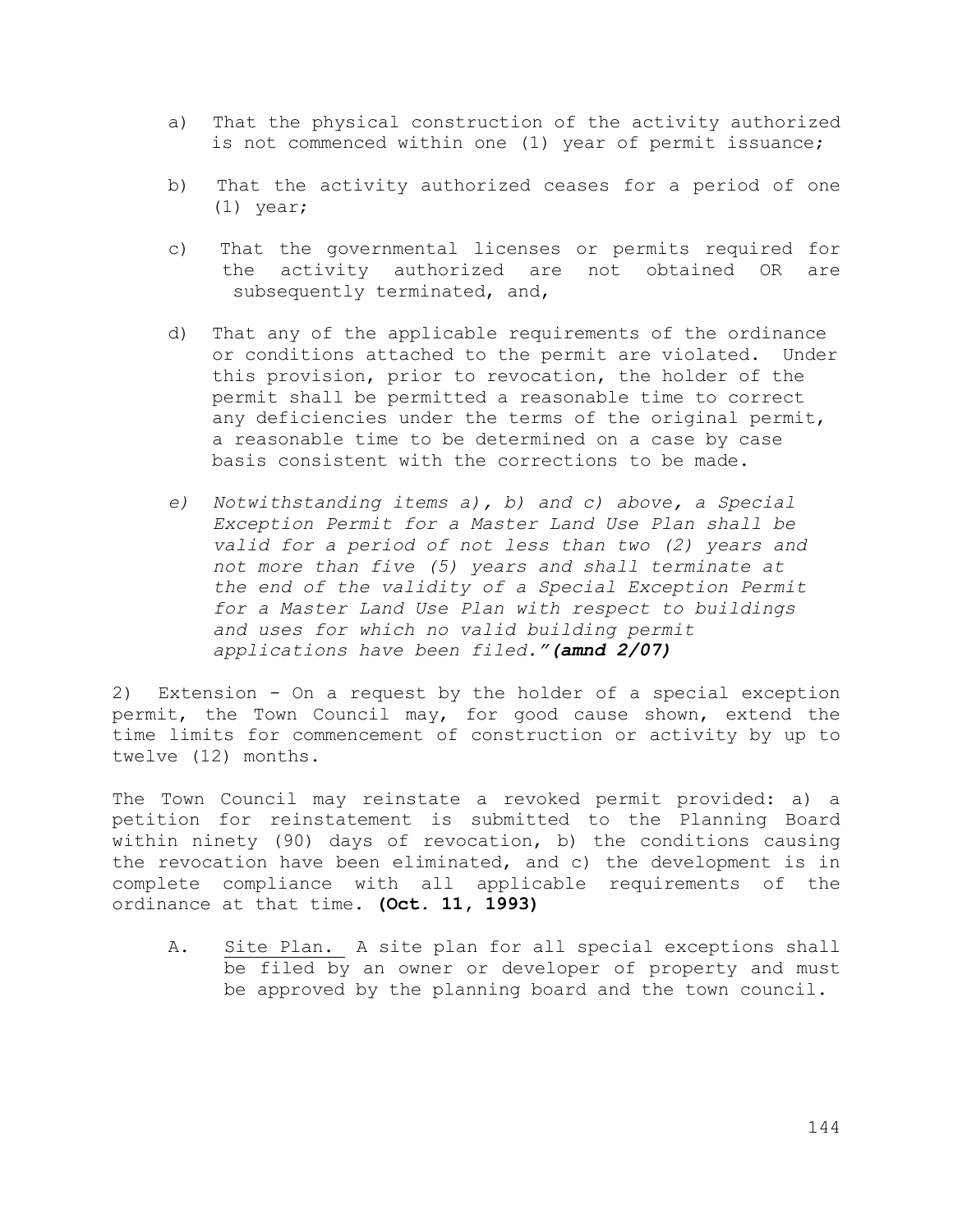a) That the physical construction of the activity authorized is not commenced within one (1) year of permit issuance;

b) That the activity authorized ceases for a period of one (1) year;

c) That the governmental licenses or permits required for the activity authorized are not obtained OR are subsequently terminated, and,

d) That any of the applicable requirements of the ordinance or conditions attached to the permit are violated. Under this provision, prior to revocation, the holder of the permit shall be permitted a reasonable time to correct any deficiencies under the terms of the original permit, a reasonable time to be determined on a case by case basis consistent with the corrections to be made.

*e) Notwithstanding items a), b) and c) above, a Special Exception Permit for a Master Land Use Plan shall be valid for a period of not less than two (2) years and not more than five (5) years and shall terminate at the end of the validity of a Special Exception Permit for a Master Land Use Plan with respect to buildings and uses for which no valid building permit applications have been filed."* ***(amnd 2/07)***

2) Extension - On a request by the holder of a special exception permit, the Town Council may, for good cause shown, extend the time limits for commencement of construction or activity by up to twelve (12) months.

The Town Council may reinstate a revoked permit provided: a) a petition for reinstatement is submitted to the Planning Board within ninety (90) days of revocation, b) the conditions causing the revocation have been eliminated, and c) the development is in complete compliance with all applicable requirements of the ordinance at that time. **(Oct. 11, 1993)**

A. Site Plan. A site plan for all special exceptions shall be filed by an owner or developer of property and must be approved by the planning board and the town council.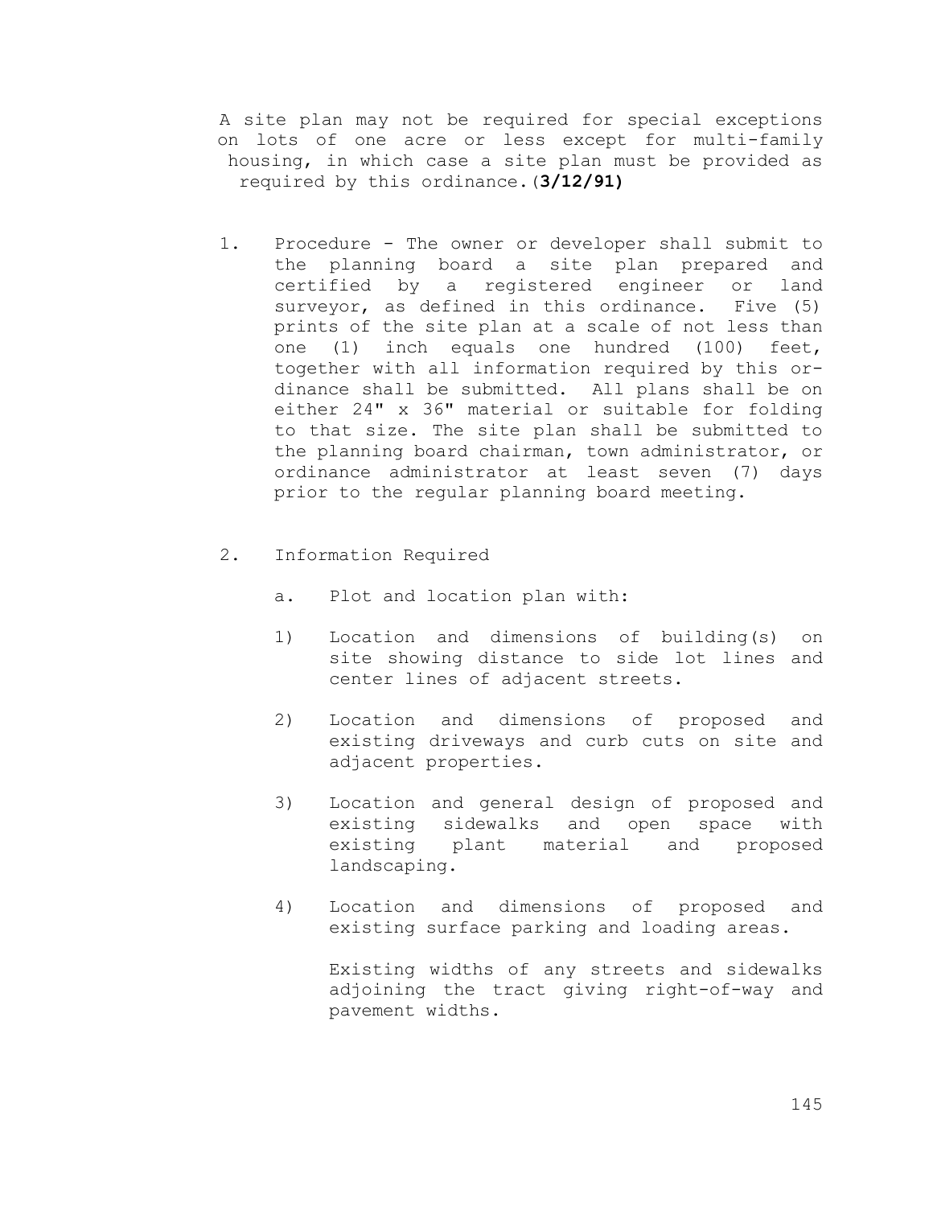A site plan may not be required for special exceptions on lots of one acre or less except for multi-family housing, in which case a site plan must be provided as required by this ordinance.(**3/12/91)**

1. Procedure - The owner or developer shall submit to the planning board a site plan prepared and certified by a registered engineer or land surveyor, as defined in this ordinance. Five (5) prints of the site plan at a scale of not less than one (1) inch equals one hundred (100) feet, together with all information required by this ordinance shall be submitted. All plans shall be on either 24" x 36" material or suitable for folding to that size. The site plan shall be submitted to the planning board chairman, town administrator, or ordinance administrator at least seven (7) days prior to the regular planning board meeting.

2. Information Required

   a. Plot and location plan with:

   1) Location and dimensions of building(s) on site showing distance to side lot lines and center lines of adjacent streets.

   2) Location and dimensions of proposed and existing driveways and curb cuts on site and adjacent properties.

   3) Location and general design of proposed and existing sidewalks and open space with existing plant material and proposed landscaping.

   4) Location and dimensions of proposed and existing surface parking and loading areas.

      Existing widths of any streets and sidewalks adjoining the tract giving right-of-way and pavement widths.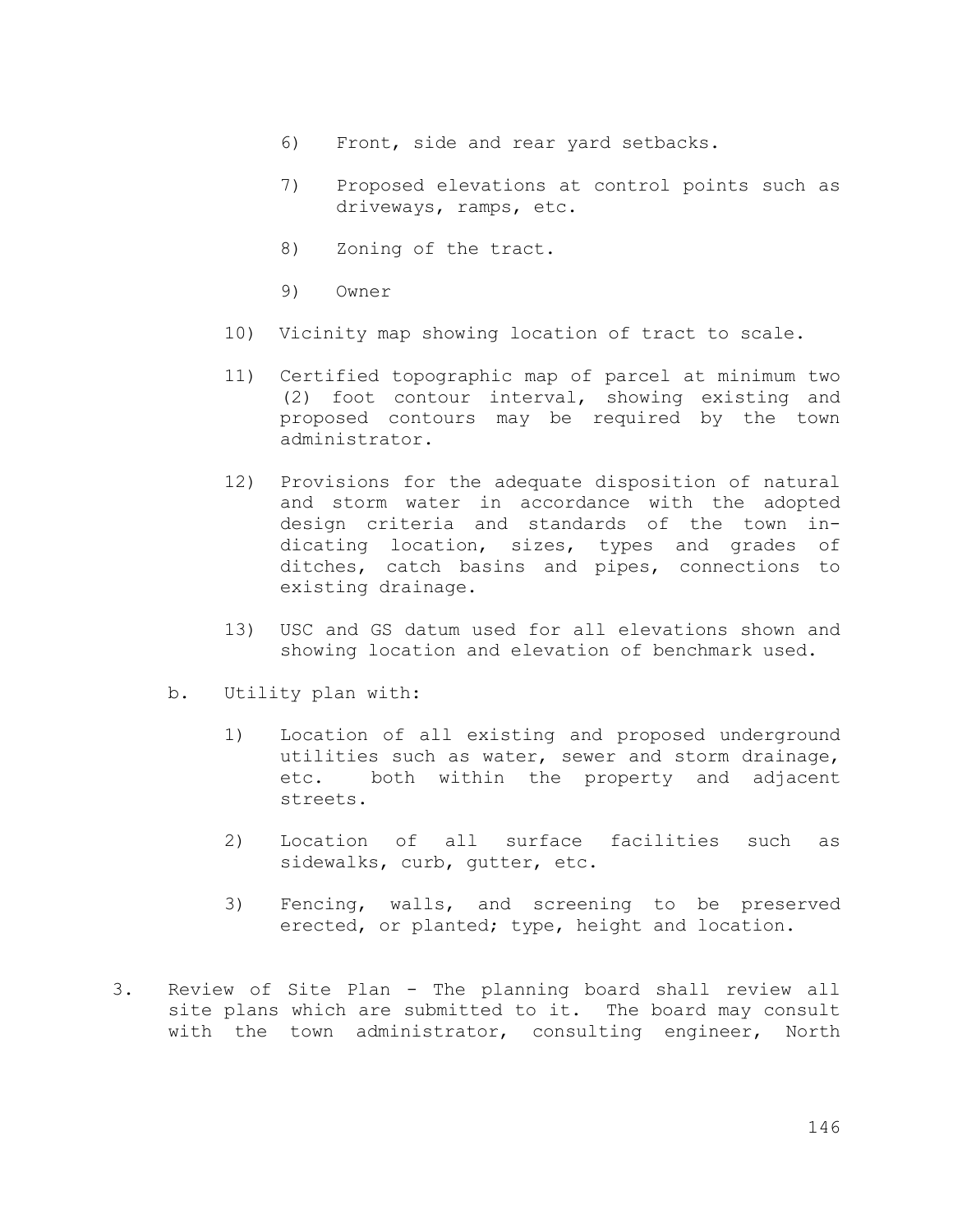6) Front, side and rear yard setbacks.

7) Proposed elevations at control points such as driveways, ramps, etc.

8) Zoning of the tract.

9) Owner

10) Vicinity map showing location of tract to scale.

11) Certified topographic map of parcel at minimum two (2) foot contour interval, showing existing and proposed contours may be required by the town administrator.

12) Provisions for the adequate disposition of natural and storm water in accordance with the adopted design criteria and standards of the town indicating location, sizes, types and grades of ditches, catch basins and pipes, connections to existing drainage.

13) USC and GS datum used for all elevations shown and showing location and elevation of benchmark used.

b. Utility plan with:

1) Location of all existing and proposed underground utilities such as water, sewer and storm drainage, etc. both within the property and adjacent streets.

2) Location of all surface facilities such as sidewalks, curb, gutter, etc.

3) Fencing, walls, and screening to be preserved erected, or planted; type, height and location.

3. Review of Site Plan - The planning board shall review all site plans which are submitted to it. The board may consult with the town administrator, consulting engineer, North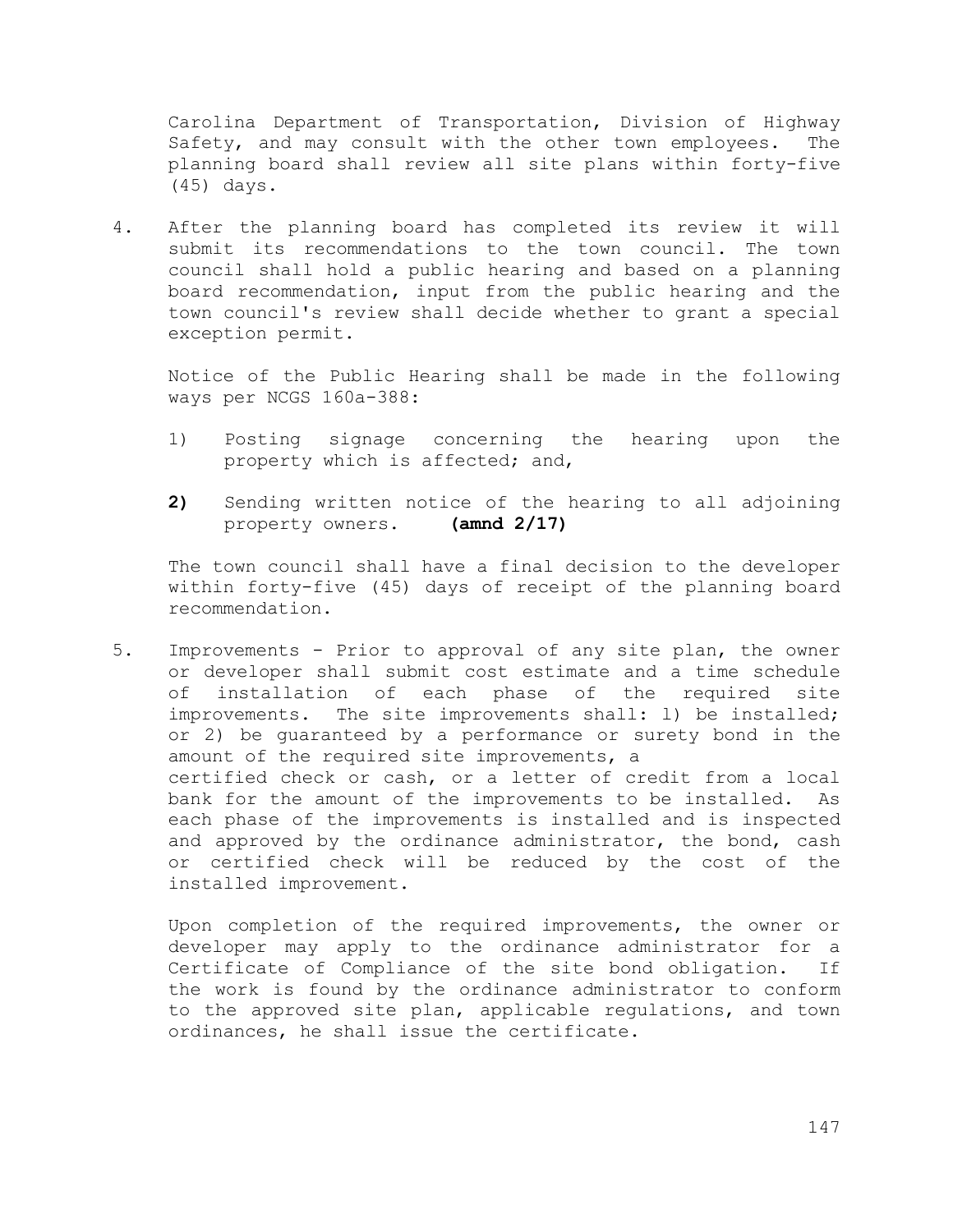Carolina Department of Transportation, Division of Highway Safety, and may consult with the other town employees. The planning board shall review all site plans within forty-five (45) days.

4. After the planning board has completed its review it will submit its recommendations to the town council. The town council shall hold a public hearing and based on a planning board recommendation, input from the public hearing and the town council's review shall decide whether to grant a special exception permit.

   Notice of the Public Hearing shall be made in the following ways per NCGS 160a-388:

   1) Posting signage concerning the hearing upon the property which is affected; and,

   **2)** Sending written notice of the hearing to all adjoining property owners. **(amnd 2/17)**

   The town council shall have a final decision to the developer within forty-five (45) days of receipt of the planning board recommendation.

5. Improvements - Prior to approval of any site plan, the owner or developer shall submit cost estimate and a time schedule of installation of each phase of the required site improvements. The site improvements shall: l) be installed; or 2) be guaranteed by a performance or surety bond in the amount of the required site improvements, a certified check or cash, or a letter of credit from a local bank for the amount of the improvements to be installed. As each phase of the improvements is installed and is inspected and approved by the ordinance administrator, the bond, cash or certified check will be reduced by the cost of the installed improvement.

   Upon completion of the required improvements, the owner or developer may apply to the ordinance administrator for a Certificate of Compliance of the site bond obligation. If the work is found by the ordinance administrator to conform to the approved site plan, applicable regulations, and town ordinances, he shall issue the certificate.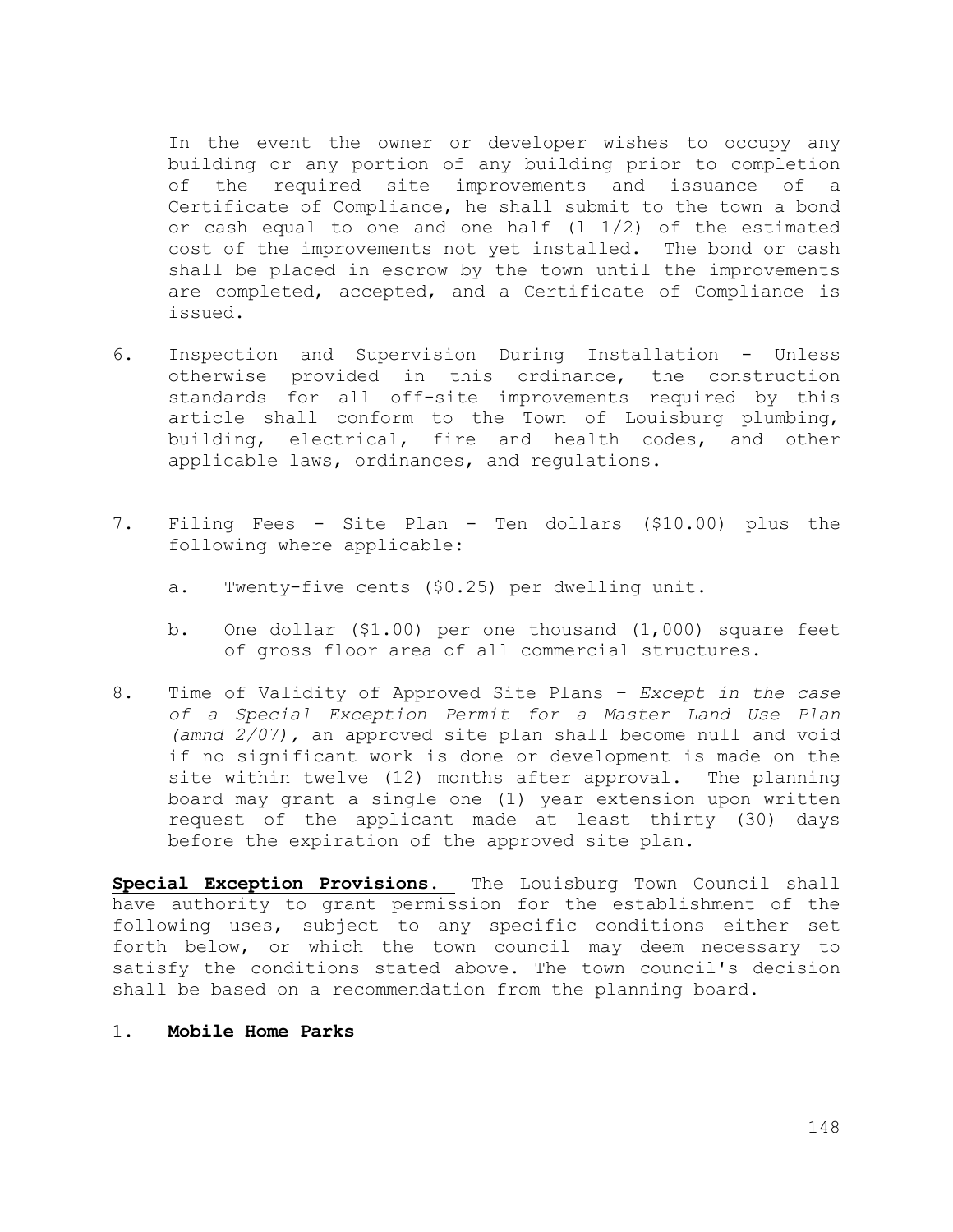In the event the owner or developer wishes to occupy any building or any portion of any building prior to completion of the required site improvements and issuance of a Certificate of Compliance, he shall submit to the town a bond or cash equal to one and one half (l 1/2) of the estimated cost of the improvements not yet installed. The bond or cash shall be placed in escrow by the town until the improvements are completed, accepted, and a Certificate of Compliance is issued.

6. Inspection and Supervision During Installation - Unless otherwise provided in this ordinance, the construction standards for all off-site improvements required by this article shall conform to the Town of Louisburg plumbing, building, electrical, fire and health codes, and other applicable laws, ordinances, and regulations.

7. Filing Fees - Site Plan - Ten dollars ($10.00) plus the following where applicable:

   a. Twenty-five cents ($0.25) per dwelling unit.

   b. One dollar ($1.00) per one thousand (1,000) square feet of gross floor area of all commercial structures.

8. Time of Validity of Approved Site Plans – *Except in the case of a Special Exception Permit for a Master Land Use Plan (amnd 2/07),* an approved site plan shall become null and void if no significant work is done or development is made on the site within twelve (12) months after approval. The planning board may grant a single one (1) year extension upon written request of the applicant made at least thirty (30) days before the expiration of the approved site plan.

**Special Exception Provisions.** The Louisburg Town Council shall have authority to grant permission for the establishment of the following uses, subject to any specific conditions either set forth below, or which the town council may deem necessary to satisfy the conditions stated above. The town council's decision shall be based on a recommendation from the planning board.

1. **Mobile Home Parks**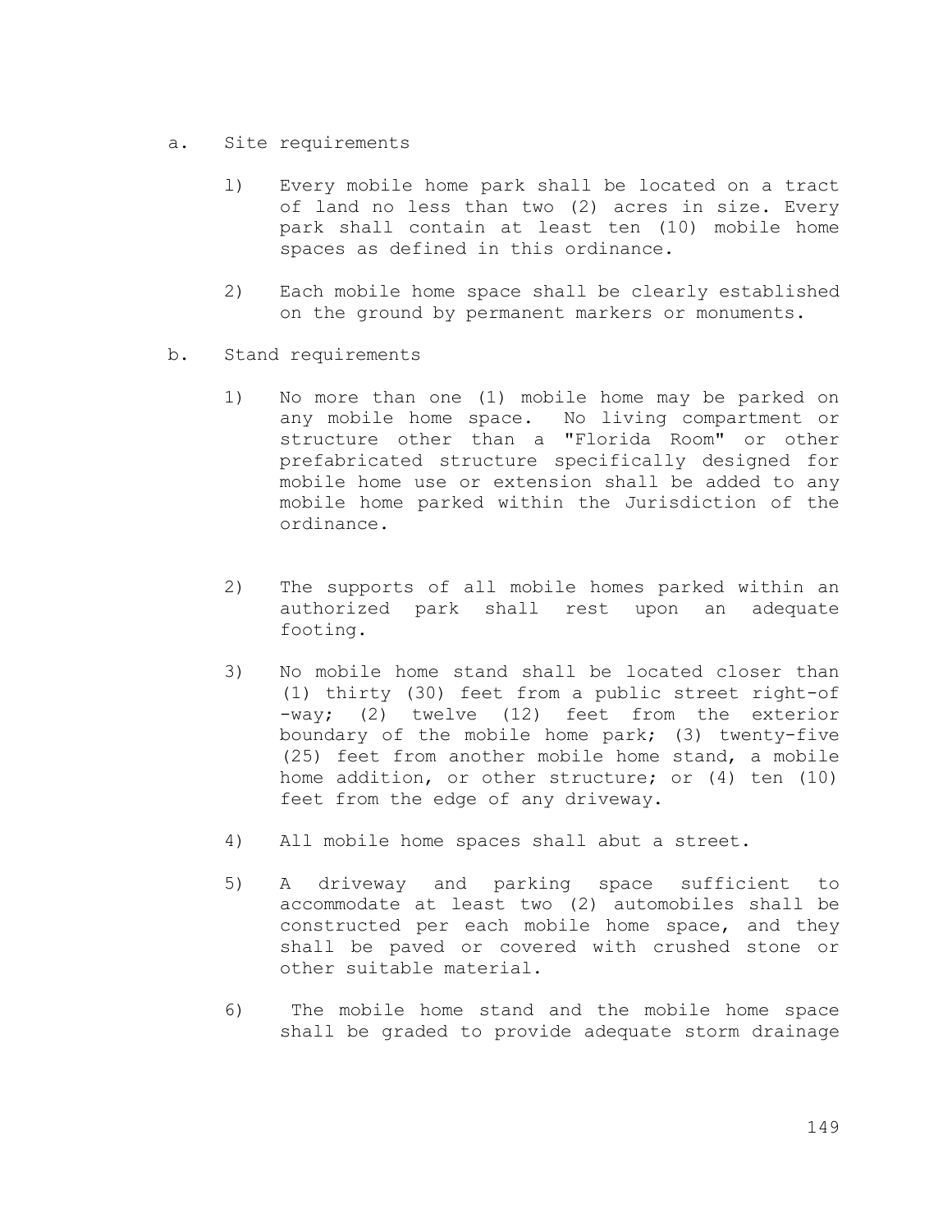a. Site requirements

1) Every mobile home park shall be located on a tract of land no less than two (2) acres in size. Every park shall contain at least ten (10) mobile home spaces as defined in this ordinance.

2) Each mobile home space shall be clearly established on the ground by permanent markers or monuments.

b. Stand requirements

1) No more than one (1) mobile home may be parked on any mobile home space. No living compartment or structure other than a "Florida Room" or other prefabricated structure specifically designed for mobile home use or extension shall be added to any mobile home parked within the Jurisdiction of the ordinance.

2) The supports of all mobile homes parked within an authorized park shall rest upon an adequate footing.

3) No mobile home stand shall be located closer than (1) thirty (30) feet from a public street right-of -way; (2) twelve (12) feet from the exterior boundary of the mobile home park; (3) twenty-five (25) feet from another mobile home stand, a mobile home addition, or other structure; or (4) ten (10) feet from the edge of any driveway.

4) All mobile home spaces shall abut a street.

5) A driveway and parking space sufficient to accommodate at least two (2) automobiles shall be constructed per each mobile home space, and they shall be paved or covered with crushed stone or other suitable material.

6) The mobile home stand and the mobile home space shall be graded to provide adequate storm drainage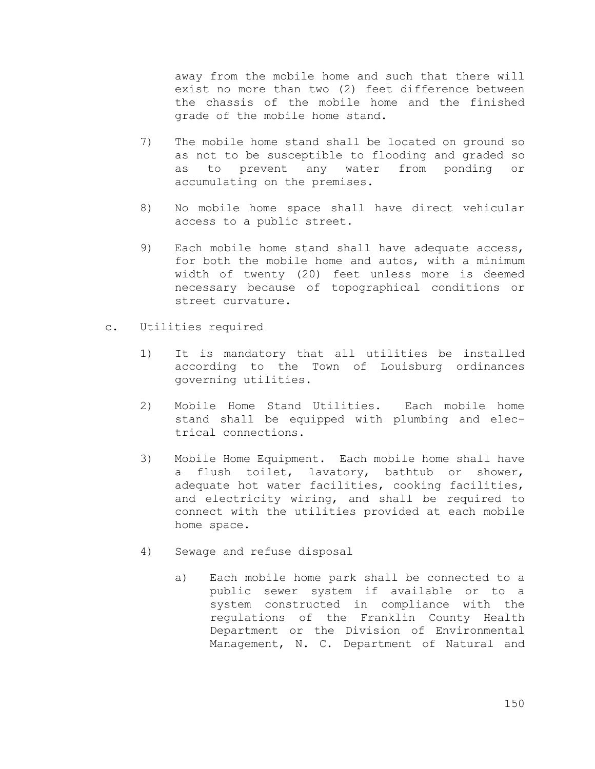away from the mobile home and such that there will exist no more than two (2) feet difference between the chassis of the mobile home and the finished grade of the mobile home stand.

7) The mobile home stand shall be located on ground so as not to be susceptible to flooding and graded so as to prevent any water from ponding or accumulating on the premises.

8) No mobile home space shall have direct vehicular access to a public street.

9) Each mobile home stand shall have adequate access, for both the mobile home and autos, with a minimum width of twenty (20) feet unless more is deemed necessary because of topographical conditions or street curvature.

c. Utilities required

1) It is mandatory that all utilities be installed according to the Town of Louisburg ordinances governing utilities.

2) Mobile Home Stand Utilities. Each mobile home stand shall be equipped with plumbing and electrical connections.

3) Mobile Home Equipment. Each mobile home shall have a flush toilet, lavatory, bathtub or shower, adequate hot water facilities, cooking facilities, and electricity wiring, and shall be required to connect with the utilities provided at each mobile home space.

4) Sewage and refuse disposal

a) Each mobile home park shall be connected to a public sewer system if available or to a system constructed in compliance with the regulations of the Franklin County Health Department or the Division of Environmental Management, N. C. Department of Natural and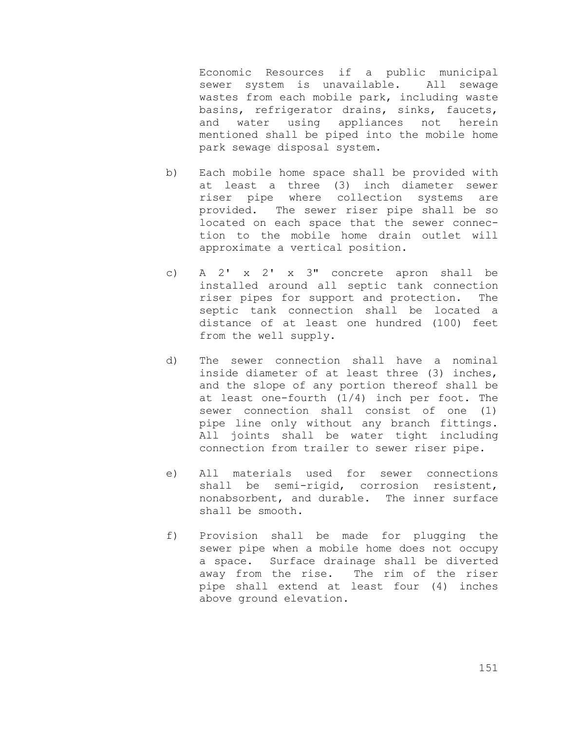Economic Resources if a public municipal sewer system is unavailable. All sewage wastes from each mobile park, including waste basins, refrigerator drains, sinks, faucets, and water using appliances not herein mentioned shall be piped into the mobile home park sewage disposal system.

b) Each mobile home space shall be provided with at least a three (3) inch diameter sewer riser pipe where collection systems are provided. The sewer riser pipe shall be so located on each space that the sewer connection to the mobile home drain outlet will approximate a vertical position.

c) A 2' x 2' x 3" concrete apron shall be installed around all septic tank connection riser pipes for support and protection. The septic tank connection shall be located a distance of at least one hundred (100) feet from the well supply.

d) The sewer connection shall have a nominal inside diameter of at least three (3) inches, and the slope of any portion thereof shall be at least one-fourth (1/4) inch per foot. The sewer connection shall consist of one (1) pipe line only without any branch fittings. All joints shall be water tight including connection from trailer to sewer riser pipe.

e) All materials used for sewer connections shall be semi-rigid, corrosion resistent, nonabsorbent, and durable. The inner surface shall be smooth.

f) Provision shall be made for plugging the sewer pipe when a mobile home does not occupy a space. Surface drainage shall be diverted away from the rise. The rim of the riser pipe shall extend at least four (4) inches above ground elevation.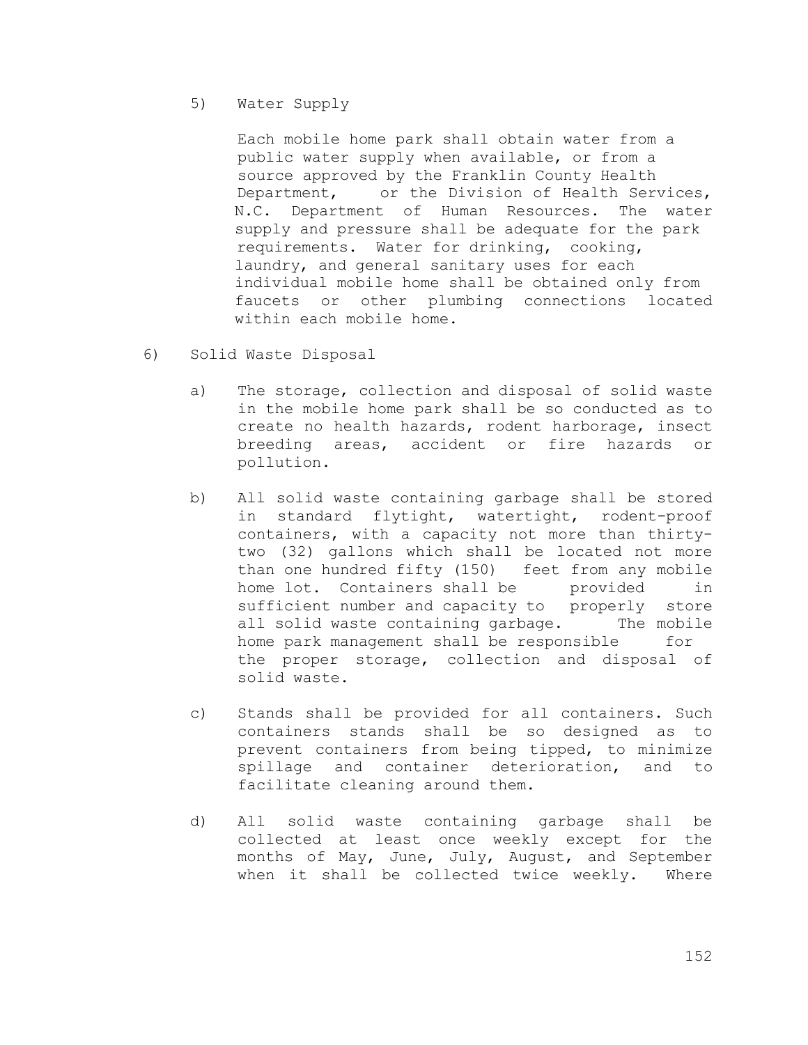5) Water Supply

Each mobile home park shall obtain water from a public water supply when available, or from a source approved by the Franklin County Health Department, or the Division of Health Services, N.C. Department of Human Resources. The water supply and pressure shall be adequate for the park requirements. Water for drinking, cooking, laundry, and general sanitary uses for each individual mobile home shall be obtained only from faucets or other plumbing connections located within each mobile home.

6) Solid Waste Disposal

a) The storage, collection and disposal of solid waste in the mobile home park shall be so conducted as to create no health hazards, rodent harborage, insect breeding areas, accident or fire hazards or pollution.

b) All solid waste containing garbage shall be stored in standard flytight, watertight, rodent-proof containers, with a capacity not more than thirty-two (32) gallons which shall be located not more than one hundred fifty (150) feet from any mobile home lot. Containers shall be provided in sufficient number and capacity to properly store all solid waste containing garbage. The mobile home park management shall be responsible for the proper storage, collection and disposal of solid waste.

c) Stands shall be provided for all containers. Such containers stands shall be so designed as to prevent containers from being tipped, to minimize spillage and container deterioration, and to facilitate cleaning around them.

d) All solid waste containing garbage shall be collected at least once weekly except for the months of May, June, July, August, and September when it shall be collected twice weekly. Where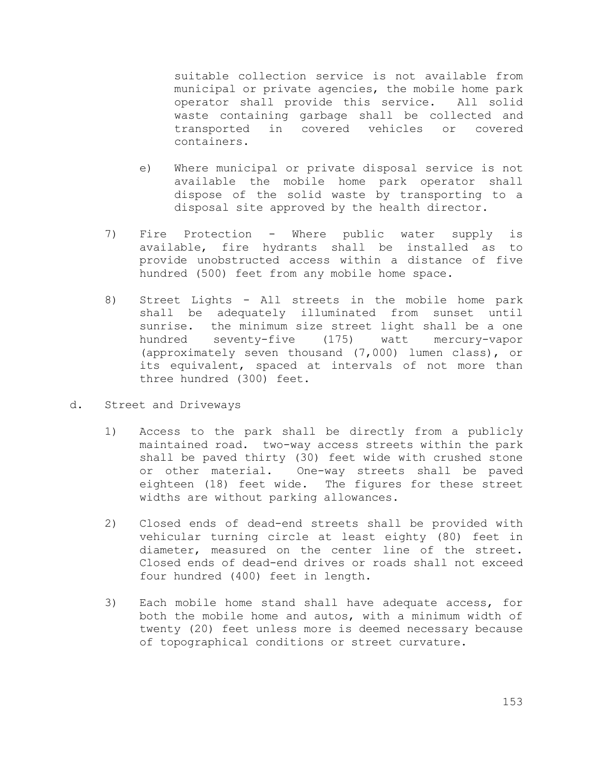suitable collection service is not available from municipal or private agencies, the mobile home park operator shall provide this service. All solid waste containing garbage shall be collected and transported in covered vehicles or covered containers.

e) Where municipal or private disposal service is not available the mobile home park operator shall dispose of the solid waste by transporting to a disposal site approved by the health director.

7) Fire Protection - Where public water supply is available, fire hydrants shall be installed as to provide unobstructed access within a distance of five hundred (500) feet from any mobile home space.

8) Street Lights - All streets in the mobile home park shall be adequately illuminated from sunset until sunrise. the minimum size street light shall be a one hundred seventy-five (175) watt mercury-vapor (approximately seven thousand (7,000) lumen class), or its equivalent, spaced at intervals of not more than three hundred (300) feet.

d. Street and Driveways

1) Access to the park shall be directly from a publicly maintained road. two-way access streets within the park shall be paved thirty (30) feet wide with crushed stone or other material. One-way streets shall be paved eighteen (18) feet wide. The figures for these street widths are without parking allowances.

2) Closed ends of dead-end streets shall be provided with vehicular turning circle at least eighty (80) feet in diameter, measured on the center line of the street. Closed ends of dead-end drives or roads shall not exceed four hundred (400) feet in length.

3) Each mobile home stand shall have adequate access, for both the mobile home and autos, with a minimum width of twenty (20) feet unless more is deemed necessary because of topographical conditions or street curvature.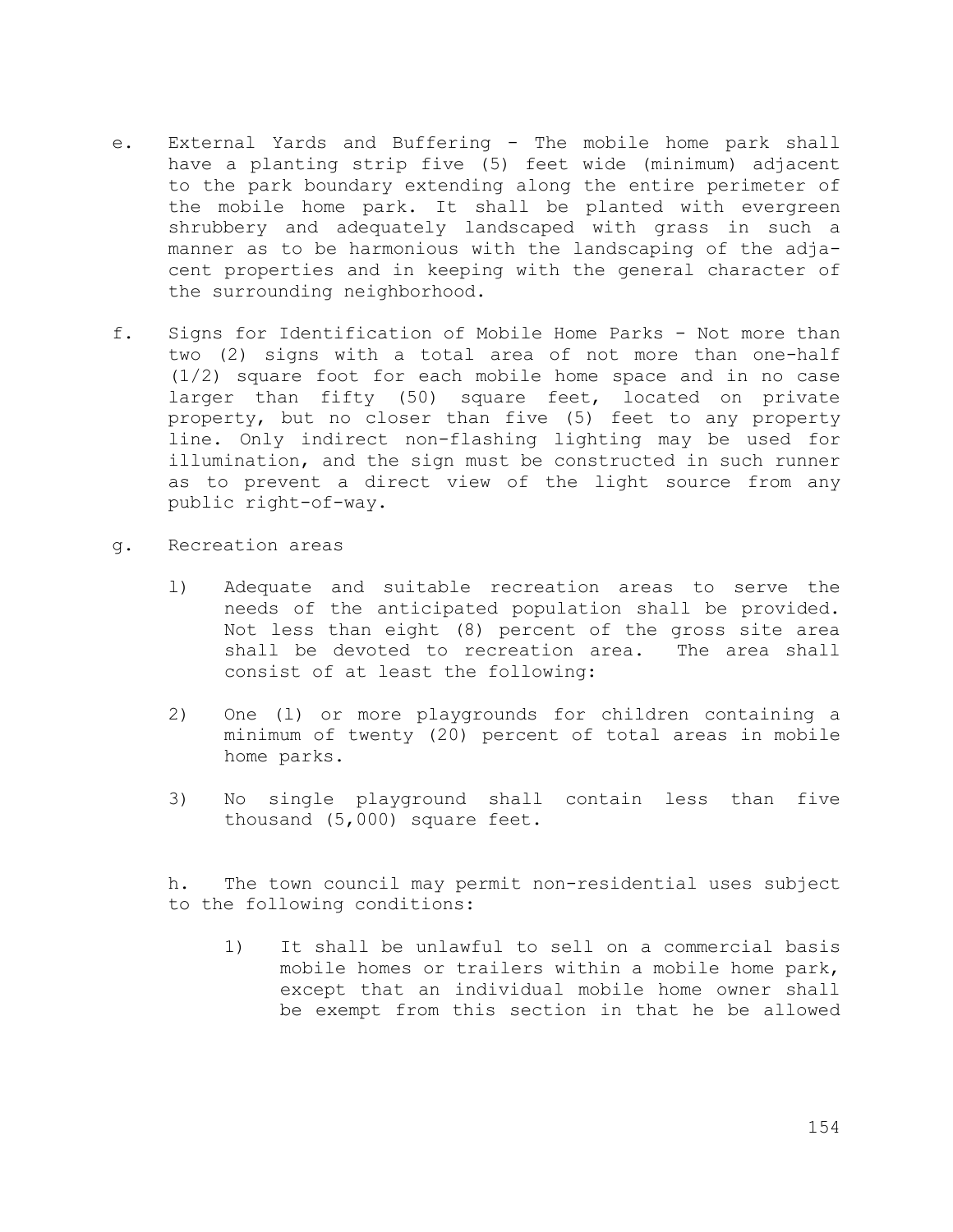e. External Yards and Buffering - The mobile home park shall have a planting strip five (5) feet wide (minimum) adjacent to the park boundary extending along the entire perimeter of the mobile home park. It shall be planted with evergreen shrubbery and adequately landscaped with grass in such a manner as to be harmonious with the landscaping of the adjacent properties and in keeping with the general character of the surrounding neighborhood.

f. Signs for Identification of Mobile Home Parks - Not more than two (2) signs with a total area of not more than one-half (1/2) square foot for each mobile home space and in no case larger than fifty (50) square feet, located on private property, but no closer than five (5) feet to any property line. Only indirect non-flashing lighting may be used for illumination, and the sign must be constructed in such runner as to prevent a direct view of the light source from any public right-of-way.

g. Recreation areas

  1) Adequate and suitable recreation areas to serve the needs of the anticipated population shall be provided. Not less than eight (8) percent of the gross site area shall be devoted to recreation area. The area shall consist of at least the following:

  2) One (1) or more playgrounds for children containing a minimum of twenty (20) percent of total areas in mobile home parks.

  3) No single playground shall contain less than five thousand (5,000) square feet.

h. The town council may permit non-residential uses subject to the following conditions:

  1) It shall be unlawful to sell on a commercial basis mobile homes or trailers within a mobile home park, except that an individual mobile home owner shall be exempt from this section in that he be allowed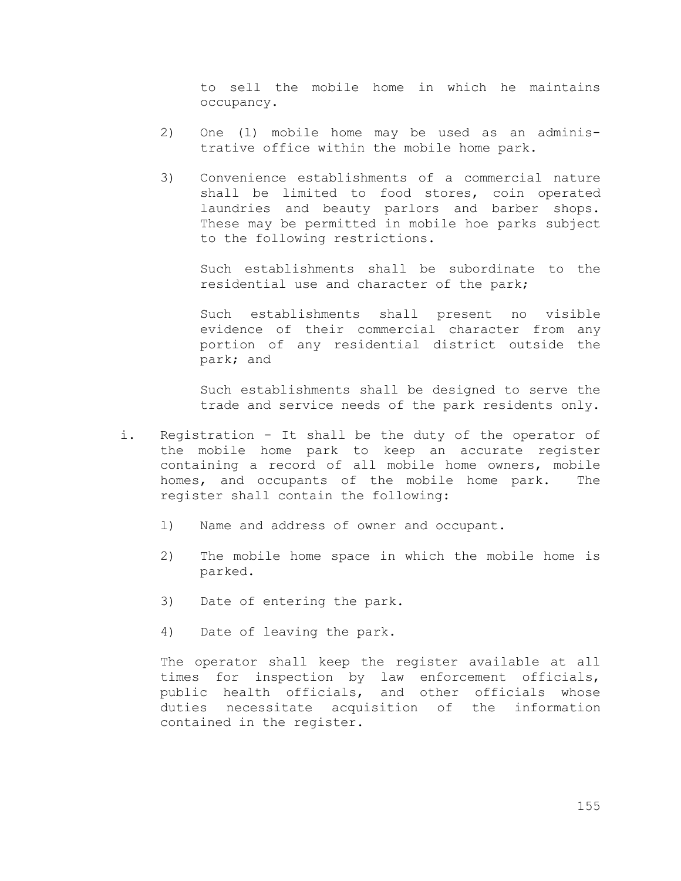to sell the mobile home in which he maintains occupancy.

2) One (l) mobile home may be used as an administrative office within the mobile home park.

3) Convenience establishments of a commercial nature shall be limited to food stores, coin operated laundries and beauty parlors and barber shops. These may be permitted in mobile hoe parks subject to the following restrictions.

   Such establishments shall be subordinate to the residential use and character of the park;

   Such establishments shall present no visible evidence of their commercial character from any portion of any residential district outside the park; and

   Such establishments shall be designed to serve the trade and service needs of the park residents only.

i. Registration - It shall be the duty of the operator of the mobile home park to keep an accurate register containing a record of all mobile home owners, mobile homes, and occupants of the mobile home park. The register shall contain the following:

   l) Name and address of owner and occupant.

   2) The mobile home space in which the mobile home is parked.

   3) Date of entering the park.

   4) Date of leaving the park.

   The operator shall keep the register available at all times for inspection by law enforcement officials, public health officials, and other officials whose duties necessitate acquisition of the information contained in the register.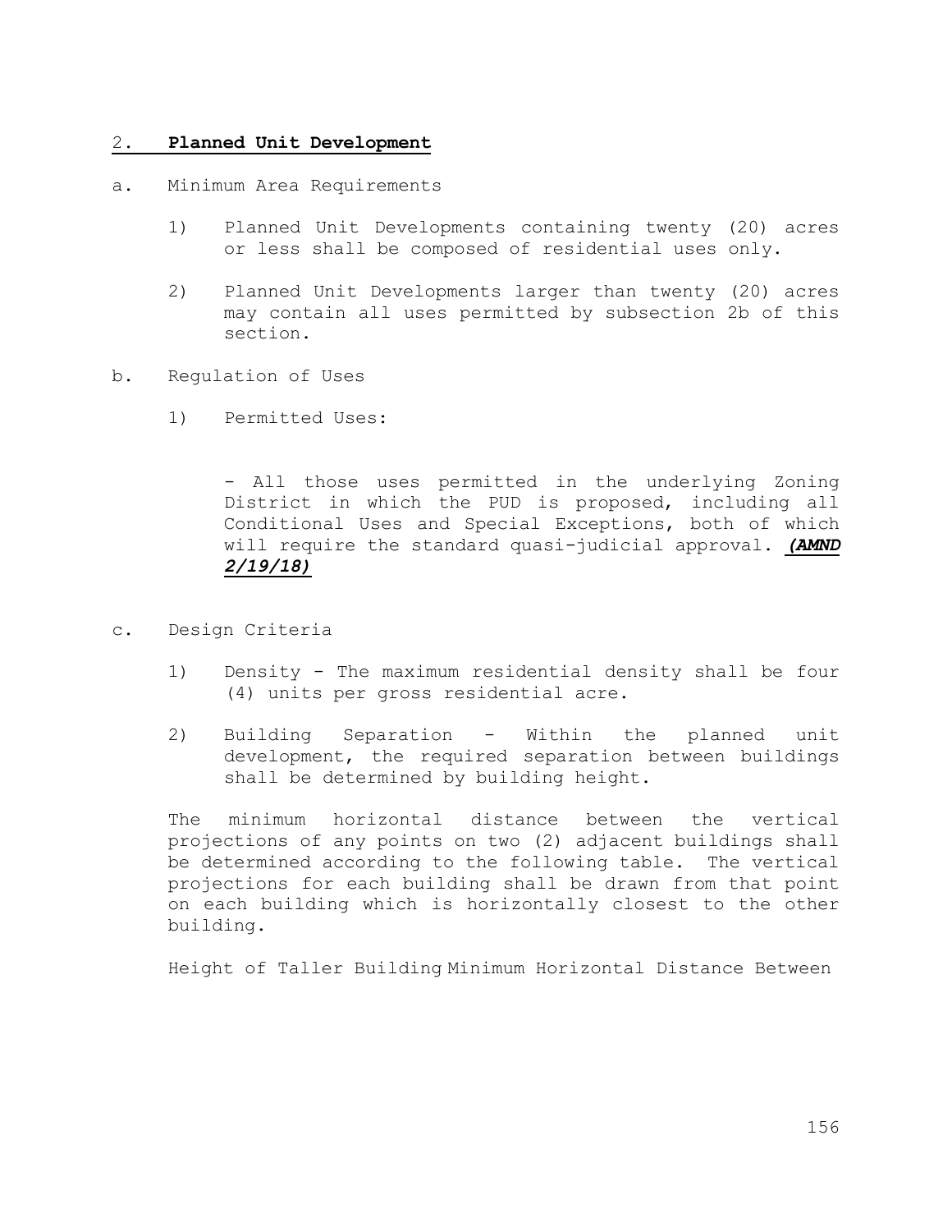## 2. **Planned Unit Development**

a. Minimum Area Requirements

   1) Planned Unit Developments containing twenty (20) acres or less shall be composed of residential uses only.

   2) Planned Unit Developments larger than twenty (20) acres may contain all uses permitted by subsection 2b of this section.

b. Regulation of Uses

   1) Permitted Uses:

      - All those uses permitted in the underlying Zoning District in which the PUD is proposed, including all Conditional Uses and Special Exceptions, both of which will require the standard quasi-judicial approval. ***(AMND 2/19/18)***

c. Design Criteria

   1) Density - The maximum residential density shall be four (4) units per gross residential acre.

   2) Building Separation - Within the planned unit development, the required separation between buildings shall be determined by building height.

The minimum horizontal distance between the vertical projections of any points on two (2) adjacent buildings shall be determined according to the following table. The vertical projections for each building shall be drawn from that point on each building which is horizontally closest to the other building.

Height of Taller Building Minimum Horizontal Distance Between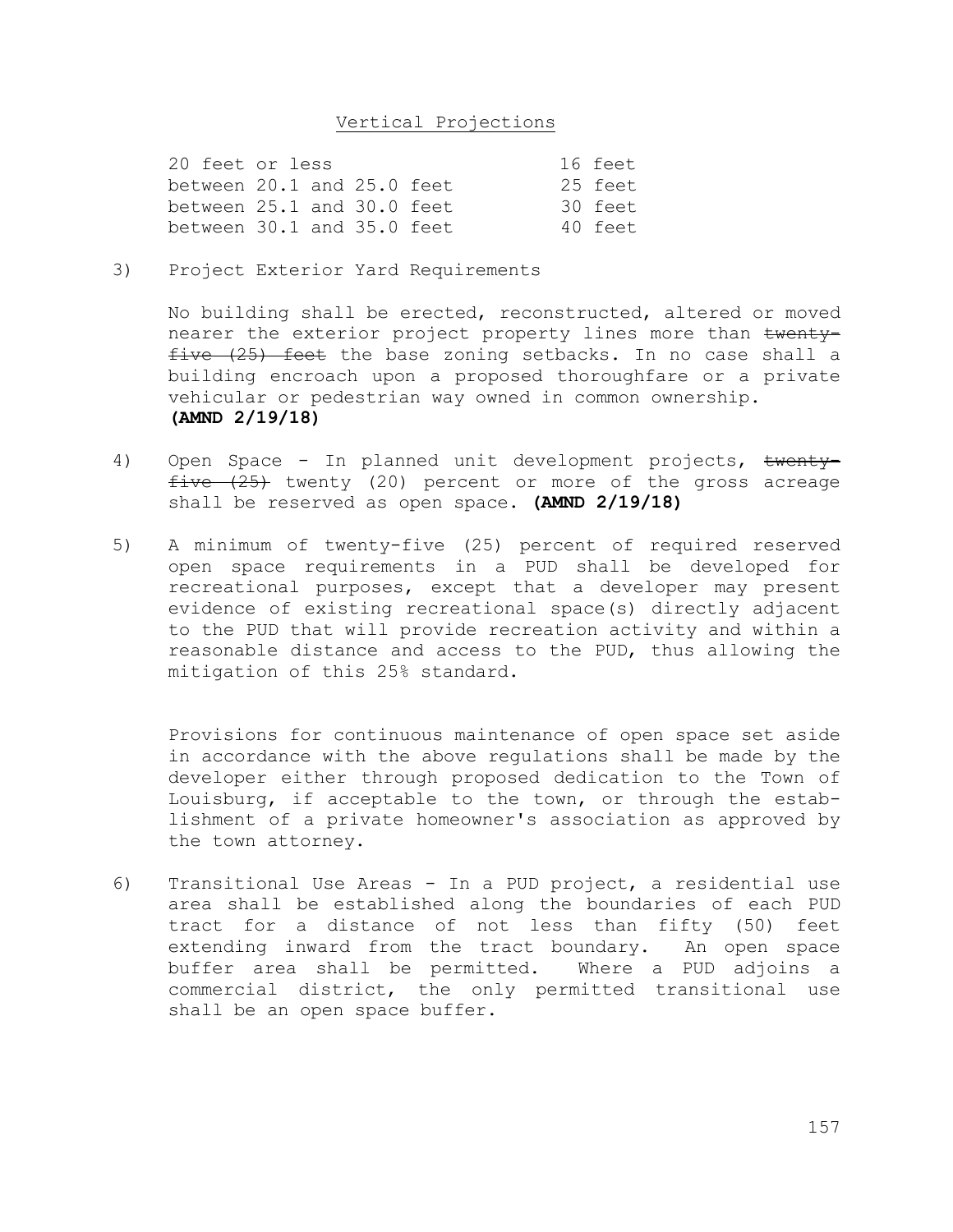<u>Vertical Projections</u>

| | |
|---|---|
| 20 feet or less | 16 feet |
| between 20.1 and 25.0 feet | 25 feet |
| between 25.1 and 30.0 feet | 30 feet |
| between 30.1 and 35.0 feet | 40 feet |

3) Project Exterior Yard Requirements

   No building shall be erected, reconstructed, altered or moved nearer the exterior project property lines more than ~~twenty-five (25) feet~~ the base zoning setbacks. In no case shall a building encroach upon a proposed thoroughfare or a private vehicular or pedestrian way owned in common ownership. **(AMND 2/19/18)**

4) Open Space - In planned unit development projects, ~~twenty-five (25)~~ twenty (20) percent or more of the gross acreage shall be reserved as open space. **(AMND 2/19/18)**

5) A minimum of twenty-five (25) percent of required reserved open space requirements in a PUD shall be developed for recreational purposes, except that a developer may present evidence of existing recreational space(s) directly adjacent to the PUD that will provide recreation activity and within a reasonable distance and access to the PUD, thus allowing the mitigation of this 25% standard.

   Provisions for continuous maintenance of open space set aside in accordance with the above regulations shall be made by the developer either through proposed dedication to the Town of Louisburg, if acceptable to the town, or through the establishment of a private homeowner's association as approved by the town attorney.

6) Transitional Use Areas - In a PUD project, a residential use area shall be established along the boundaries of each PUD tract for a distance of not less than fifty (50) feet extending inward from the tract boundary. An open space buffer area shall be permitted. Where a PUD adjoins a commercial district, the only permitted transitional use shall be an open space buffer.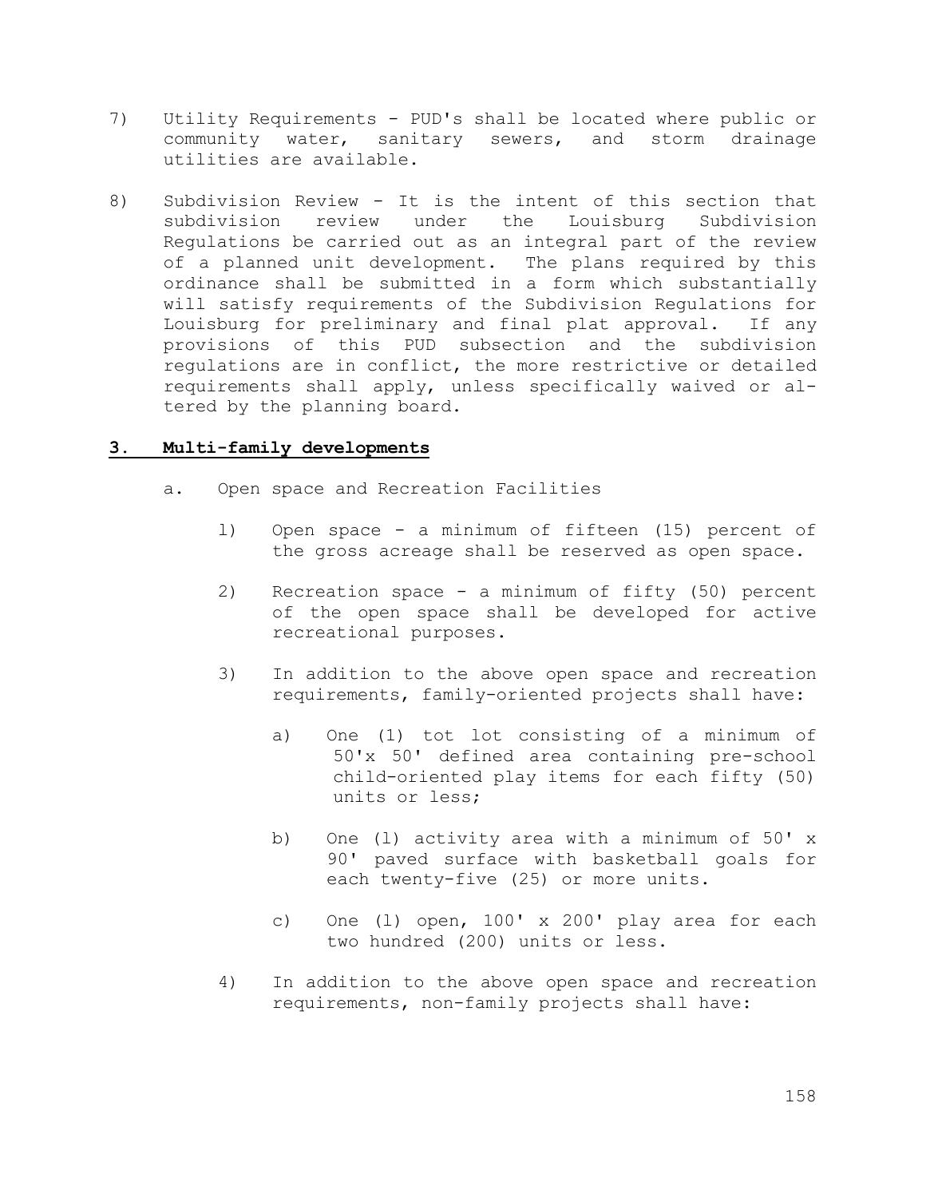7) Utility Requirements - PUD's shall be located where public or community water, sanitary sewers, and storm drainage utilities are available.

8) Subdivision Review - It is the intent of this section that subdivision review under the Louisburg Subdivision Regulations be carried out as an integral part of the review of a planned unit development. The plans required by this ordinance shall be submitted in a form which substantially will satisfy requirements of the Subdivision Regulations for Louisburg for preliminary and final plat approval. If any provisions of this PUD subsection and the subdivision regulations are in conflict, the more restrictive or detailed requirements shall apply, unless specifically waived or altered by the planning board.

**3. Multi-family developments**

a. Open space and Recreation Facilities

1) Open space - a minimum of fifteen (15) percent of the gross acreage shall be reserved as open space.

2) Recreation space - a minimum of fifty (50) percent of the open space shall be developed for active recreational purposes.

3) In addition to the above open space and recreation requirements, family-oriented projects shall have:

a) One (1) tot lot consisting of a minimum of 50'x 50' defined area containing pre-school child-oriented play items for each fifty (50) units or less;

b) One (1) activity area with a minimum of 50' x 90' paved surface with basketball goals for each twenty-five (25) or more units.

c) One (1) open, 100' x 200' play area for each two hundred (200) units or less.

4) In addition to the above open space and recreation requirements, non-family projects shall have: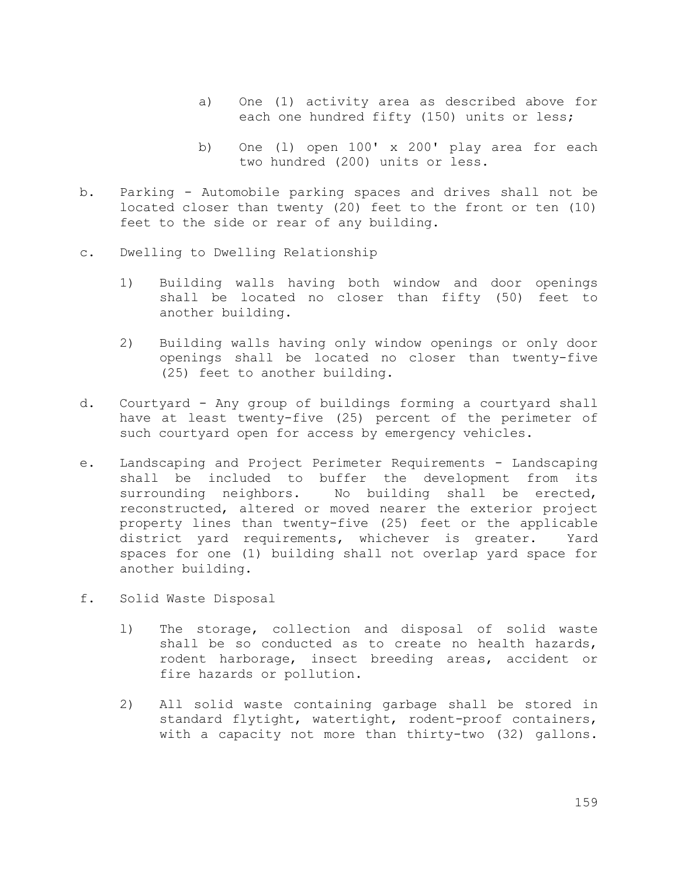a) One (1) activity area as described above for each one hundred fifty (150) units or less;

b) One (1) open 100' x 200' play area for each two hundred (200) units or less.

b. Parking - Automobile parking spaces and drives shall not be located closer than twenty (20) feet to the front or ten (10) feet to the side or rear of any building.

c. Dwelling to Dwelling Relationship

   1) Building walls having both window and door openings shall be located no closer than fifty (50) feet to another building.

   2) Building walls having only window openings or only door openings shall be located no closer than twenty-five (25) feet to another building.

d. Courtyard - Any group of buildings forming a courtyard shall have at least twenty-five (25) percent of the perimeter of such courtyard open for access by emergency vehicles.

e. Landscaping and Project Perimeter Requirements - Landscaping shall be included to buffer the development from its surrounding neighbors. No building shall be erected, reconstructed, altered or moved nearer the exterior project property lines than twenty-five (25) feet or the applicable district yard requirements, whichever is greater. Yard spaces for one (1) building shall not overlap yard space for another building.

f. Solid Waste Disposal

   1) The storage, collection and disposal of solid waste shall be so conducted as to create no health hazards, rodent harborage, insect breeding areas, accident or fire hazards or pollution.

   2) All solid waste containing garbage shall be stored in standard flytight, watertight, rodent-proof containers, with a capacity not more than thirty-two (32) gallons.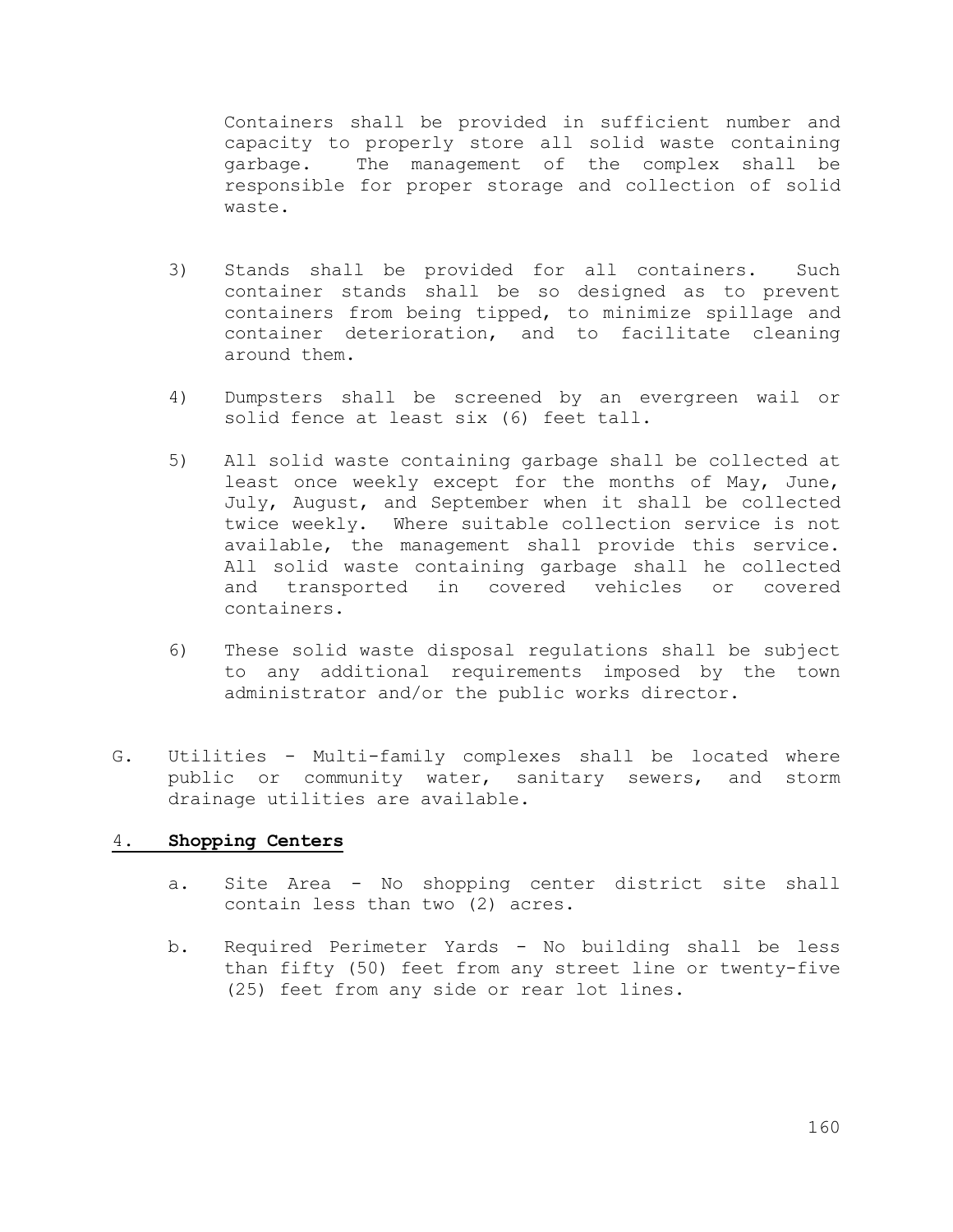Containers shall be provided in sufficient number and capacity to properly store all solid waste containing garbage. The management of the complex shall be responsible for proper storage and collection of solid waste.

3) Stands shall be provided for all containers. Such container stands shall be so designed as to prevent containers from being tipped, to minimize spillage and container deterioration, and to facilitate cleaning around them.

4) Dumpsters shall be screened by an evergreen wail or solid fence at least six (6) feet tall.

5) All solid waste containing garbage shall be collected at least once weekly except for the months of May, June, July, August, and September when it shall be collected twice weekly. Where suitable collection service is not available, the management shall provide this service. All solid waste containing garbage shall he collected and transported in covered vehicles or covered containers.

6) These solid waste disposal regulations shall be subject to any additional requirements imposed by the town administrator and/or the public works director.

G. Utilities - Multi-family complexes shall be located where public or community water, sanitary sewers, and storm drainage utilities are available.

4. **Shopping Centers**

a. Site Area - No shopping center district site shall contain less than two (2) acres.

b. Required Perimeter Yards - No building shall be less than fifty (50) feet from any street line or twenty-five (25) feet from any side or rear lot lines.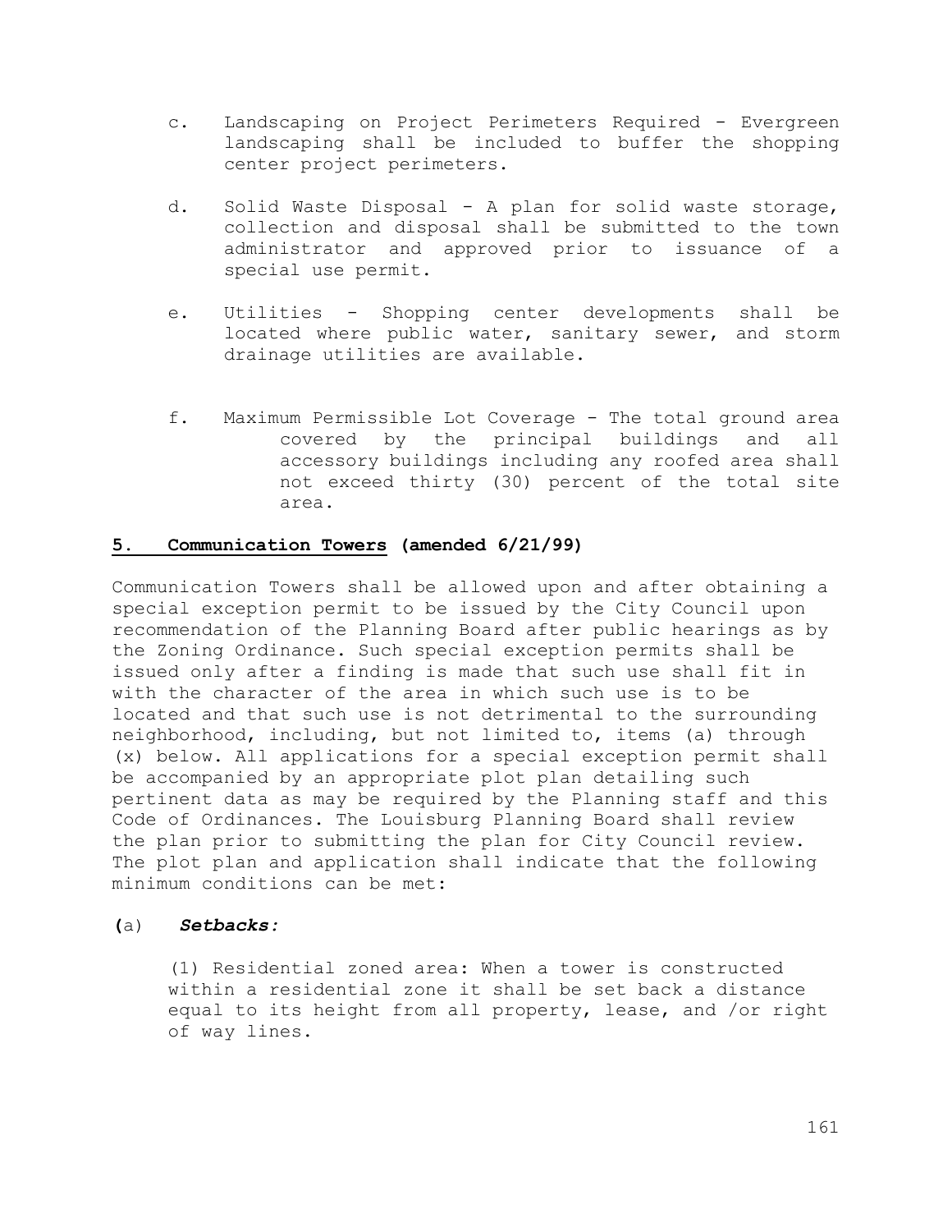c. Landscaping on Project Perimeters Required - Evergreen landscaping shall be included to buffer the shopping center project perimeters.

d. Solid Waste Disposal - A plan for solid waste storage, collection and disposal shall be submitted to the town administrator and approved prior to issuance of a special use permit.

e. Utilities - Shopping center developments shall be located where public water, sanitary sewer, and storm drainage utilities are available.

f. Maximum Permissible Lot Coverage - The total ground area covered by the principal buildings and all accessory buildings including any roofed area shall not exceed thirty (30) percent of the total site area.

**5. <u>Communication Towers</u> (amended 6/21/99)**

Communication Towers shall be allowed upon and after obtaining a special exception permit to be issued by the City Council upon recommendation of the Planning Board after public hearings as by the Zoning Ordinance. Such special exception permits shall be issued only after a finding is made that such use shall fit in with the character of the area in which such use is to be located and that such use is not detrimental to the surrounding neighborhood, including, but not limited to, items (a) through (x) below. All applications for a special exception permit shall be accompanied by an appropriate plot plan detailing such pertinent data as may be required by the Planning staff and this Code of Ordinances. The Louisburg Planning Board shall review the plan prior to submitting the plan for City Council review. The plot plan and application shall indicate that the following minimum conditions can be met:

(a) ***Setbacks:***

(1) Residential zoned area: When a tower is constructed within a residential zone it shall be set back a distance equal to its height from all property, lease, and /or right of way lines.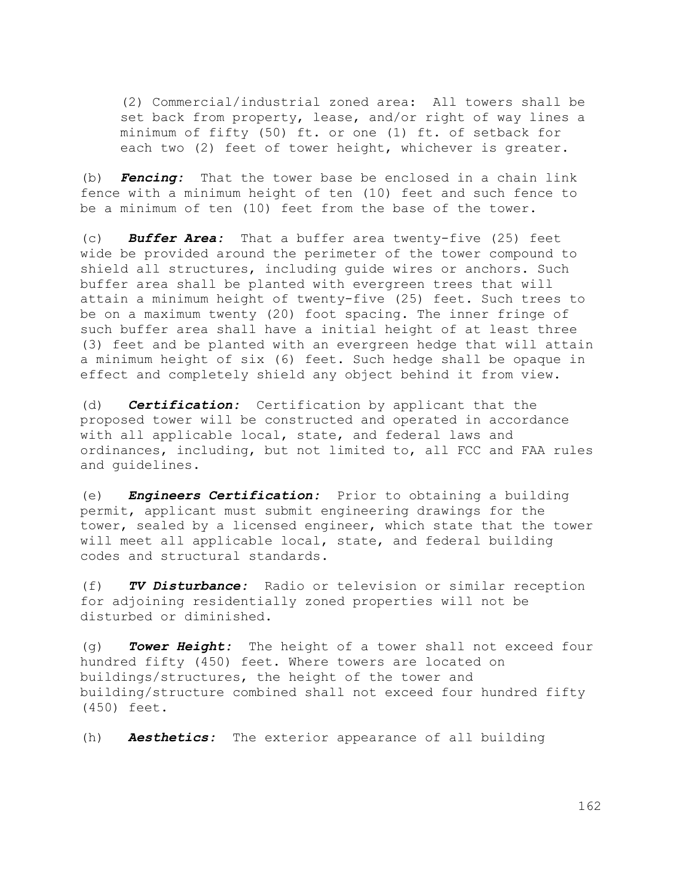(2) Commercial/industrial zoned area: All towers shall be set back from property, lease, and/or right of way lines a minimum of fifty (50) ft. or one (1) ft. of setback for each two (2) feet of tower height, whichever is greater.

(b) ***Fencing:*** That the tower base be enclosed in a chain link fence with a minimum height of ten (10) feet and such fence to be a minimum of ten (10) feet from the base of the tower.

(c) ***Buffer Area:*** That a buffer area twenty-five (25) feet wide be provided around the perimeter of the tower compound to shield all structures, including guide wires or anchors. Such buffer area shall be planted with evergreen trees that will attain a minimum height of twenty-five (25) feet. Such trees to be on a maximum twenty (20) foot spacing. The inner fringe of such buffer area shall have a initial height of at least three (3) feet and be planted with an evergreen hedge that will attain a minimum height of six (6) feet. Such hedge shall be opaque in effect and completely shield any object behind it from view.

(d) ***Certification:*** Certification by applicant that the proposed tower will be constructed and operated in accordance with all applicable local, state, and federal laws and ordinances, including, but not limited to, all FCC and FAA rules and guidelines.

(e) ***Engineers Certification:*** Prior to obtaining a building permit, applicant must submit engineering drawings for the tower, sealed by a licensed engineer, which state that the tower will meet all applicable local, state, and federal building codes and structural standards.

(f) ***TV Disturbance:*** Radio or television or similar reception for adjoining residentially zoned properties will not be disturbed or diminished.

(g) ***Tower Height:*** The height of a tower shall not exceed four hundred fifty (450) feet. Where towers are located on buildings/structures, the height of the tower and building/structure combined shall not exceed four hundred fifty (450) feet.

(h) ***Aesthetics:*** The exterior appearance of all building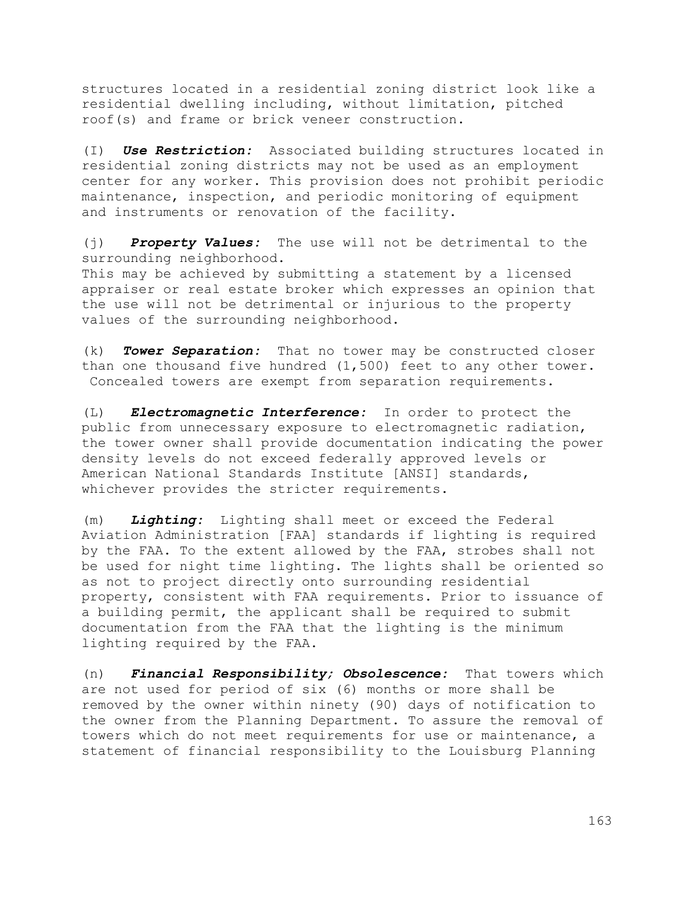structures located in a residential zoning district look like a residential dwelling including, without limitation, pitched roof(s) and frame or brick veneer construction.

(I) ***Use Restriction:*** Associated building structures located in residential zoning districts may not be used as an employment center for any worker. This provision does not prohibit periodic maintenance, inspection, and periodic monitoring of equipment and instruments or renovation of the facility.

(j) ***Property Values:*** The use will not be detrimental to the surrounding neighborhood.
This may be achieved by submitting a statement by a licensed appraiser or real estate broker which expresses an opinion that the use will not be detrimental or injurious to the property values of the surrounding neighborhood.

(k) ***Tower Separation:*** That no tower may be constructed closer than one thousand five hundred (1,500) feet to any other tower. Concealed towers are exempt from separation requirements.

(L) ***Electromagnetic Interference:*** In order to protect the public from unnecessary exposure to electromagnetic radiation, the tower owner shall provide documentation indicating the power density levels do not exceed federally approved levels or American National Standards Institute [ANSI] standards, whichever provides the stricter requirements.

(m) ***Lighting:*** Lighting shall meet or exceed the Federal Aviation Administration [FAA] standards if lighting is required by the FAA. To the extent allowed by the FAA, strobes shall not be used for night time lighting. The lights shall be oriented so as not to project directly onto surrounding residential property, consistent with FAA requirements. Prior to issuance of a building permit, the applicant shall be required to submit documentation from the FAA that the lighting is the minimum lighting required by the FAA.

(n) ***Financial Responsibility; Obsolescence:*** That towers which are not used for period of six (6) months or more shall be removed by the owner within ninety (90) days of notification to the owner from the Planning Department. To assure the removal of towers which do not meet requirements for use or maintenance, a statement of financial responsibility to the Louisburg Planning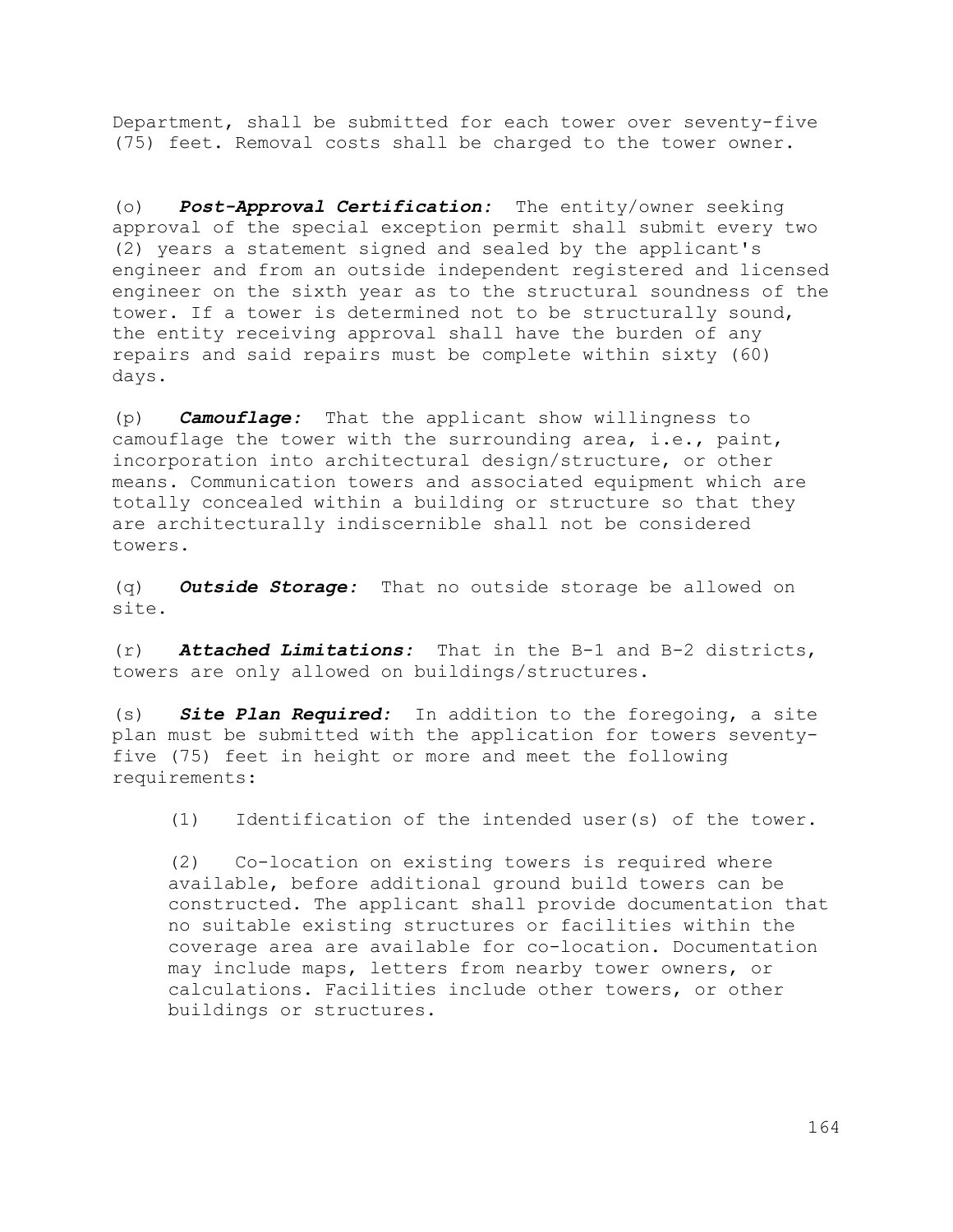Department, shall be submitted for each tower over seventy-five (75) feet. Removal costs shall be charged to the tower owner.

(o) ***Post-Approval Certification:*** The entity/owner seeking approval of the special exception permit shall submit every two (2) years a statement signed and sealed by the applicant's engineer and from an outside independent registered and licensed engineer on the sixth year as to the structural soundness of the tower. If a tower is determined not to be structurally sound, the entity receiving approval shall have the burden of any repairs and said repairs must be complete within sixty (60) days.

(p) ***Camouflage:*** That the applicant show willingness to camouflage the tower with the surrounding area, i.e., paint, incorporation into architectural design/structure, or other means. Communication towers and associated equipment which are totally concealed within a building or structure so that they are architecturally indiscernible shall not be considered towers.

(q) ***Outside Storage:*** That no outside storage be allowed on site.

(r) ***Attached Limitations:*** That in the B-1 and B-2 districts, towers are only allowed on buildings/structures.

(s) ***Site Plan Required:*** In addition to the foregoing, a site plan must be submitted with the application for towers seventy-five (75) feet in height or more and meet the following requirements:

> (1) Identification of the intended user(s) of the tower.
>
> (2) Co-location on existing towers is required where available, before additional ground build towers can be constructed. The applicant shall provide documentation that no suitable existing structures or facilities within the coverage area are available for co-location. Documentation may include maps, letters from nearby tower owners, or calculations. Facilities include other towers, or other buildings or structures.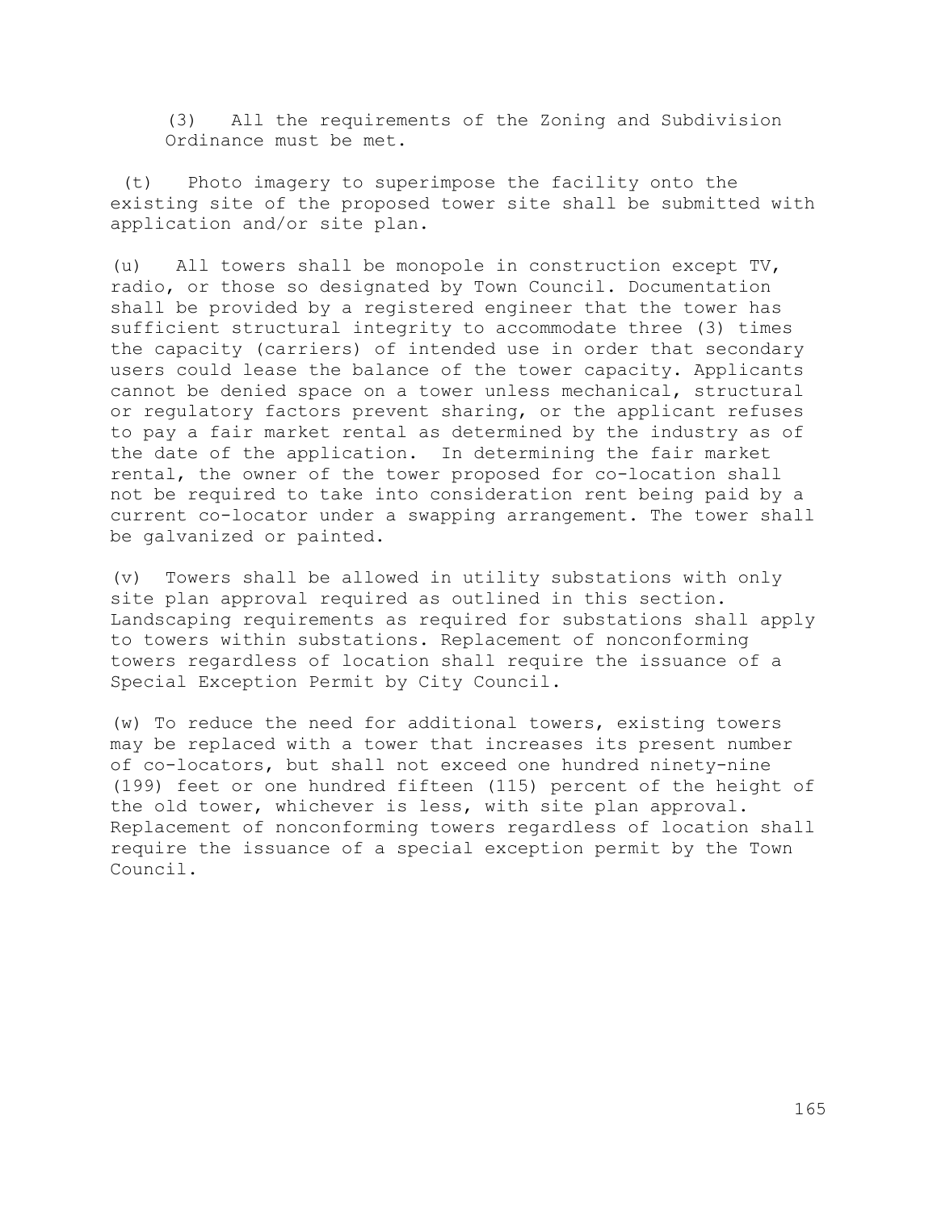(3) All the requirements of the Zoning and Subdivision Ordinance must be met.

(t) Photo imagery to superimpose the facility onto the existing site of the proposed tower site shall be submitted with application and/or site plan.

(u) All towers shall be monopole in construction except TV, radio, or those so designated by Town Council. Documentation shall be provided by a registered engineer that the tower has sufficient structural integrity to accommodate three (3) times the capacity (carriers) of intended use in order that secondary users could lease the balance of the tower capacity. Applicants cannot be denied space on a tower unless mechanical, structural or regulatory factors prevent sharing, or the applicant refuses to pay a fair market rental as determined by the industry as of the date of the application. In determining the fair market rental, the owner of the tower proposed for co-location shall not be required to take into consideration rent being paid by a current co-locator under a swapping arrangement. The tower shall be galvanized or painted.

(v) Towers shall be allowed in utility substations with only site plan approval required as outlined in this section. Landscaping requirements as required for substations shall apply to towers within substations. Replacement of nonconforming towers regardless of location shall require the issuance of a Special Exception Permit by City Council.

(w) To reduce the need for additional towers, existing towers may be replaced with a tower that increases its present number of co-locators, but shall not exceed one hundred ninety-nine (199) feet or one hundred fifteen (115) percent of the height of the old tower, whichever is less, with site plan approval. Replacement of nonconforming towers regardless of location shall require the issuance of a special exception permit by the Town Council.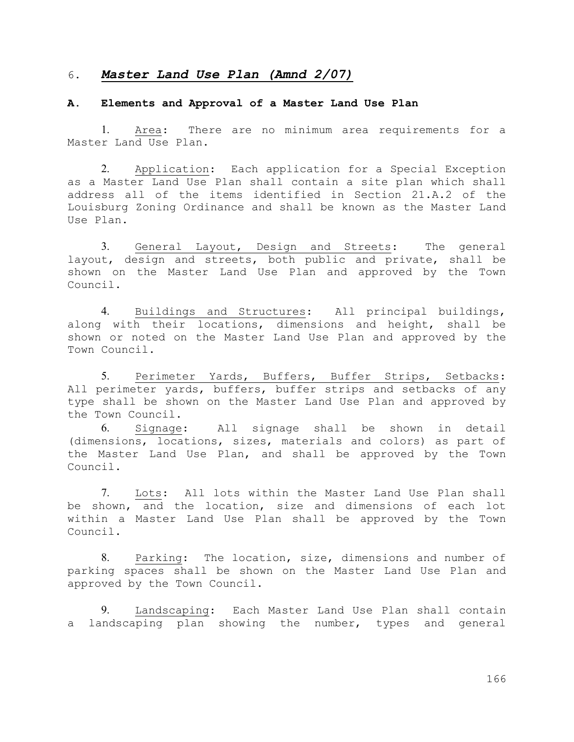## 6. ***Master Land Use Plan (Amnd 2/07)***

### A. Elements and Approval of a Master Land Use Plan

1. Area: There are no minimum area requirements for a Master Land Use Plan.

2. Application: Each application for a Special Exception as a Master Land Use Plan shall contain a site plan which shall address all of the items identified in Section 21.A.2 of the Louisburg Zoning Ordinance and shall be known as the Master Land Use Plan.

3. General Layout, Design and Streets: The general layout, design and streets, both public and private, shall be shown on the Master Land Use Plan and approved by the Town Council.

4. Buildings and Structures: All principal buildings, along with their locations, dimensions and height, shall be shown or noted on the Master Land Use Plan and approved by the Town Council.

5. Perimeter Yards, Buffers, Buffer Strips, Setbacks: All perimeter yards, buffers, buffer strips and setbacks of any type shall be shown on the Master Land Use Plan and approved by the Town Council.

6. Signage: All signage shall be shown in detail (dimensions, locations, sizes, materials and colors) as part of the Master Land Use Plan, and shall be approved by the Town Council.

7. Lots: All lots within the Master Land Use Plan shall be shown, and the location, size and dimensions of each lot within a Master Land Use Plan shall be approved by the Town Council.

8. Parking: The location, size, dimensions and number of parking spaces shall be shown on the Master Land Use Plan and approved by the Town Council.

9. Landscaping: Each Master Land Use Plan shall contain a landscaping plan showing the number, types and general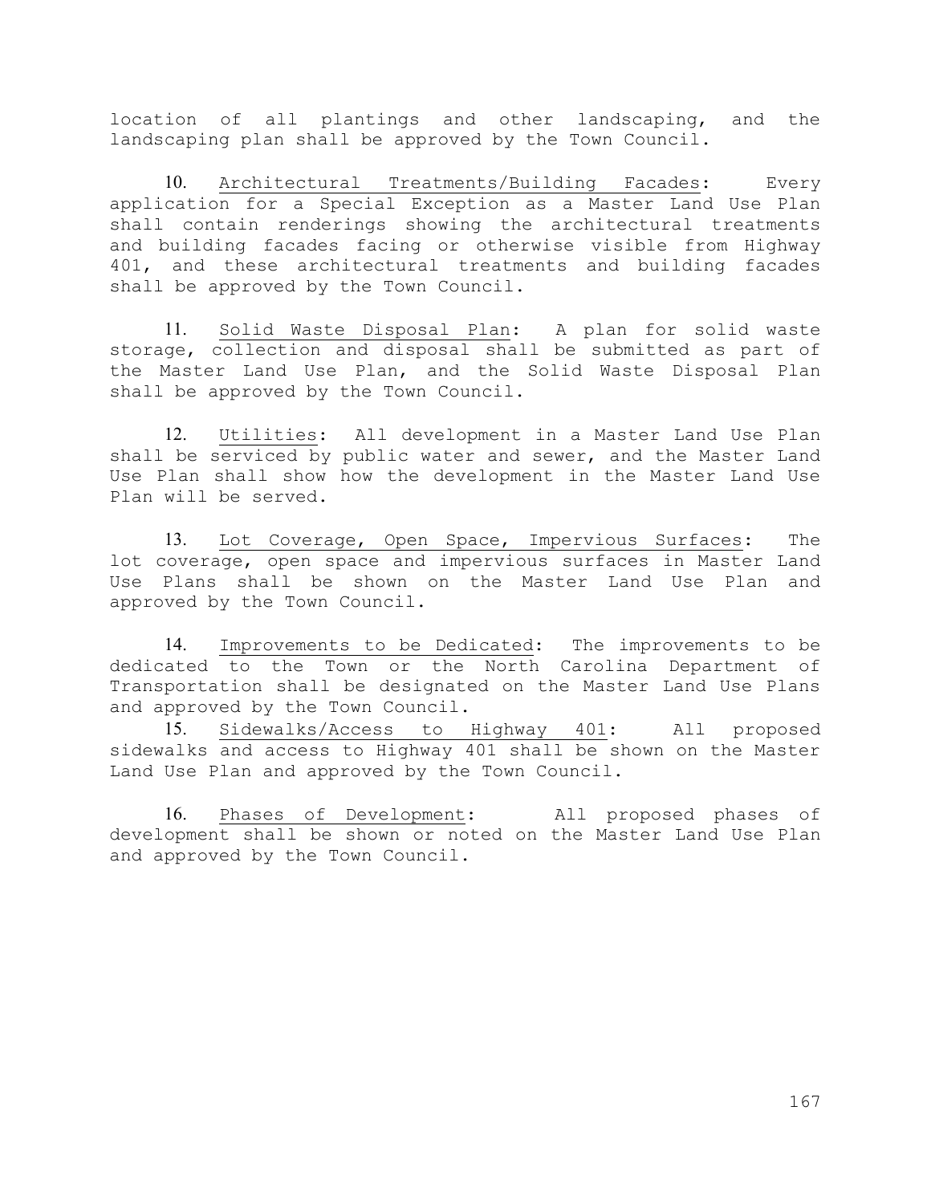location of all plantings and other landscaping, and the landscaping plan shall be approved by the Town Council.

10. Architectural Treatments/Building Facades: Every application for a Special Exception as a Master Land Use Plan shall contain renderings showing the architectural treatments and building facades facing or otherwise visible from Highway 401, and these architectural treatments and building facades shall be approved by the Town Council.

11. Solid Waste Disposal Plan: A plan for solid waste storage, collection and disposal shall be submitted as part of the Master Land Use Plan, and the Solid Waste Disposal Plan shall be approved by the Town Council.

12. Utilities: All development in a Master Land Use Plan shall be serviced by public water and sewer, and the Master Land Use Plan shall show how the development in the Master Land Use Plan will be served.

13. Lot Coverage, Open Space, Impervious Surfaces: The lot coverage, open space and impervious surfaces in Master Land Use Plans shall be shown on the Master Land Use Plan and approved by the Town Council.

14. Improvements to be Dedicated: The improvements to be dedicated to the Town or the North Carolina Department of Transportation shall be designated on the Master Land Use Plans and approved by the Town Council.

15. Sidewalks/Access to Highway 401: All proposed sidewalks and access to Highway 401 shall be shown on the Master Land Use Plan and approved by the Town Council.

16. Phases of Development: All proposed phases of development shall be shown or noted on the Master Land Use Plan and approved by the Town Council.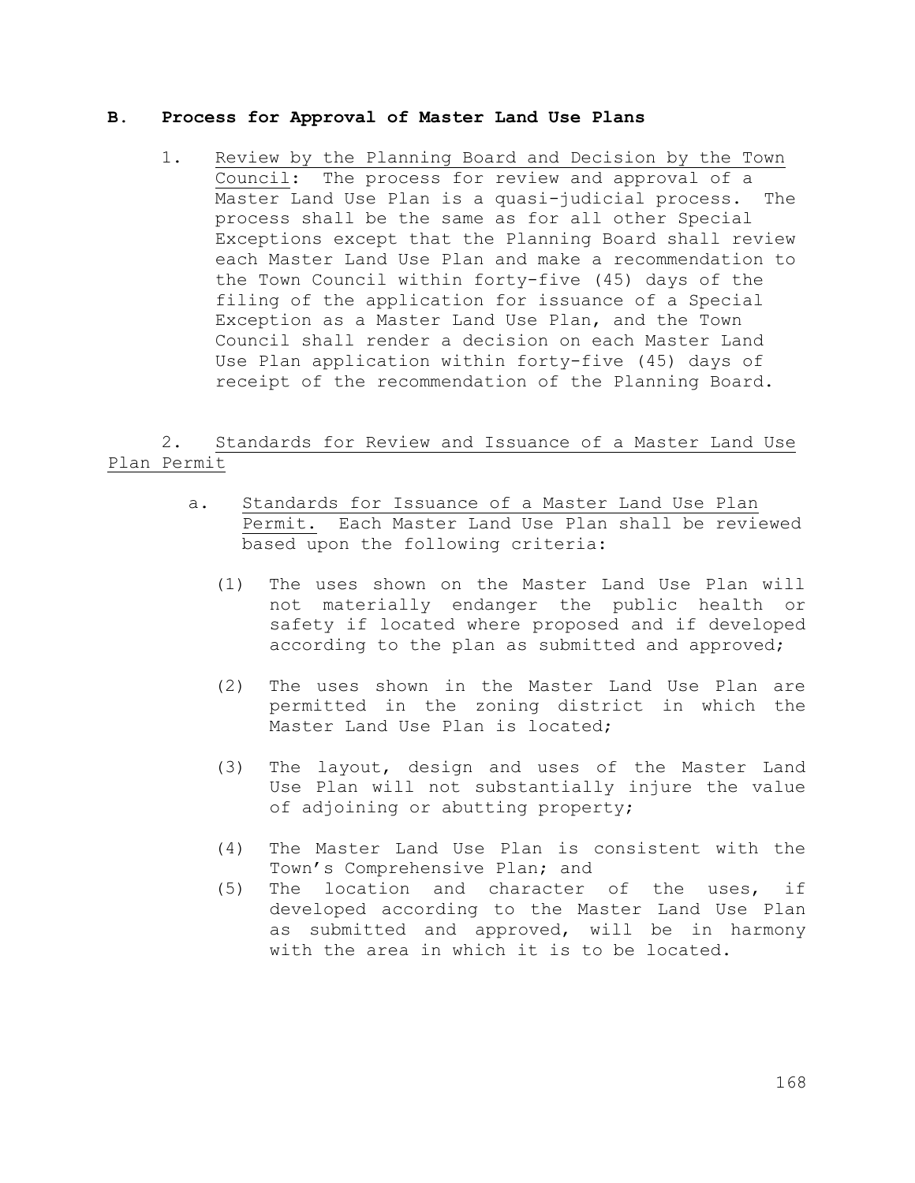## B. Process for Approval of Master Land Use Plans

1. Review by the Planning Board and Decision by the Town Council: The process for review and approval of a Master Land Use Plan is a quasi-judicial process. The process shall be the same as for all other Special Exceptions except that the Planning Board shall review each Master Land Use Plan and make a recommendation to the Town Council within forty-five (45) days of the filing of the application for issuance of a Special Exception as a Master Land Use Plan, and the Town Council shall render a decision on each Master Land Use Plan application within forty-five (45) days of receipt of the recommendation of the Planning Board.

2. Standards for Review and Issuance of a Master Land Use Plan Permit

   a. Standards for Issuance of a Master Land Use Plan Permit. Each Master Land Use Plan shall be reviewed based upon the following criteria:

      (1) The uses shown on the Master Land Use Plan will not materially endanger the public health or safety if located where proposed and if developed according to the plan as submitted and approved;

      (2) The uses shown in the Master Land Use Plan are permitted in the zoning district in which the Master Land Use Plan is located;

      (3) The layout, design and uses of the Master Land Use Plan will not substantially injure the value of adjoining or abutting property;

      (4) The Master Land Use Plan is consistent with the Town's Comprehensive Plan; and

      (5) The location and character of the uses, if developed according to the Master Land Use Plan as submitted and approved, will be in harmony with the area in which it is to be located.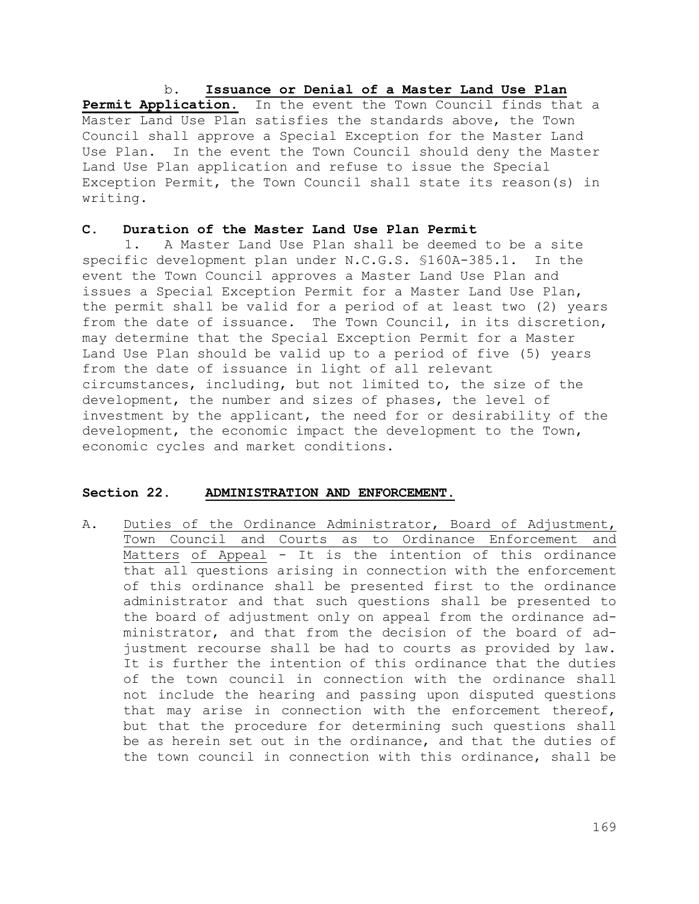b. **<u>Issuance or Denial of a Master Land Use Plan Permit Application.</u>** In the event the Town Council finds that a Master Land Use Plan satisfies the standards above, the Town Council shall approve a Special Exception for the Master Land Use Plan. In the event the Town Council should deny the Master Land Use Plan application and refuse to issue the Special Exception Permit, the Town Council shall state its reason(s) in writing.

**C. Duration of the Master Land Use Plan Permit**

1. A Master Land Use Plan shall be deemed to be a site specific development plan under N.C.G.S. §160A-385.1. In the event the Town Council approves a Master Land Use Plan and issues a Special Exception Permit for a Master Land Use Plan, the permit shall be valid for a period of at least two (2) years from the date of issuance. The Town Council, in its discretion, may determine that the Special Exception Permit for a Master Land Use Plan should be valid up to a period of five (5) years from the date of issuance in light of all relevant circumstances, including, but not limited to, the size of the development, the number and sizes of phases, the level of investment by the applicant, the need for or desirability of the development, the economic impact the development to the Town, economic cycles and market conditions.

## Section 22. <u>ADMINISTRATION AND ENFORCEMENT.</u>

A. <u>Duties of the Ordinance Administrator, Board of Adjustment, Town Council and Courts as to Ordinance Enforcement and Matters of Appeal</u> - It is the intention of this ordinance that all questions arising in connection with the enforcement of this ordinance shall be presented first to the ordinance administrator and that such questions shall be presented to the board of adjustment only on appeal from the ordinance administrator, and that from the decision of the board of adjustment recourse shall be had to courts as provided by law. It is further the intention of this ordinance that the duties of the town council in connection with the ordinance shall not include the hearing and passing upon disputed questions that may arise in connection with the enforcement thereof, but that the procedure for determining such questions shall be as herein set out in the ordinance, and that the duties of the town council in connection with this ordinance, shall be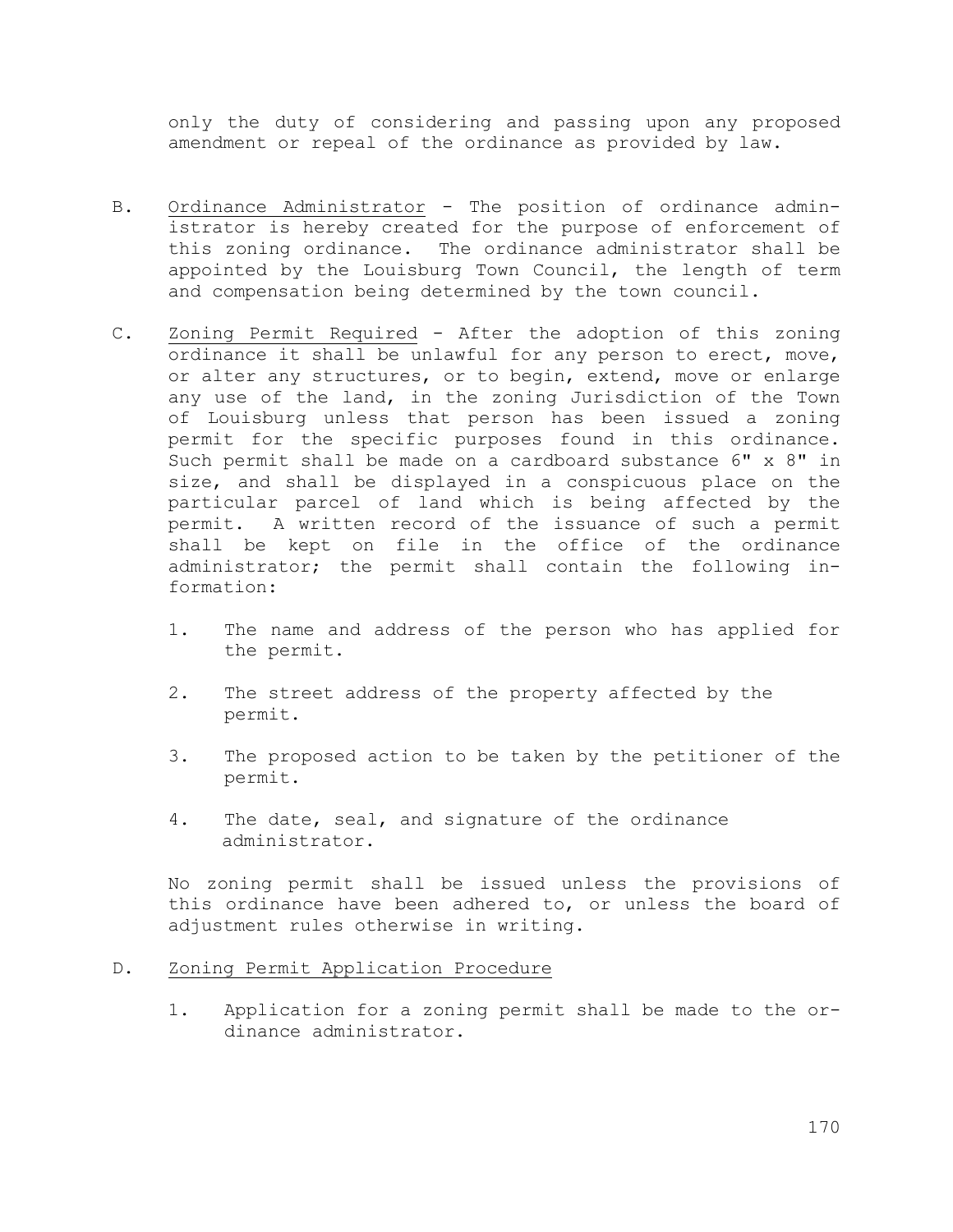only the duty of considering and passing upon any proposed amendment or repeal of the ordinance as provided by law.

B. Ordinance Administrator - The position of ordinance administrator is hereby created for the purpose of enforcement of this zoning ordinance. The ordinance administrator shall be appointed by the Louisburg Town Council, the length of term and compensation being determined by the town council.

C. Zoning Permit Required - After the adoption of this zoning ordinance it shall be unlawful for any person to erect, move, or alter any structures, or to begin, extend, move or enlarge any use of the land, in the zoning Jurisdiction of the Town of Louisburg unless that person has been issued a zoning permit for the specific purposes found in this ordinance. Such permit shall be made on a cardboard substance 6" x 8" in size, and shall be displayed in a conspicuous place on the particular parcel of land which is being affected by the permit. A written record of the issuance of such a permit shall be kept on file in the office of the ordinance administrator; the permit shall contain the following information:

   1. The name and address of the person who has applied for the permit.

   2. The street address of the property affected by the permit.

   3. The proposed action to be taken by the petitioner of the permit.

   4. The date, seal, and signature of the ordinance administrator.

   No zoning permit shall be issued unless the provisions of this ordinance have been adhered to, or unless the board of adjustment rules otherwise in writing.

D. Zoning Permit Application Procedure

   1. Application for a zoning permit shall be made to the ordinance administrator.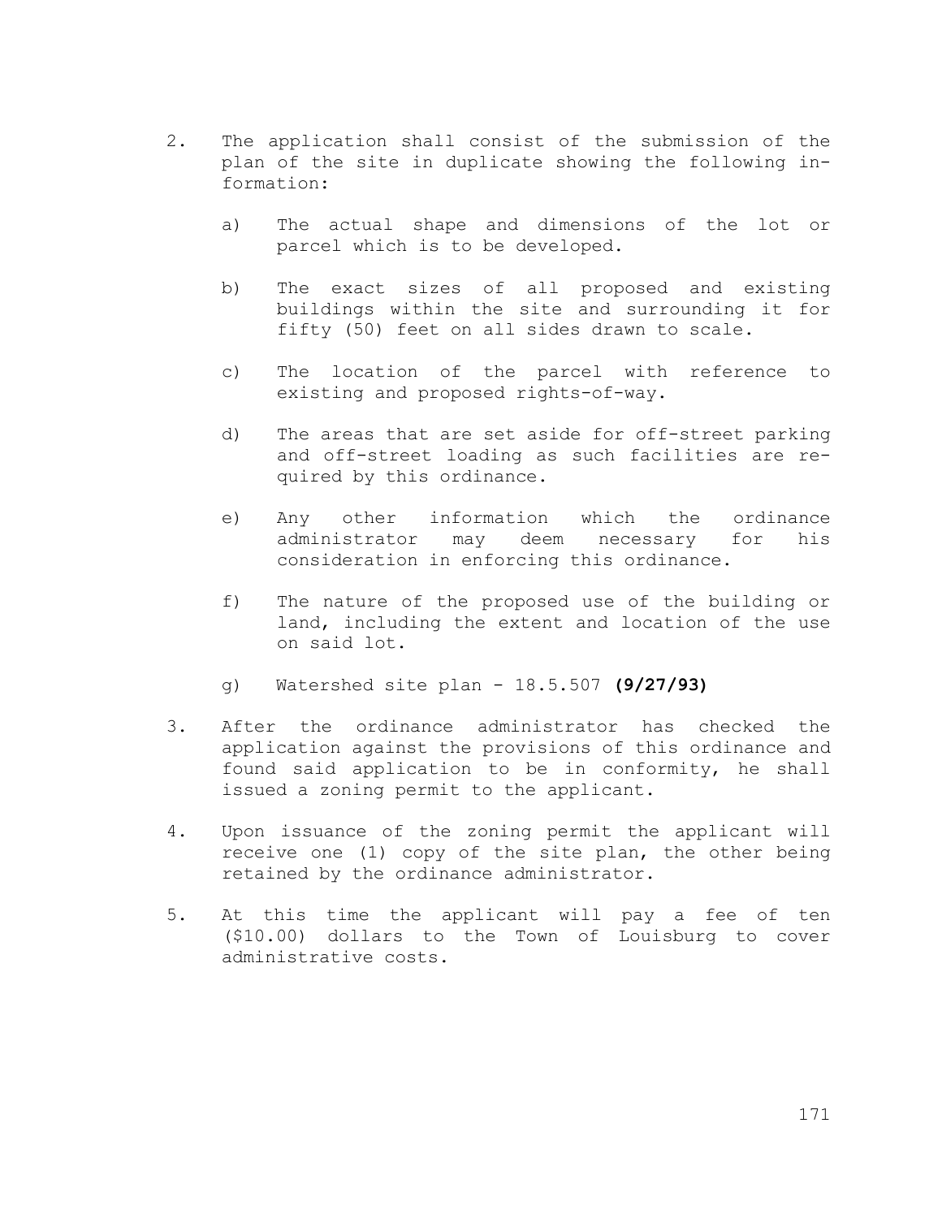2. The application shall consist of the submission of the plan of the site in duplicate showing the following information:

   a) The actual shape and dimensions of the lot or parcel which is to be developed.

   b) The exact sizes of all proposed and existing buildings within the site and surrounding it for fifty (50) feet on all sides drawn to scale.

   c) The location of the parcel with reference to existing and proposed rights-of-way.

   d) The areas that are set aside for off-street parking and off-street loading as such facilities are required by this ordinance.

   e) Any other information which the ordinance administrator may deem necessary for his consideration in enforcing this ordinance.

   f) The nature of the proposed use of the building or land, including the extent and location of the use on said lot.

   g) Watershed site plan - 18.5.507 **(9/27/93)**

3. After the ordinance administrator has checked the application against the provisions of this ordinance and found said application to be in conformity, he shall issued a zoning permit to the applicant.

4. Upon issuance of the zoning permit the applicant will receive one (1) copy of the site plan, the other being retained by the ordinance administrator.

5. At this time the applicant will pay a fee of ten ($10.00) dollars to the Town of Louisburg to cover administrative costs.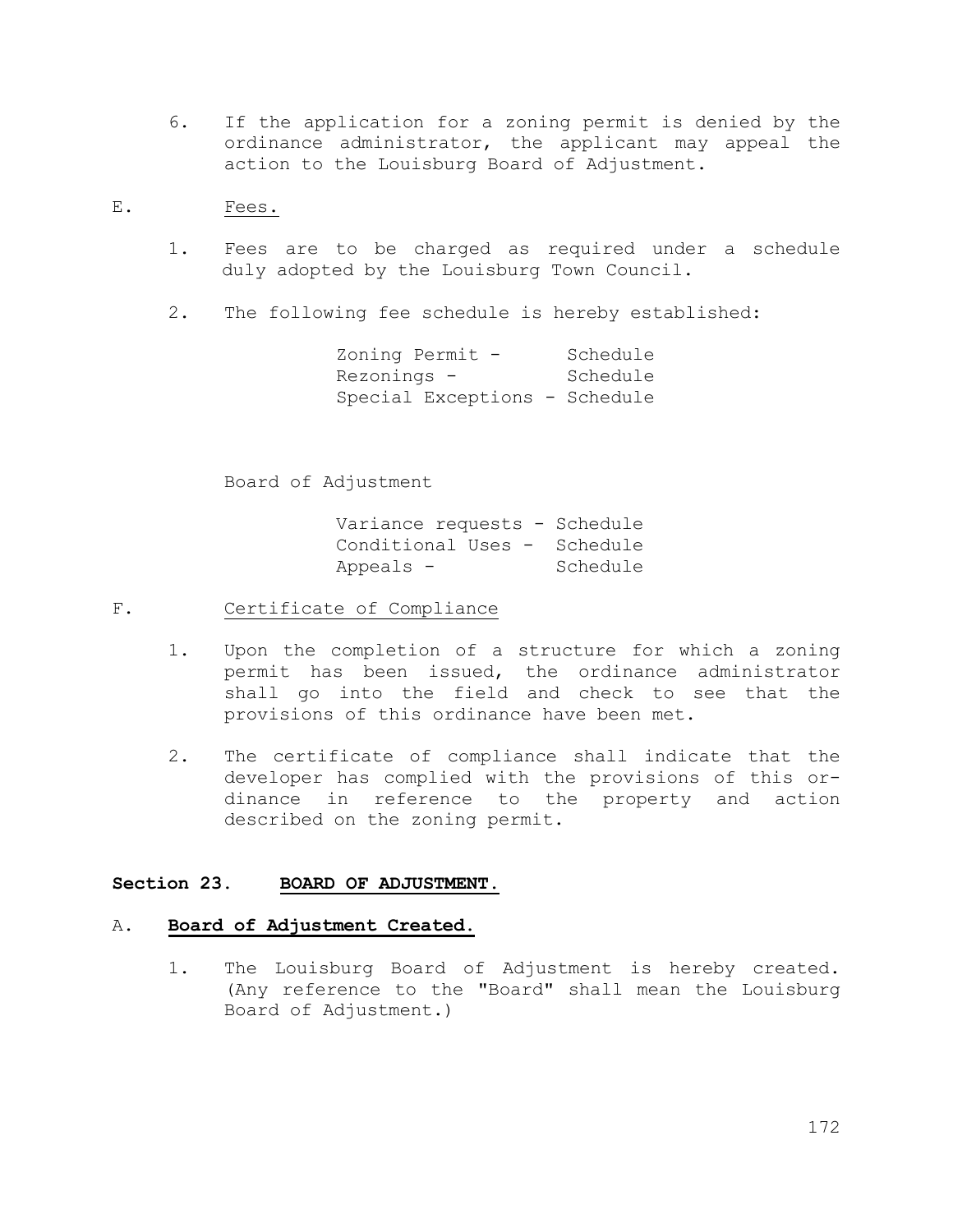6. If the application for a zoning permit is denied by the ordinance administrator, the applicant may appeal the action to the Louisburg Board of Adjustment.

E. Fees.

1. Fees are to be charged as required under a schedule duly adopted by the Louisburg Town Council.

2. The following fee schedule is hereby established:

| | |
|---|---|
| Zoning Permit - | Schedule |
| Rezonings - | Schedule |
| Special Exceptions - | Schedule |

Board of Adjustment

| | |
|---|---|
| Variance requests - | Schedule |
| Conditional Uses - | Schedule |
| Appeals - | Schedule |

F. Certificate of Compliance

1. Upon the completion of a structure for which a zoning permit has been issued, the ordinance administrator shall go into the field and check to see that the provisions of this ordinance have been met.

2. The certificate of compliance shall indicate that the developer has complied with the provisions of this ordinance in reference to the property and action described on the zoning permit.

## Section 23. BOARD OF ADJUSTMENT.

### A. Board of Adjustment Created.

1. The Louisburg Board of Adjustment is hereby created. (Any reference to the "Board" shall mean the Louisburg Board of Adjustment.)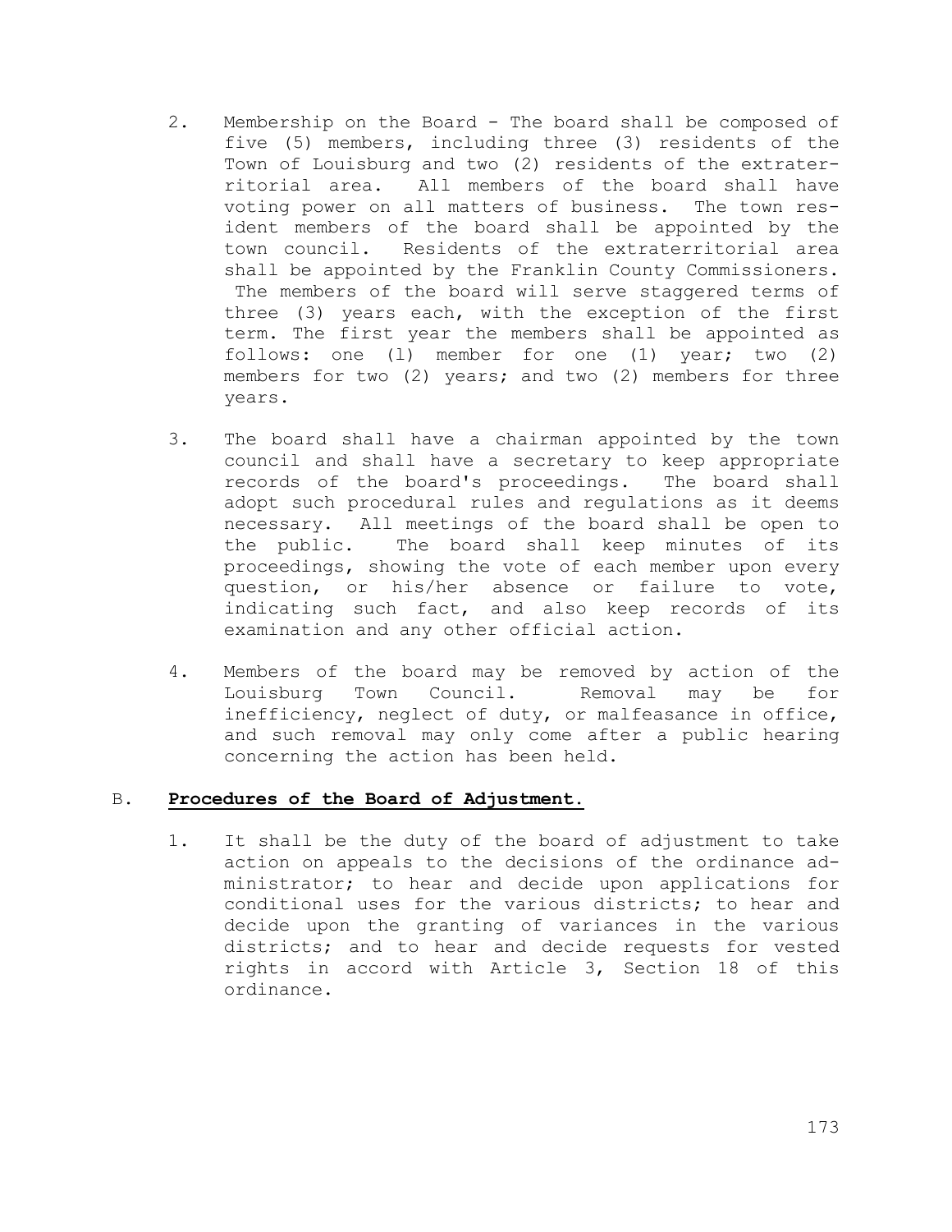2. Membership on the Board - The board shall be composed of five (5) members, including three (3) residents of the Town of Louisburg and two (2) residents of the extraterritorial area. All members of the board shall have voting power on all matters of business. The town resident members of the board shall be appointed by the town council. Residents of the extraterritorial area shall be appointed by the Franklin County Commissioners. The members of the board will serve staggered terms of three (3) years each, with the exception of the first term. The first year the members shall be appointed as follows: one (l) member for one (1) year; two (2) members for two (2) years; and two (2) members for three years.

3. The board shall have a chairman appointed by the town council and shall have a secretary to keep appropriate records of the board's proceedings. The board shall adopt such procedural rules and regulations as it deems necessary. All meetings of the board shall be open to the public. The board shall keep minutes of its proceedings, showing the vote of each member upon every question, or his/her absence or failure to vote, indicating such fact, and also keep records of its examination and any other official action.

4. Members of the board may be removed by action of the Louisburg Town Council. Removal may be for inefficiency, neglect of duty, or malfeasance in office, and such removal may only come after a public hearing concerning the action has been held.

B. **Procedures of the Board of Adjustment.**

1. It shall be the duty of the board of adjustment to take action on appeals to the decisions of the ordinance administrator; to hear and decide upon applications for conditional uses for the various districts; to hear and decide upon the granting of variances in the various districts; and to hear and decide requests for vested rights in accord with Article 3, Section 18 of this ordinance.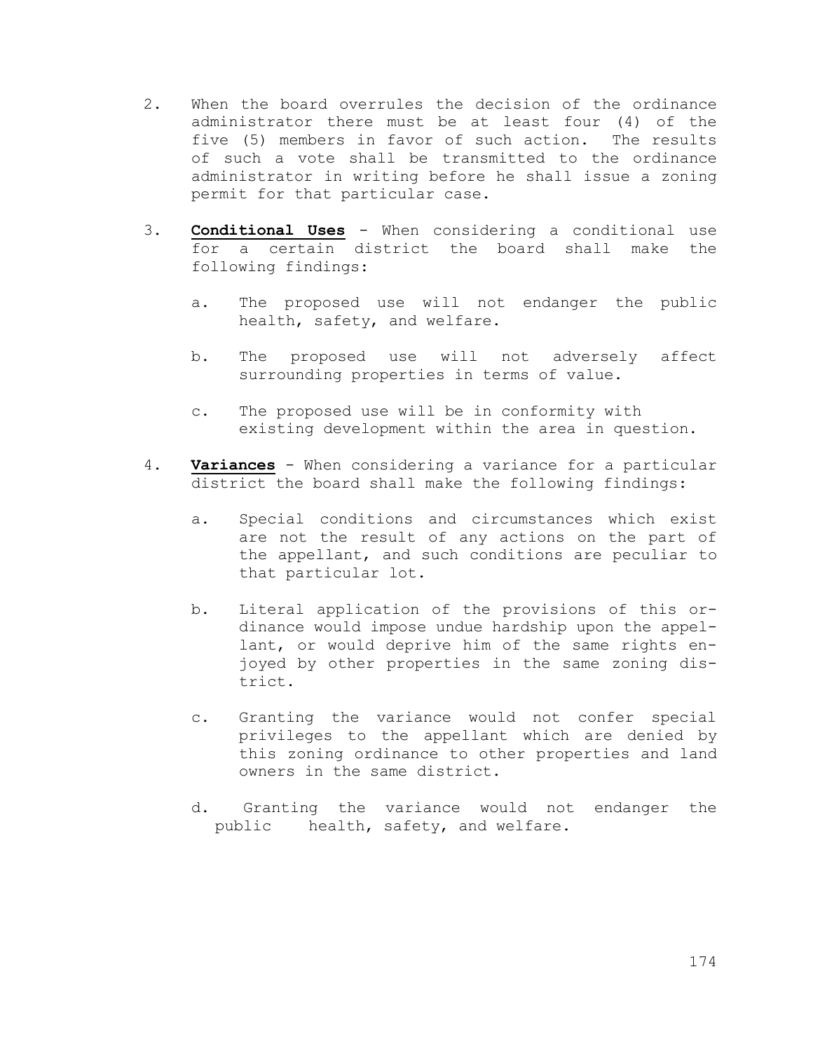2. When the board overrules the decision of the ordinance administrator there must be at least four (4) of the five (5) members in favor of such action. The results of such a vote shall be transmitted to the ordinance administrator in writing before he shall issue a zoning permit for that particular case.

3. **Conditional Uses** - When considering a conditional use for a certain district the board shall make the following findings:

   a. The proposed use will not endanger the public health, safety, and welfare.

   b. The proposed use will not adversely affect surrounding properties in terms of value.

   c. The proposed use will be in conformity with existing development within the area in question.

4. **Variances** - When considering a variance for a particular district the board shall make the following findings:

   a. Special conditions and circumstances which exist are not the result of any actions on the part of the appellant, and such conditions are peculiar to that particular lot.

   b. Literal application of the provisions of this ordinance would impose undue hardship upon the appellant, or would deprive him of the same rights enjoyed by other properties in the same zoning district.

   c. Granting the variance would not confer special privileges to the appellant which are denied by this zoning ordinance to other properties and land owners in the same district.

   d. Granting the variance would not endanger the public health, safety, and welfare.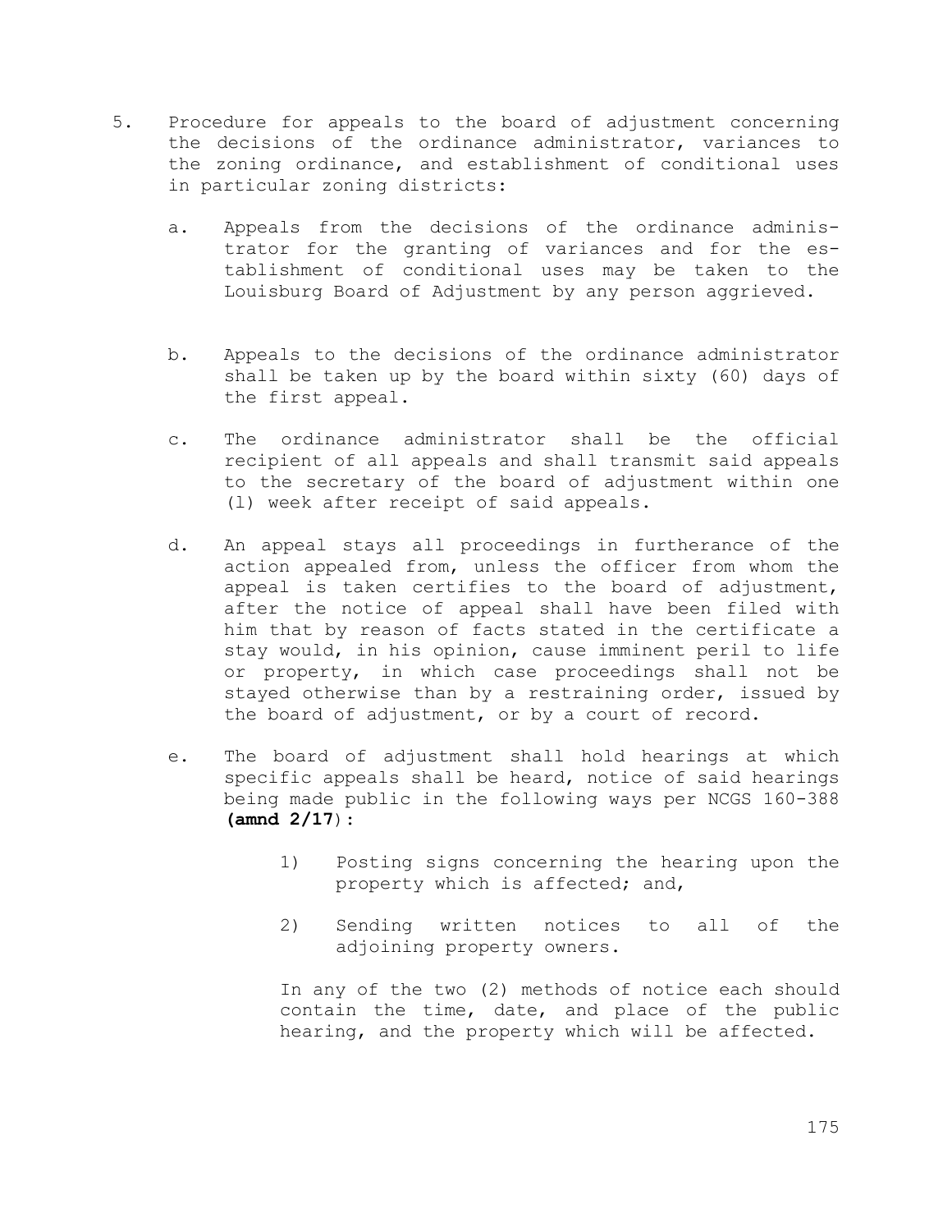5. Procedure for appeals to the board of adjustment concerning the decisions of the ordinance administrator, variances to the zoning ordinance, and establishment of conditional uses in particular zoning districts:

   a. Appeals from the decisions of the ordinance administrator for the granting of variances and for the establishment of conditional uses may be taken to the Louisburg Board of Adjustment by any person aggrieved.

   b. Appeals to the decisions of the ordinance administrator shall be taken up by the board within sixty (60) days of the first appeal.

   c. The ordinance administrator shall be the official recipient of all appeals and shall transmit said appeals to the secretary of the board of adjustment within one (l) week after receipt of said appeals.

   d. An appeal stays all proceedings in furtherance of the action appealed from, unless the officer from whom the appeal is taken certifies to the board of adjustment, after the notice of appeal shall have been filed with him that by reason of facts stated in the certificate a stay would, in his opinion, cause imminent peril to life or property, in which case proceedings shall not be stayed otherwise than by a restraining order, issued by the board of adjustment, or by a court of record.

   e. The board of adjustment shall hold hearings at which specific appeals shall be heard, notice of said hearings being made public in the following ways per NCGS 160-388 **(amnd 2/17**):

      1) Posting signs concerning the hearing upon the property which is affected; and,

      2) Sending written notices to all of the adjoining property owners.

      In any of the two (2) methods of notice each should contain the time, date, and place of the public hearing, and the property which will be affected.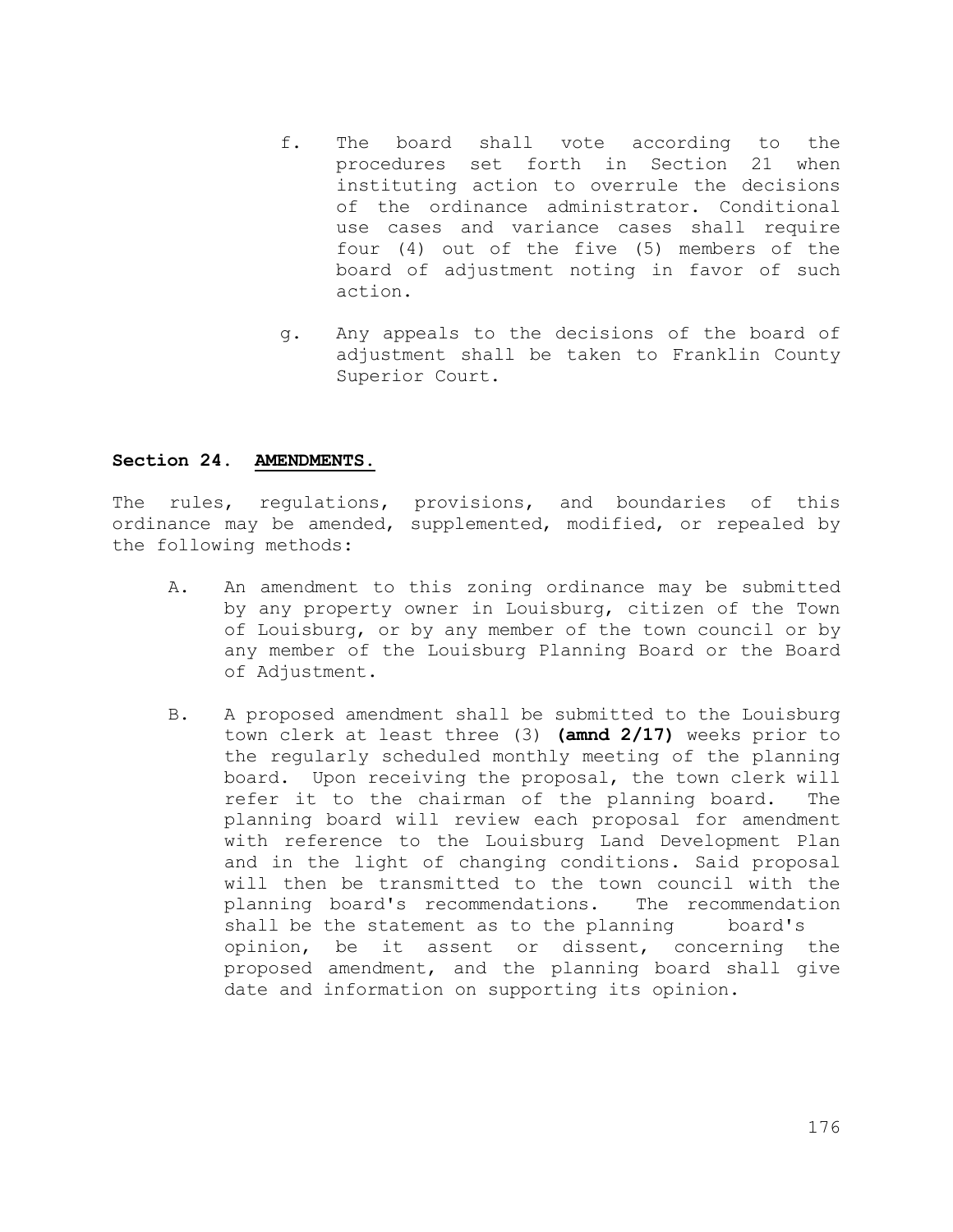f. The board shall vote according to the procedures set forth in Section 21 when instituting action to overrule the decisions of the ordinance administrator. Conditional use cases and variance cases shall require four (4) out of the five (5) members of the board of adjustment noting in favor of such action.

g. Any appeals to the decisions of the board of adjustment shall be taken to Franklin County Superior Court.

## Section 24. AMENDMENTS.

The rules, regulations, provisions, and boundaries of this ordinance may be amended, supplemented, modified, or repealed by the following methods:

A. An amendment to this zoning ordinance may be submitted by any property owner in Louisburg, citizen of the Town of Louisburg, or by any member of the town council or by any member of the Louisburg Planning Board or the Board of Adjustment.

B. A proposed amendment shall be submitted to the Louisburg town clerk at least three (3) **(amnd 2/17)** weeks prior to the regularly scheduled monthly meeting of the planning board. Upon receiving the proposal, the town clerk will refer it to the chairman of the planning board. The planning board will review each proposal for amendment with reference to the Louisburg Land Development Plan and in the light of changing conditions. Said proposal will then be transmitted to the town council with the planning board's recommendations. The recommendation shall be the statement as to the planning board's opinion, be it assent or dissent, concerning the proposed amendment, and the planning board shall give date and information on supporting its opinion.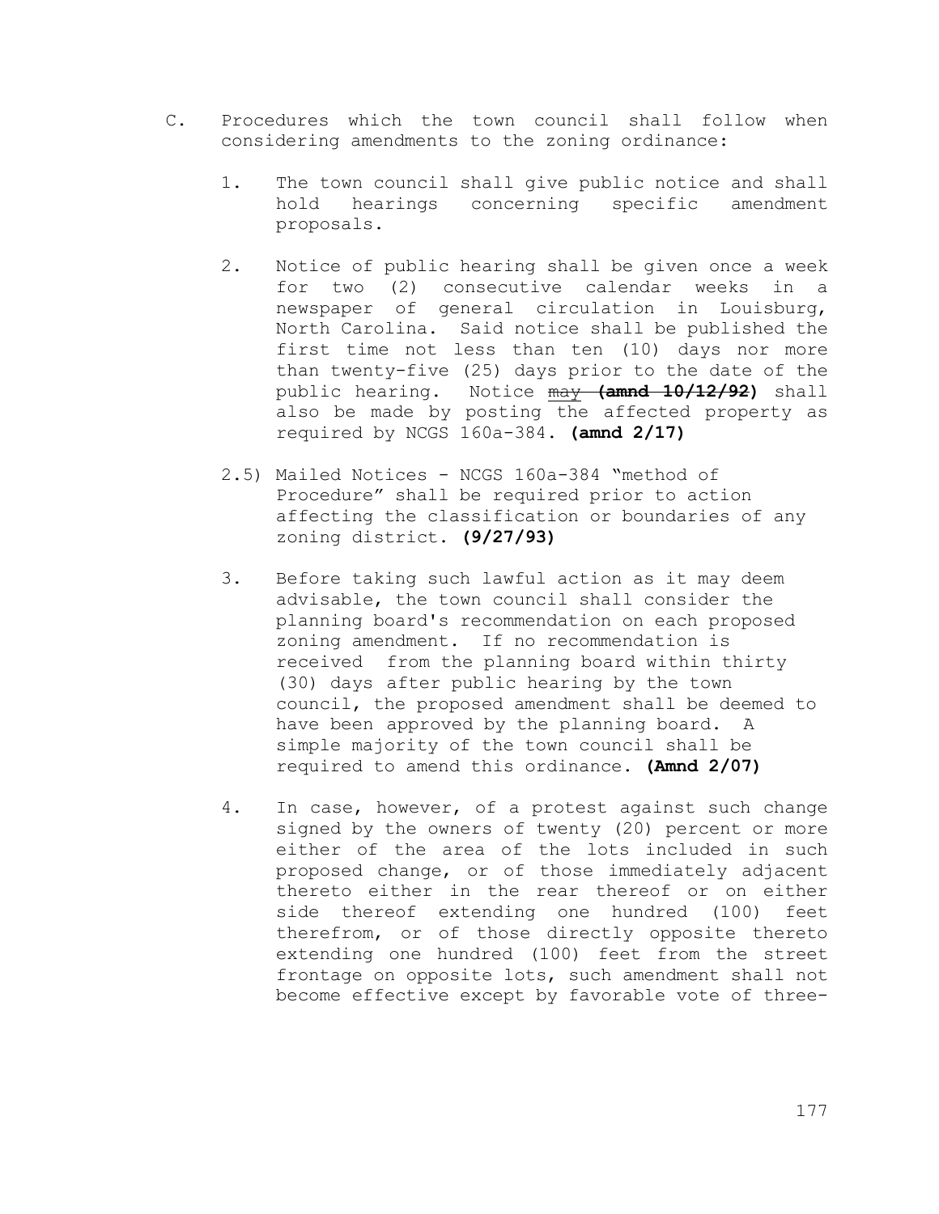C. Procedures which the town council shall follow when considering amendments to the zoning ordinance:

1. The town council shall give public notice and shall hold hearings concerning specific amendment proposals.

2. Notice of public hearing shall be given once a week for two (2) consecutive calendar weeks in a newspaper of general circulation in Louisburg, North Carolina. Said notice shall be published the first time not less than ten (10) days nor more than twenty-five (25) days prior to the date of the public hearing. Notice ~~may~~ **~~(amnd 10/12/92)~~** shall also be made by posting the affected property as required by NCGS 160a-384. **(amnd 2/17)**

2.5) Mailed Notices - NCGS 160a-384 "method of Procedure" shall be required prior to action affecting the classification or boundaries of any zoning district. **(9/27/93)**

3. Before taking such lawful action as it may deem advisable, the town council shall consider the planning board's recommendation on each proposed zoning amendment. If no recommendation is received from the planning board within thirty (30) days after public hearing by the town council, the proposed amendment shall be deemed to have been approved by the planning board. A simple majority of the town council shall be required to amend this ordinance. **(Amnd 2/07)**

4. In case, however, of a protest against such change signed by the owners of twenty (20) percent or more either of the area of the lots included in such proposed change, or of those immediately adjacent thereto either in the rear thereof or on either side thereof extending one hundred (100) feet therefrom, or of those directly opposite thereto extending one hundred (100) feet from the street frontage on opposite lots, such amendment shall not become effective except by favorable vote of three-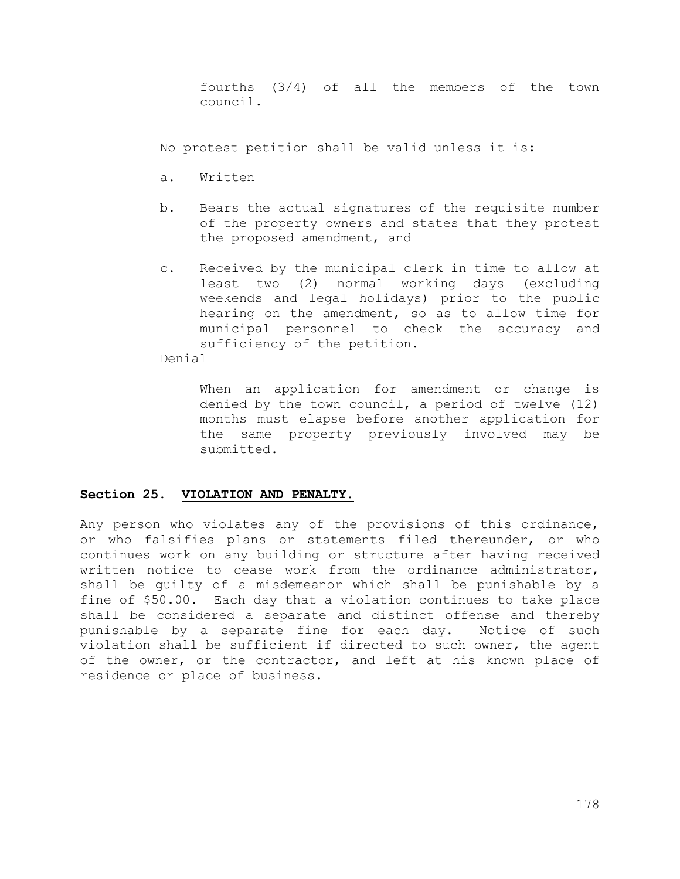fourths (3/4) of all the members of the town council.

No protest petition shall be valid unless it is:

a. Written

b. Bears the actual signatures of the requisite number of the property owners and states that they protest the proposed amendment, and

c. Received by the municipal clerk in time to allow at least two (2) normal working days (excluding weekends and legal holidays) prior to the public hearing on the amendment, so as to allow time for municipal personnel to check the accuracy and sufficiency of the petition.

Denial

When an application for amendment or change is denied by the town council, a period of twelve (12) months must elapse before another application for the same property previously involved may be submitted.

## Section 25. VIOLATION AND PENALTY.

Any person who violates any of the provisions of this ordinance, or who falsifies plans or statements filed thereunder, or who continues work on any building or structure after having received written notice to cease work from the ordinance administrator, shall be guilty of a misdemeanor which shall be punishable by a fine of $50.00. Each day that a violation continues to take place shall be considered a separate and distinct offense and thereby punishable by a separate fine for each day. Notice of such violation shall be sufficient if directed to such owner, the agent of the owner, or the contractor, and left at his known place of residence or place of business.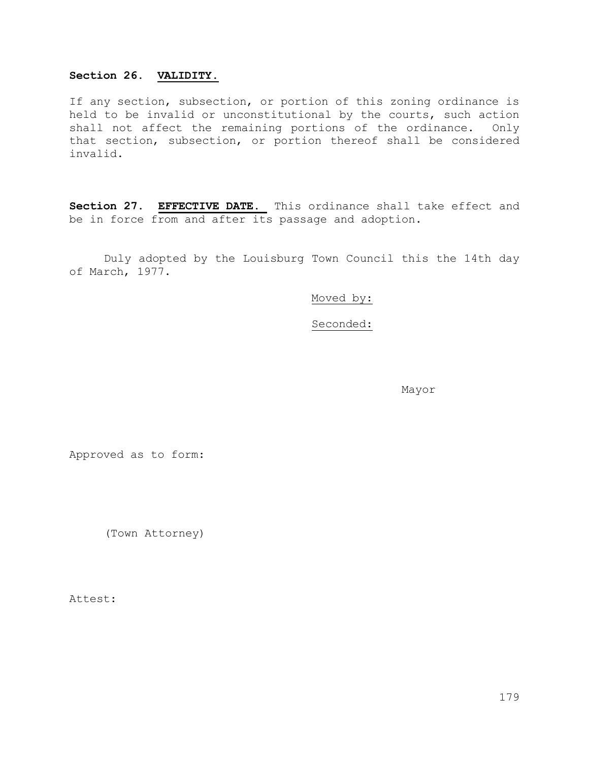**Section 26. VALIDITY.**

If any section, subsection, or portion of this zoning ordinance is held to be invalid or unconstitutional by the courts, such action shall not affect the remaining portions of the ordinance. Only that section, subsection, or portion thereof shall be considered invalid.

**Section 27. EFFECTIVE DATE.** This ordinance shall take effect and be in force from and after its passage and adoption.

Duly adopted by the Louisburg Town Council this the 14th day of March, 1977.

Moved by:

Seconded:

Mayor

Approved as to form:

(Town Attorney)

Attest: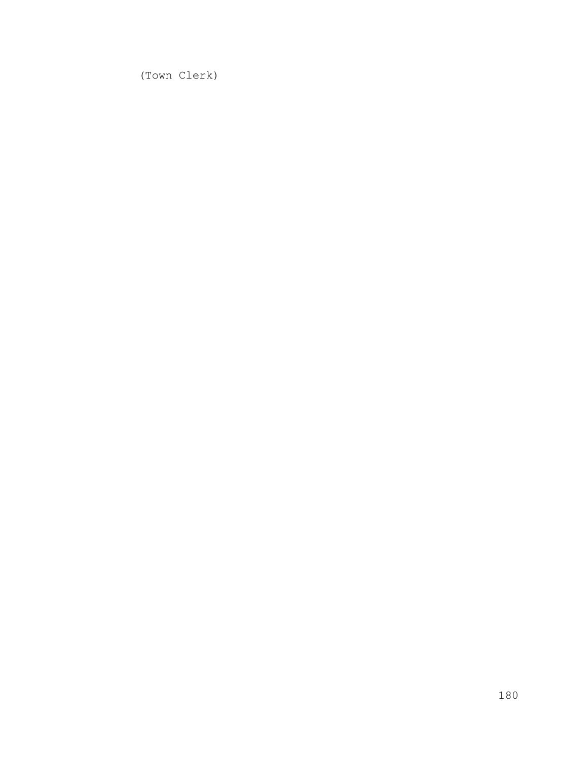(Town Clerk)